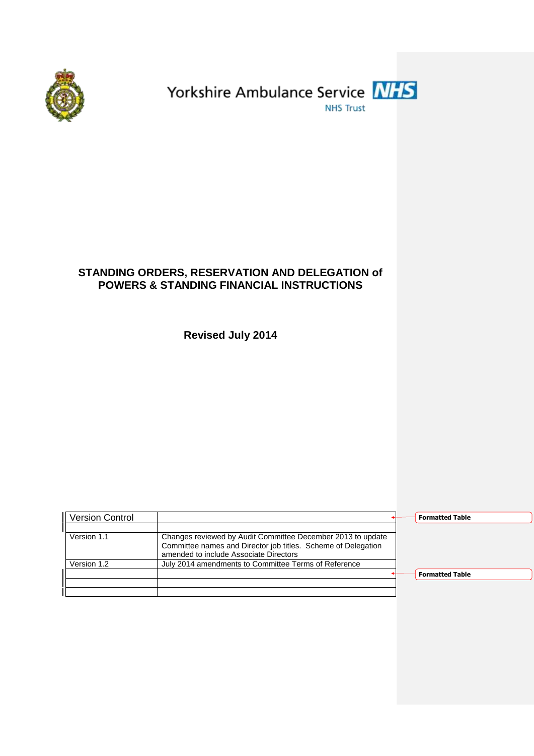Yorkshire Ambulance Service NHS Trust

# STANDING ORDERS, RESERVATION AND DELEGATION of POWERS & STANDING FINANCIAL INSTRUCTIONS

## Revised July 2014

| Version Control | |
|---|---|
| | |
| Version 1.1 | Changes reviewed by Audit Committee December 2013 to update Committee names and Director job titles. Scheme of Delegation amended to include Associate Directors |
| Version 1.2 | July 2014 amendments to Committee Terms of Reference |
| | |
| | |
| | |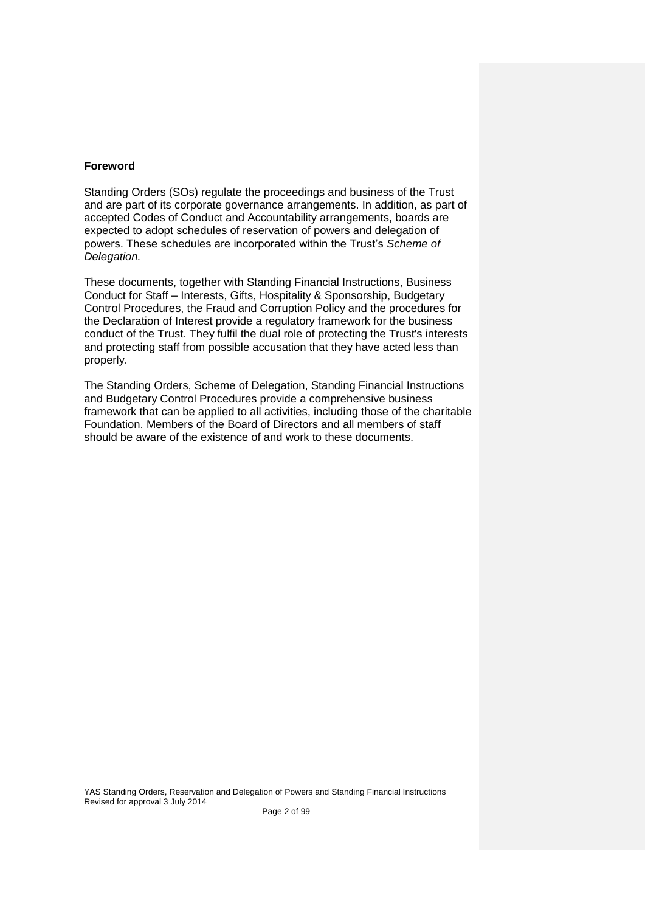## Foreword

Standing Orders (SOs) regulate the proceedings and business of the Trust and are part of its corporate governance arrangements. In addition, as part of accepted Codes of Conduct and Accountability arrangements, boards are expected to adopt schedules of reservation of powers and delegation of powers. These schedules are incorporated within the Trust's *Scheme of Delegation.*

These documents, together with Standing Financial Instructions, Business Conduct for Staff – Interests, Gifts, Hospitality & Sponsorship, Budgetary Control Procedures, the Fraud and Corruption Policy and the procedures for the Declaration of Interest provide a regulatory framework for the business conduct of the Trust. They fulfil the dual role of protecting the Trust's interests and protecting staff from possible accusation that they have acted less than properly.

The Standing Orders, Scheme of Delegation, Standing Financial Instructions and Budgetary Control Procedures provide a comprehensive business framework that can be applied to all activities, including those of the charitable Foundation. Members of the Board of Directors and all members of staff should be aware of the existence of and work to these documents.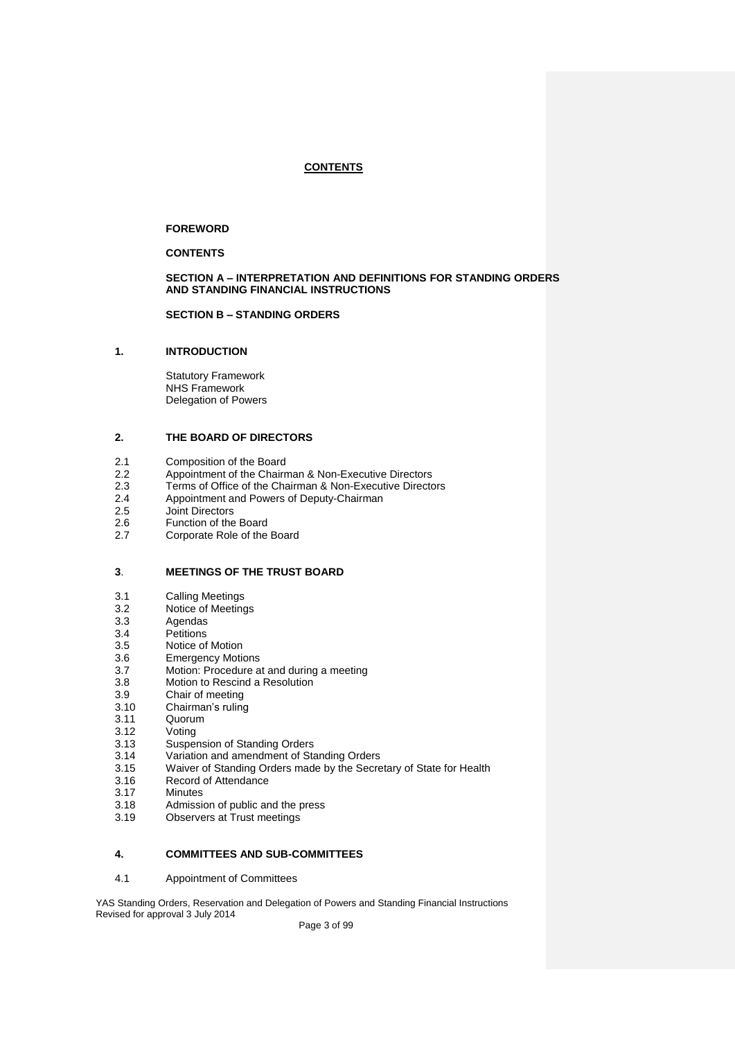# CONTENTS

**FOREWORD**

**CONTENTS**

**SECTION A – INTERPRETATION AND DEFINITIONS FOR STANDING ORDERS AND STANDING FINANCIAL INSTRUCTIONS**

**SECTION B – STANDING ORDERS**

## 1. INTRODUCTION

Statutory Framework
NHS Framework
Delegation of Powers

## 2. THE BOARD OF DIRECTORS

- 2.1 Composition of the Board
- 2.2 Appointment of the Chairman & Non-Executive Directors
- 2.3 Terms of Office of the Chairman & Non-Executive Directors
- 2.4 Appointment and Powers of Deputy-Chairman
- 2.5 Joint Directors
- 2.6 Function of the Board
- 2.7 Corporate Role of the Board

## 3. MEETINGS OF THE TRUST BOARD

- 3.1 Calling Meetings
- 3.2 Notice of Meetings
- 3.3 Agendas
- 3.4 Petitions
- 3.5 Notice of Motion
- 3.6 Emergency Motions
- 3.7 Motion: Procedure at and during a meeting
- 3.8 Motion to Rescind a Resolution
- 3.9 Chair of meeting
- 3.10 Chairman's ruling
- 3.11 Quorum
- 3.12 Voting
- 3.13 Suspension of Standing Orders
- 3.14 Variation and amendment of Standing Orders
- 3.15 Waiver of Standing Orders made by the Secretary of State for Health
- 3.16 Record of Attendance
- 3.17 Minutes
- 3.18 Admission of public and the press
- 3.19 Observers at Trust meetings

## 4. COMMITTEES AND SUB-COMMITTEES

- 4.1 Appointment of Committees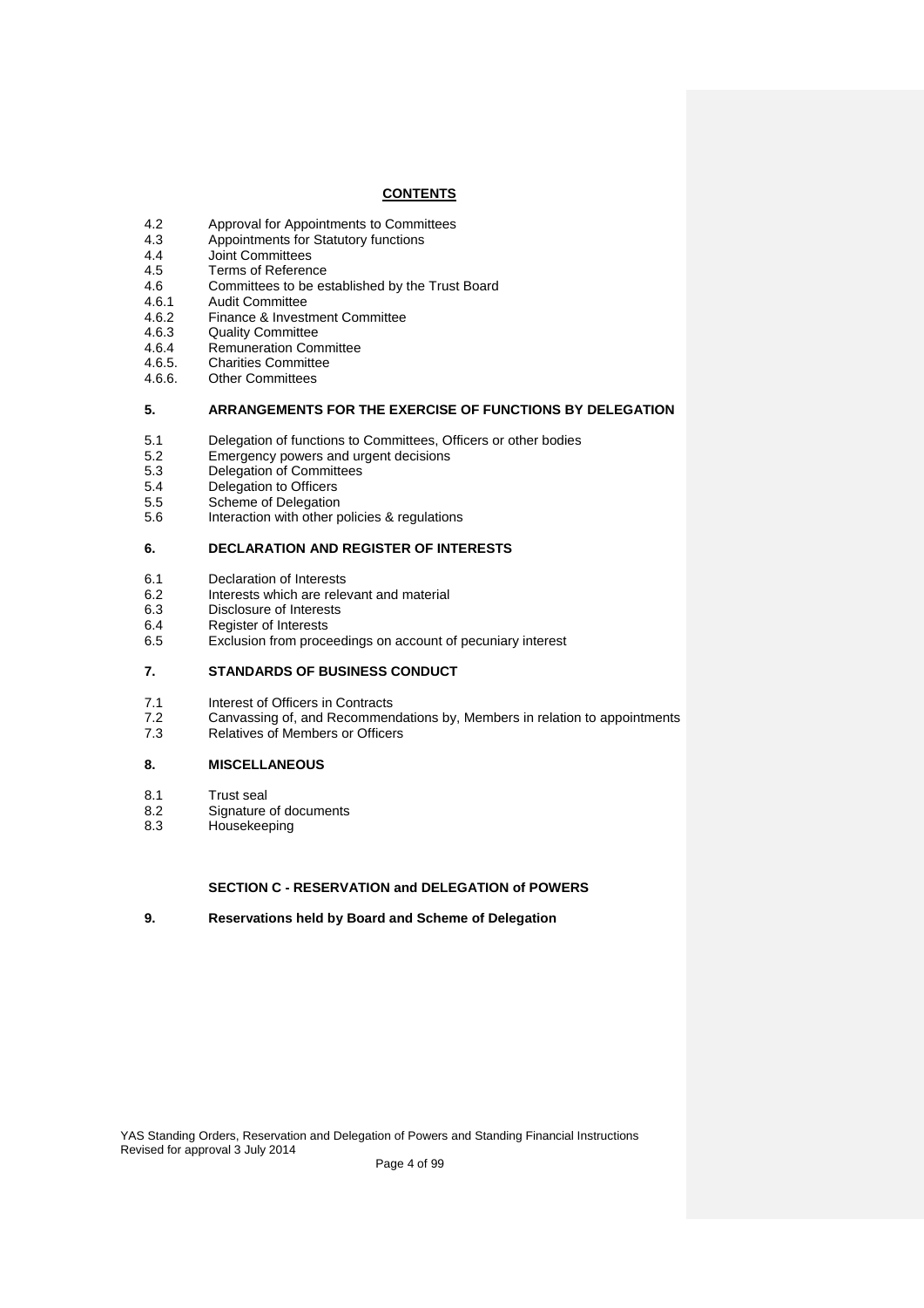**CONTENTS**

4.2 Approval for Appointments to Committees
4.3 Appointments for Statutory functions
4.4 Joint Committees
4.5 Terms of Reference
4.6 Committees to be established by the Trust Board
4.6.1 Audit Committee
4.6.2 Finance & Investment Committee
4.6.3 Quality Committee
4.6.4 Remuneration Committee
4.6.5. Charities Committee
4.6.6. Other Committees

**5. ARRANGEMENTS FOR THE EXERCISE OF FUNCTIONS BY DELEGATION**

5.1 Delegation of functions to Committees, Officers or other bodies
5.2 Emergency powers and urgent decisions
5.3 Delegation of Committees
5.4 Delegation to Officers
5.5 Scheme of Delegation
5.6 Interaction with other policies & regulations

**6. DECLARATION AND REGISTER OF INTERESTS**

6.1 Declaration of Interests
6.2 Interests which are relevant and material
6.3 Disclosure of Interests
6.4 Register of Interests
6.5 Exclusion from proceedings on account of pecuniary interest

**7. STANDARDS OF BUSINESS CONDUCT**

7.1 Interest of Officers in Contracts
7.2 Canvassing of, and Recommendations by, Members in relation to appointments
7.3 Relatives of Members or Officers

**8. MISCELLANEOUS**

8.1 Trust seal
8.2 Signature of documents
8.3 Housekeeping

**SECTION C - RESERVATION and DELEGATION of POWERS**

**9. Reservations held by Board and Scheme of Delegation**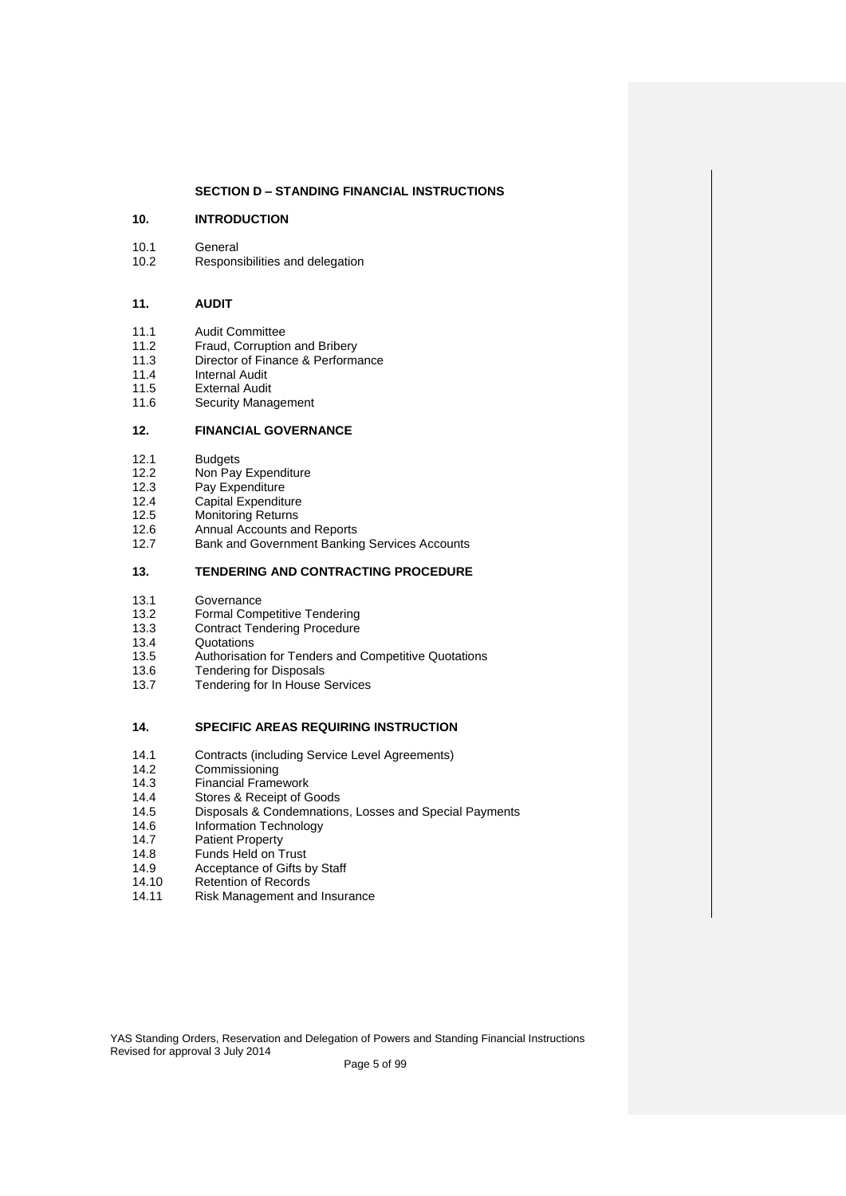## SECTION D – STANDING FINANCIAL INSTRUCTIONS

### 10. INTRODUCTION

10.1 General
10.2 Responsibilities and delegation

### 11. AUDIT

11.1 Audit Committee
11.2 Fraud, Corruption and Bribery
11.3 Director of Finance & Performance
11.4 Internal Audit
11.5 External Audit
11.6 Security Management

### 12. FINANCIAL GOVERNANCE

12.1 Budgets
12.2 Non Pay Expenditure
12.3 Pay Expenditure
12.4 Capital Expenditure
12.5 Monitoring Returns
12.6 Annual Accounts and Reports
12.7 Bank and Government Banking Services Accounts

### 13. TENDERING AND CONTRACTING PROCEDURE

13.1 Governance
13.2 Formal Competitive Tendering
13.3 Contract Tendering Procedure
13.4 Quotations
13.5 Authorisation for Tenders and Competitive Quotations
13.6 Tendering for Disposals
13.7 Tendering for In House Services

### 14. SPECIFIC AREAS REQUIRING INSTRUCTION

14.1 Contracts (including Service Level Agreements)
14.2 Commissioning
14.3 Financial Framework
14.4 Stores & Receipt of Goods
14.5 Disposals & Condemnations, Losses and Special Payments
14.6 Information Technology
14.7 Patient Property
14.8 Funds Held on Trust
14.9 Acceptance of Gifts by Staff
14.10 Retention of Records
14.11 Risk Management and Insurance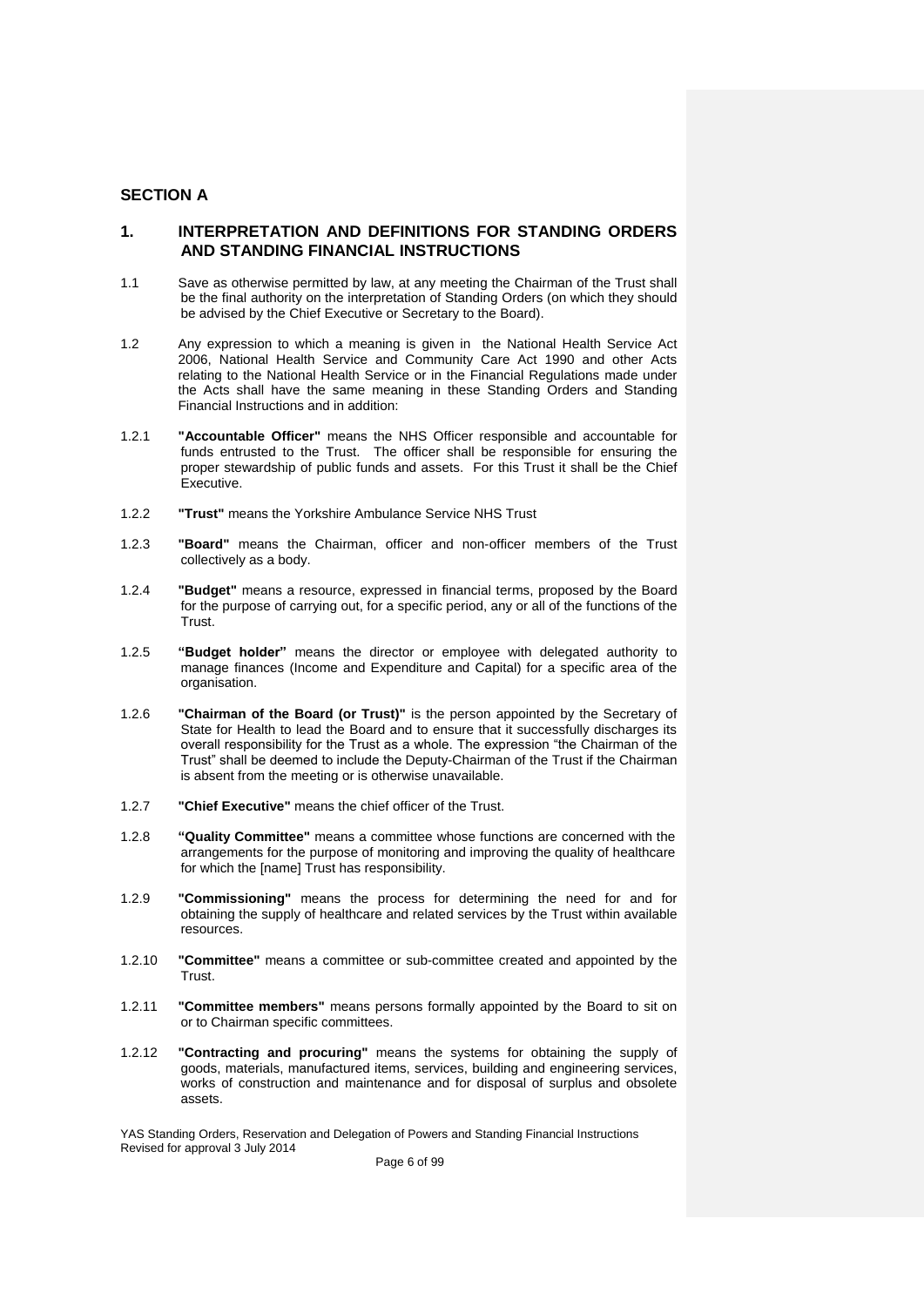## SECTION A

## 1. INTERPRETATION AND DEFINITIONS FOR STANDING ORDERS AND STANDING FINANCIAL INSTRUCTIONS

1.1 Save as otherwise permitted by law, at any meeting the Chairman of the Trust shall be the final authority on the interpretation of Standing Orders (on which they should be advised by the Chief Executive or Secretary to the Board).

1.2 Any expression to which a meaning is given in the National Health Service Act 2006, National Health Service and Community Care Act 1990 and other Acts relating to the National Health Service or in the Financial Regulations made under the Acts shall have the same meaning in these Standing Orders and Standing Financial Instructions and in addition:

1.2.1 **"Accountable Officer"** means the NHS Officer responsible and accountable for funds entrusted to the Trust. The officer shall be responsible for ensuring the proper stewardship of public funds and assets. For this Trust it shall be the Chief Executive.

1.2.2 **"Trust"** means the Yorkshire Ambulance Service NHS Trust

1.2.3 **"Board"** means the Chairman, officer and non-officer members of the Trust collectively as a body.

1.2.4 **"Budget"** means a resource, expressed in financial terms, proposed by the Board for the purpose of carrying out, for a specific period, any or all of the functions of the Trust.

1.2.5 **"Budget holder"** means the director or employee with delegated authority to manage finances (Income and Expenditure and Capital) for a specific area of the organisation.

1.2.6 **"Chairman of the Board (or Trust)"** is the person appointed by the Secretary of State for Health to lead the Board and to ensure that it successfully discharges its overall responsibility for the Trust as a whole. The expression "the Chairman of the Trust" shall be deemed to include the Deputy-Chairman of the Trust if the Chairman is absent from the meeting or is otherwise unavailable.

1.2.7 **"Chief Executive"** means the chief officer of the Trust.

1.2.8 **"Quality Committee"** means a committee whose functions are concerned with the arrangements for the purpose of monitoring and improving the quality of healthcare for which the [name] Trust has responsibility.

1.2.9 **"Commissioning"** means the process for determining the need for and for obtaining the supply of healthcare and related services by the Trust within available resources.

1.2.10 **"Committee"** means a committee or sub-committee created and appointed by the Trust.

1.2.11 **"Committee members"** means persons formally appointed by the Board to sit on or to Chairman specific committees.

1.2.12 **"Contracting and procuring"** means the systems for obtaining the supply of goods, materials, manufactured items, services, building and engineering services, works of construction and maintenance and for disposal of surplus and obsolete assets.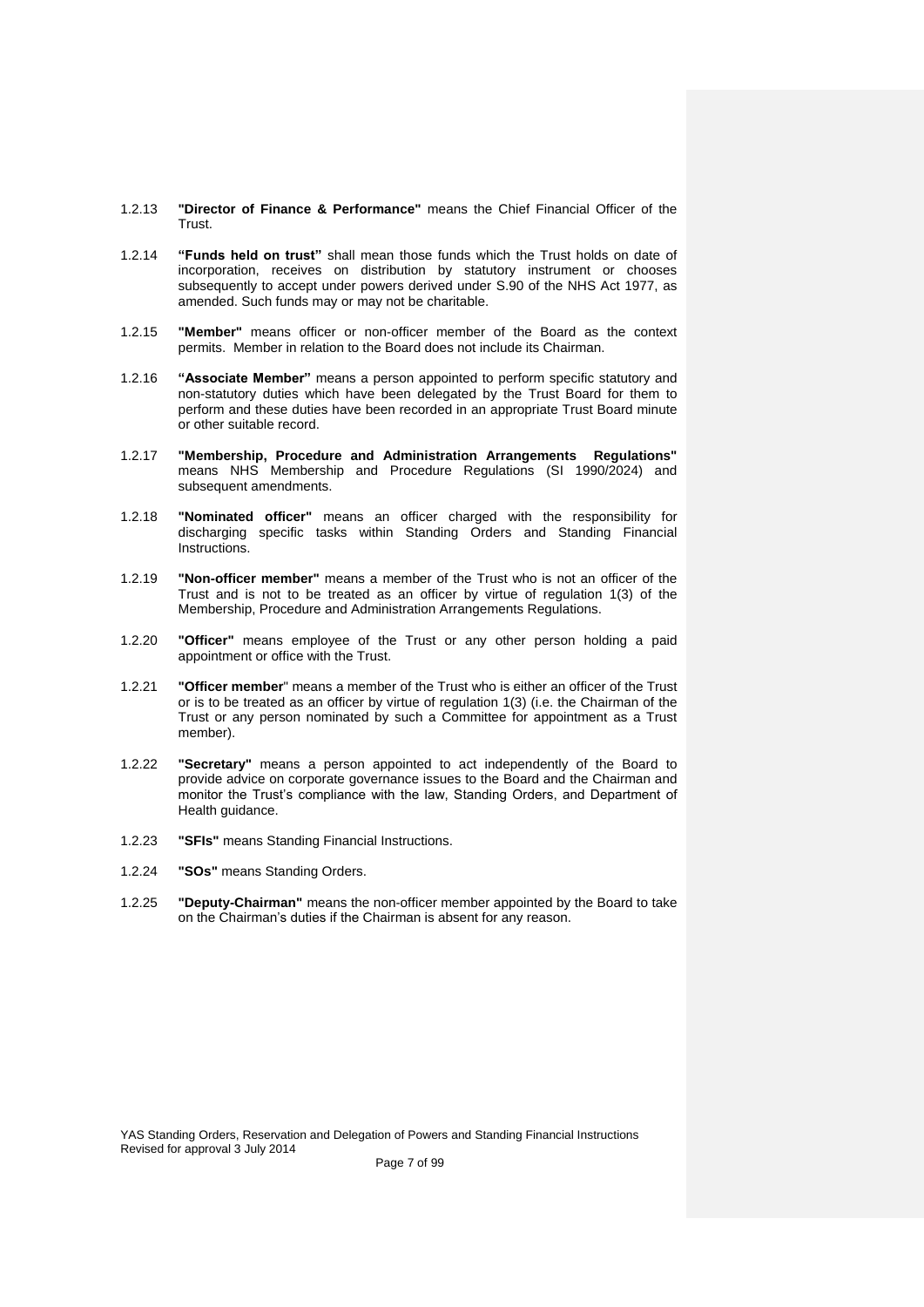1.2.13 **"Director of Finance & Performance"** means the Chief Financial Officer of the Trust.

1.2.14 **"Funds held on trust"** shall mean those funds which the Trust holds on date of incorporation, receives on distribution by statutory instrument or chooses subsequently to accept under powers derived under S.90 of the NHS Act 1977, as amended. Such funds may or may not be charitable.

1.2.15 **"Member"** means officer or non-officer member of the Board as the context permits. Member in relation to the Board does not include its Chairman.

1.2.16 **"Associate Member"** means a person appointed to perform specific statutory and non-statutory duties which have been delegated by the Trust Board for them to perform and these duties have been recorded in an appropriate Trust Board minute or other suitable record.

1.2.17 **"Membership, Procedure and Administration Arrangements Regulations"** means NHS Membership and Procedure Regulations (SI 1990/2024) and subsequent amendments.

1.2.18 **"Nominated officer"** means an officer charged with the responsibility for discharging specific tasks within Standing Orders and Standing Financial Instructions.

1.2.19 **"Non-officer member"** means a member of the Trust who is not an officer of the Trust and is not to be treated as an officer by virtue of regulation 1(3) of the Membership, Procedure and Administration Arrangements Regulations.

1.2.20 **"Officer"** means employee of the Trust or any other person holding a paid appointment or office with the Trust.

1.2.21 **"Officer member**" means a member of the Trust who is either an officer of the Trust or is to be treated as an officer by virtue of regulation 1(3) (i.e. the Chairman of the Trust or any person nominated by such a Committee for appointment as a Trust member).

1.2.22 **"Secretary"** means a person appointed to act independently of the Board to provide advice on corporate governance issues to the Board and the Chairman and monitor the Trust's compliance with the law, Standing Orders, and Department of Health guidance.

1.2.23 **"SFIs"** means Standing Financial Instructions.

1.2.24 **"SOs"** means Standing Orders.

1.2.25 **"Deputy-Chairman"** means the non-officer member appointed by the Board to take on the Chairman's duties if the Chairman is absent for any reason.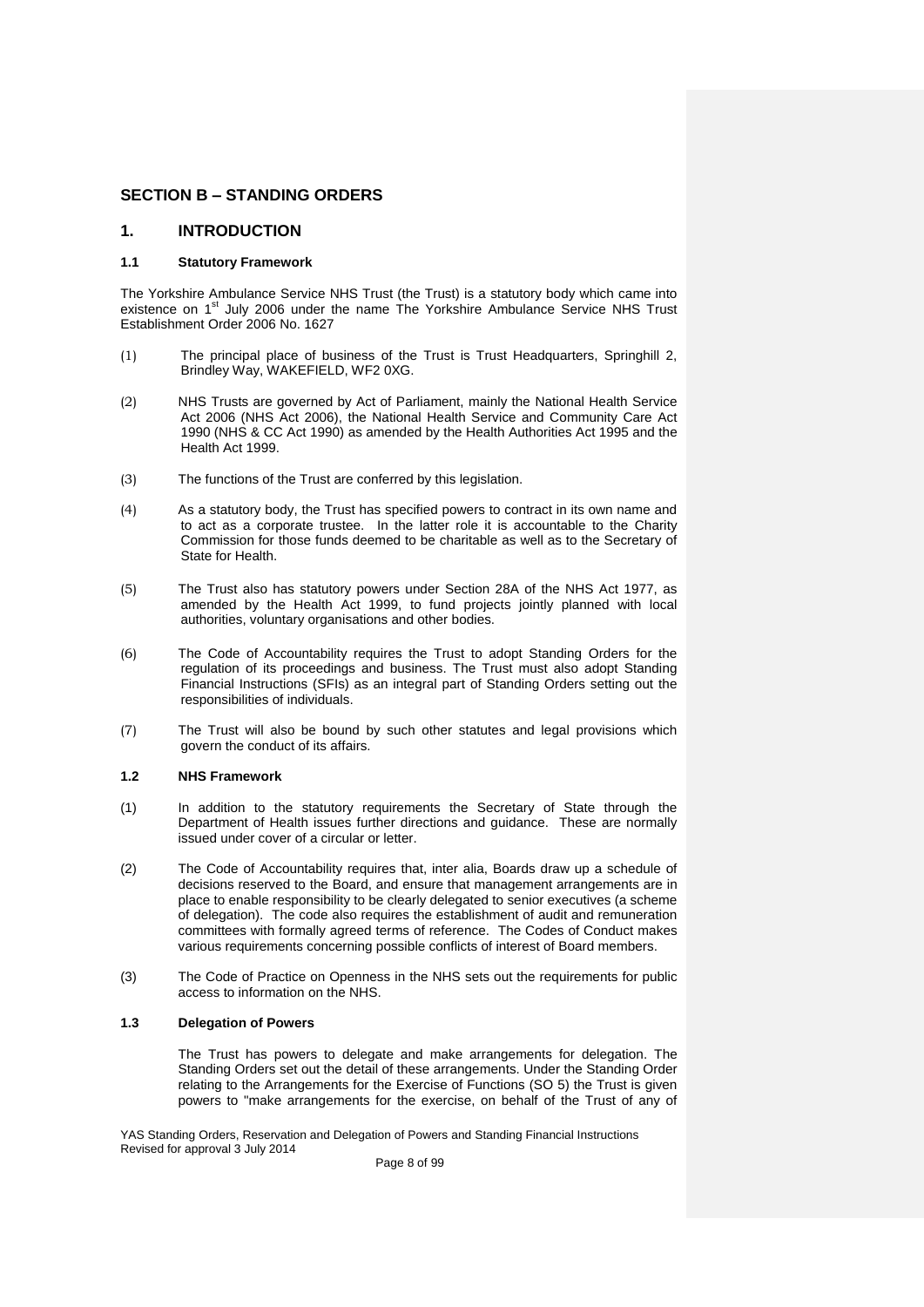## SECTION B – STANDING ORDERS

## 1. INTRODUCTION

### 1.1 Statutory Framework

The Yorkshire Ambulance Service NHS Trust (the Trust) is a statutory body which came into existence on 1st July 2006 under the name The Yorkshire Ambulance Service NHS Trust Establishment Order 2006 No. 1627

(1) The principal place of business of the Trust is Trust Headquarters, Springhill 2, Brindley Way, WAKEFIELD, WF2 0XG.

(2) NHS Trusts are governed by Act of Parliament, mainly the National Health Service Act 2006 (NHS Act 2006), the National Health Service and Community Care Act 1990 (NHS & CC Act 1990) as amended by the Health Authorities Act 1995 and the Health Act 1999.

(3) The functions of the Trust are conferred by this legislation.

(4) As a statutory body, the Trust has specified powers to contract in its own name and to act as a corporate trustee. In the latter role it is accountable to the Charity Commission for those funds deemed to be charitable as well as to the Secretary of State for Health.

(5) The Trust also has statutory powers under Section 28A of the NHS Act 1977, as amended by the Health Act 1999, to fund projects jointly planned with local authorities, voluntary organisations and other bodies.

(6) The Code of Accountability requires the Trust to adopt Standing Orders for the regulation of its proceedings and business. The Trust must also adopt Standing Financial Instructions (SFIs) as an integral part of Standing Orders setting out the responsibilities of individuals.

(7) The Trust will also be bound by such other statutes and legal provisions which govern the conduct of its affairs.

### 1.2 NHS Framework

(1) In addition to the statutory requirements the Secretary of State through the Department of Health issues further directions and guidance. These are normally issued under cover of a circular or letter.

(2) The Code of Accountability requires that, inter alia, Boards draw up a schedule of decisions reserved to the Board, and ensure that management arrangements are in place to enable responsibility to be clearly delegated to senior executives (a scheme of delegation). The code also requires the establishment of audit and remuneration committees with formally agreed terms of reference. The Codes of Conduct makes various requirements concerning possible conflicts of interest of Board members.

(3) The Code of Practice on Openness in the NHS sets out the requirements for public access to information on the NHS.

### 1.3 Delegation of Powers

The Trust has powers to delegate and make arrangements for delegation. The Standing Orders set out the detail of these arrangements. Under the Standing Order relating to the Arrangements for the Exercise of Functions (SO 5) the Trust is given powers to "make arrangements for the exercise, on behalf of the Trust of any of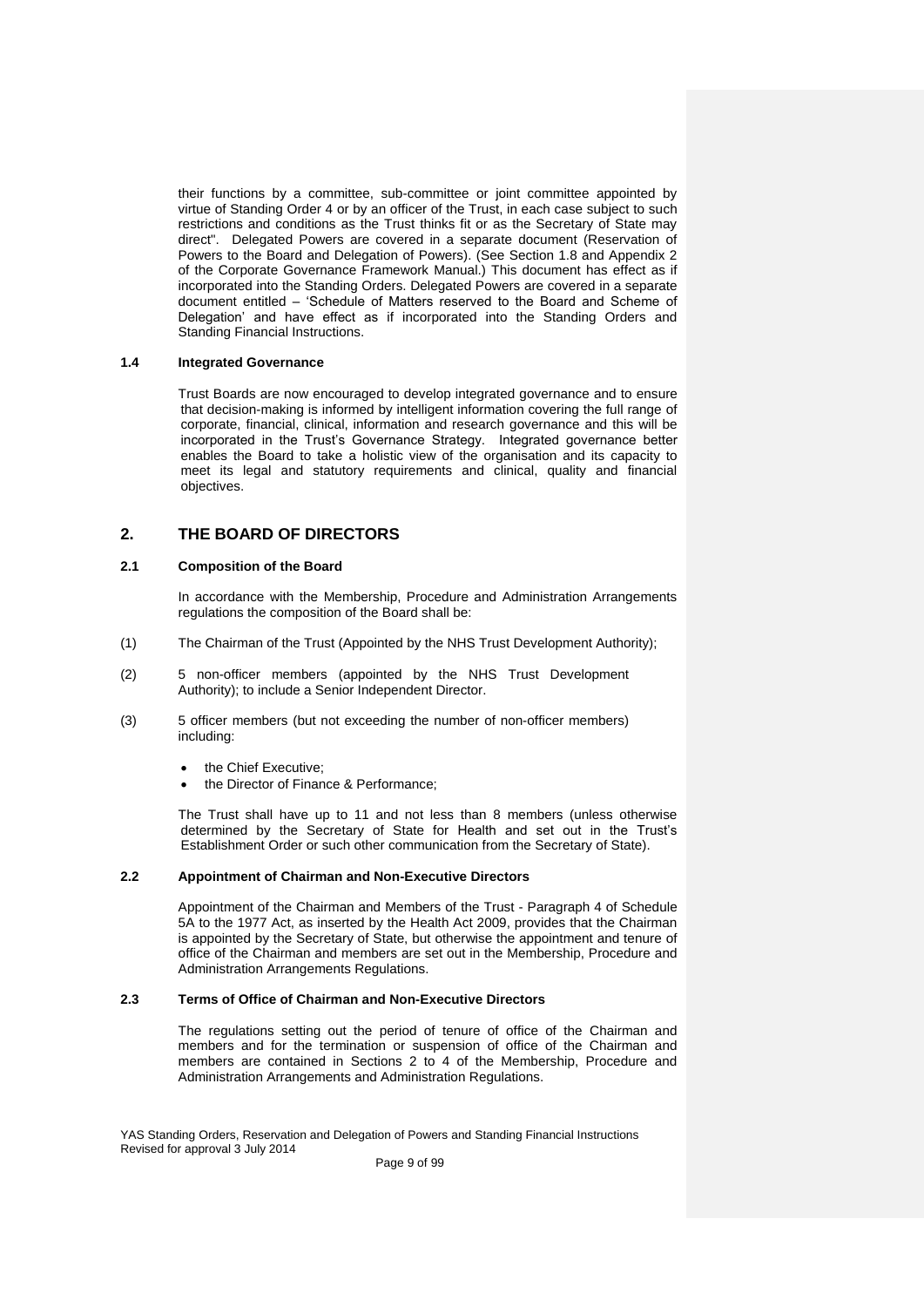their functions by a committee, sub-committee or joint committee appointed by virtue of Standing Order 4 or by an officer of the Trust, in each case subject to such restrictions and conditions as the Trust thinks fit or as the Secretary of State may direct". Delegated Powers are covered in a separate document (Reservation of Powers to the Board and Delegation of Powers). (See Section 1.8 and Appendix 2 of the Corporate Governance Framework Manual.) This document has effect as if incorporated into the Standing Orders. Delegated Powers are covered in a separate document entitled – 'Schedule of Matters reserved to the Board and Scheme of Delegation' and have effect as if incorporated into the Standing Orders and Standing Financial Instructions.

### 1.4 Integrated Governance

Trust Boards are now encouraged to develop integrated governance and to ensure that decision-making is informed by intelligent information covering the full range of corporate, financial, clinical, information and research governance and this will be incorporated in the Trust's Governance Strategy. Integrated governance better enables the Board to take a holistic view of the organisation and its capacity to meet its legal and statutory requirements and clinical, quality and financial objectives.

## 2. THE BOARD OF DIRECTORS

### 2.1 Composition of the Board

In accordance with the Membership, Procedure and Administration Arrangements regulations the composition of the Board shall be:

(1) The Chairman of the Trust (Appointed by the NHS Trust Development Authority);

(2) 5 non-officer members (appointed by the NHS Trust Development Authority); to include a Senior Independent Director.

(3) 5 officer members (but not exceeding the number of non-officer members) including:

- the Chief Executive;
- the Director of Finance & Performance;

The Trust shall have up to 11 and not less than 8 members (unless otherwise determined by the Secretary of State for Health and set out in the Trust's Establishment Order or such other communication from the Secretary of State).

### 2.2 Appointment of Chairman and Non-Executive Directors

Appointment of the Chairman and Members of the Trust - Paragraph 4 of Schedule 5A to the 1977 Act, as inserted by the Health Act 2009, provides that the Chairman is appointed by the Secretary of State, but otherwise the appointment and tenure of office of the Chairman and members are set out in the Membership, Procedure and Administration Arrangements Regulations.

### 2.3 Terms of Office of Chairman and Non-Executive Directors

The regulations setting out the period of tenure of office of the Chairman and members and for the termination or suspension of office of the Chairman and members are contained in Sections 2 to 4 of the Membership, Procedure and Administration Arrangements and Administration Regulations.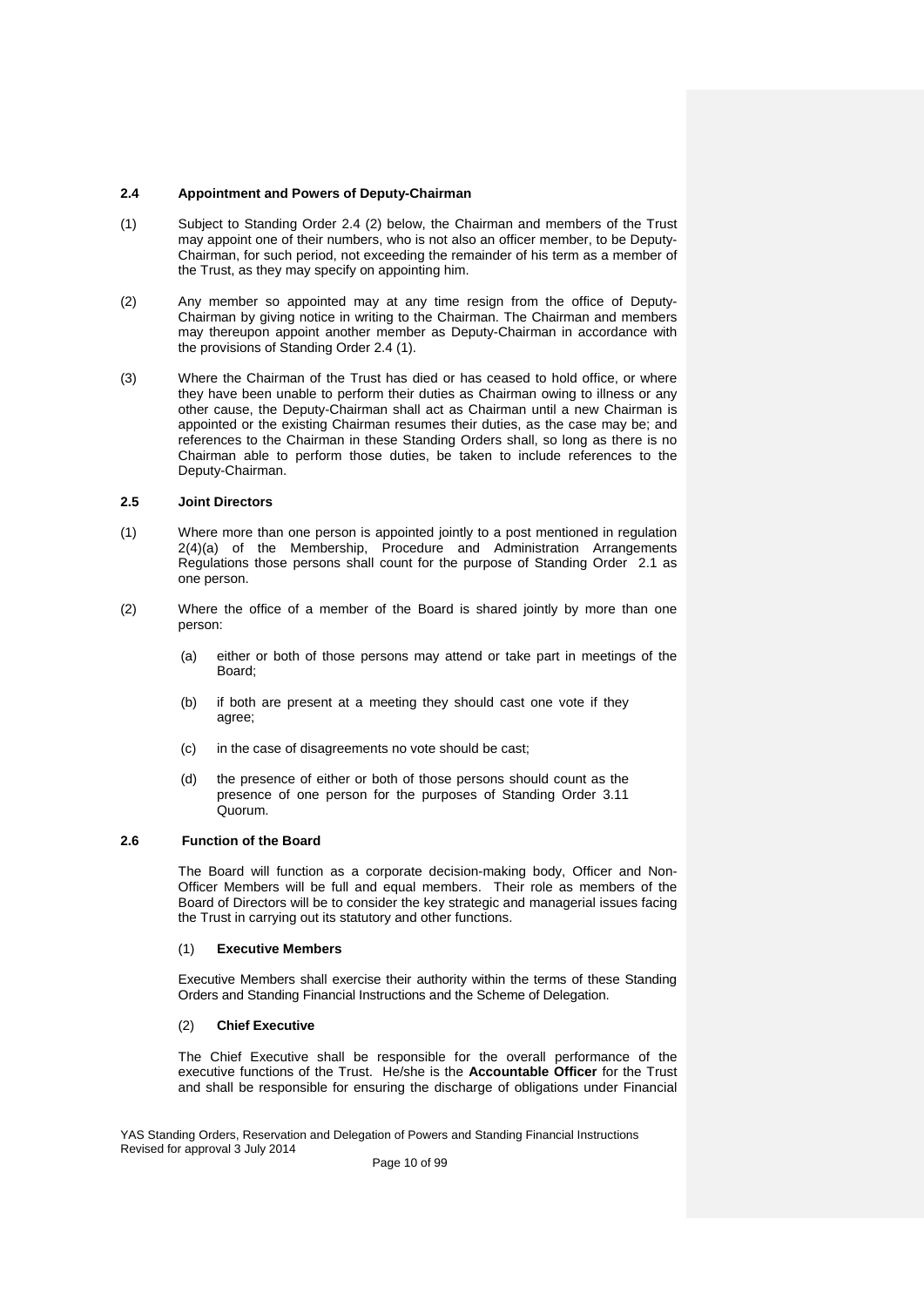### 2.4 Appointment and Powers of Deputy-Chairman

(1) Subject to Standing Order 2.4 (2) below, the Chairman and members of the Trust may appoint one of their numbers, who is not also an officer member, to be Deputy-Chairman, for such period, not exceeding the remainder of his term as a member of the Trust, as they may specify on appointing him.

(2) Any member so appointed may at any time resign from the office of Deputy-Chairman by giving notice in writing to the Chairman. The Chairman and members may thereupon appoint another member as Deputy-Chairman in accordance with the provisions of Standing Order 2.4 (1).

(3) Where the Chairman of the Trust has died or has ceased to hold office, or where they have been unable to perform their duties as Chairman owing to illness or any other cause, the Deputy-Chairman shall act as Chairman until a new Chairman is appointed or the existing Chairman resumes their duties, as the case may be; and references to the Chairman in these Standing Orders shall, so long as there is no Chairman able to perform those duties, be taken to include references to the Deputy-Chairman.

### 2.5 Joint Directors

(1) Where more than one person is appointed jointly to a post mentioned in regulation 2(4)(a) of the Membership, Procedure and Administration Arrangements Regulations those persons shall count for the purpose of Standing Order 2.1 as one person.

(2) Where the office of a member of the Board is shared jointly by more than one person:

(a) either or both of those persons may attend or take part in meetings of the Board;

(b) if both are present at a meeting they should cast one vote if they agree;

(c) in the case of disagreements no vote should be cast;

(d) the presence of either or both of those persons should count as the presence of one person for the purposes of Standing Order 3.11 Quorum.

### 2.6 Function of the Board

The Board will function as a corporate decision-making body, Officer and Non-Officer Members will be full and equal members. Their role as members of the Board of Directors will be to consider the key strategic and managerial issues facing the Trust in carrying out its statutory and other functions.

(1) **Executive Members**

Executive Members shall exercise their authority within the terms of these Standing Orders and Standing Financial Instructions and the Scheme of Delegation.

(2) **Chief Executive**

The Chief Executive shall be responsible for the overall performance of the executive functions of the Trust. He/she is the **Accountable Officer** for the Trust and shall be responsible for ensuring the discharge of obligations under Financial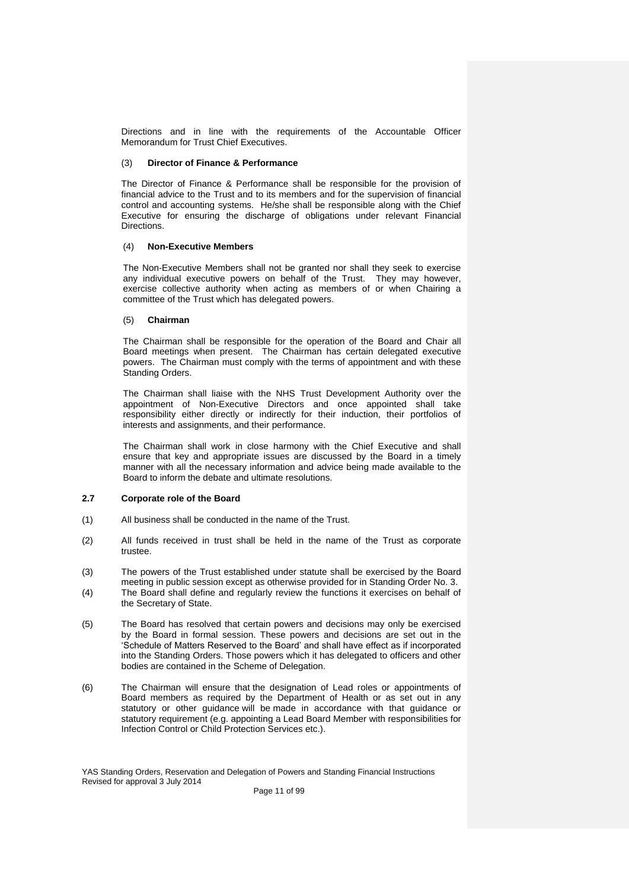Directions and in line with the requirements of the Accountable Officer Memorandum for Trust Chief Executives.

(3) **Director of Finance & Performance**

The Director of Finance & Performance shall be responsible for the provision of financial advice to the Trust and to its members and for the supervision of financial control and accounting systems. He/she shall be responsible along with the Chief Executive for ensuring the discharge of obligations under relevant Financial Directions.

(4) **Non-Executive Members**

The Non-Executive Members shall not be granted nor shall they seek to exercise any individual executive powers on behalf of the Trust. They may however, exercise collective authority when acting as members of or when Chairing a committee of the Trust which has delegated powers.

(5) **Chairman**

The Chairman shall be responsible for the operation of the Board and Chair all Board meetings when present. The Chairman has certain delegated executive powers. The Chairman must comply with the terms of appointment and with these Standing Orders.

The Chairman shall liaise with the NHS Trust Development Authority over the appointment of Non-Executive Directors and once appointed shall take responsibility either directly or indirectly for their induction, their portfolios of interests and assignments, and their performance.

The Chairman shall work in close harmony with the Chief Executive and shall ensure that key and appropriate issues are discussed by the Board in a timely manner with all the necessary information and advice being made available to the Board to inform the debate and ultimate resolutions.

**2.7 Corporate role of the Board**

(1) All business shall be conducted in the name of the Trust.

(2) All funds received in trust shall be held in the name of the Trust as corporate trustee.

(3) The powers of the Trust established under statute shall be exercised by the Board meeting in public session except as otherwise provided for in Standing Order No. 3.

(4) The Board shall define and regularly review the functions it exercises on behalf of the Secretary of State.

(5) The Board has resolved that certain powers and decisions may only be exercised by the Board in formal session. These powers and decisions are set out in the 'Schedule of Matters Reserved to the Board' and shall have effect as if incorporated into the Standing Orders. Those powers which it has delegated to officers and other bodies are contained in the Scheme of Delegation.

(6) The Chairman will ensure that the designation of Lead roles or appointments of Board members as required by the Department of Health or as set out in any statutory or other guidance will be made in accordance with that guidance or statutory requirement (e.g. appointing a Lead Board Member with responsibilities for Infection Control or Child Protection Services etc.).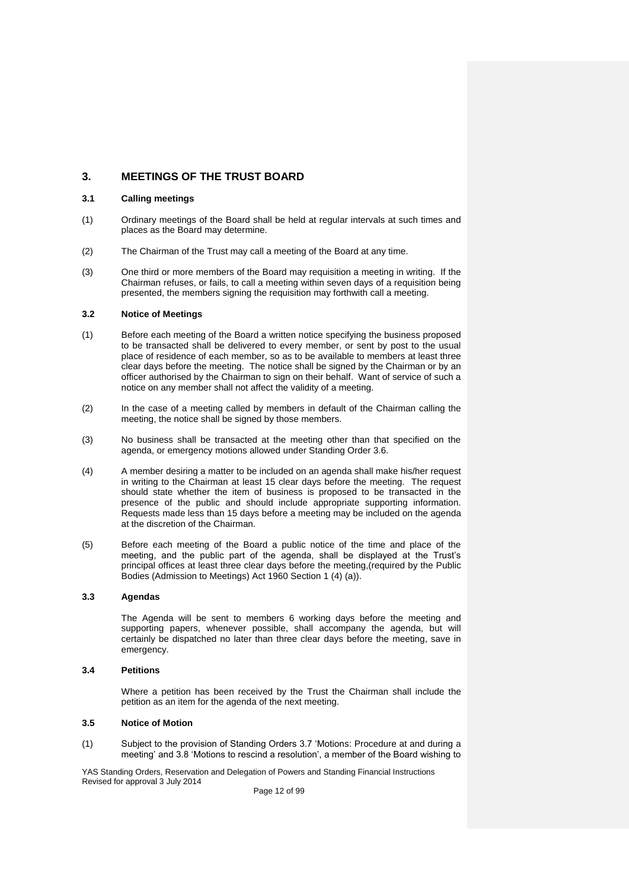## 3. MEETINGS OF THE TRUST BOARD

### 3.1 Calling meetings

(1) Ordinary meetings of the Board shall be held at regular intervals at such times and places as the Board may determine.

(2) The Chairman of the Trust may call a meeting of the Board at any time.

(3) One third or more members of the Board may requisition a meeting in writing. If the Chairman refuses, or fails, to call a meeting within seven days of a requisition being presented, the members signing the requisition may forthwith call a meeting.

### 3.2 Notice of Meetings

(1) Before each meeting of the Board a written notice specifying the business proposed to be transacted shall be delivered to every member, or sent by post to the usual place of residence of each member, so as to be available to members at least three clear days before the meeting. The notice shall be signed by the Chairman or by an officer authorised by the Chairman to sign on their behalf. Want of service of such a notice on any member shall not affect the validity of a meeting.

(2) In the case of a meeting called by members in default of the Chairman calling the meeting, the notice shall be signed by those members.

(3) No business shall be transacted at the meeting other than that specified on the agenda, or emergency motions allowed under Standing Order 3.6.

(4) A member desiring a matter to be included on an agenda shall make his/her request in writing to the Chairman at least 15 clear days before the meeting. The request should state whether the item of business is proposed to be transacted in the presence of the public and should include appropriate supporting information. Requests made less than 15 days before a meeting may be included on the agenda at the discretion of the Chairman.

(5) Before each meeting of the Board a public notice of the time and place of the meeting, and the public part of the agenda, shall be displayed at the Trust's principal offices at least three clear days before the meeting,(required by the Public Bodies (Admission to Meetings) Act 1960 Section 1 (4) (a)).

### 3.3 Agendas

The Agenda will be sent to members 6 working days before the meeting and supporting papers, whenever possible, shall accompany the agenda, but will certainly be dispatched no later than three clear days before the meeting, save in emergency.

### 3.4 Petitions

Where a petition has been received by the Trust the Chairman shall include the petition as an item for the agenda of the next meeting.

### 3.5 Notice of Motion

(1) Subject to the provision of Standing Orders 3.7 'Motions: Procedure at and during a meeting' and 3.8 'Motions to rescind a resolution', a member of the Board wishing to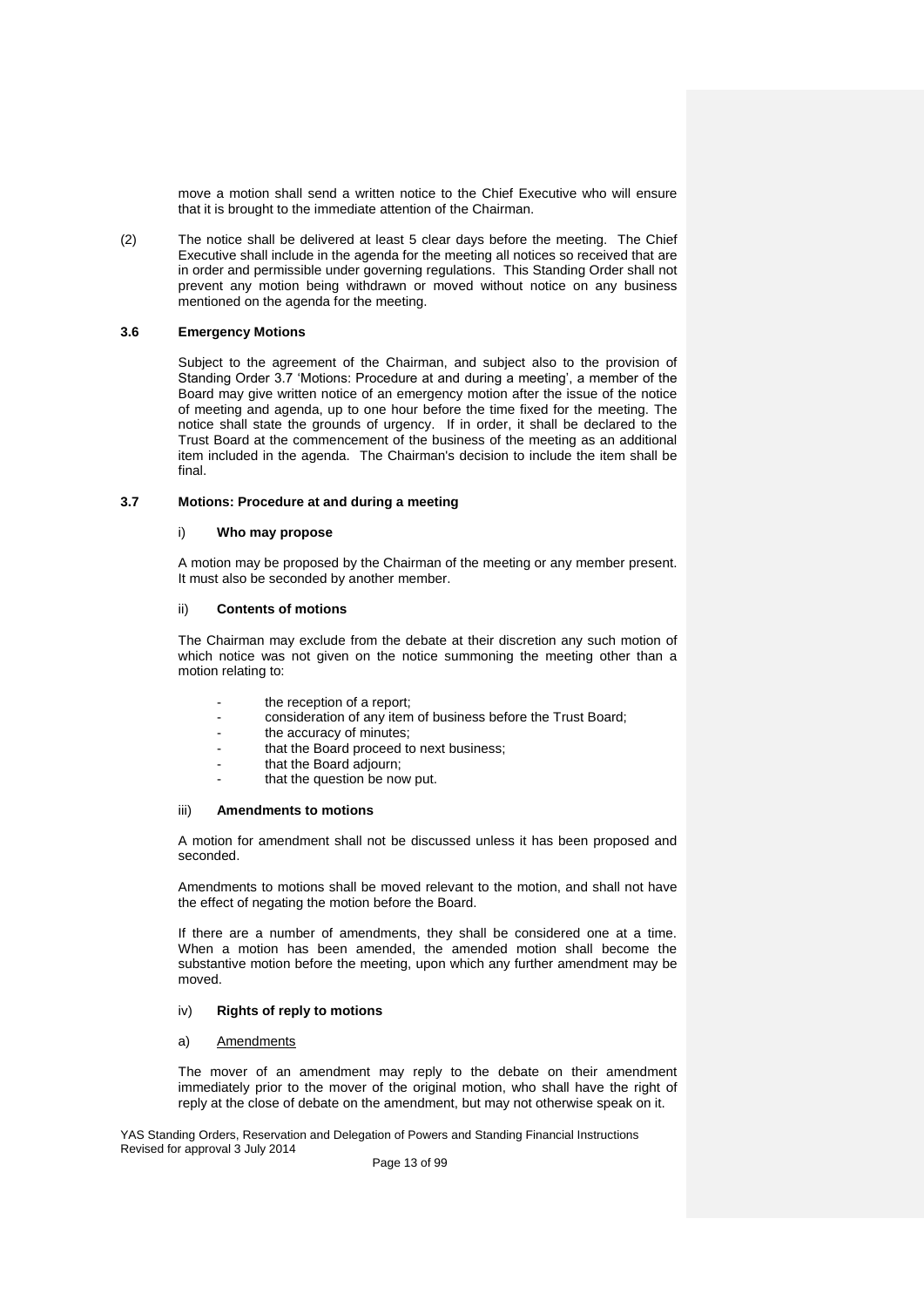move a motion shall send a written notice to the Chief Executive who will ensure that it is brought to the immediate attention of the Chairman.

(2) The notice shall be delivered at least 5 clear days before the meeting. The Chief Executive shall include in the agenda for the meeting all notices so received that are in order and permissible under governing regulations. This Standing Order shall not prevent any motion being withdrawn or moved without notice on any business mentioned on the agenda for the meeting.

### 3.6 Emergency Motions

Subject to the agreement of the Chairman, and subject also to the provision of Standing Order 3.7 'Motions: Procedure at and during a meeting', a member of the Board may give written notice of an emergency motion after the issue of the notice of meeting and agenda, up to one hour before the time fixed for the meeting. The notice shall state the grounds of urgency. If in order, it shall be declared to the Trust Board at the commencement of the business of the meeting as an additional item included in the agenda. The Chairman's decision to include the item shall be final.

### 3.7 Motions: Procedure at and during a meeting

i) **Who may propose**

A motion may be proposed by the Chairman of the meeting or any member present. It must also be seconded by another member.

ii) **Contents of motions**

The Chairman may exclude from the debate at their discretion any such motion of which notice was not given on the notice summoning the meeting other than a motion relating to:

- the reception of a report;
- consideration of any item of business before the Trust Board;
- the accuracy of minutes;
- that the Board proceed to next business;
- that the Board adjourn;
- that the question be now put.

iii) **Amendments to motions**

A motion for amendment shall not be discussed unless it has been proposed and seconded.

Amendments to motions shall be moved relevant to the motion, and shall not have the effect of negating the motion before the Board.

If there are a number of amendments, they shall be considered one at a time. When a motion has been amended, the amended motion shall become the substantive motion before the meeting, upon which any further amendment may be moved.

iv) **Rights of reply to motions**

a) Amendments

The mover of an amendment may reply to the debate on their amendment immediately prior to the mover of the original motion, who shall have the right of reply at the close of debate on the amendment, but may not otherwise speak on it.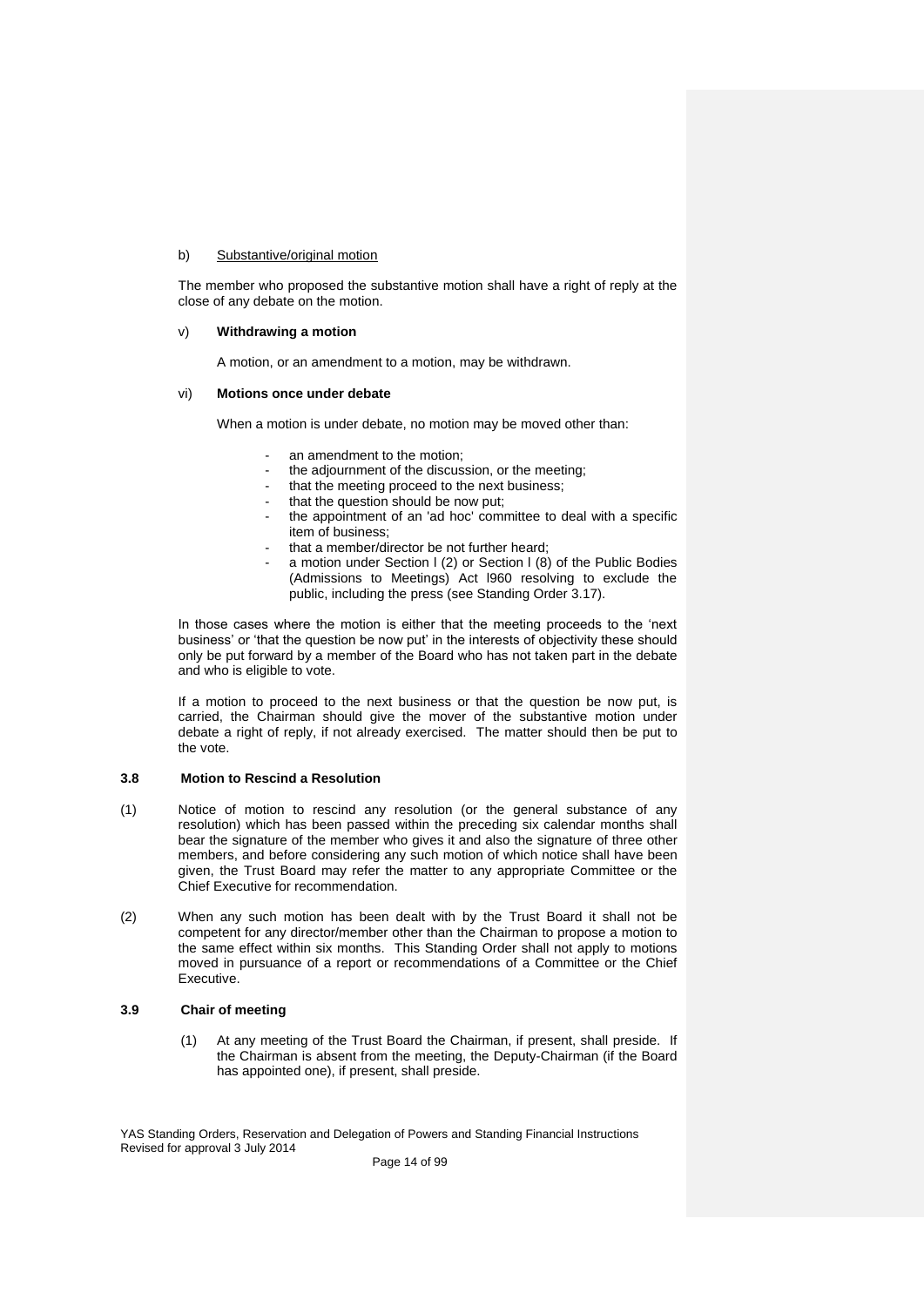b) Substantive/original motion

The member who proposed the substantive motion shall have a right of reply at the close of any debate on the motion.

v) **Withdrawing a motion**

A motion, or an amendment to a motion, may be withdrawn.

vi) **Motions once under debate**

When a motion is under debate, no motion may be moved other than:

- an amendment to the motion;
- the adjournment of the discussion, or the meeting;
- that the meeting proceed to the next business;
- that the question should be now put;
- the appointment of an 'ad hoc' committee to deal with a specific item of business;
- that a member/director be not further heard;
- a motion under Section l (2) or Section l (8) of the Public Bodies (Admissions to Meetings) Act l960 resolving to exclude the public, including the press (see Standing Order 3.17).

In those cases where the motion is either that the meeting proceeds to the 'next business' or 'that the question be now put' in the interests of objectivity these should only be put forward by a member of the Board who has not taken part in the debate and who is eligible to vote.

If a motion to proceed to the next business or that the question be now put, is carried, the Chairman should give the mover of the substantive motion under debate a right of reply, if not already exercised. The matter should then be put to the vote.

### 3.8 Motion to Rescind a Resolution

(1) Notice of motion to rescind any resolution (or the general substance of any resolution) which has been passed within the preceding six calendar months shall bear the signature of the member who gives it and also the signature of three other members, and before considering any such motion of which notice shall have been given, the Trust Board may refer the matter to any appropriate Committee or the Chief Executive for recommendation.

(2) When any such motion has been dealt with by the Trust Board it shall not be competent for any director/member other than the Chairman to propose a motion to the same effect within six months. This Standing Order shall not apply to motions moved in pursuance of a report or recommendations of a Committee or the Chief Executive.

### 3.9 Chair of meeting

(1) At any meeting of the Trust Board the Chairman, if present, shall preside. If the Chairman is absent from the meeting, the Deputy-Chairman (if the Board has appointed one), if present, shall preside.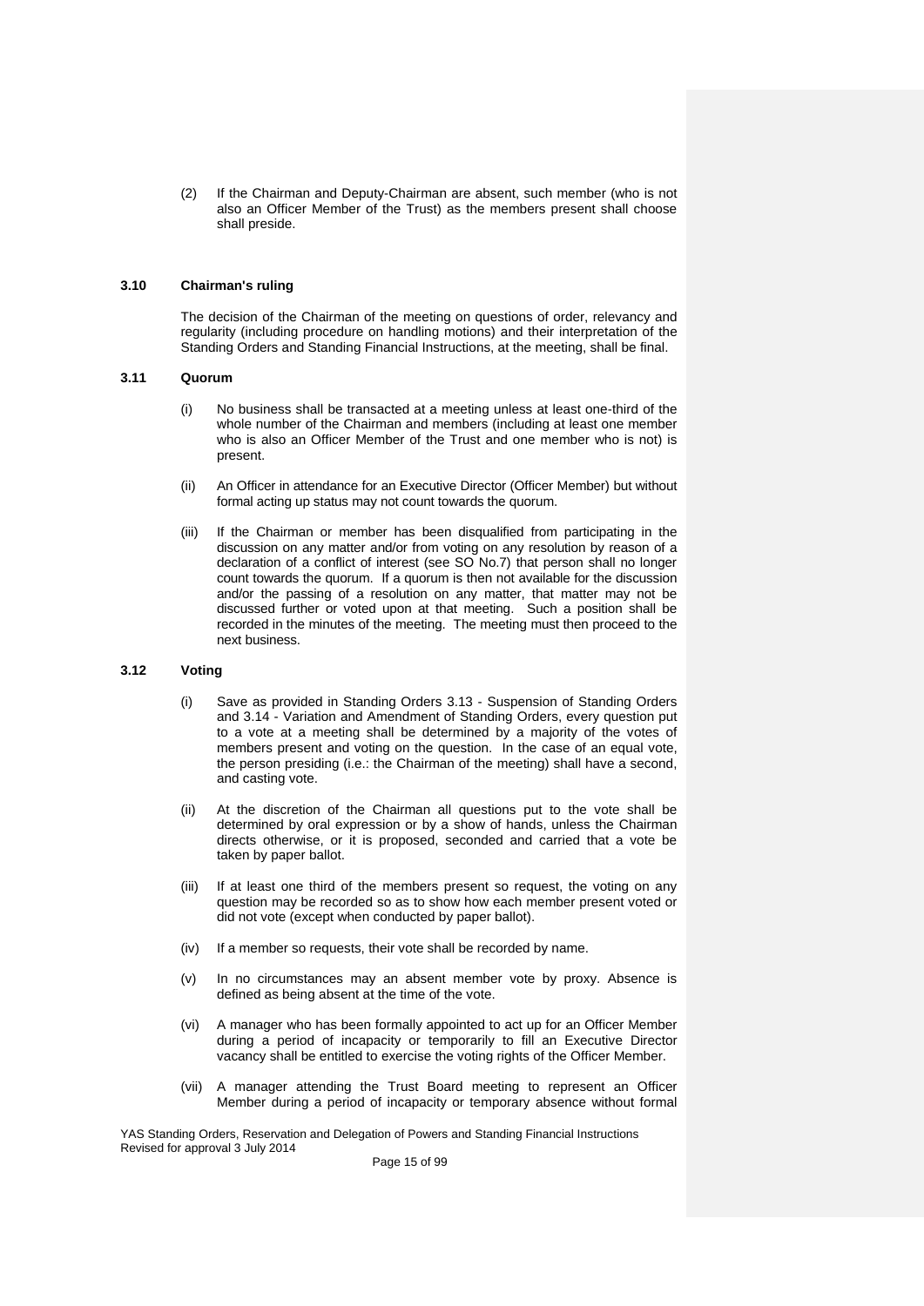(2) If the Chairman and Deputy-Chairman are absent, such member (who is not also an Officer Member of the Trust) as the members present shall choose shall preside.

### 3.10 Chairman's ruling

The decision of the Chairman of the meeting on questions of order, relevancy and regularity (including procedure on handling motions) and their interpretation of the Standing Orders and Standing Financial Instructions, at the meeting, shall be final.

### 3.11 Quorum

(i) No business shall be transacted at a meeting unless at least one-third of the whole number of the Chairman and members (including at least one member who is also an Officer Member of the Trust and one member who is not) is present.

(ii) An Officer in attendance for an Executive Director (Officer Member) but without formal acting up status may not count towards the quorum.

(iii) If the Chairman or member has been disqualified from participating in the discussion on any matter and/or from voting on any resolution by reason of a declaration of a conflict of interest (see SO No.7) that person shall no longer count towards the quorum. If a quorum is then not available for the discussion and/or the passing of a resolution on any matter, that matter may not be discussed further or voted upon at that meeting. Such a position shall be recorded in the minutes of the meeting. The meeting must then proceed to the next business.

### 3.12 Voting

(i) Save as provided in Standing Orders 3.13 - Suspension of Standing Orders and 3.14 - Variation and Amendment of Standing Orders, every question put to a vote at a meeting shall be determined by a majority of the votes of members present and voting on the question. In the case of an equal vote, the person presiding (i.e.: the Chairman of the meeting) shall have a second, and casting vote.

(ii) At the discretion of the Chairman all questions put to the vote shall be determined by oral expression or by a show of hands, unless the Chairman directs otherwise, or it is proposed, seconded and carried that a vote be taken by paper ballot.

(iii) If at least one third of the members present so request, the voting on any question may be recorded so as to show how each member present voted or did not vote (except when conducted by paper ballot).

(iv) If a member so requests, their vote shall be recorded by name.

(v) In no circumstances may an absent member vote by proxy. Absence is defined as being absent at the time of the vote.

(vi) A manager who has been formally appointed to act up for an Officer Member during a period of incapacity or temporarily to fill an Executive Director vacancy shall be entitled to exercise the voting rights of the Officer Member.

(vii) A manager attending the Trust Board meeting to represent an Officer Member during a period of incapacity or temporary absence without formal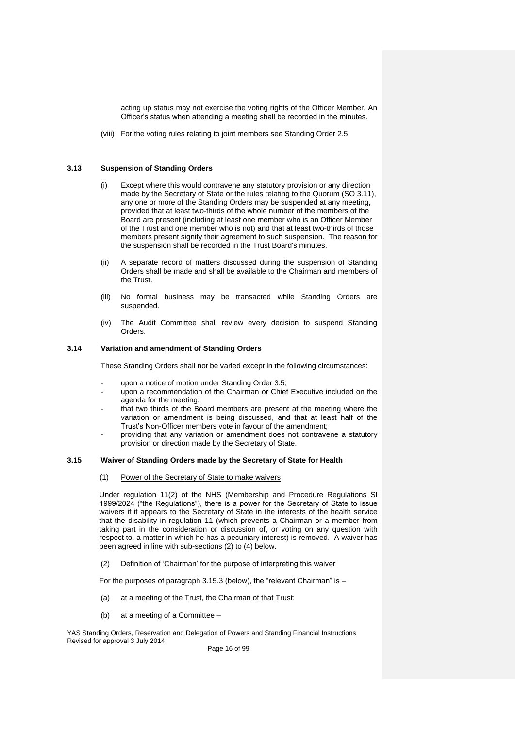acting up status may not exercise the voting rights of the Officer Member. An Officer's status when attending a meeting shall be recorded in the minutes.

(viii) For the voting rules relating to joint members see Standing Order 2.5.

### 3.13 Suspension of Standing Orders

(i) Except where this would contravene any statutory provision or any direction made by the Secretary of State or the rules relating to the Quorum (SO 3.11), any one or more of the Standing Orders may be suspended at any meeting, provided that at least two-thirds of the whole number of the members of the Board are present (including at least one member who is an Officer Member of the Trust and one member who is not) and that at least two-thirds of those members present signify their agreement to such suspension. The reason for the suspension shall be recorded in the Trust Board's minutes.

(ii) A separate record of matters discussed during the suspension of Standing Orders shall be made and shall be available to the Chairman and members of the Trust.

(iii) No formal business may be transacted while Standing Orders are suspended.

(iv) The Audit Committee shall review every decision to suspend Standing Orders.

### 3.14 Variation and amendment of Standing Orders

These Standing Orders shall not be varied except in the following circumstances:

- upon a notice of motion under Standing Order 3.5;
- upon a recommendation of the Chairman or Chief Executive included on the agenda for the meeting;
- that two thirds of the Board members are present at the meeting where the variation or amendment is being discussed, and that at least half of the Trust's Non-Officer members vote in favour of the amendment;
- providing that any variation or amendment does not contravene a statutory provision or direction made by the Secretary of State.

### 3.15 Waiver of Standing Orders made by the Secretary of State for Health

(1) Power of the Secretary of State to make waivers

Under regulation 11(2) of the NHS (Membership and Procedure Regulations SI 1999/2024 ("the Regulations"), there is a power for the Secretary of State to issue waivers if it appears to the Secretary of State in the interests of the health service that the disability in regulation 11 (which prevents a Chairman or a member from taking part in the consideration or discussion of, or voting on any question with respect to, a matter in which he has a pecuniary interest) is removed. A waiver has been agreed in line with sub-sections (2) to (4) below.

(2) Definition of 'Chairman' for the purpose of interpreting this waiver

For the purposes of paragraph 3.15.3 (below), the "relevant Chairman" is –

(a) at a meeting of the Trust, the Chairman of that Trust;

(b) at a meeting of a Committee –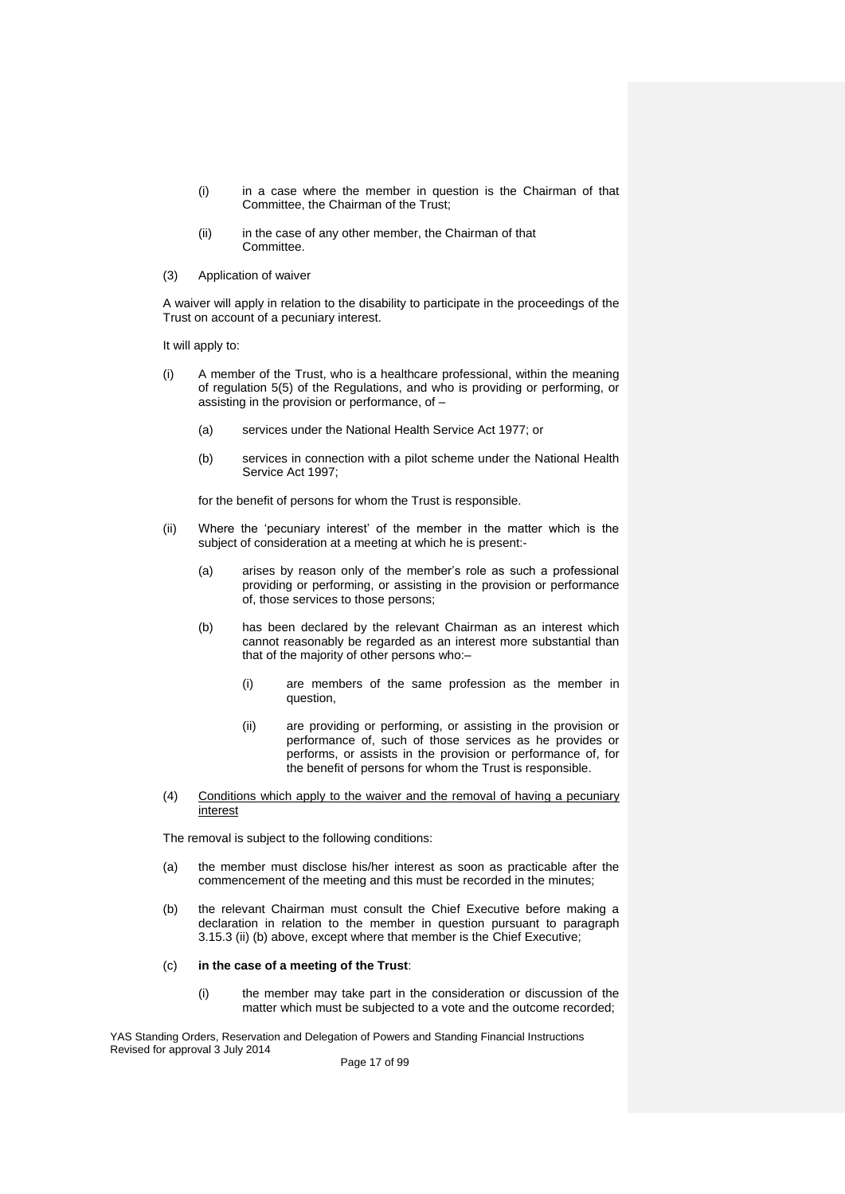(i) in a case where the member in question is the Chairman of that Committee, the Chairman of the Trust;

(ii) in the case of any other member, the Chairman of that Committee.

(3) Application of waiver

A waiver will apply in relation to the disability to participate in the proceedings of the Trust on account of a pecuniary interest.

It will apply to:

(i) A member of the Trust, who is a healthcare professional, within the meaning of regulation 5(5) of the Regulations, and who is providing or performing, or assisting in the provision or performance, of –

 (a) services under the National Health Service Act 1977; or

 (b) services in connection with a pilot scheme under the National Health Service Act 1997;

 for the benefit of persons for whom the Trust is responsible.

(ii) Where the 'pecuniary interest' of the member in the matter which is the subject of consideration at a meeting at which he is present:-

 (a) arises by reason only of the member's role as such a professional providing or performing, or assisting in the provision or performance of, those services to those persons;

 (b) has been declared by the relevant Chairman as an interest which cannot reasonably be regarded as an interest more substantial than that of the majority of other persons who:–

  (i) are members of the same profession as the member in question,

  (ii) are providing or performing, or assisting in the provision or performance of, such of those services as he provides or performs, or assists in the provision or performance of, for the benefit of persons for whom the Trust is responsible.

(4) Conditions which apply to the waiver and the removal of having a pecuniary interest

The removal is subject to the following conditions:

(a) the member must disclose his/her interest as soon as practicable after the commencement of the meeting and this must be recorded in the minutes;

(b) the relevant Chairman must consult the Chief Executive before making a declaration in relation to the member in question pursuant to paragraph 3.15.3 (ii) (b) above, except where that member is the Chief Executive;

(c) **in the case of a meeting of the Trust**:

 (i) the member may take part in the consideration or discussion of the matter which must be subjected to a vote and the outcome recorded;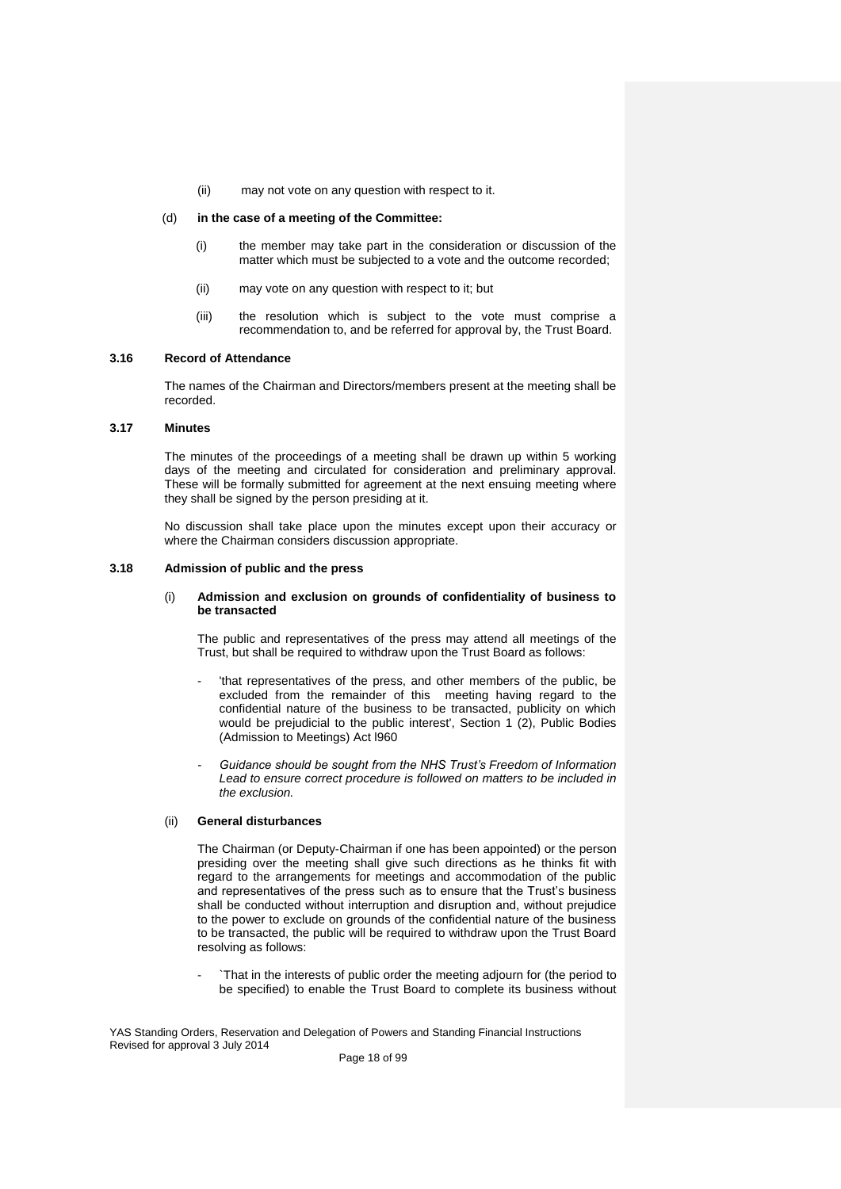(ii) may not vote on any question with respect to it.

(d) **in the case of a meeting of the Committee:**

(i) the member may take part in the consideration or discussion of the matter which must be subjected to a vote and the outcome recorded;

(ii) may vote on any question with respect to it; but

(iii) the resolution which is subject to the vote must comprise a recommendation to, and be referred for approval by, the Trust Board.

### 3.16 Record of Attendance

The names of the Chairman and Directors/members present at the meeting shall be recorded.

### 3.17 Minutes

The minutes of the proceedings of a meeting shall be drawn up within 5 working days of the meeting and circulated for consideration and preliminary approval. These will be formally submitted for agreement at the next ensuing meeting where they shall be signed by the person presiding at it.

No discussion shall take place upon the minutes except upon their accuracy or where the Chairman considers discussion appropriate.

### 3.18 Admission of public and the press

(i) **Admission and exclusion on grounds of confidentiality of business to be transacted**

The public and representatives of the press may attend all meetings of the Trust, but shall be required to withdraw upon the Trust Board as follows:

- 'that representatives of the press, and other members of the public, be excluded from the remainder of this meeting having regard to the confidential nature of the business to be transacted, publicity on which would be prejudicial to the public interest', Section 1 (2), Public Bodies (Admission to Meetings) Act l960

- *Guidance should be sought from the NHS Trust's Freedom of Information Lead to ensure correct procedure is followed on matters to be included in the exclusion.*

(ii) **General disturbances**

The Chairman (or Deputy-Chairman if one has been appointed) or the person presiding over the meeting shall give such directions as he thinks fit with regard to the arrangements for meetings and accommodation of the public and representatives of the press such as to ensure that the Trust's business shall be conducted without interruption and disruption and, without prejudice to the power to exclude on grounds of the confidential nature of the business to be transacted, the public will be required to withdraw upon the Trust Board resolving as follows:

- `That in the interests of public order the meeting adjourn for (the period to be specified) to enable the Trust Board to complete its business without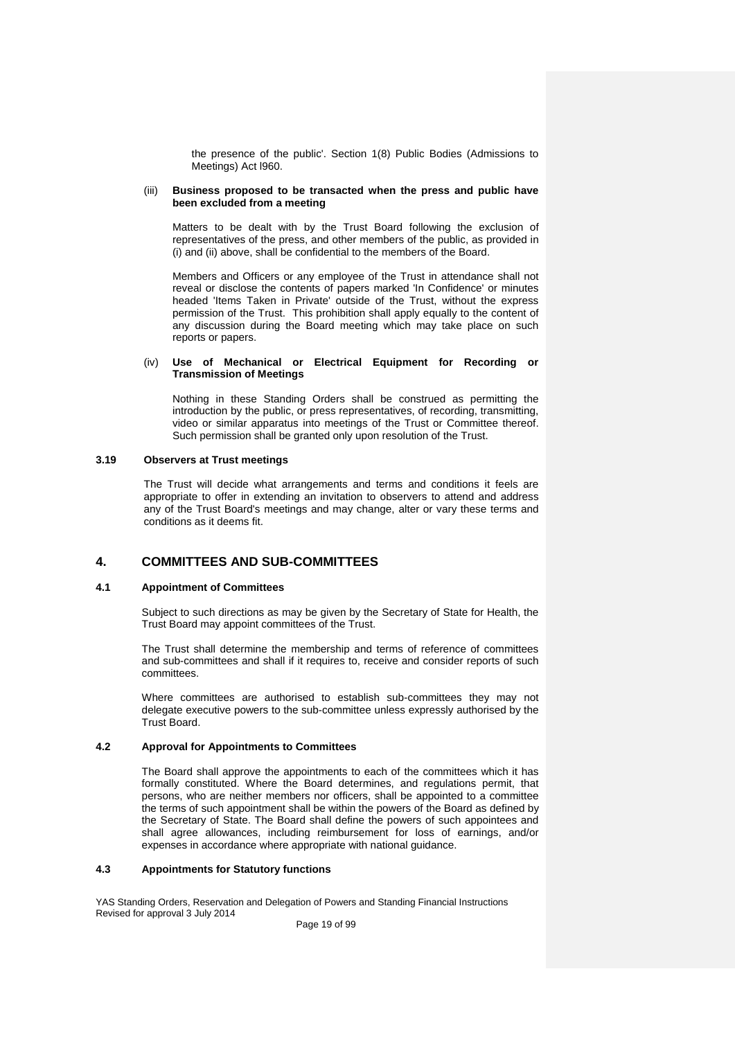the presence of the public'. Section 1(8) Public Bodies (Admissions to Meetings) Act l960.

(iii) **Business proposed to be transacted when the press and public have been excluded from a meeting**

Matters to be dealt with by the Trust Board following the exclusion of representatives of the press, and other members of the public, as provided in (i) and (ii) above, shall be confidential to the members of the Board.

Members and Officers or any employee of the Trust in attendance shall not reveal or disclose the contents of papers marked 'In Confidence' or minutes headed 'Items Taken in Private' outside of the Trust, without the express permission of the Trust. This prohibition shall apply equally to the content of any discussion during the Board meeting which may take place on such reports or papers.

(iv) **Use of Mechanical or Electrical Equipment for Recording or Transmission of Meetings**

Nothing in these Standing Orders shall be construed as permitting the introduction by the public, or press representatives, of recording, transmitting, video or similar apparatus into meetings of the Trust or Committee thereof. Such permission shall be granted only upon resolution of the Trust.

### 3.19 Observers at Trust meetings

The Trust will decide what arrangements and terms and conditions it feels are appropriate to offer in extending an invitation to observers to attend and address any of the Trust Board's meetings and may change, alter or vary these terms and conditions as it deems fit.

## 4. COMMITTEES AND SUB-COMMITTEES

### 4.1 Appointment of Committees

Subject to such directions as may be given by the Secretary of State for Health, the Trust Board may appoint committees of the Trust.

The Trust shall determine the membership and terms of reference of committees and sub-committees and shall if it requires to, receive and consider reports of such committees.

Where committees are authorised to establish sub-committees they may not delegate executive powers to the sub-committee unless expressly authorised by the Trust Board.

### 4.2 Approval for Appointments to Committees

The Board shall approve the appointments to each of the committees which it has formally constituted. Where the Board determines, and regulations permit, that persons, who are neither members nor officers, shall be appointed to a committee the terms of such appointment shall be within the powers of the Board as defined by the Secretary of State. The Board shall define the powers of such appointees and shall agree allowances, including reimbursement for loss of earnings, and/or expenses in accordance where appropriate with national guidance.

### 4.3 Appointments for Statutory functions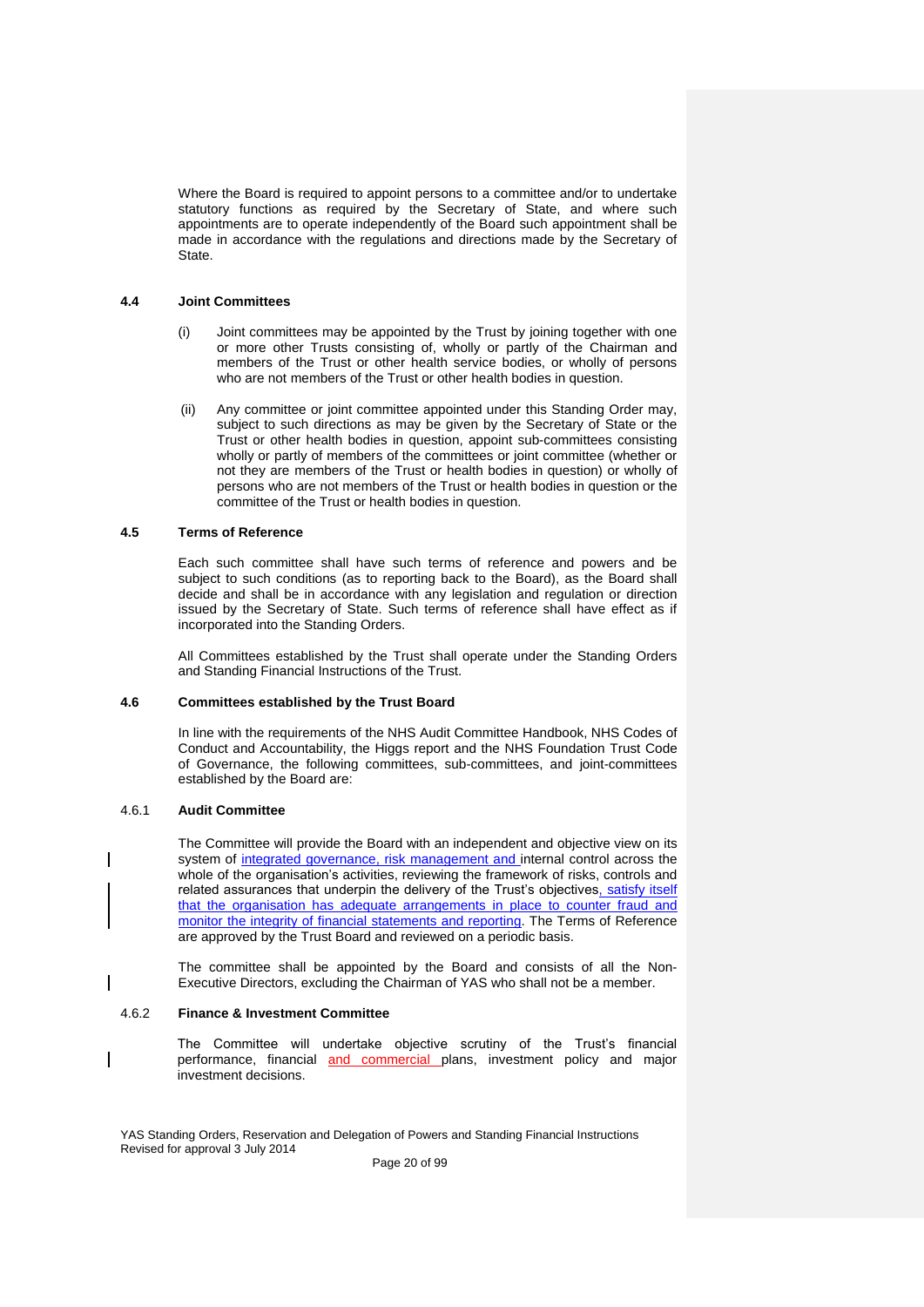Where the Board is required to appoint persons to a committee and/or to undertake statutory functions as required by the Secretary of State, and where such appointments are to operate independently of the Board such appointment shall be made in accordance with the regulations and directions made by the Secretary of State.

## 4.4 Joint Committees

(i) Joint committees may be appointed by the Trust by joining together with one or more other Trusts consisting of, wholly or partly of the Chairman and members of the Trust or other health service bodies, or wholly of persons who are not members of the Trust or other health bodies in question.

(ii) Any committee or joint committee appointed under this Standing Order may, subject to such directions as may be given by the Secretary of State or the Trust or other health bodies in question, appoint sub-committees consisting wholly or partly of members of the committees or joint committee (whether or not they are members of the Trust or health bodies in question) or wholly of persons who are not members of the Trust or health bodies in question or the committee of the Trust or health bodies in question.

## 4.5 Terms of Reference

Each such committee shall have such terms of reference and powers and be subject to such conditions (as to reporting back to the Board), as the Board shall decide and shall be in accordance with any legislation and regulation or direction issued by the Secretary of State. Such terms of reference shall have effect as if incorporated into the Standing Orders.

All Committees established by the Trust shall operate under the Standing Orders and Standing Financial Instructions of the Trust.

## 4.6 Committees established by the Trust Board

In line with the requirements of the NHS Audit Committee Handbook, NHS Codes of Conduct and Accountability, the Higgs report and the NHS Foundation Trust Code of Governance, the following committees, sub-committees, and joint-committees established by the Board are:

### 4.6.1 Audit Committee

The Committee will provide the Board with an independent and objective view on its system of integrated governance, risk management and internal control across the whole of the organisation's activities, reviewing the framework of risks, controls and related assurances that underpin the delivery of the Trust's objectives, satisfy itself that the organisation has adequate arrangements in place to counter fraud and monitor the integrity of financial statements and reporting. The Terms of Reference are approved by the Trust Board and reviewed on a periodic basis.

The committee shall be appointed by the Board and consists of all the Non-Executive Directors, excluding the Chairman of YAS who shall not be a member.

### 4.6.2 Finance & Investment Committee

The Committee will undertake objective scrutiny of the Trust's financial performance, financial and commercial plans, investment policy and major investment decisions.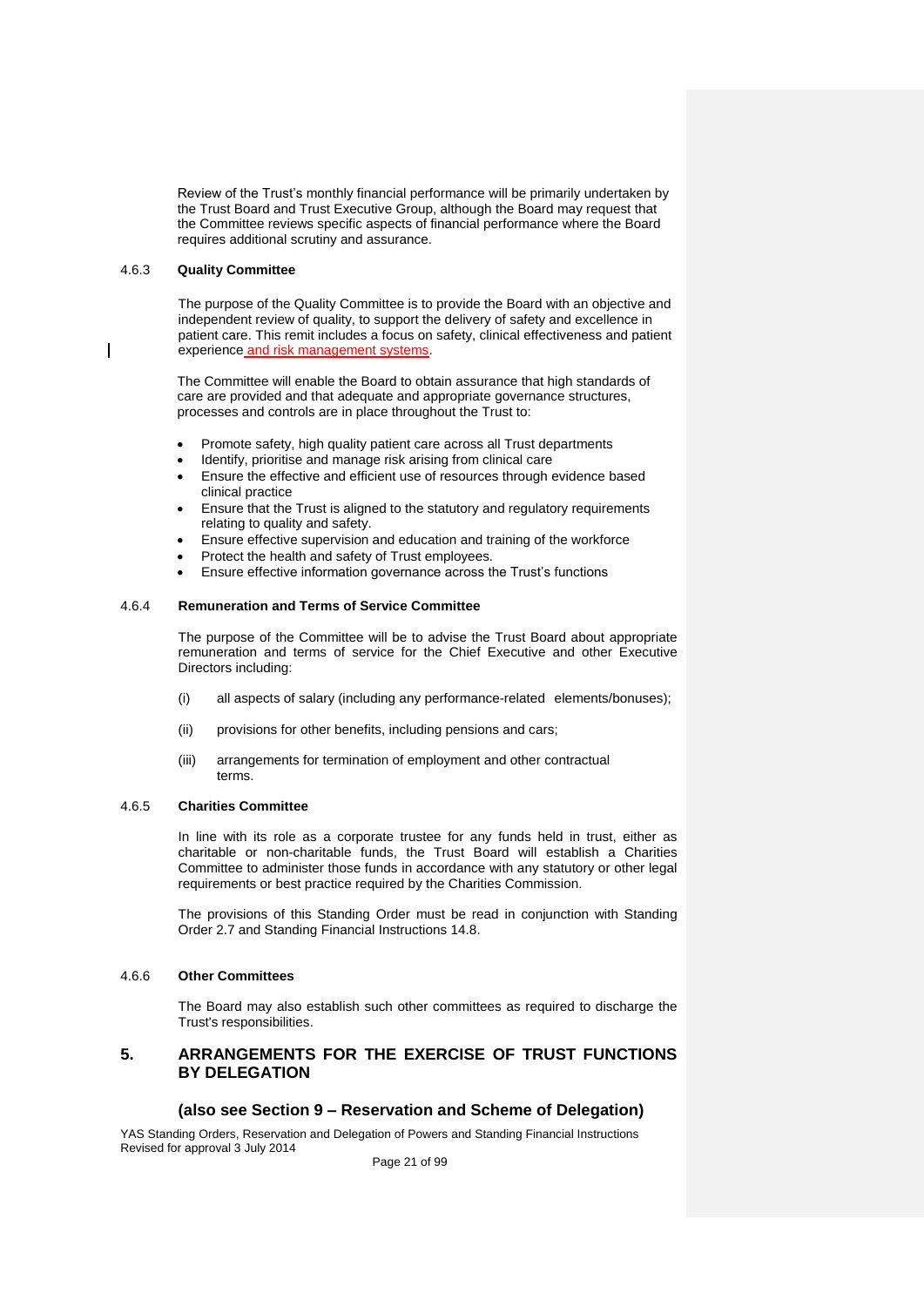Review of the Trust's monthly financial performance will be primarily undertaken by the Trust Board and Trust Executive Group, although the Board may request that the Committee reviews specific aspects of financial performance where the Board requires additional scrutiny and assurance.

### 4.6.3 Quality Committee

The purpose of the Quality Committee is to provide the Board with an objective and independent review of quality, to support the delivery of safety and excellence in patient care. This remit includes a focus on safety, clinical effectiveness and patient experience and risk management systems.

The Committee will enable the Board to obtain assurance that high standards of care are provided and that adequate and appropriate governance structures, processes and controls are in place throughout the Trust to:

- Promote safety, high quality patient care across all Trust departments
- Identify, prioritise and manage risk arising from clinical care
- Ensure the effective and efficient use of resources through evidence based clinical practice
- Ensure that the Trust is aligned to the statutory and regulatory requirements relating to quality and safety.
- Ensure effective supervision and education and training of the workforce
- Protect the health and safety of Trust employees.
- Ensure effective information governance across the Trust's functions

### 4.6.4 Remuneration and Terms of Service Committee

The purpose of the Committee will be to advise the Trust Board about appropriate remuneration and terms of service for the Chief Executive and other Executive Directors including:

(i) all aspects of salary (including any performance-related elements/bonuses);

(ii) provisions for other benefits, including pensions and cars;

(iii) arrangements for termination of employment and other contractual terms.

### 4.6.5 Charities Committee

In line with its role as a corporate trustee for any funds held in trust, either as charitable or non-charitable funds, the Trust Board will establish a Charities Committee to administer those funds in accordance with any statutory or other legal requirements or best practice required by the Charities Commission.

The provisions of this Standing Order must be read in conjunction with Standing Order 2.7 and Standing Financial Instructions 14.8.

### 4.6.6 Other Committees

The Board may also establish such other committees as required to discharge the Trust's responsibilities.

## 5. ARRANGEMENTS FOR THE EXERCISE OF TRUST FUNCTIONS BY DELEGATION

### (also see Section 9 – Reservation and Scheme of Delegation)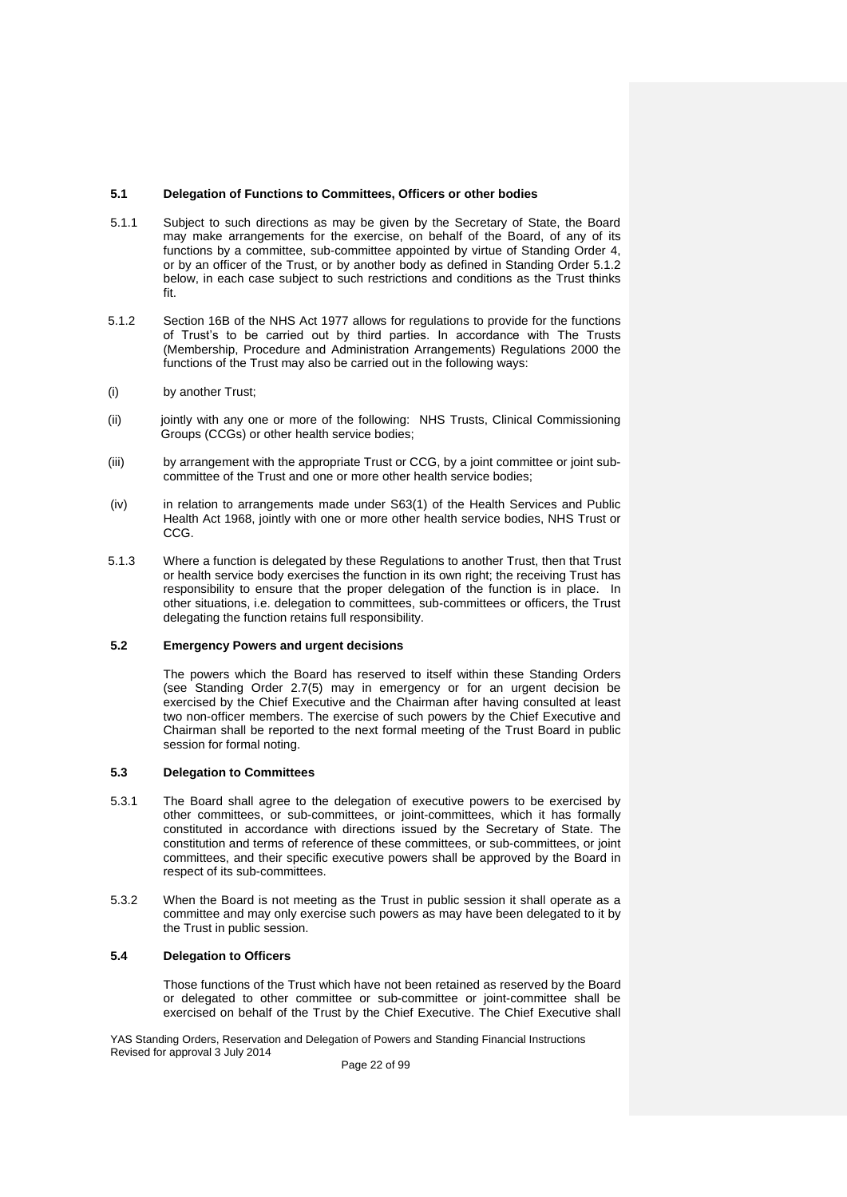### 5.1 Delegation of Functions to Committees, Officers or other bodies

5.1.1 Subject to such directions as may be given by the Secretary of State, the Board may make arrangements for the exercise, on behalf of the Board, of any of its functions by a committee, sub-committee appointed by virtue of Standing Order 4, or by an officer of the Trust, or by another body as defined in Standing Order 5.1.2 below, in each case subject to such restrictions and conditions as the Trust thinks fit.

5.1.2 Section 16B of the NHS Act 1977 allows for regulations to provide for the functions of Trust's to be carried out by third parties. In accordance with The Trusts (Membership, Procedure and Administration Arrangements) Regulations 2000 the functions of the Trust may also be carried out in the following ways:

(i) by another Trust;

(ii) jointly with any one or more of the following: NHS Trusts, Clinical Commissioning Groups (CCGs) or other health service bodies;

(iii) by arrangement with the appropriate Trust or CCG, by a joint committee or joint sub-committee of the Trust and one or more other health service bodies;

(iv) in relation to arrangements made under S63(1) of the Health Services and Public Health Act 1968, jointly with one or more other health service bodies, NHS Trust or CCG.

5.1.3 Where a function is delegated by these Regulations to another Trust, then that Trust or health service body exercises the function in its own right; the receiving Trust has responsibility to ensure that the proper delegation of the function is in place. In other situations, i.e. delegation to committees, sub-committees or officers, the Trust delegating the function retains full responsibility.

### 5.2 Emergency Powers and urgent decisions

The powers which the Board has reserved to itself within these Standing Orders (see Standing Order 2.7(5) may in emergency or for an urgent decision be exercised by the Chief Executive and the Chairman after having consulted at least two non-officer members. The exercise of such powers by the Chief Executive and Chairman shall be reported to the next formal meeting of the Trust Board in public session for formal noting.

### 5.3 Delegation to Committees

5.3.1 The Board shall agree to the delegation of executive powers to be exercised by other committees, or sub-committees, or joint-committees, which it has formally constituted in accordance with directions issued by the Secretary of State. The constitution and terms of reference of these committees, or sub-committees, or joint committees, and their specific executive powers shall be approved by the Board in respect of its sub-committees.

5.3.2 When the Board is not meeting as the Trust in public session it shall operate as a committee and may only exercise such powers as may have been delegated to it by the Trust in public session.

### 5.4 Delegation to Officers

Those functions of the Trust which have not been retained as reserved by the Board or delegated to other committee or sub-committee or joint-committee shall be exercised on behalf of the Trust by the Chief Executive. The Chief Executive shall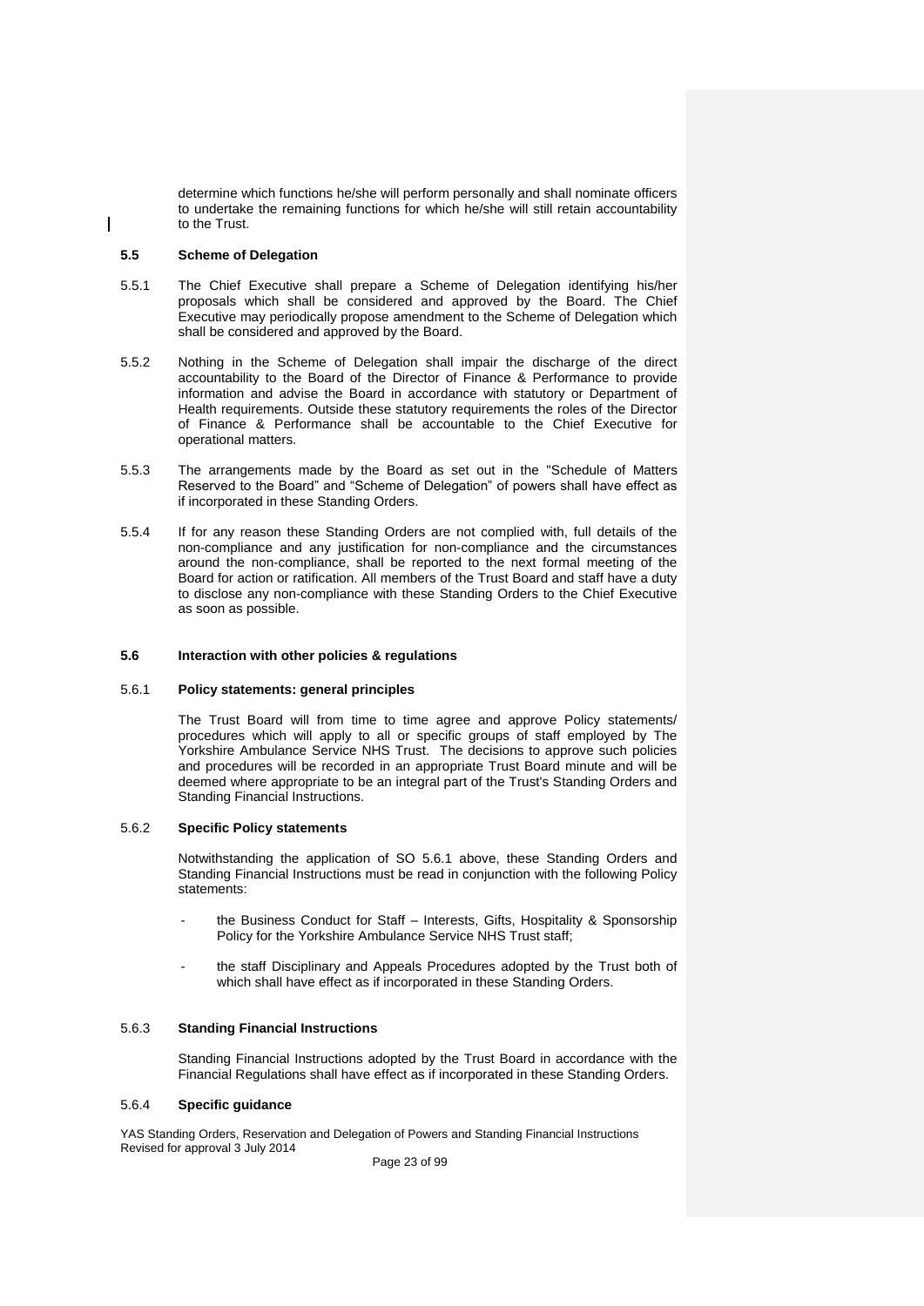determine which functions he/she will perform personally and shall nominate officers to undertake the remaining functions for which he/she will still retain accountability to the Trust.

### 5.5 Scheme of Delegation

5.5.1 The Chief Executive shall prepare a Scheme of Delegation identifying his/her proposals which shall be considered and approved by the Board. The Chief Executive may periodically propose amendment to the Scheme of Delegation which shall be considered and approved by the Board.

5.5.2 Nothing in the Scheme of Delegation shall impair the discharge of the direct accountability to the Board of the Director of Finance & Performance to provide information and advise the Board in accordance with statutory or Department of Health requirements. Outside these statutory requirements the roles of the Director of Finance & Performance shall be accountable to the Chief Executive for operational matters.

5.5.3 The arrangements made by the Board as set out in the "Schedule of Matters Reserved to the Board" and "Scheme of Delegation" of powers shall have effect as if incorporated in these Standing Orders.

5.5.4 If for any reason these Standing Orders are not complied with, full details of the non-compliance and any justification for non-compliance and the circumstances around the non-compliance, shall be reported to the next formal meeting of the Board for action or ratification. All members of the Trust Board and staff have a duty to disclose any non-compliance with these Standing Orders to the Chief Executive as soon as possible.

### 5.6 Interaction with other policies & regulations

#### 5.6.1 Policy statements: general principles

The Trust Board will from time to time agree and approve Policy statements/ procedures which will apply to all or specific groups of staff employed by The Yorkshire Ambulance Service NHS Trust. The decisions to approve such policies and procedures will be recorded in an appropriate Trust Board minute and will be deemed where appropriate to be an integral part of the Trust's Standing Orders and Standing Financial Instructions.

#### 5.6.2 Specific Policy statements

Notwithstanding the application of SO 5.6.1 above, these Standing Orders and Standing Financial Instructions must be read in conjunction with the following Policy statements:

- the Business Conduct for Staff – Interests, Gifts, Hospitality & Sponsorship Policy for the Yorkshire Ambulance Service NHS Trust staff;
- the staff Disciplinary and Appeals Procedures adopted by the Trust both of which shall have effect as if incorporated in these Standing Orders.

#### 5.6.3 Standing Financial Instructions

Standing Financial Instructions adopted by the Trust Board in accordance with the Financial Regulations shall have effect as if incorporated in these Standing Orders.

#### 5.6.4 Specific guidance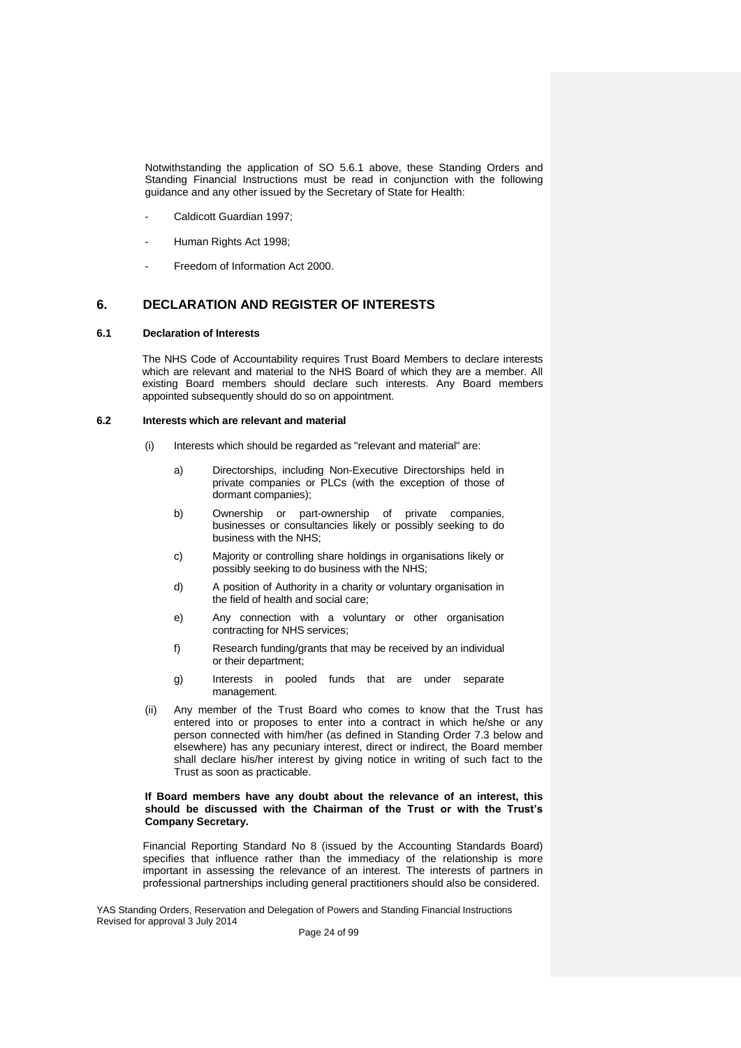Notwithstanding the application of SO 5.6.1 above, these Standing Orders and Standing Financial Instructions must be read in conjunction with the following guidance and any other issued by the Secretary of State for Health:

- Caldicott Guardian 1997;
- Human Rights Act 1998;
- Freedom of Information Act 2000.

## 6. DECLARATION AND REGISTER OF INTERESTS

### 6.1 Declaration of Interests

The NHS Code of Accountability requires Trust Board Members to declare interests which are relevant and material to the NHS Board of which they are a member. All existing Board members should declare such interests. Any Board members appointed subsequently should do so on appointment.

### 6.2 Interests which are relevant and material

(i) Interests which should be regarded as "relevant and material" are:

a) Directorships, including Non-Executive Directorships held in private companies or PLCs (with the exception of those of dormant companies);

b) Ownership or part-ownership of private companies, businesses or consultancies likely or possibly seeking to do business with the NHS;

c) Majority or controlling share holdings in organisations likely or possibly seeking to do business with the NHS;

d) A position of Authority in a charity or voluntary organisation in the field of health and social care;

e) Any connection with a voluntary or other organisation contracting for NHS services;

f) Research funding/grants that may be received by an individual or their department;

g) Interests in pooled funds that are under separate management.

(ii) Any member of the Trust Board who comes to know that the Trust has entered into or proposes to enter into a contract in which he/she or any person connected with him/her (as defined in Standing Order 7.3 below and elsewhere) has any pecuniary interest, direct or indirect, the Board member shall declare his/her interest by giving notice in writing of such fact to the Trust as soon as practicable.

**If Board members have any doubt about the relevance of an interest, this should be discussed with the Chairman of the Trust or with the Trust's Company Secretary.**

Financial Reporting Standard No 8 (issued by the Accounting Standards Board) specifies that influence rather than the immediacy of the relationship is more important in assessing the relevance of an interest. The interests of partners in professional partnerships including general practitioners should also be considered.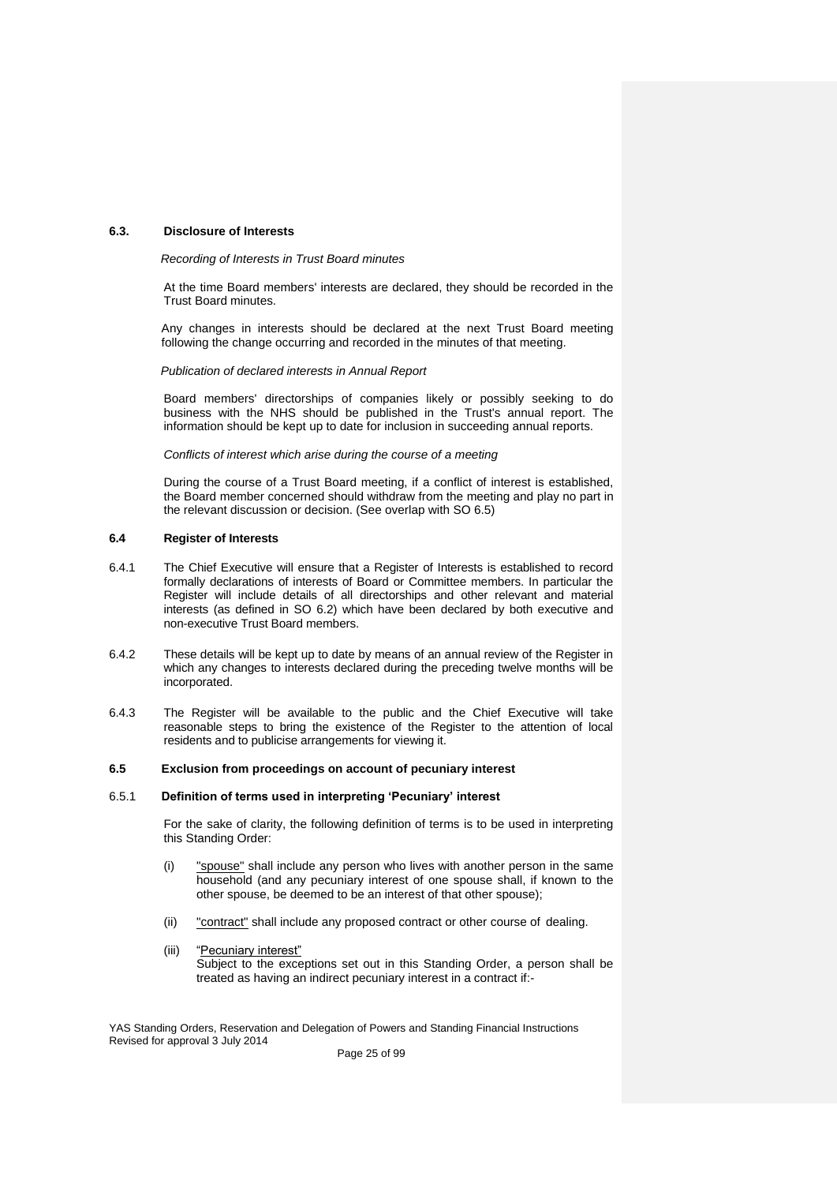### 6.3. Disclosure of Interests

*Recording of Interests in Trust Board minutes*

At the time Board members' interests are declared, they should be recorded in the Trust Board minutes.

Any changes in interests should be declared at the next Trust Board meeting following the change occurring and recorded in the minutes of that meeting.

*Publication of declared interests in Annual Report*

Board members' directorships of companies likely or possibly seeking to do business with the NHS should be published in the Trust's annual report. The information should be kept up to date for inclusion in succeeding annual reports.

*Conflicts of interest which arise during the course of a meeting*

During the course of a Trust Board meeting, if a conflict of interest is established, the Board member concerned should withdraw from the meeting and play no part in the relevant discussion or decision. (See overlap with SO 6.5)

### 6.4 Register of Interests

6.4.1 The Chief Executive will ensure that a Register of Interests is established to record formally declarations of interests of Board or Committee members. In particular the Register will include details of all directorships and other relevant and material interests (as defined in SO 6.2) which have been declared by both executive and non-executive Trust Board members.

6.4.2 These details will be kept up to date by means of an annual review of the Register in which any changes to interests declared during the preceding twelve months will be incorporated.

6.4.3 The Register will be available to the public and the Chief Executive will take reasonable steps to bring the existence of the Register to the attention of local residents and to publicise arrangements for viewing it.

### 6.5 Exclusion from proceedings on account of pecuniary interest

#### 6.5.1 Definition of terms used in interpreting 'Pecuniary' interest

For the sake of clarity, the following definition of terms is to be used in interpreting this Standing Order:

(i) "spouse" shall include any person who lives with another person in the same household (and any pecuniary interest of one spouse shall, if known to the other spouse, be deemed to be an interest of that other spouse);

(ii) "contract" shall include any proposed contract or other course of dealing.

(iii) "Pecuniary interest"
Subject to the exceptions set out in this Standing Order, a person shall be treated as having an indirect pecuniary interest in a contract if:-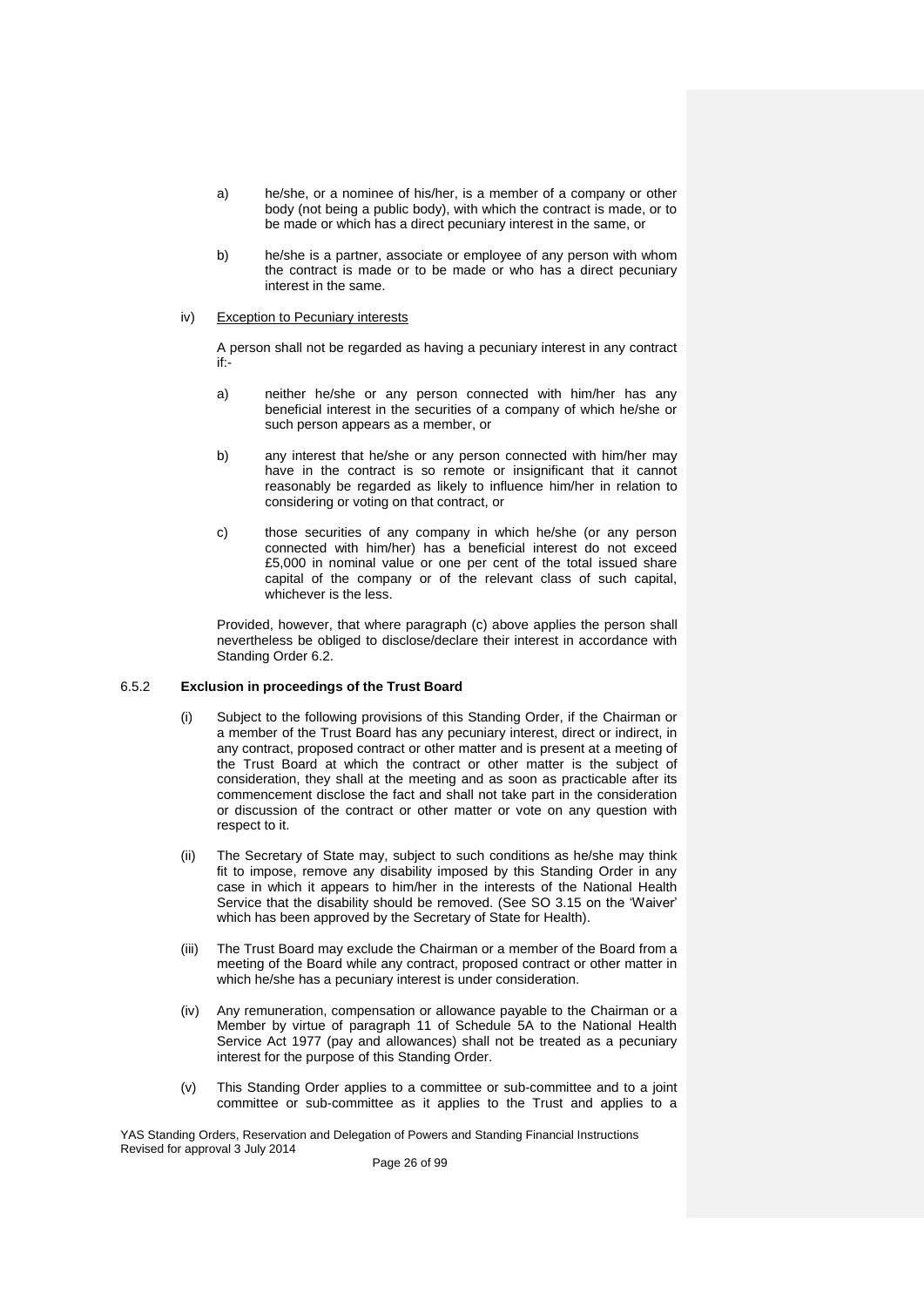a) he/she, or a nominee of his/her, is a member of a company or other body (not being a public body), with which the contract is made, or to be made or which has a direct pecuniary interest in the same, or

b) he/she is a partner, associate or employee of any person with whom the contract is made or to be made or who has a direct pecuniary interest in the same.

iv) Exception to Pecuniary interests

A person shall not be regarded as having a pecuniary interest in any contract if:-

a) neither he/she or any person connected with him/her has any beneficial interest in the securities of a company of which he/she or such person appears as a member, or

b) any interest that he/she or any person connected with him/her may have in the contract is so remote or insignificant that it cannot reasonably be regarded as likely to influence him/her in relation to considering or voting on that contract, or

c) those securities of any company in which he/she (or any person connected with him/her) has a beneficial interest do not exceed £5,000 in nominal value or one per cent of the total issued share capital of the company or of the relevant class of such capital, whichever is the less.

Provided, however, that where paragraph (c) above applies the person shall nevertheless be obliged to disclose/declare their interest in accordance with Standing Order 6.2.

### 6.5.2 Exclusion in proceedings of the Trust Board

(i) Subject to the following provisions of this Standing Order, if the Chairman or a member of the Trust Board has any pecuniary interest, direct or indirect, in any contract, proposed contract or other matter and is present at a meeting of the Trust Board at which the contract or other matter is the subject of consideration, they shall at the meeting and as soon as practicable after its commencement disclose the fact and shall not take part in the consideration or discussion of the contract or other matter or vote on any question with respect to it.

(ii) The Secretary of State may, subject to such conditions as he/she may think fit to impose, remove any disability imposed by this Standing Order in any case in which it appears to him/her in the interests of the National Health Service that the disability should be removed. (See SO 3.15 on the 'Waiver' which has been approved by the Secretary of State for Health).

(iii) The Trust Board may exclude the Chairman or a member of the Board from a meeting of the Board while any contract, proposed contract or other matter in which he/she has a pecuniary interest is under consideration.

(iv) Any remuneration, compensation or allowance payable to the Chairman or a Member by virtue of paragraph 11 of Schedule 5A to the National Health Service Act 1977 (pay and allowances) shall not be treated as a pecuniary interest for the purpose of this Standing Order.

(v) This Standing Order applies to a committee or sub-committee and to a joint committee or sub-committee as it applies to the Trust and applies to a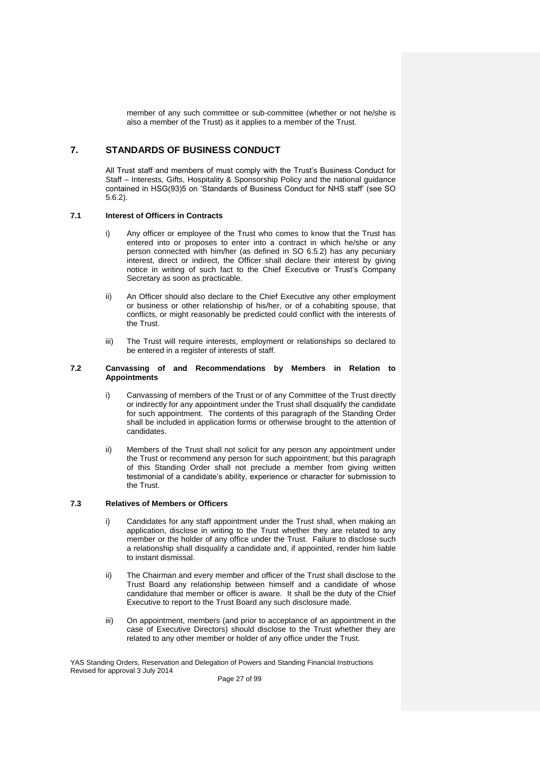member of any such committee or sub-committee (whether or not he/she is also a member of the Trust) as it applies to a member of the Trust.

## 7. STANDARDS OF BUSINESS CONDUCT

All Trust staff and members of must comply with the Trust's Business Conduct for Staff – Interests, Gifts, Hospitality & Sponsorship Policy and the national guidance contained in HSG(93)5 on 'Standards of Business Conduct for NHS staff' (see SO 5.6.2).

### 7.1 Interest of Officers in Contracts

i) Any officer or employee of the Trust who comes to know that the Trust has entered into or proposes to enter into a contract in which he/she or any person connected with him/her (as defined in SO 6.5.2) has any pecuniary interest, direct or indirect, the Officer shall declare their interest by giving notice in writing of such fact to the Chief Executive or Trust's Company Secretary as soon as practicable.

ii) An Officer should also declare to the Chief Executive any other employment or business or other relationship of his/her, or of a cohabiting spouse, that conflicts, or might reasonably be predicted could conflict with the interests of the Trust.

iii) The Trust will require interests, employment or relationships so declared to be entered in a register of interests of staff.

### 7.2 Canvassing of and Recommendations by Members in Relation to Appointments

i) Canvassing of members of the Trust or of any Committee of the Trust directly or indirectly for any appointment under the Trust shall disqualify the candidate for such appointment. The contents of this paragraph of the Standing Order shall be included in application forms or otherwise brought to the attention of candidates.

ii) Members of the Trust shall not solicit for any person any appointment under the Trust or recommend any person for such appointment; but this paragraph of this Standing Order shall not preclude a member from giving written testimonial of a candidate's ability, experience or character for submission to the Trust.

### 7.3 Relatives of Members or Officers

i) Candidates for any staff appointment under the Trust shall, when making an application, disclose in writing to the Trust whether they are related to any member or the holder of any office under the Trust. Failure to disclose such a relationship shall disqualify a candidate and, if appointed, render him liable to instant dismissal.

ii) The Chairman and every member and officer of the Trust shall disclose to the Trust Board any relationship between himself and a candidate of whose candidature that member or officer is aware. It shall be the duty of the Chief Executive to report to the Trust Board any such disclosure made.

iii) On appointment, members (and prior to acceptance of an appointment in the case of Executive Directors) should disclose to the Trust whether they are related to any other member or holder of any office under the Trust.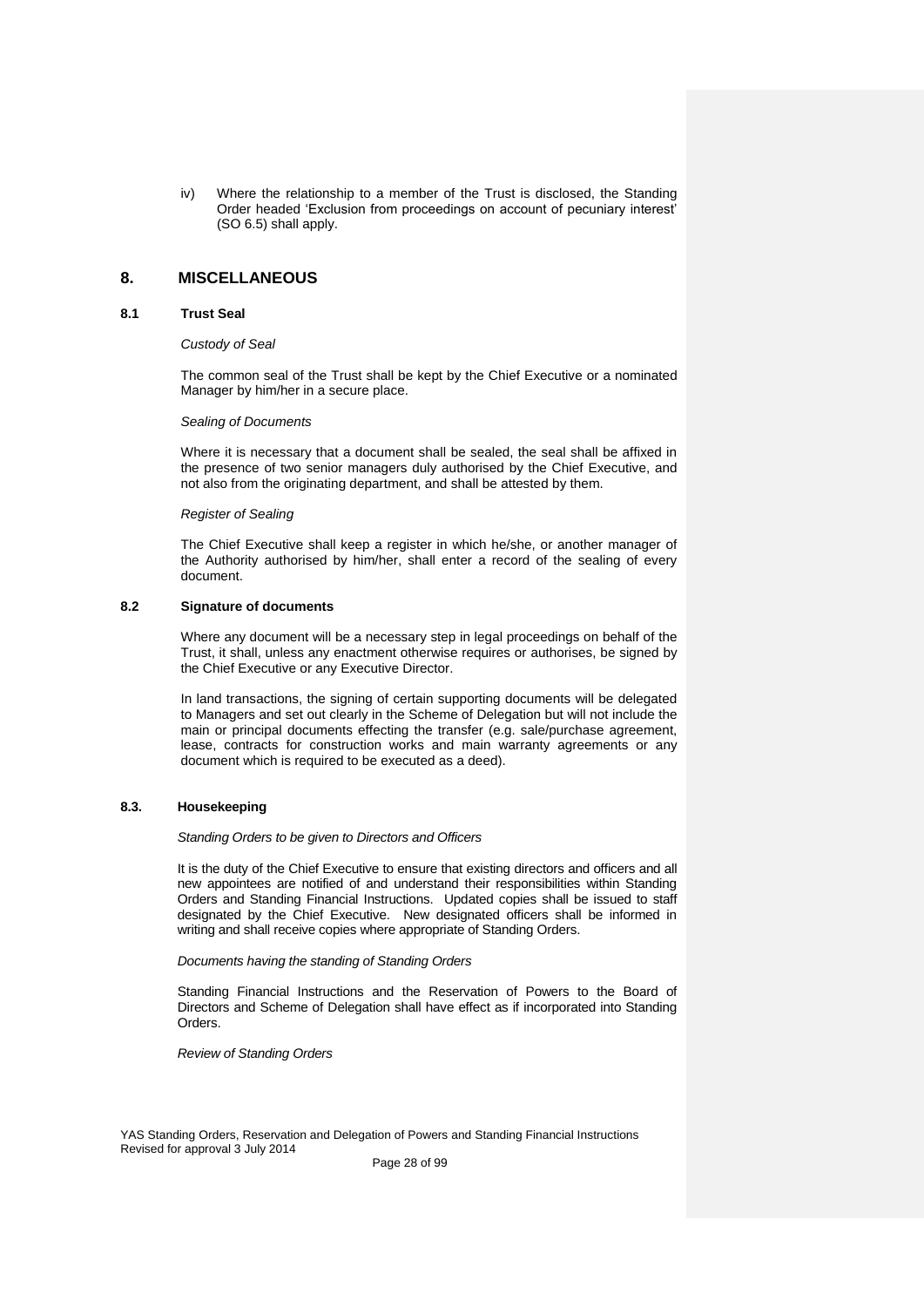iv) Where the relationship to a member of the Trust is disclosed, the Standing Order headed 'Exclusion from proceedings on account of pecuniary interest' (SO 6.5) shall apply.

## 8. MISCELLANEOUS

### 8.1 Trust Seal

*Custody of Seal*

The common seal of the Trust shall be kept by the Chief Executive or a nominated Manager by him/her in a secure place.

*Sealing of Documents*

Where it is necessary that a document shall be sealed, the seal shall be affixed in the presence of two senior managers duly authorised by the Chief Executive, and not also from the originating department, and shall be attested by them.

*Register of Sealing*

The Chief Executive shall keep a register in which he/she, or another manager of the Authority authorised by him/her, shall enter a record of the sealing of every document.

### 8.2 Signature of documents

Where any document will be a necessary step in legal proceedings on behalf of the Trust, it shall, unless any enactment otherwise requires or authorises, be signed by the Chief Executive or any Executive Director.

In land transactions, the signing of certain supporting documents will be delegated to Managers and set out clearly in the Scheme of Delegation but will not include the main or principal documents effecting the transfer (e.g. sale/purchase agreement, lease, contracts for construction works and main warranty agreements or any document which is required to be executed as a deed).

### 8.3. Housekeeping

*Standing Orders to be given to Directors and Officers*

It is the duty of the Chief Executive to ensure that existing directors and officers and all new appointees are notified of and understand their responsibilities within Standing Orders and Standing Financial Instructions. Updated copies shall be issued to staff designated by the Chief Executive. New designated officers shall be informed in writing and shall receive copies where appropriate of Standing Orders.

*Documents having the standing of Standing Orders*

Standing Financial Instructions and the Reservation of Powers to the Board of Directors and Scheme of Delegation shall have effect as if incorporated into Standing Orders.

*Review of Standing Orders*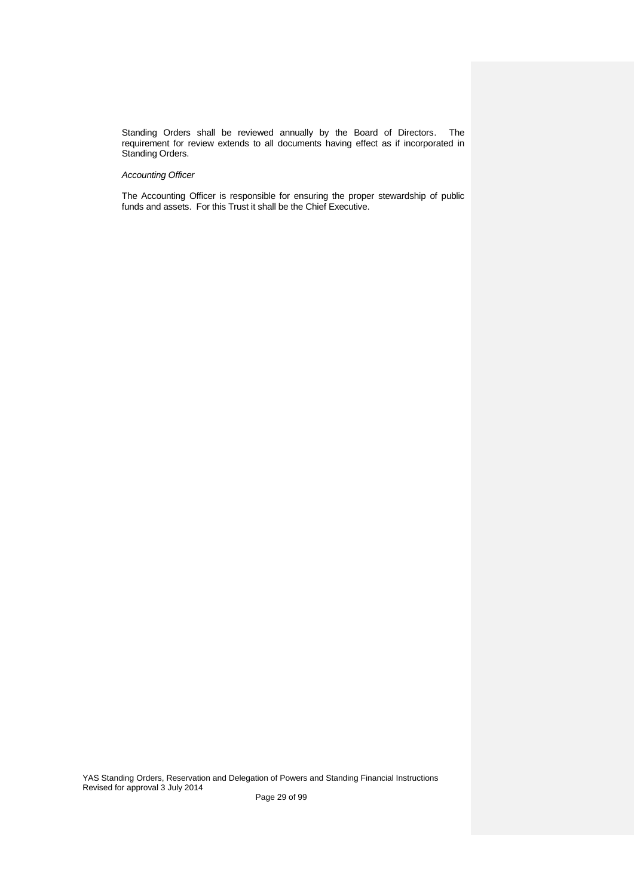Standing Orders shall be reviewed annually by the Board of Directors. The requirement for review extends to all documents having effect as if incorporated in Standing Orders.

*Accounting Officer*

The Accounting Officer is responsible for ensuring the proper stewardship of public funds and assets. For this Trust it shall be the Chief Executive.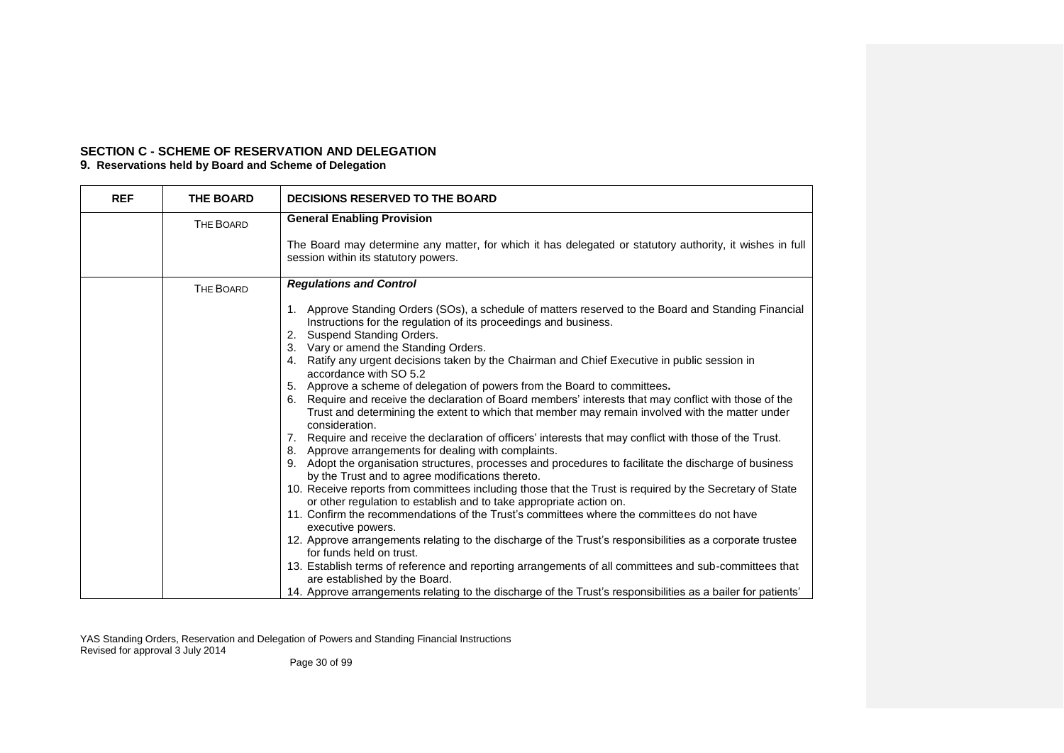## SECTION C - SCHEME OF RESERVATION AND DELEGATION

### 9. Reservations held by Board and Scheme of Delegation

| REF | THE BOARD | DECISIONS RESERVED TO THE BOARD |
|---|---|---|
| | THE BOARD | **General Enabling Provision**<br><br>The Board may determine any matter, for which it has delegated or statutory authority, it wishes in full session within its statutory powers. |
| | THE BOARD | ***Regulations and Control***<br><br>1. Approve Standing Orders (SOs), a schedule of matters reserved to the Board and Standing Financial Instructions for the regulation of its proceedings and business.<br>2. Suspend Standing Orders.<br>3. Vary or amend the Standing Orders.<br>4. Ratify any urgent decisions taken by the Chairman and Chief Executive in public session in accordance with SO 5.2<br>5. Approve a scheme of delegation of powers from the Board to committees**.**<br>6. Require and receive the declaration of Board members' interests that may conflict with those of the Trust and determining the extent to which that member may remain involved with the matter under consideration.<br>7. Require and receive the declaration of officers' interests that may conflict with those of the Trust.<br>8. Approve arrangements for dealing with complaints.<br>9. Adopt the organisation structures, processes and procedures to facilitate the discharge of business by the Trust and to agree modifications thereto.<br>10. Receive reports from committees including those that the Trust is required by the Secretary of State or other regulation to establish and to take appropriate action on.<br>11. Confirm the recommendations of the Trust's committees where the committees do not have executive powers.<br>12. Approve arrangements relating to the discharge of the Trust's responsibilities as a corporate trustee for funds held on trust.<br>13. Establish terms of reference and reporting arrangements of all committees and sub-committees that are established by the Board.<br>14. Approve arrangements relating to the discharge of the Trust's responsibilities as a bailer for patients' |

YAS Standing Orders, Reservation and Delegation of Powers and Standing Financial Instructions
Revised for approval 3 July 2014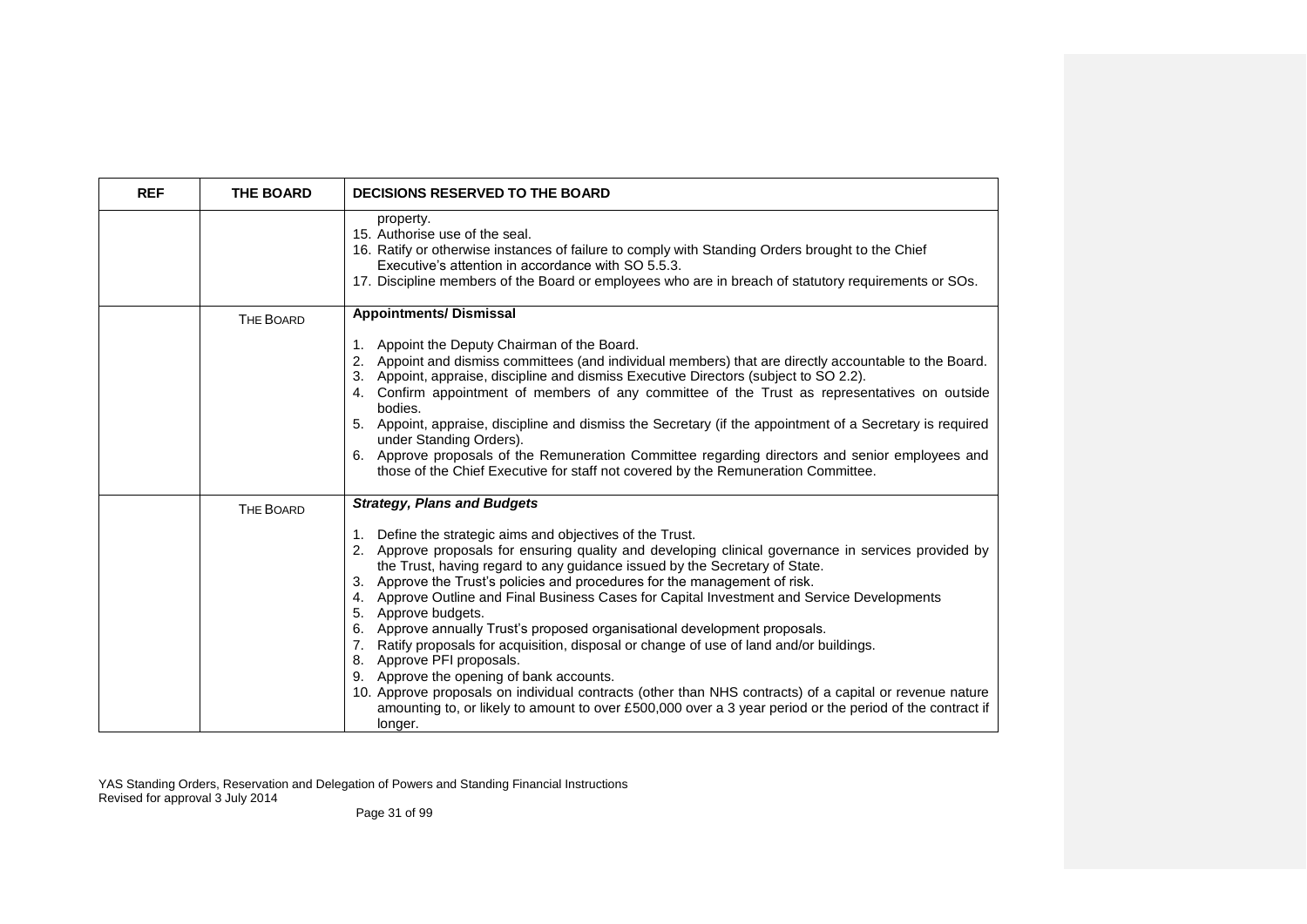| REF | THE BOARD | DECISIONS RESERVED TO THE BOARD |
|---|---|---|
| | | property.<br>15. Authorise use of the seal.<br>16. Ratify or otherwise instances of failure to comply with Standing Orders brought to the Chief Executive's attention in accordance with SO 5.5.3.<br>17. Discipline members of the Board or employees who are in breach of statutory requirements or SOs. |
| | THE BOARD | **Appointments/ Dismissal**<br>1. Appoint the Deputy Chairman of the Board.<br>2. Appoint and dismiss committees (and individual members) that are directly accountable to the Board.<br>3. Appoint, appraise, discipline and dismiss Executive Directors (subject to SO 2.2).<br>4. Confirm appointment of members of any committee of the Trust as representatives on outside bodies.<br>5. Appoint, appraise, discipline and dismiss the Secretary (if the appointment of a Secretary is required under Standing Orders).<br>6. Approve proposals of the Remuneration Committee regarding directors and senior employees and those of the Chief Executive for staff not covered by the Remuneration Committee. |
| | THE BOARD | ***Strategy, Plans and Budgets***<br>1. Define the strategic aims and objectives of the Trust.<br>2. Approve proposals for ensuring quality and developing clinical governance in services provided by the Trust, having regard to any guidance issued by the Secretary of State.<br>3. Approve the Trust's policies and procedures for the management of risk.<br>4. Approve Outline and Final Business Cases for Capital Investment and Service Developments<br>5. Approve budgets.<br>6. Approve annually Trust's proposed organisational development proposals.<br>7. Ratify proposals for acquisition, disposal or change of use of land and/or buildings.<br>8. Approve PFI proposals.<br>9. Approve the opening of bank accounts.<br>10. Approve proposals on individual contracts (other than NHS contracts) of a capital or revenue nature amounting to, or likely to amount to over £500,000 over a 3 year period or the period of the contract if longer. |

YAS Standing Orders, Reservation and Delegation of Powers and Standing Financial Instructions
Revised for approval 3 July 2014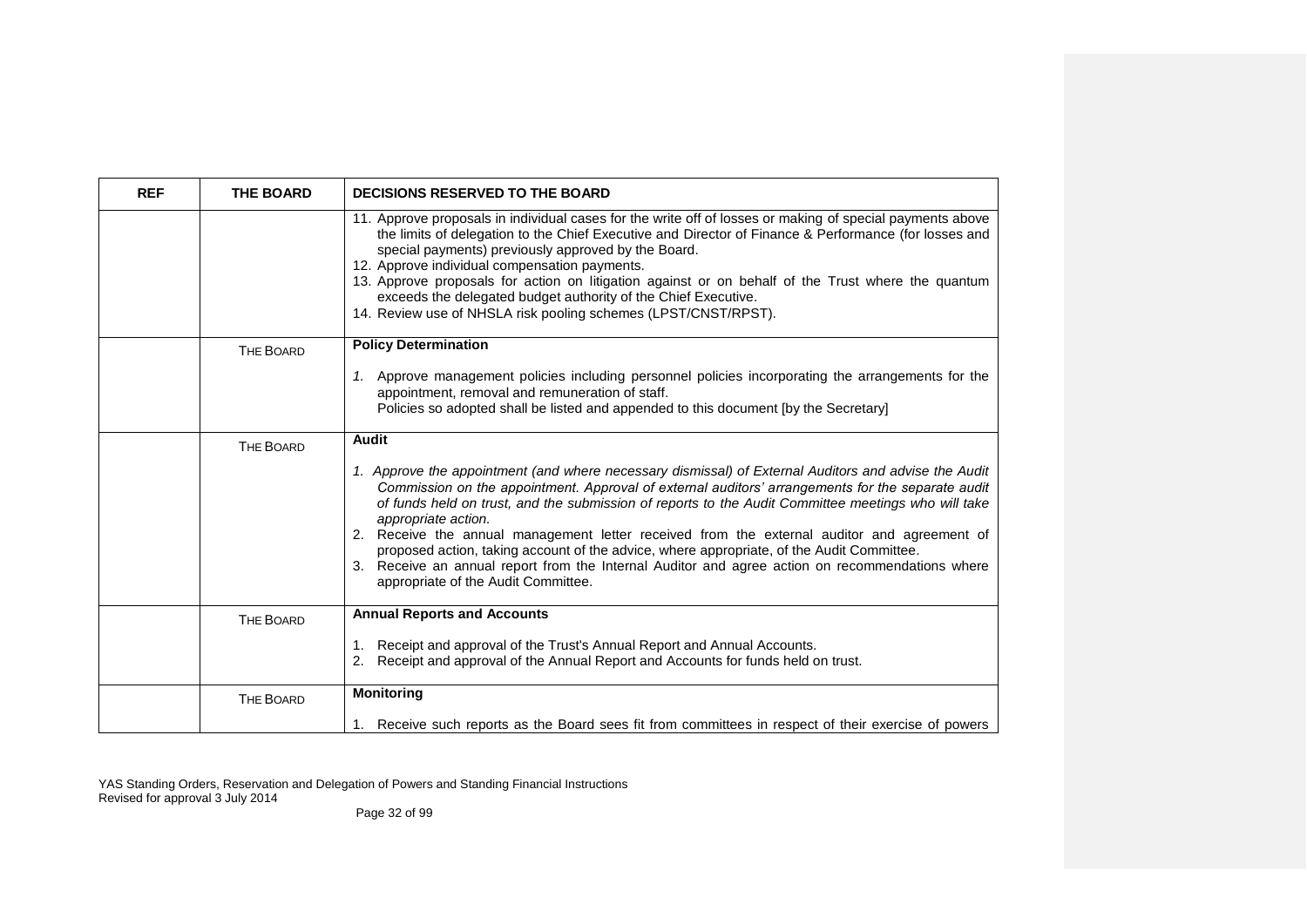| REF | THE BOARD | DECISIONS RESERVED TO THE BOARD |
|---|---|---|
| | | 11. Approve proposals in individual cases for the write off of losses or making of special payments above the limits of delegation to the Chief Executive and Director of Finance & Performance (for losses and special payments) previously approved by the Board.<br>12. Approve individual compensation payments.<br>13. Approve proposals for action on litigation against or on behalf of the Trust where the quantum exceeds the delegated budget authority of the Chief Executive.<br>14. Review use of NHSLA risk pooling schemes (LPST/CNST/RPST). |
| | THE BOARD | **Policy Determination**<br><br>*1.* Approve management policies including personnel policies incorporating the arrangements for the appointment, removal and remuneration of staff.<br>Policies so adopted shall be listed and appended to this document [by the Secretary] |
| | THE BOARD | **Audit**<br><br>*1. Approve the appointment (and where necessary dismissal) of External Auditors and advise the Audit Commission on the appointment. Approval of external auditors' arrangements for the separate audit of funds held on trust, and the submission of reports to the Audit Committee meetings who will take appropriate action.*<br>2. Receive the annual management letter received from the external auditor and agreement of proposed action, taking account of the advice, where appropriate, of the Audit Committee.<br>3. Receive an annual report from the Internal Auditor and agree action on recommendations where appropriate of the Audit Committee. |
| | THE BOARD | **Annual Reports and Accounts**<br><br>1. Receipt and approval of the Trust's Annual Report and Annual Accounts.<br>2. Receipt and approval of the Annual Report and Accounts for funds held on trust. |
| | THE BOARD | **Monitoring**<br><br>1. Receive such reports as the Board sees fit from committees in respect of their exercise of powers |

YAS Standing Orders, Reservation and Delegation of Powers and Standing Financial Instructions
Revised for approval 3 July 2014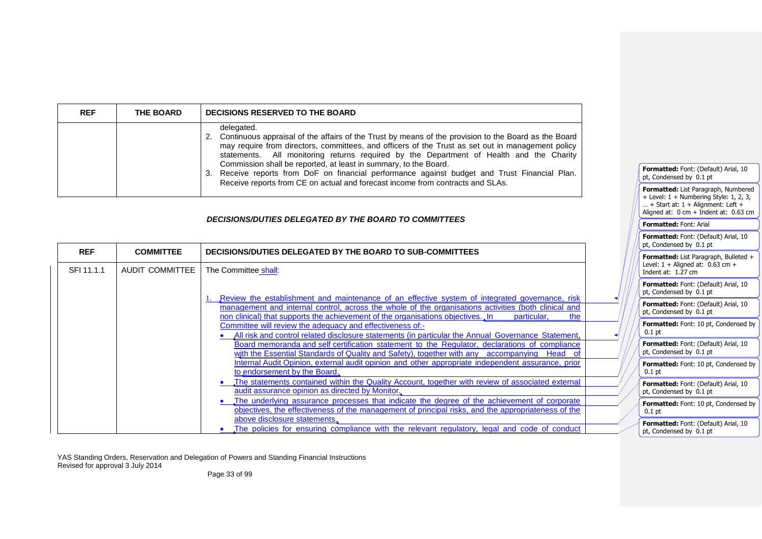| REF | THE BOARD | DECISIONS RESERVED TO THE BOARD |
|---|---|---|
| | | delegated.<br>2. Continuous appraisal of the affairs of the Trust by means of the provision to the Board as the Board may require from directors, committees, and officers of the Trust as set out in management policy statements. All monitoring returns required by the Department of Health and the Charity Commission shall be reported, at least in summary, to the Board.<br>3. Receive reports from DoF on financial performance against budget and Trust Financial Plan. Receive reports from CE on actual and forecast income from contracts and SLAs. |

***DECISIONS/DUTIES DELEGATED BY THE BOARD TO COMMITTEES***

| REF | COMMITTEE | DECISIONS/DUTIES DELEGATED BY THE BOARD TO SUB-COMMITTEES |
|---|---|---|
| SFI 11.1.1 | AUDIT COMMITTEE | The Committee shall:<br><br>1. Review the establishment and maintenance of an effective system of integrated governance, risk management and internal control, across the whole of the organisations activities (both clinical and non clinical) that supports the achievement of the organisations objectives. In particular, the Committee will review the adequacy and effectiveness of:-<br>• All risk and control related disclosure statements (in particular the Annual Governance Statement, Board memoranda and self certification statement to the Regulator, declarations of compliance with the Essential Standards of Quality and Safety), together with any accompanying Head of Internal Audit Opinion, external audit opinion and other appropriate independent assurance, prior to endorsement by the Board.<br>• The statements contained within the Quality Account, together with review of associated external audit assurance opinion as directed by Monitor.<br>• The underlying assurance processes that indicate the degree of the achievement of corporate objectives, the effectiveness of the management of principal risks, and the appropriateness of the above disclosure statements.<br>• The policies for ensuring compliance with the relevant regulatory, legal and code of conduct |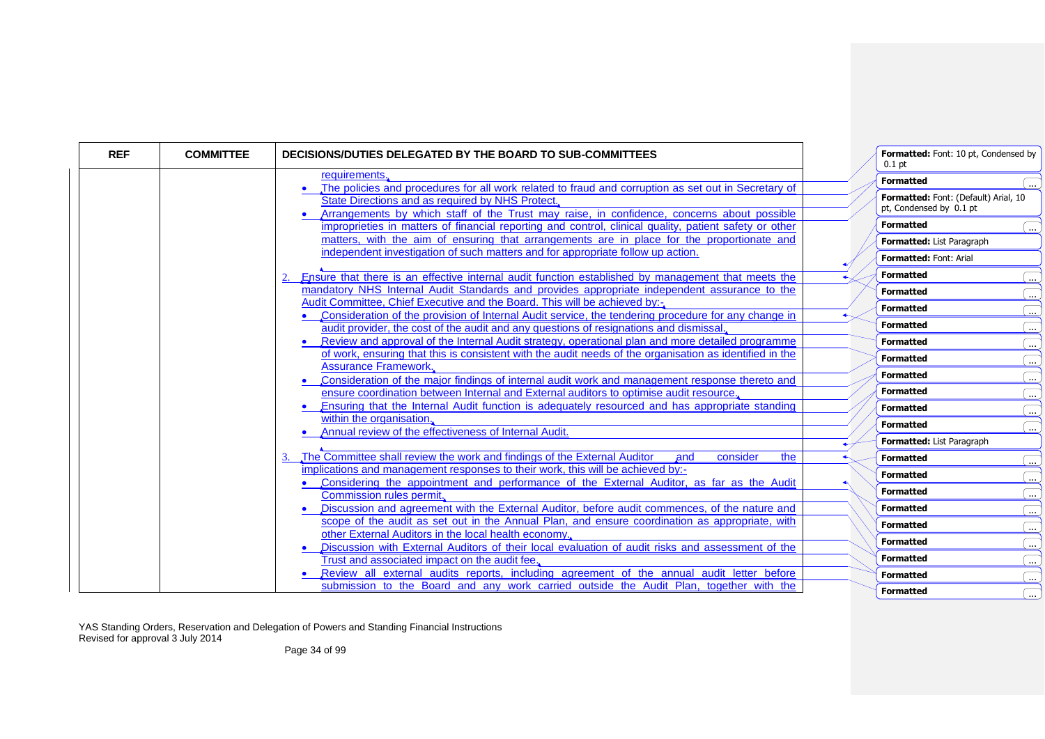| REF | COMMITTEE | DECISIONS/DUTIES DELEGATED BY THE BOARD TO SUB-COMMITTEES |
|---|---|---|
| | | requirements.<br>• The policies and procedures for all work related to fraud and corruption as set out in Secretary of State Directions and as required by NHS Protect.<br>• Arrangements by which staff of the Trust may raise, in confidence, concerns about possible improprieties in matters of financial reporting and control, clinical quality, patient safety or other matters, with the aim of ensuring that arrangements are in place for the proportionate and independent investigation of such matters and for appropriate follow up action.<br><br>2. Ensure that there is an effective internal audit function established by management that meets the mandatory NHS Internal Audit Standards and provides appropriate independent assurance to the Audit Committee, Chief Executive and the Board. This will be achieved by:-<br>• Consideration of the provision of Internal Audit service, the tendering procedure for any change in audit provider, the cost of the audit and any questions of resignations and dismissal.<br>• Review and approval of the Internal Audit strategy, operational plan and more detailed programme of work, ensuring that this is consistent with the audit needs of the organisation as identified in the Assurance Framework.<br>• Consideration of the major findings of internal audit work and management response thereto and ensure coordination between Internal and External auditors to optimise audit resource.<br>• Ensuring that the Internal Audit function is adequately resourced and has appropriate standing within the organisation.<br>• Annual review of the effectiveness of Internal Audit.<br><br>3. The Committee shall review the work and findings of the External Auditor and consider the implications and management responses to their work, this will be achieved by:-<br>• Considering the appointment and performance of the External Auditor, as far as the Audit Commission rules permit.<br>• Discussion and agreement with the External Auditor, before audit commences, of the nature and scope of the audit as set out in the Annual Plan, and ensure coordination as appropriate, with other External Auditors in the local health economy.<br>• Discussion with External Auditors of their local evaluation of audit risks and assessment of the Trust and associated impact on the audit fee.<br>• Review all external audits reports, including agreement of the annual audit letter before submission to the Board and any work carried outside the Audit Plan, together with the |

YAS Standing Orders, Reservation and Delegation of Powers and Standing Financial Instructions
Revised for approval 3 July 2014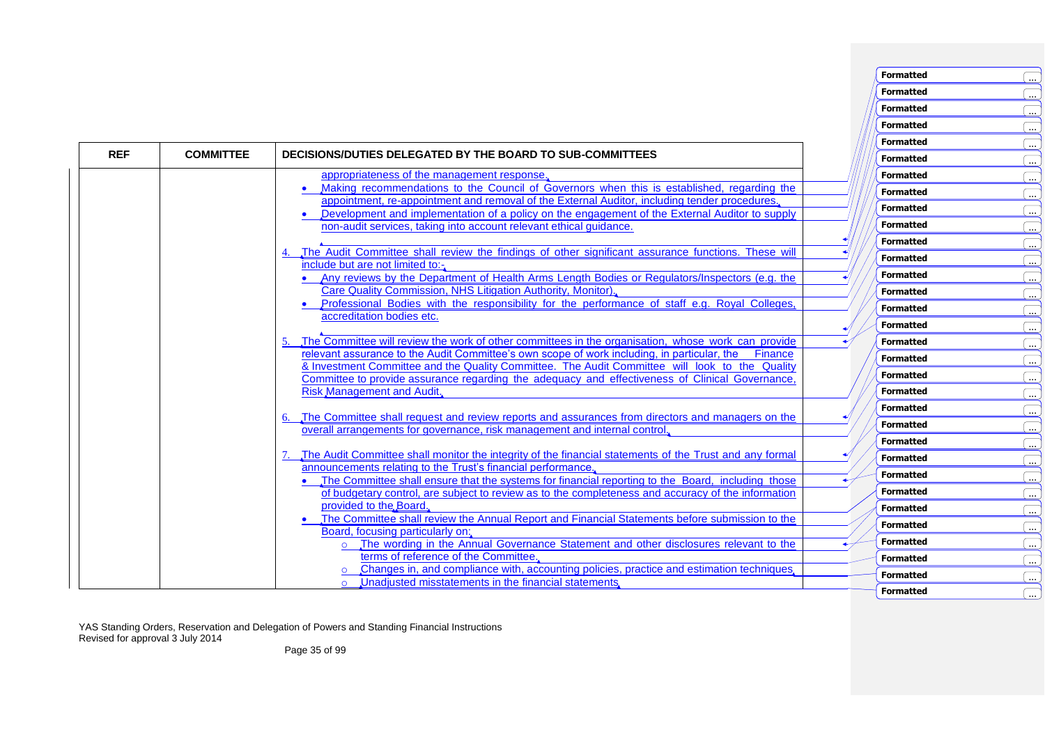| REF | COMMITTEE | DECISIONS/DUTIES DELEGATED BY THE BOARD TO SUB-COMMITTEES |
|---|---|---|
| | | appropriateness of the management response.<br>• Making recommendations to the Council of Governors when this is established, regarding the appointment, re-appointment and removal of the External Auditor, including tender procedures.<br>• Development and implementation of a policy on the engagement of the External Auditor to supply non-audit services, taking into account relevant ethical guidance.<br><br>4. The Audit Committee shall review the findings of other significant assurance functions. These will include but are not limited to:-<br>• Any reviews by the Department of Health Arms Length Bodies or Regulators/Inspectors (e.g. the Care Quality Commission, NHS Litigation Authority, Monitor).<br>• Professional Bodies with the responsibility for the performance of staff e.g. Royal Colleges, accreditation bodies etc.<br><br>5. The Committee will review the work of other committees in the organisation, whose work can provide relevant assurance to the Audit Committee's own scope of work including, in particular, the Finance & Investment Committee and the Quality Committee. The Audit Committee will look to the Quality Committee to provide assurance regarding the adequacy and effectiveness of Clinical Governance, Risk Management and Audit.<br><br>6. The Committee shall request and review reports and assurances from directors and managers on the overall arrangements for governance, risk management and internal control.<br><br>7. The Audit Committee shall monitor the integrity of the financial statements of the Trust and any formal announcements relating to the Trust's financial performance.<br>• The Committee shall ensure that the systems for financial reporting to the Board, including those of budgetary control, are subject to review as to the completeness and accuracy of the information provided to the Board.<br>• The Committee shall review the Annual Report and Financial Statements before submission to the Board, focusing particularly on:<br>&nbsp;&nbsp;○ The wording in the Annual Governance Statement and other disclosures relevant to the terms of reference of the Committee.<br>&nbsp;&nbsp;○ Changes in, and compliance with, accounting policies, practice and estimation techniques.<br>&nbsp;&nbsp;○ Unadjusted misstatements in the financial statements. |

YAS Standing Orders, Reservation and Delegation of Powers and Standing Financial Instructions
Revised for approval 3 July 2014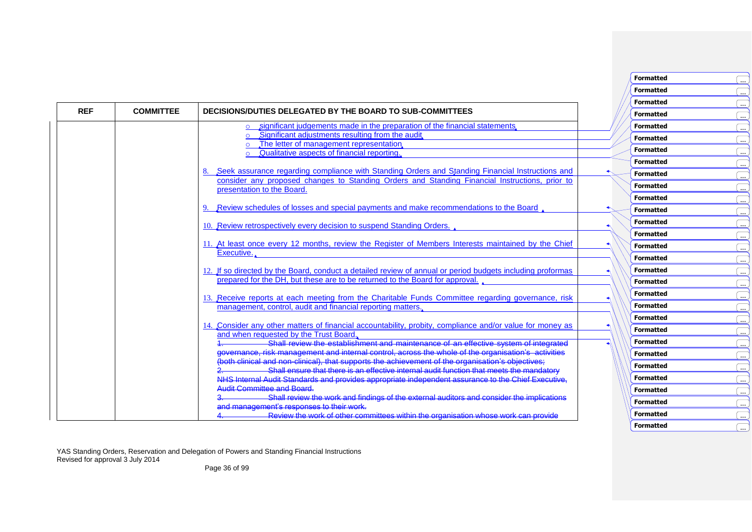| REF | COMMITTEE | DECISIONS/DUTIES DELEGATED BY THE BOARD TO SUB-COMMITTEES |
|---|---|---|
| | | ○ significant judgements made in the preparation of the financial statements<br>○ Significant adjustments resulting from the audit<br>○ The letter of management representation<br>○ Qualitative aspects of financial reporting.<br><br>8. Seek assurance regarding compliance with Standing Orders and Standing Financial Instructions and consider any proposed changes to Standing Orders and Standing Financial Instructions, prior to presentation to the Board.<br><br>9. Review schedules of losses and special payments and make recommendations to the Board<br><br>10. Review retrospectively every decision to suspend Standing Orders.<br><br>11. At least once every 12 months, review the Register of Members Interests maintained by the Chief Executive.<br><br>12. If so directed by the Board, conduct a detailed review of annual or period budgets including proformas prepared for the DH, but these are to be returned to the Board for approval.<br><br>13. Receive reports at each meeting from the Charitable Funds Committee regarding governance, risk management, control, audit and financial reporting matters.<br><br>14. Consider any other matters of financial accountability, probity, compliance and/or value for money as and when requested by the Trust Board.<br>~~1. Shall review the establishment and maintenance of an effective system of integrated governance, risk management and internal control, across the whole of the organisation's activities (both clinical and non-clinical), that supports the achievement of the organisation's objectives;~~<br>~~2. Shall ensure that there is an effective internal audit function that meets the mandatory NHS Internal Audit Standards and provides appropriate independent assurance to the Chief Executive, Audit Committee and Board.~~<br>~~3. Shall review the work and findings of the external auditors and consider the implications and management's responses to their work.~~<br>~~4. Review the work of other committees within the organisation whose work can provide~~ |

YAS Standing Orders, Reservation and Delegation of Powers and Standing Financial Instructions
Revised for approval 3 July 2014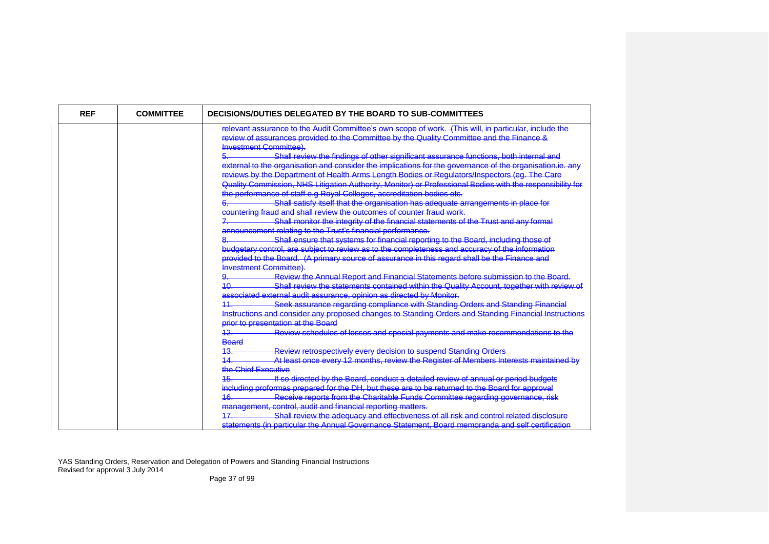| REF | COMMITTEE | DECISIONS/DUTIES DELEGATED BY THE BOARD TO SUB-COMMITTEES |
|---|---|---|
| | | ~~relevant assurance to the Audit Committee's own scope of work. (This will, in particular, include the review of assurances provided to the Committee by the Quality Committee and the Finance & Investment Committee).~~<br>~~5. Shall review the findings of other significant assurance functions, both internal and external to the organisation and consider the implications for the governance of the organisation.ie. any reviews by the Department of Health Arms Length Bodies or Regulators/Inspectors (eg. The Care Quality Commission, NHS Litigation Authority, Monitor) or Professional Bodies with the responsibility for the performance of staff e.g Royal Colleges, accreditation bodies etc.~~<br>~~6. Shall satisfy itself that the organisation has adequate arrangements in place for countering fraud and shall review the outcomes of counter fraud work.~~<br>~~7. Shall monitor the integrity of the financial statements of the Trust and any formal announcement relating to the Trust's financial performance.~~<br>~~8. Shall ensure that systems for financial reporting to the Board, including those of budgetary control, are subject to review as to the completeness and accuracy of the information provided to the Board. (A primary source of assurance in this regard shall be the Finance and Investment Committee).~~<br>~~9. Review the Annual Report and Financial Statements before submission to the Board.~~<br>~~10. Shall review the statements contained within the Quality Account, together with review of associated external audit assurance, opinion as directed by Monitor.~~<br>~~11. Seek assurance regarding compliance with Standing Orders and Standing Financial Instructions and consider any proposed changes to Standing Orders and Standing Financial Instructions prior to presentation at the Board~~<br>~~12. Review schedules of losses and special payments and make recommendations to the Board~~<br>~~13. Review retrospectively every decision to suspend Standing Orders~~<br>~~14. At least once every 12 months, review the Register of Members Interests maintained by the Chief Executive~~<br>~~15. If so directed by the Board, conduct a detailed review of annual or period budgets including proformas prepared for the DH, but these are to be returned to the Board for approval~~<br>~~16. Receive reports from the Charitable Funds Committee regarding governance, risk management, control, audit and financial reporting matters.~~<br>~~17. Shall review the adequacy and effectiveness of all risk and control related disclosure statements (in particular the Annual Governance Statement, Board memoranda and self certification~~ |

YAS Standing Orders, Reservation and Delegation of Powers and Standing Financial Instructions
Revised for approval 3 July 2014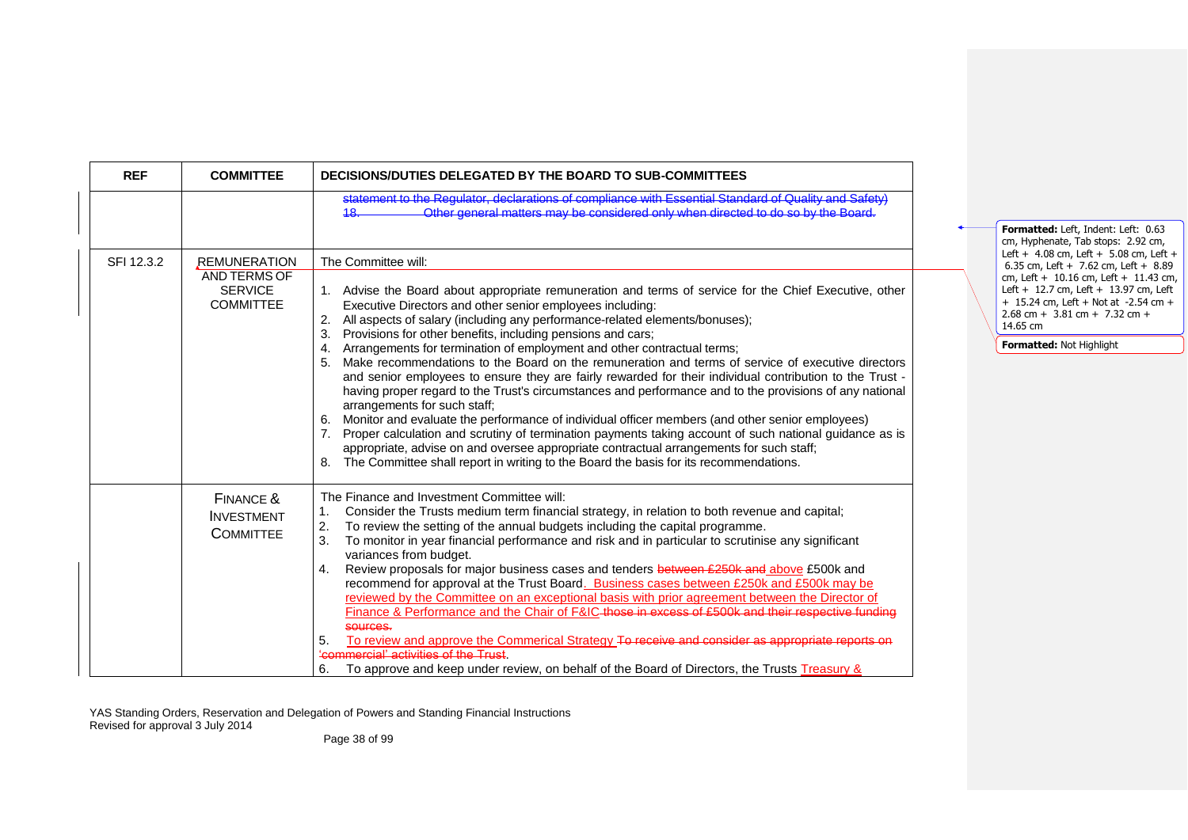| REF | COMMITTEE | DECISIONS/DUTIES DELEGATED BY THE BOARD TO SUB-COMMITTEES |
|---|---|---|
| | | statement to the Regulator, declarations of compliance with Essential Standard of Quality and Safety)<br>18. Other general matters may be considered only when directed to do so by the Board. |
| SFI 12.3.2 | REMUNERATION AND TERMS OF SERVICE COMMITTEE | The Committee will:<br>1. Advise the Board about appropriate remuneration and terms of service for the Chief Executive, other Executive Directors and other senior employees including:<br>2. All aspects of salary (including any performance-related elements/bonuses);<br>3. Provisions for other benefits, including pensions and cars;<br>4. Arrangements for termination of employment and other contractual terms;<br>5. Make recommendations to the Board on the remuneration and terms of service of executive directors and senior employees to ensure they are fairly rewarded for their individual contribution to the Trust - having proper regard to the Trust's circumstances and performance and to the provisions of any national arrangements for such staff;<br>6. Monitor and evaluate the performance of individual officer members (and other senior employees)<br>7. Proper calculation and scrutiny of termination payments taking account of such national guidance as is appropriate, advise on and oversee appropriate contractual arrangements for such staff;<br>8. The Committee shall report in writing to the Board the basis for its recommendations. |
| | FINANCE & INVESTMENT COMMITTEE | The Finance and Investment Committee will:<br>1. Consider the Trusts medium term financial strategy, in relation to both revenue and capital;<br>2. To review the setting of the annual budgets including the capital programme.<br>3. To monitor in year financial performance and risk and in particular to scrutinise any significant variances from budget.<br>4. Review proposals for major business cases and tenders ~~between £250k and~~ above £500k and recommend for approval at the Trust Board. Business cases between £250k and £500k may be reviewed by the Committee on an exceptional basis with prior agreement between the Director of Finance & Performance and the Chair of F&IC ~~those in excess of £500k and their respective funding sources.~~<br>5. To review and approve the Commerical Strategy ~~To receive and consider as appropriate reports on 'commercial' activities of the Trust~~.<br>6. To approve and keep under review, on behalf of the Board of Directors, the Trusts Treasury & |

Formatted: Left, Indent: Left: 0.63 cm, Hyphenate, Tab stops: 2.92 cm, Left + 4.08 cm, Left + 5.08 cm, Left + 6.35 cm, Left + 7.62 cm, Left + 8.89 cm, Left + 10.16 cm, Left + 11.43 cm, Left + 12.7 cm, Left + 13.97 cm, Left + 15.24 cm, Left + Not at -2.54 cm + 2.68 cm + 3.81 cm + 7.32 cm + 14.65 cm

Formatted: Not Highlight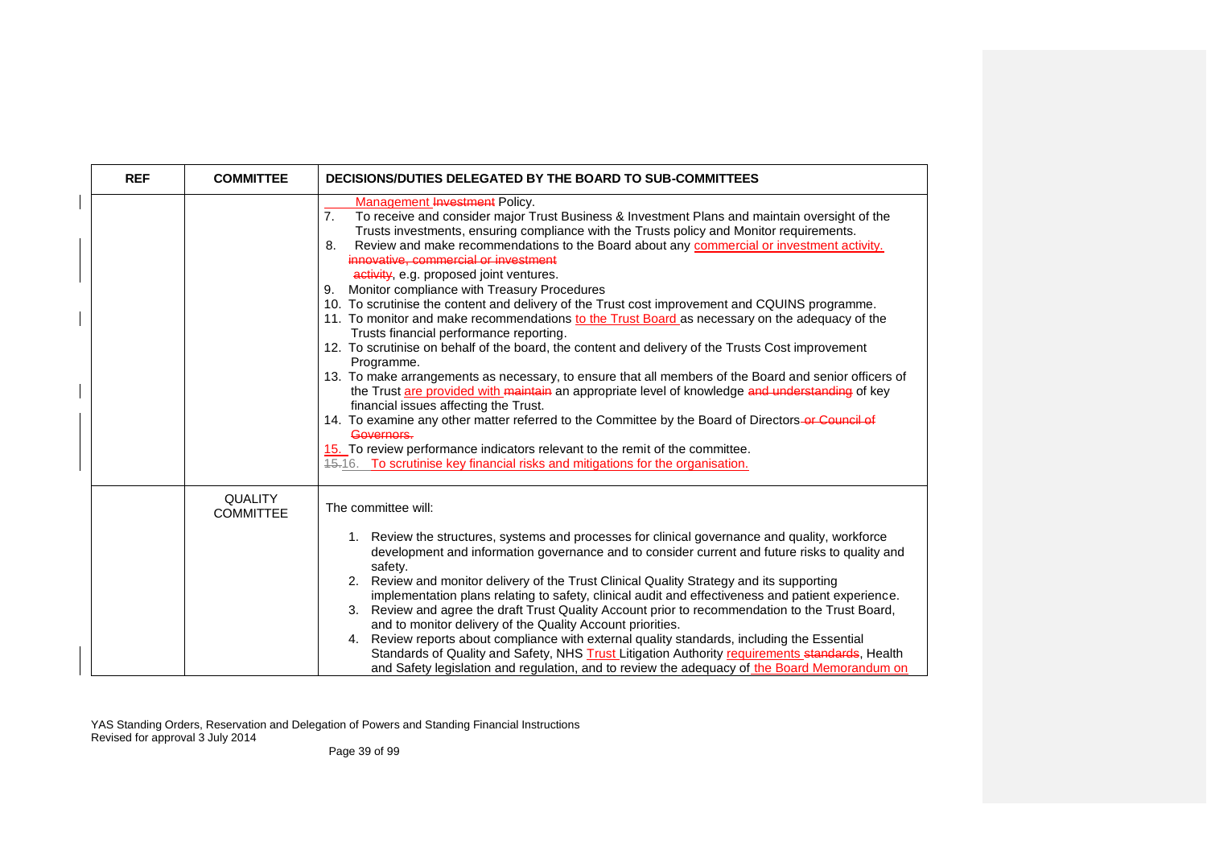| REF | COMMITTEE | DECISIONS/DUTIES DELEGATED BY THE BOARD TO SUB-COMMITTEES |
|---|---|---|
| | | Management Investment Policy.<br>7. To receive and consider major Trust Business & Investment Plans and maintain oversight of the Trusts investments, ensuring compliance with the Trusts policy and Monitor requirements.<br>8. Review and make recommendations to the Board about any commercial or investment activity. innovative, commercial or investment activity, e.g. proposed joint ventures.<br>9. Monitor compliance with Treasury Procedures<br>10. To scrutinise the content and delivery of the Trust cost improvement and CQUINS programme.<br>11. To monitor and make recommendations to the Trust Board as necessary on the adequacy of the Trusts financial performance reporting.<br>12. To scrutinise on behalf of the board, the content and delivery of the Trusts Cost improvement Programme.<br>13. To make arrangements as necessary, to ensure that all members of the Board and senior officers of the Trust are provided with maintain an appropriate level of knowledge and understanding of key financial issues affecting the Trust.<br>14. To examine any other matter referred to the Committee by the Board of Directors or Council of Governors.<br>15. To review performance indicators relevant to the remit of the committee.<br>15.16. To scrutinise key financial risks and mitigations for the organisation. |
| | QUALITY COMMITTEE | The committee will:<br>1. Review the structures, systems and processes for clinical governance and quality, workforce development and information governance and to consider current and future risks to quality and safety.<br>2. Review and monitor delivery of the Trust Clinical Quality Strategy and its supporting implementation plans relating to safety, clinical audit and effectiveness and patient experience.<br>3. Review and agree the draft Trust Quality Account prior to recommendation to the Trust Board, and to monitor delivery of the Quality Account priorities.<br>4. Review reports about compliance with external quality standards, including the Essential Standards of Quality and Safety, NHS Trust Litigation Authority requirements standards, Health and Safety legislation and regulation, and to review the adequacy of the Board Memorandum on |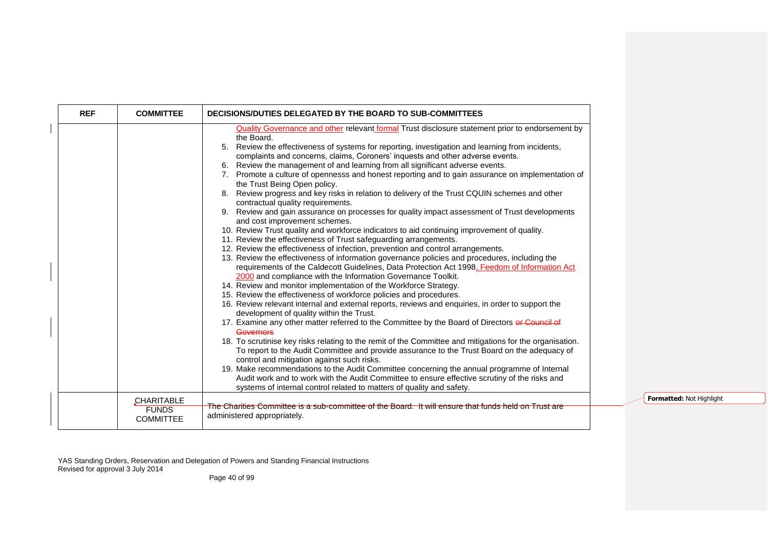| REF | COMMITTEE | DECISIONS/DUTIES DELEGATED BY THE BOARD TO SUB-COMMITTEES |
|---|---|---|
| | | Quality Governance and other relevant formal Trust disclosure statement prior to endorsement by the Board.<br>5. Review the effectiveness of systems for reporting, investigation and learning from incidents, complaints and concerns, claims, Coroners' inquests and other adverse events.<br>6. Review the management of and learning from all significant adverse events.<br>7. Promote a culture of opennesss and honest reporting and to gain assurance on implementation of the Trust Being Open policy.<br>8. Review progress and key risks in relation to delivery of the Trust CQUIN schemes and other contractual quality requirements.<br>9. Review and gain assurance on processes for quality impact assessment of Trust developments and cost improvement schemes.<br>10. Review Trust quality and workforce indicators to aid continuing improvement of quality.<br>11. Review the effectiveness of Trust safeguarding arrangements.<br>12. Review the effectiveness of infection, prevention and control arrangements.<br>13. Review the effectiveness of information governance policies and procedures, including the requirements of the Caldecott Guidelines, Data Protection Act 1998, Feedom of Information Act 2000 and compliance with the Information Governance Toolkit.<br>14. Review and monitor implementation of the Workforce Strategy.<br>15. Review the effectiveness of workforce policies and procedures.<br>16. Review relevant internal and external reports, reviews and enquiries, in order to support the development of quality within the Trust.<br>17. Examine any other matter referred to the Committee by the Board of Directors ~~or Council of Governors~~<br>18. To scrutinise key risks relating to the remit of the Committee and mitigations for the organisation. To report to the Audit Committee and provide assurance to the Trust Board on the adequacy of control and mitigation against such risks.<br>19. Make recommendations to the Audit Committee concerning the annual programme of Internal Audit work and to work with the Audit Committee to ensure effective scrutiny of the risks and systems of internal control related to matters of quality and safety. |
| | CHARITABLE FUNDS COMMITTEE | ~~The Charities Committee is a sub-committee of the Board. It will ensure that funds held on Trust are~~ administered appropriately. |

**Formatted:** Not Highlight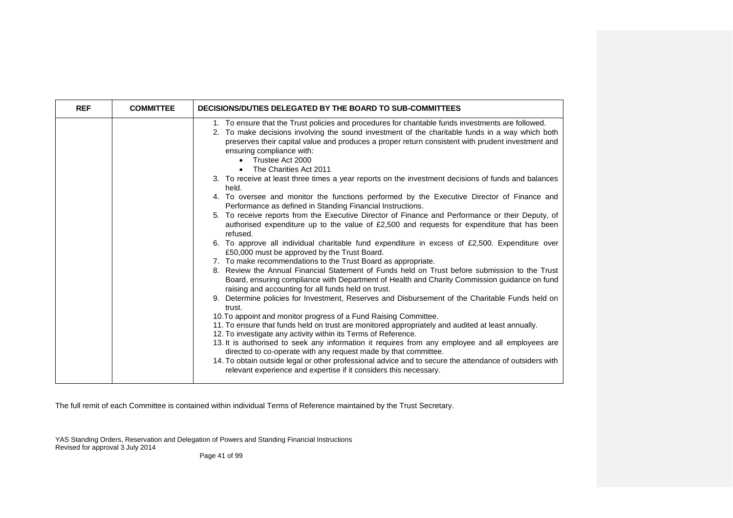| REF | COMMITTEE | DECISIONS/DUTIES DELEGATED BY THE BOARD TO SUB-COMMITTEES |
|---|---|---|
| | | 1. To ensure that the Trust policies and procedures for charitable funds investments are followed.<br>2. To make decisions involving the sound investment of the charitable funds in a way which both preserves their capital value and produces a proper return consistent with prudent investment and ensuring compliance with:<br>• Trustee Act 2000<br>• The Charities Act 2011<br>3. To receive at least three times a year reports on the investment decisions of funds and balances held.<br>4. To oversee and monitor the functions performed by the Executive Director of Finance and Performance as defined in Standing Financial Instructions.<br>5. To receive reports from the Executive Director of Finance and Performance or their Deputy, of authorised expenditure up to the value of £2,500 and requests for expenditure that has been refused.<br>6. To approve all individual charitable fund expenditure in excess of £2,500. Expenditure over £50,000 must be approved by the Trust Board.<br>7. To make recommendations to the Trust Board as appropriate.<br>8. Review the Annual Financial Statement of Funds held on Trust before submission to the Trust Board, ensuring compliance with Department of Health and Charity Commission guidance on fund raising and accounting for all funds held on trust.<br>9. Determine policies for Investment, Reserves and Disbursement of the Charitable Funds held on trust.<br>10. To appoint and monitor progress of a Fund Raising Committee.<br>11. To ensure that funds held on trust are monitored appropriately and audited at least annually.<br>12. To investigate any activity within its Terms of Reference.<br>13. It is authorised to seek any information it requires from any employee and all employees are directed to co-operate with any request made by that committee.<br>14. To obtain outside legal or other professional advice and to secure the attendance of outsiders with relevant experience and expertise if it considers this necessary. |

The full remit of each Committee is contained within individual Terms of Reference maintained by the Trust Secretary.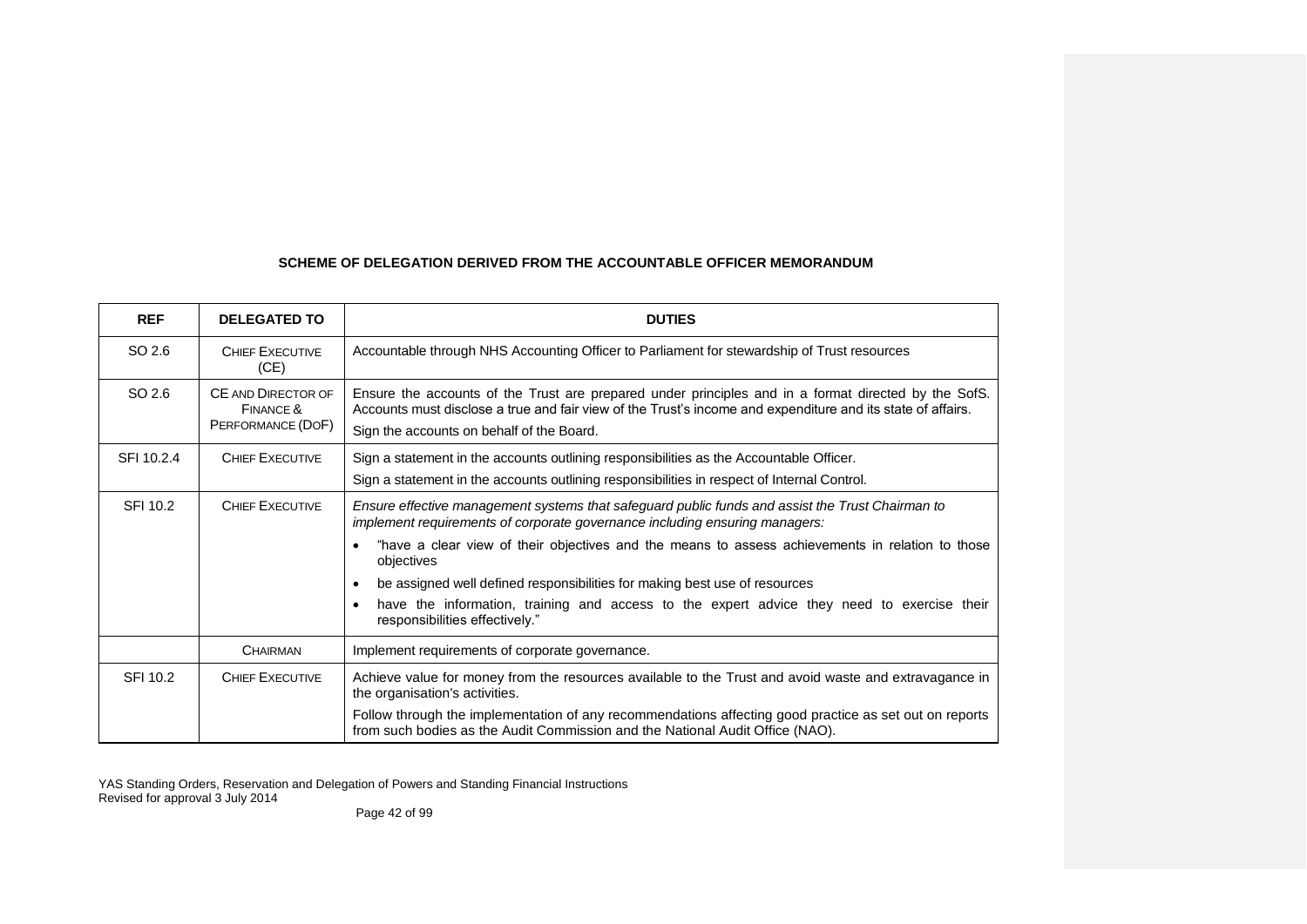**SCHEME OF DELEGATION DERIVED FROM THE ACCOUNTABLE OFFICER MEMORANDUM**

| REF | DELEGATED TO | DUTIES |
|---|---|---|
| SO 2.6 | CHIEF EXECUTIVE (CE) | Accountable through NHS Accounting Officer to Parliament for stewardship of Trust resources |
| SO 2.6 | CE AND DIRECTOR OF FINANCE & PERFORMANCE (DOF) | Ensure the accounts of the Trust are prepared under principles and in a format directed by the SofS. Accounts must disclose a true and fair view of the Trust's income and expenditure and its state of affairs.<br><br>Sign the accounts on behalf of the Board. |
| SFI 10.2.4 | CHIEF EXECUTIVE | Sign a statement in the accounts outlining responsibilities as the Accountable Officer.<br><br>Sign a statement in the accounts outlining responsibilities in respect of Internal Control. |
| SFI 10.2 | CHIEF EXECUTIVE | *Ensure effective management systems that safeguard public funds and assist the Trust Chairman to implement requirements of corporate governance including ensuring managers:*<br><br>• "have a clear view of their objectives and the means to assess achievements in relation to those objectives<br>• be assigned well defined responsibilities for making best use of resources<br>• have the information, training and access to the expert advice they need to exercise their responsibilities effectively." |
| | CHAIRMAN | Implement requirements of corporate governance. |
| SFI 10.2 | CHIEF EXECUTIVE | Achieve value for money from the resources available to the Trust and avoid waste and extravagance in the organisation's activities.<br><br>Follow through the implementation of any recommendations affecting good practice as set out on reports from such bodies as the Audit Commission and the National Audit Office (NAO). |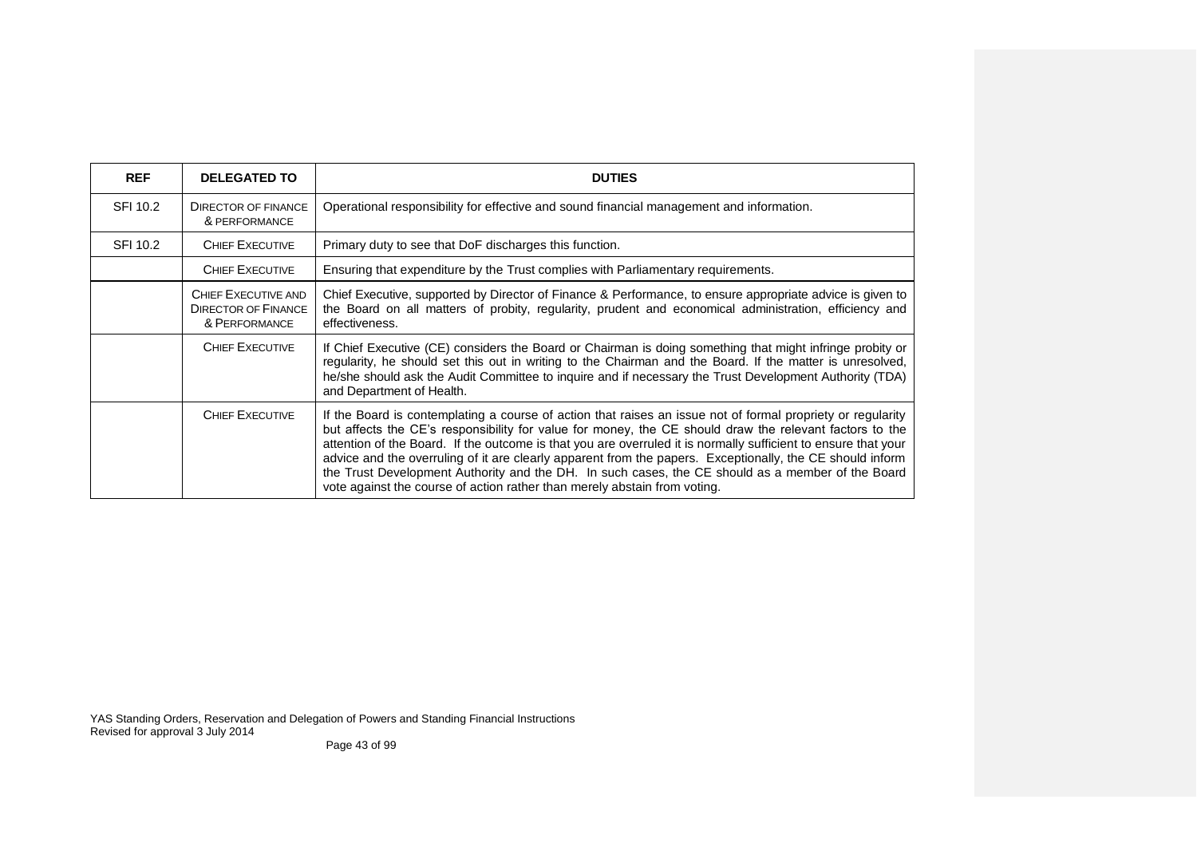| REF | DELEGATED TO | DUTIES |
|---|---|---|
| SFI 10.2 | DIRECTOR OF FINANCE & PERFORMANCE | Operational responsibility for effective and sound financial management and information. |
| SFI 10.2 | CHIEF EXECUTIVE | Primary duty to see that DoF discharges this function. |
| | CHIEF EXECUTIVE | Ensuring that expenditure by the Trust complies with Parliamentary requirements. |
| | CHIEF EXECUTIVE AND DIRECTOR OF FINANCE & PERFORMANCE | Chief Executive, supported by Director of Finance & Performance, to ensure appropriate advice is given to the Board on all matters of probity, regularity, prudent and economical administration, efficiency and effectiveness. |
| | CHIEF EXECUTIVE | If Chief Executive (CE) considers the Board or Chairman is doing something that might infringe probity or regularity, he should set this out in writing to the Chairman and the Board. If the matter is unresolved, he/she should ask the Audit Committee to inquire and if necessary the Trust Development Authority (TDA) and Department of Health. |
| | CHIEF EXECUTIVE | If the Board is contemplating a course of action that raises an issue not of formal propriety or regularity but affects the CE's responsibility for value for money, the CE should draw the relevant factors to the attention of the Board. If the outcome is that you are overruled it is normally sufficient to ensure that your advice and the overruling of it are clearly apparent from the papers. Exceptionally, the CE should inform the Trust Development Authority and the DH. In such cases, the CE should as a member of the Board vote against the course of action rather than merely abstain from voting. |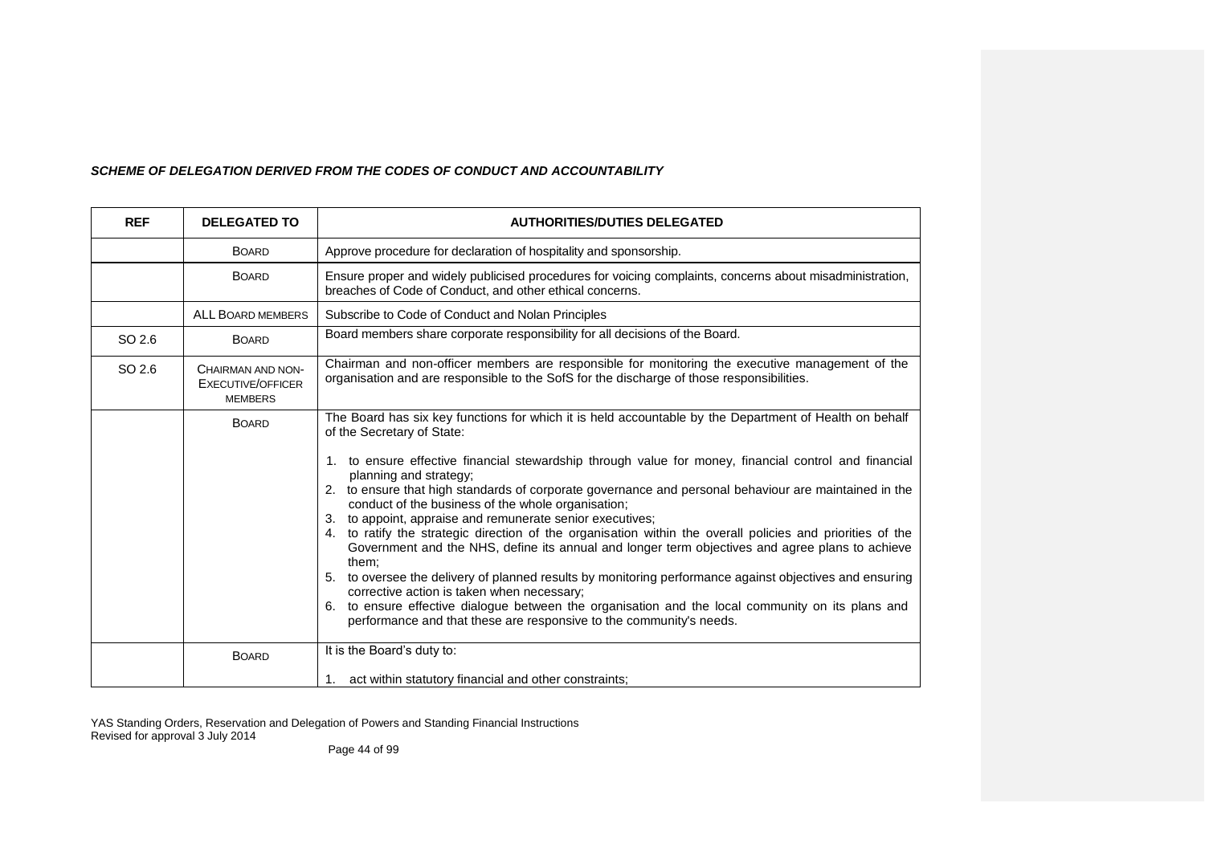***SCHEME OF DELEGATION DERIVED FROM THE CODES OF CONDUCT AND ACCOUNTABILITY***

| REF | DELEGATED TO | AUTHORITIES/DUTIES DELEGATED |
|---|---|---|
| | BOARD | Approve procedure for declaration of hospitality and sponsorship. |
| | BOARD | Ensure proper and widely publicised procedures for voicing complaints, concerns about misadministration, breaches of Code of Conduct, and other ethical concerns. |
| | ALL BOARD MEMBERS | Subscribe to Code of Conduct and Nolan Principles |
| SO 2.6 | BOARD | Board members share corporate responsibility for all decisions of the Board. |
| SO 2.6 | CHAIRMAN AND NON-EXECUTIVE/OFFICER MEMBERS | Chairman and non-officer members are responsible for monitoring the executive management of the organisation and are responsible to the SofS for the discharge of those responsibilities. |
| | BOARD | The Board has six key functions for which it is held accountable by the Department of Health on behalf of the Secretary of State:<br><br>1. to ensure effective financial stewardship through value for money, financial control and financial planning and strategy;<br>2. to ensure that high standards of corporate governance and personal behaviour are maintained in the conduct of the business of the whole organisation;<br>3. to appoint, appraise and remunerate senior executives;<br>4. to ratify the strategic direction of the organisation within the overall policies and priorities of the Government and the NHS, define its annual and longer term objectives and agree plans to achieve them;<br>5. to oversee the delivery of planned results by monitoring performance against objectives and ensuring corrective action is taken when necessary;<br>6. to ensure effective dialogue between the organisation and the local community on its plans and performance and that these are responsive to the community's needs. |
| | BOARD | It is the Board's duty to:<br><br>1. act within statutory financial and other constraints; |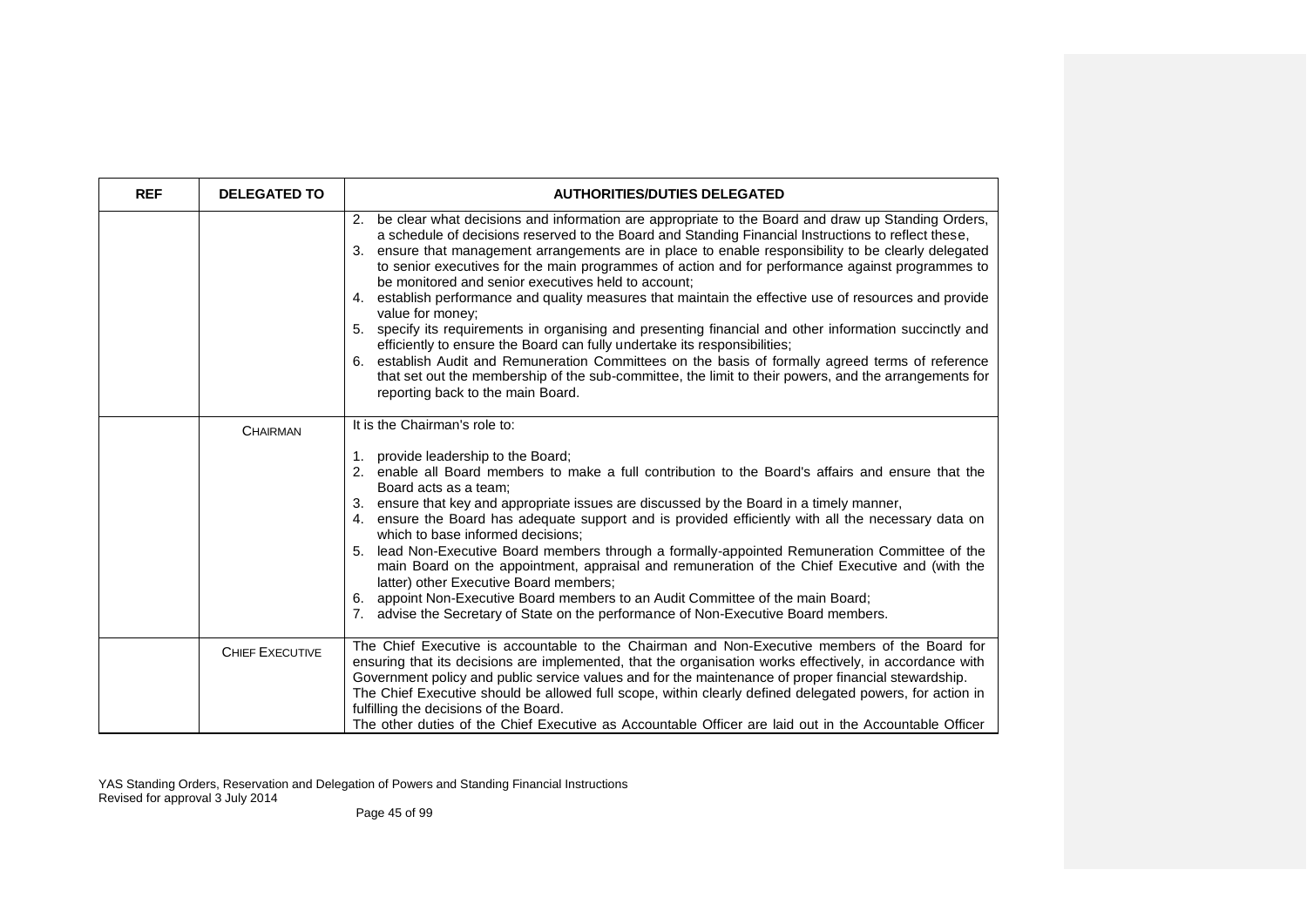| REF | DELEGATED TO | AUTHORITIES/DUTIES DELEGATED |
|---|---|---|
| | | 2. be clear what decisions and information are appropriate to the Board and draw up Standing Orders, a schedule of decisions reserved to the Board and Standing Financial Instructions to reflect these,<br>3. ensure that management arrangements are in place to enable responsibility to be clearly delegated to senior executives for the main programmes of action and for performance against programmes to be monitored and senior executives held to account;<br>4. establish performance and quality measures that maintain the effective use of resources and provide value for money;<br>5. specify its requirements in organising and presenting financial and other information succinctly and efficiently to ensure the Board can fully undertake its responsibilities;<br>6. establish Audit and Remuneration Committees on the basis of formally agreed terms of reference that set out the membership of the sub-committee, the limit to their powers, and the arrangements for reporting back to the main Board. |
| | CHAIRMAN | It is the Chairman's role to:<br>1. provide leadership to the Board;<br>2. enable all Board members to make a full contribution to the Board's affairs and ensure that the Board acts as a team;<br>3. ensure that key and appropriate issues are discussed by the Board in a timely manner,<br>4. ensure the Board has adequate support and is provided efficiently with all the necessary data on which to base informed decisions;<br>5. lead Non-Executive Board members through a formally-appointed Remuneration Committee of the main Board on the appointment, appraisal and remuneration of the Chief Executive and (with the latter) other Executive Board members;<br>6. appoint Non-Executive Board members to an Audit Committee of the main Board;<br>7. advise the Secretary of State on the performance of Non-Executive Board members. |
| | CHIEF EXECUTIVE | The Chief Executive is accountable to the Chairman and Non-Executive members of the Board for ensuring that its decisions are implemented, that the organisation works effectively, in accordance with Government policy and public service values and for the maintenance of proper financial stewardship.<br>The Chief Executive should be allowed full scope, within clearly defined delegated powers, for action in fulfilling the decisions of the Board.<br>The other duties of the Chief Executive as Accountable Officer are laid out in the Accountable Officer |

YAS Standing Orders, Reservation and Delegation of Powers and Standing Financial Instructions
Revised for approval 3 July 2014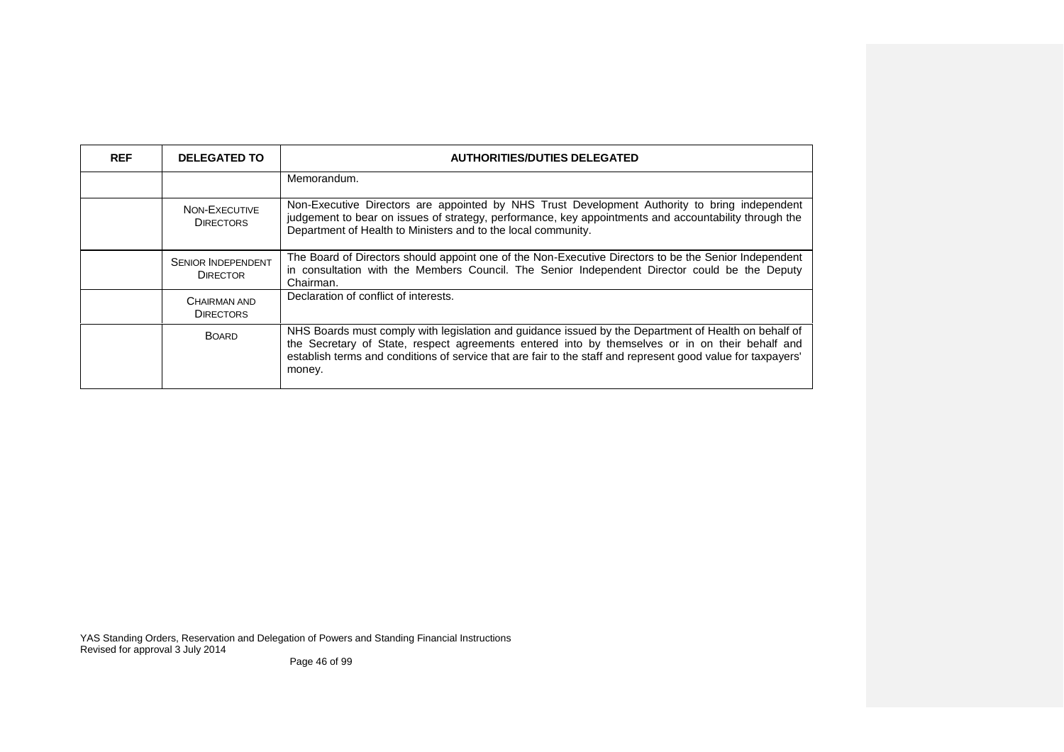| REF | DELEGATED TO | AUTHORITIES/DUTIES DELEGATED |
| --- | --- | --- |
| | | Memorandum. |
| | NON-EXECUTIVE DIRECTORS | Non-Executive Directors are appointed by NHS Trust Development Authority to bring independent judgement to bear on issues of strategy, performance, key appointments and accountability through the Department of Health to Ministers and to the local community. |
| | SENIOR INDEPENDENT DIRECTOR | The Board of Directors should appoint one of the Non-Executive Directors to be the Senior Independent in consultation with the Members Council. The Senior Independent Director could be the Deputy Chairman. |
| | CHAIRMAN AND DIRECTORS | Declaration of conflict of interests. |
| | BOARD | NHS Boards must comply with legislation and guidance issued by the Department of Health on behalf of the Secretary of State, respect agreements entered into by themselves or in on their behalf and establish terms and conditions of service that are fair to the staff and represent good value for taxpayers' money. |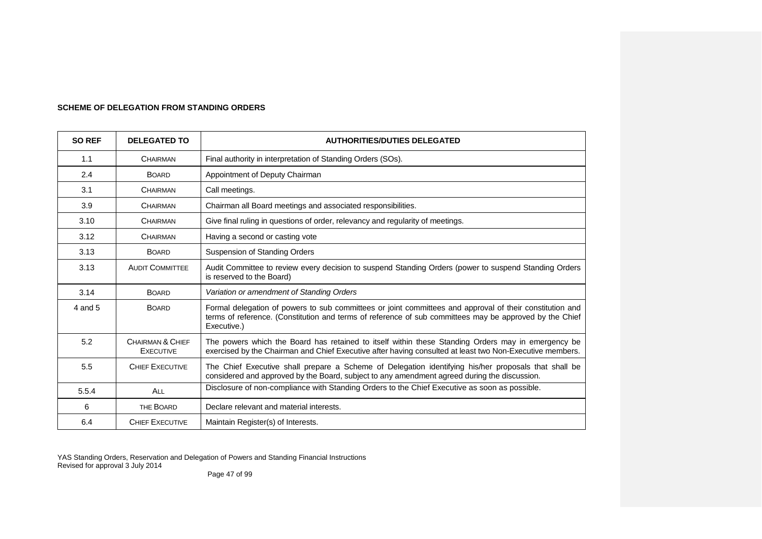**SCHEME OF DELEGATION FROM STANDING ORDERS**

| SO REF | DELEGATED TO | AUTHORITIES/DUTIES DELEGATED |
|---|---|---|
| 1.1 | CHAIRMAN | Final authority in interpretation of Standing Orders (SOs). |
| 2.4 | BOARD | Appointment of Deputy Chairman |
| 3.1 | CHAIRMAN | Call meetings. |
| 3.9 | CHAIRMAN | Chairman all Board meetings and associated responsibilities. |
| 3.10 | CHAIRMAN | Give final ruling in questions of order, relevancy and regularity of meetings. |
| 3.12 | CHAIRMAN | Having a second or casting vote |
| 3.13 | BOARD | Suspension of Standing Orders |
| 3.13 | AUDIT COMMITTEE | Audit Committee to review every decision to suspend Standing Orders (power to suspend Standing Orders is reserved to the Board) |
| 3.14 | BOARD | *Variation or amendment of Standing Orders* |
| 4 and 5 | BOARD | Formal delegation of powers to sub committees or joint committees and approval of their constitution and terms of reference. (Constitution and terms of reference of sub committees may be approved by the Chief Executive.) |
| 5.2 | CHAIRMAN & CHIEF EXECUTIVE | The powers which the Board has retained to itself within these Standing Orders may in emergency be exercised by the Chairman and Chief Executive after having consulted at least two Non-Executive members. |
| 5.5 | CHIEF EXECUTIVE | The Chief Executive shall prepare a Scheme of Delegation identifying his/her proposals that shall be considered and approved by the Board, subject to any amendment agreed during the discussion. |
| 5.5.4 | ALL | Disclosure of non-compliance with Standing Orders to the Chief Executive as soon as possible. |
| 6 | THE BOARD | Declare relevant and material interests. |
| 6.4 | CHIEF EXECUTIVE | Maintain Register(s) of Interests. |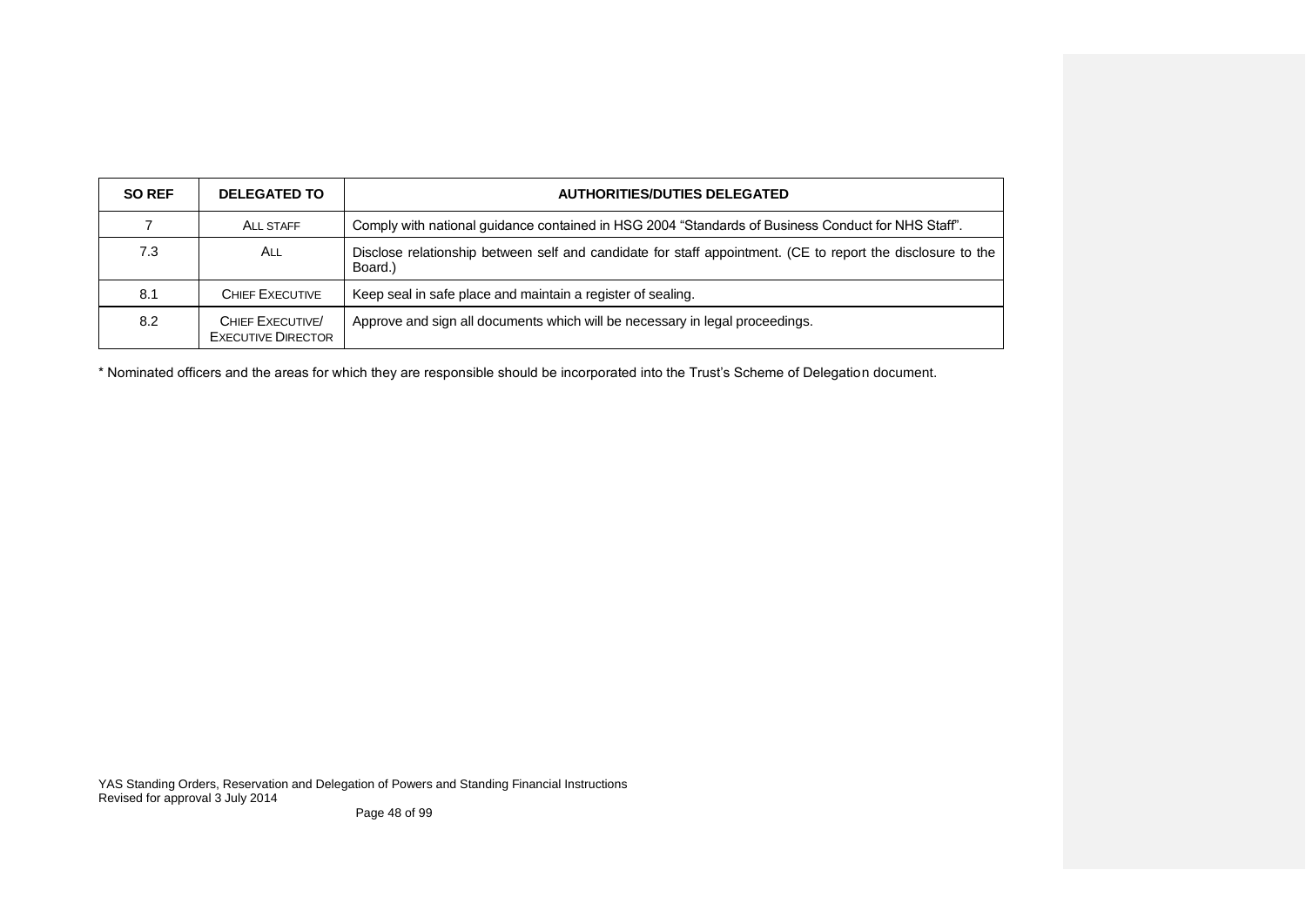| SO REF | DELEGATED TO | AUTHORITIES/DUTIES DELEGATED |
|---|---|---|
| 7 | ALL STAFF | Comply with national guidance contained in HSG 2004 "Standards of Business Conduct for NHS Staff". |
| 7.3 | ALL | Disclose relationship between self and candidate for staff appointment. (CE to report the disclosure to the Board.) |
| 8.1 | CHIEF EXECUTIVE | Keep seal in safe place and maintain a register of sealing. |
| 8.2 | CHIEF EXECUTIVE/ EXECUTIVE DIRECTOR | Approve and sign all documents which will be necessary in legal proceedings. |

* Nominated officers and the areas for which they are responsible should be incorporated into the Trust's Scheme of Delegation document.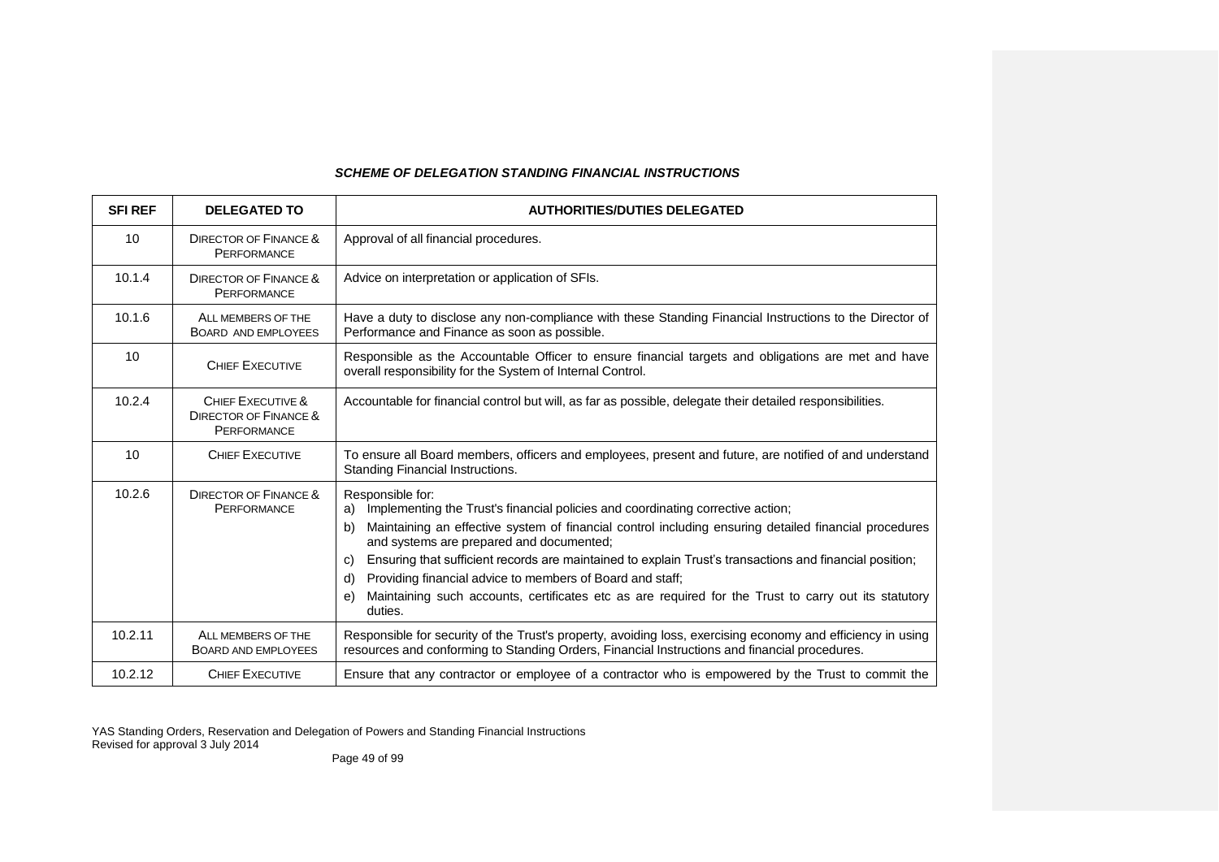***SCHEME OF DELEGATION STANDING FINANCIAL INSTRUCTIONS***

| SFI REF | DELEGATED TO | AUTHORITIES/DUTIES DELEGATED |
|---|---|---|
| 10 | DIRECTOR OF FINANCE & PERFORMANCE | Approval of all financial procedures. |
| 10.1.4 | DIRECTOR OF FINANCE & PERFORMANCE | Advice on interpretation or application of SFIs. |
| 10.1.6 | ALL MEMBERS OF THE BOARD AND EMPLOYEES | Have a duty to disclose any non-compliance with these Standing Financial Instructions to the Director of Performance and Finance as soon as possible. |
| 10 | CHIEF EXECUTIVE | Responsible as the Accountable Officer to ensure financial targets and obligations are met and have overall responsibility for the System of Internal Control. |
| 10.2.4 | CHIEF EXECUTIVE & DIRECTOR OF FINANCE & PERFORMANCE | Accountable for financial control but will, as far as possible, delegate their detailed responsibilities. |
| 10 | CHIEF EXECUTIVE | To ensure all Board members, officers and employees, present and future, are notified of and understand Standing Financial Instructions. |
| 10.2.6 | DIRECTOR OF FINANCE & PERFORMANCE | Responsible for:<br>a) Implementing the Trust's financial policies and coordinating corrective action;<br>b) Maintaining an effective system of financial control including ensuring detailed financial procedures and systems are prepared and documented;<br>c) Ensuring that sufficient records are maintained to explain Trust's transactions and financial position;<br>d) Providing financial advice to members of Board and staff;<br>e) Maintaining such accounts, certificates etc as are required for the Trust to carry out its statutory duties. |
| 10.2.11 | ALL MEMBERS OF THE BOARD AND EMPLOYEES | Responsible for security of the Trust's property, avoiding loss, exercising economy and efficiency in using resources and conforming to Standing Orders, Financial Instructions and financial procedures. |
| 10.2.12 | CHIEF EXECUTIVE | Ensure that any contractor or employee of a contractor who is empowered by the Trust to commit the |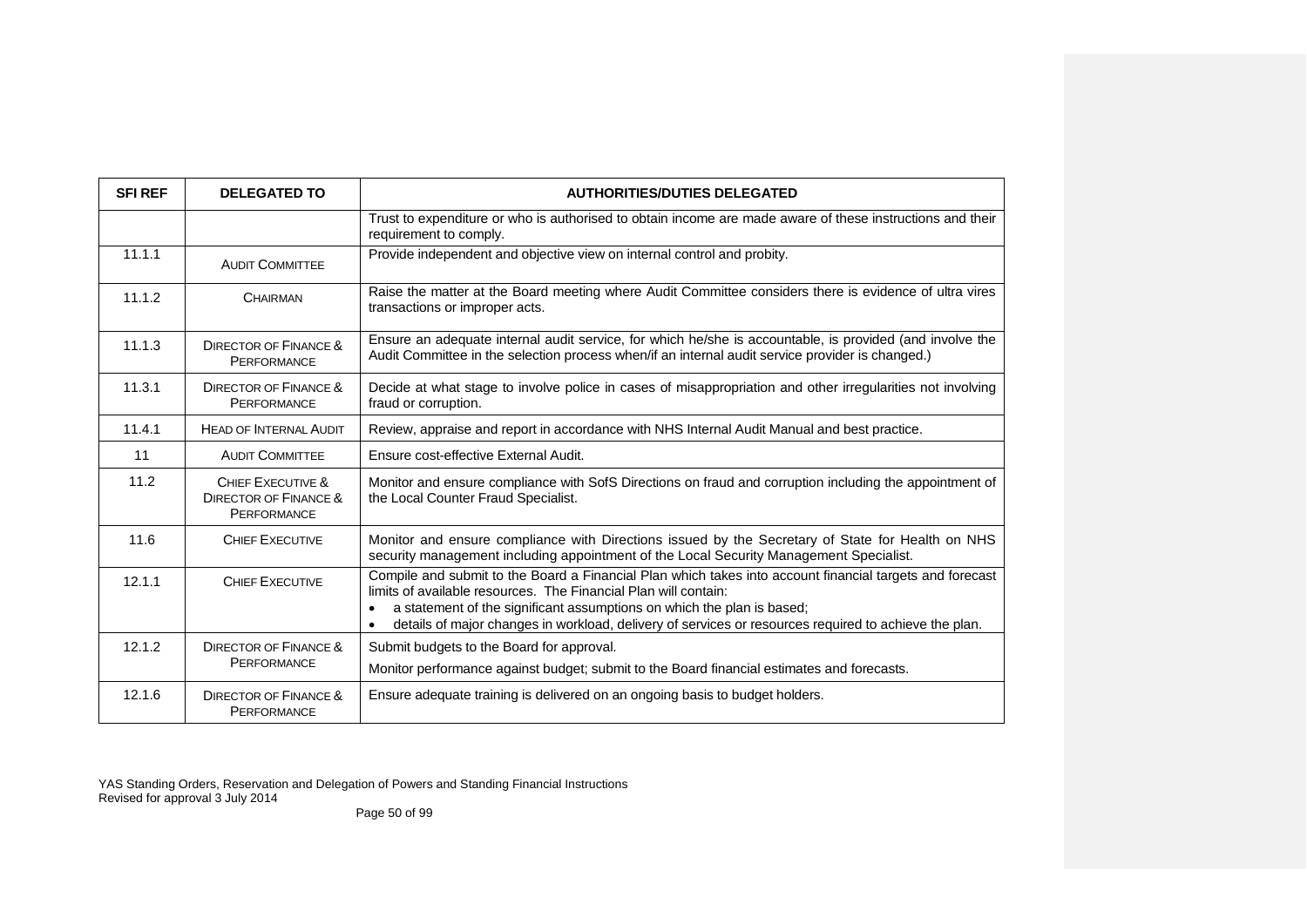| SFI REF | DELEGATED TO | AUTHORITIES/DUTIES DELEGATED |
|---|---|---|
| | | Trust to expenditure or who is authorised to obtain income are made aware of these instructions and their requirement to comply. |
| 11.1.1 | AUDIT COMMITTEE | Provide independent and objective view on internal control and probity. |
| 11.1.2 | CHAIRMAN | Raise the matter at the Board meeting where Audit Committee considers there is evidence of ultra vires transactions or improper acts. |
| 11.1.3 | DIRECTOR OF FINANCE & PERFORMANCE | Ensure an adequate internal audit service, for which he/she is accountable, is provided (and involve the Audit Committee in the selection process when/if an internal audit service provider is changed.) |
| 11.3.1 | DIRECTOR OF FINANCE & PERFORMANCE | Decide at what stage to involve police in cases of misappropriation and other irregularities not involving fraud or corruption. |
| 11.4.1 | HEAD OF INTERNAL AUDIT | Review, appraise and report in accordance with NHS Internal Audit Manual and best practice. |
| 11 | AUDIT COMMITTEE | Ensure cost-effective External Audit. |
| 11.2 | CHIEF EXECUTIVE & DIRECTOR OF FINANCE & PERFORMANCE | Monitor and ensure compliance with SofS Directions on fraud and corruption including the appointment of the Local Counter Fraud Specialist. |
| 11.6 | CHIEF EXECUTIVE | Monitor and ensure compliance with Directions issued by the Secretary of State for Health on NHS security management including appointment of the Local Security Management Specialist. |
| 12.1.1 | CHIEF EXECUTIVE | Compile and submit to the Board a Financial Plan which takes into account financial targets and forecast limits of available resources. The Financial Plan will contain:<br>• a statement of the significant assumptions on which the plan is based;<br>• details of major changes in workload, delivery of services or resources required to achieve the plan. |
| 12.1.2 | DIRECTOR OF FINANCE & PERFORMANCE | Submit budgets to the Board for approval.<br>Monitor performance against budget; submit to the Board financial estimates and forecasts. |
| 12.1.6 | DIRECTOR OF FINANCE & PERFORMANCE | Ensure adequate training is delivered on an ongoing basis to budget holders. |

YAS Standing Orders, Reservation and Delegation of Powers and Standing Financial Instructions
Revised for approval 3 July 2014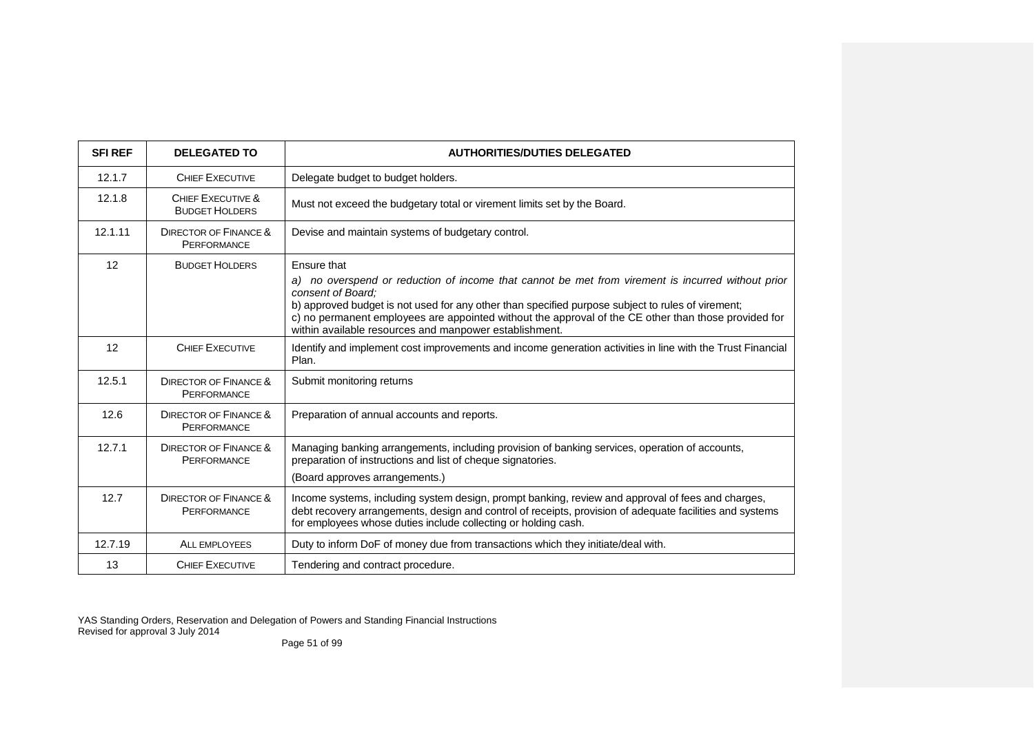| SFI REF | DELEGATED TO | AUTHORITIES/DUTIES DELEGATED |
|---|---|---|
| 12.1.7 | CHIEF EXECUTIVE | Delegate budget to budget holders. |
| 12.1.8 | CHIEF EXECUTIVE & BUDGET HOLDERS | Must not exceed the budgetary total or virement limits set by the Board. |
| 12.1.11 | DIRECTOR OF FINANCE & PERFORMANCE | Devise and maintain systems of budgetary control. |
| 12 | BUDGET HOLDERS | Ensure that<br>*a) no overspend or reduction of income that cannot be met from virement is incurred without prior consent of Board;*<br>b) approved budget is not used for any other than specified purpose subject to rules of virement;<br>c) no permanent employees are appointed without the approval of the CE other than those provided for within available resources and manpower establishment. |
| 12 | CHIEF EXECUTIVE | Identify and implement cost improvements and income generation activities in line with the Trust Financial Plan. |
| 12.5.1 | DIRECTOR OF FINANCE & PERFORMANCE | Submit monitoring returns |
| 12.6 | DIRECTOR OF FINANCE & PERFORMANCE | Preparation of annual accounts and reports. |
| 12.7.1 | DIRECTOR OF FINANCE & PERFORMANCE | Managing banking arrangements, including provision of banking services, operation of accounts, preparation of instructions and list of cheque signatories.<br>(Board approves arrangements.) |
| 12.7 | DIRECTOR OF FINANCE & PERFORMANCE | Income systems, including system design, prompt banking, review and approval of fees and charges, debt recovery arrangements, design and control of receipts, provision of adequate facilities and systems for employees whose duties include collecting or holding cash. |
| 12.7.19 | ALL EMPLOYEES | Duty to inform DoF of money due from transactions which they initiate/deal with. |
| 13 | CHIEF EXECUTIVE | Tendering and contract procedure. |

YAS Standing Orders, Reservation and Delegation of Powers and Standing Financial Instructions
Revised for approval 3 July 2014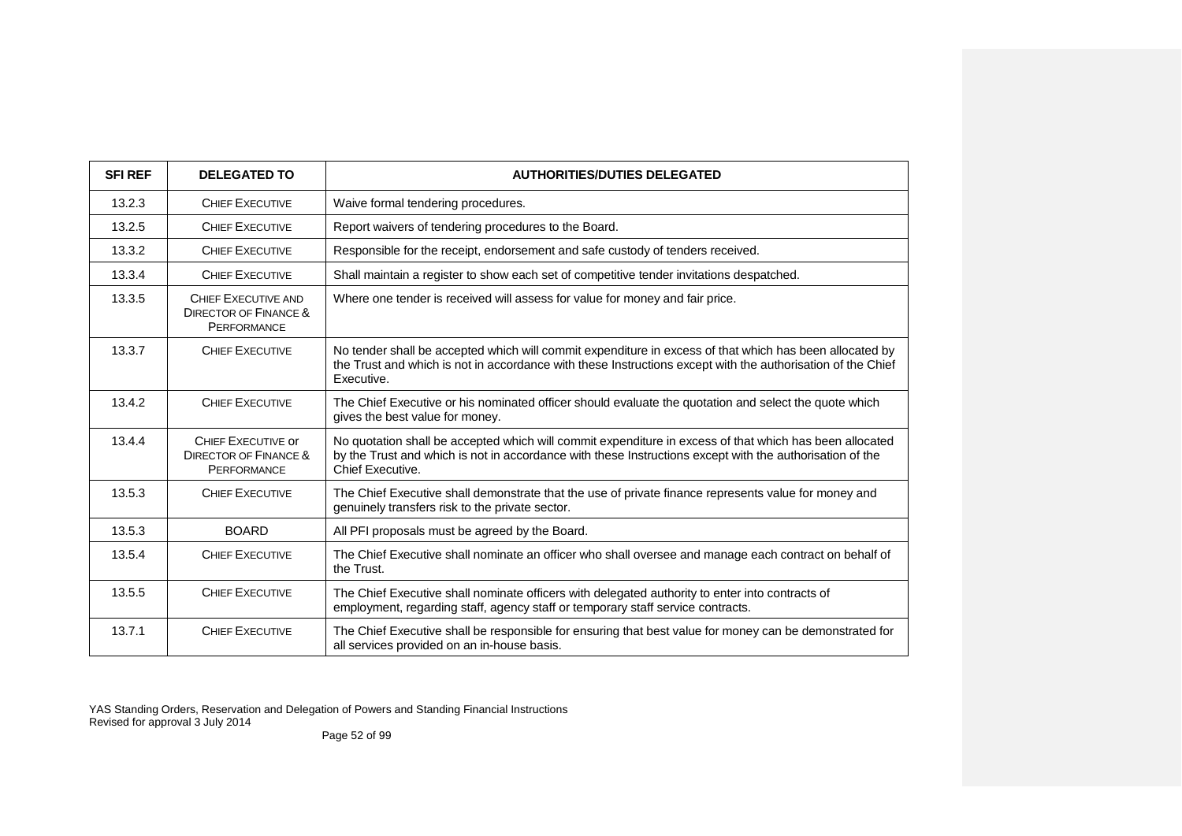| SFI REF | DELEGATED TO | AUTHORITIES/DUTIES DELEGATED |
|---|---|---|
| 13.2.3 | CHIEF EXECUTIVE | Waive formal tendering procedures. |
| 13.2.5 | CHIEF EXECUTIVE | Report waivers of tendering procedures to the Board. |
| 13.3.2 | CHIEF EXECUTIVE | Responsible for the receipt, endorsement and safe custody of tenders received. |
| 13.3.4 | CHIEF EXECUTIVE | Shall maintain a register to show each set of competitive tender invitations despatched. |
| 13.3.5 | CHIEF EXECUTIVE AND DIRECTOR OF FINANCE & PERFORMANCE | Where one tender is received will assess for value for money and fair price. |
| 13.3.7 | CHIEF EXECUTIVE | No tender shall be accepted which will commit expenditure in excess of that which has been allocated by the Trust and which is not in accordance with these Instructions except with the authorisation of the Chief Executive. |
| 13.4.2 | CHIEF EXECUTIVE | The Chief Executive or his nominated officer should evaluate the quotation and select the quote which gives the best value for money. |
| 13.4.4 | CHIEF EXECUTIVE or DIRECTOR OF FINANCE & PERFORMANCE | No quotation shall be accepted which will commit expenditure in excess of that which has been allocated by the Trust and which is not in accordance with these Instructions except with the authorisation of the Chief Executive. |
| 13.5.3 | CHIEF EXECUTIVE | The Chief Executive shall demonstrate that the use of private finance represents value for money and genuinely transfers risk to the private sector. |
| 13.5.3 | BOARD | All PFI proposals must be agreed by the Board. |
| 13.5.4 | CHIEF EXECUTIVE | The Chief Executive shall nominate an officer who shall oversee and manage each contract on behalf of the Trust. |
| 13.5.5 | CHIEF EXECUTIVE | The Chief Executive shall nominate officers with delegated authority to enter into contracts of employment, regarding staff, agency staff or temporary staff service contracts. |
| 13.7.1 | CHIEF EXECUTIVE | The Chief Executive shall be responsible for ensuring that best value for money can be demonstrated for all services provided on an in-house basis. |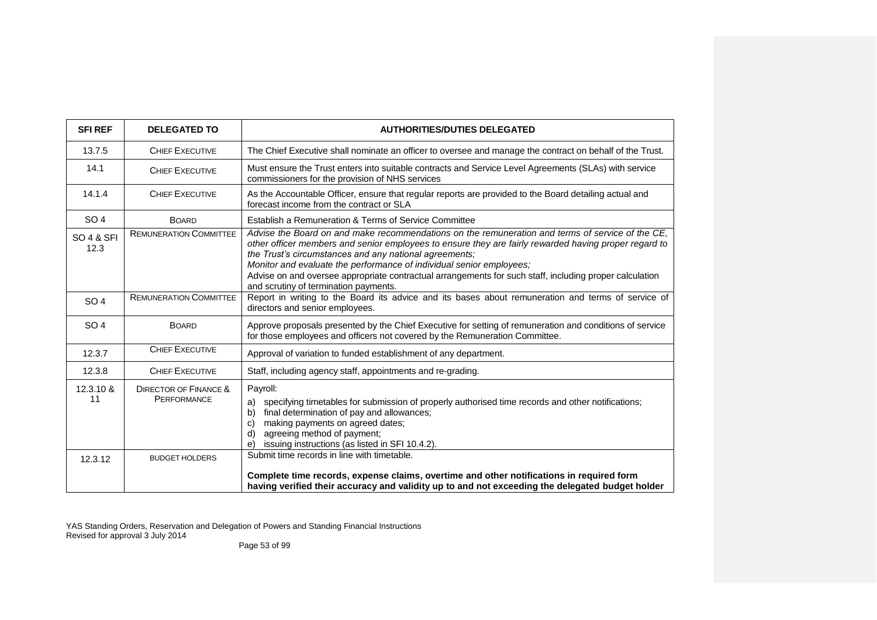| SFI REF | DELEGATED TO | AUTHORITIES/DUTIES DELEGATED |
|---|---|---|
| 13.7.5 | CHIEF EXECUTIVE | The Chief Executive shall nominate an officer to oversee and manage the contract on behalf of the Trust. |
| 14.1 | CHIEF EXECUTIVE | Must ensure the Trust enters into suitable contracts and Service Level Agreements (SLAs) with service commissioners for the provision of NHS services |
| 14.1.4 | CHIEF EXECUTIVE | As the Accountable Officer, ensure that regular reports are provided to the Board detailing actual and forecast income from the contract or SLA |
| SO 4 | BOARD | Establish a Remuneration & Terms of Service Committee |
| SO 4 & SFI 12.3 | REMUNERATION COMMITTEE | *Advise the Board on and make recommendations on the remuneration and terms of service of the CE, other officer members and senior employees to ensure they are fairly rewarded having proper regard to the Trust's circumstances and any national agreements;*<br>*Monitor and evaluate the performance of individual senior employees;*<br>Advise on and oversee appropriate contractual arrangements for such staff, including proper calculation and scrutiny of termination payments. |
| SO 4 | REMUNERATION COMMITTEE | Report in writing to the Board its advice and its bases about remuneration and terms of service of directors and senior employees. |
| SO 4 | BOARD | Approve proposals presented by the Chief Executive for setting of remuneration and conditions of service for those employees and officers not covered by the Remuneration Committee. |
| 12.3.7 | CHIEF EXECUTIVE | Approval of variation to funded establishment of any department. |
| 12.3.8 | CHIEF EXECUTIVE | Staff, including agency staff, appointments and re-grading. |
| 12.3.10 & 11 | DIRECTOR OF FINANCE & PERFORMANCE | Payroll:<br>a) specifying timetables for submission of properly authorised time records and other notifications;<br>b) final determination of pay and allowances;<br>c) making payments on agreed dates;<br>d) agreeing method of payment;<br>e) issuing instructions (as listed in SFI 10.4.2). |
| 12.3.12 | BUDGET HOLDERS | Submit time records in line with timetable.<br><br>**Complete time records, expense claims, overtime and other notifications in required form having verified their accuracy and validity up to and not exceeding the delegated budget holder** |

YAS Standing Orders, Reservation and Delegation of Powers and Standing Financial Instructions
Revised for approval 3 July 2014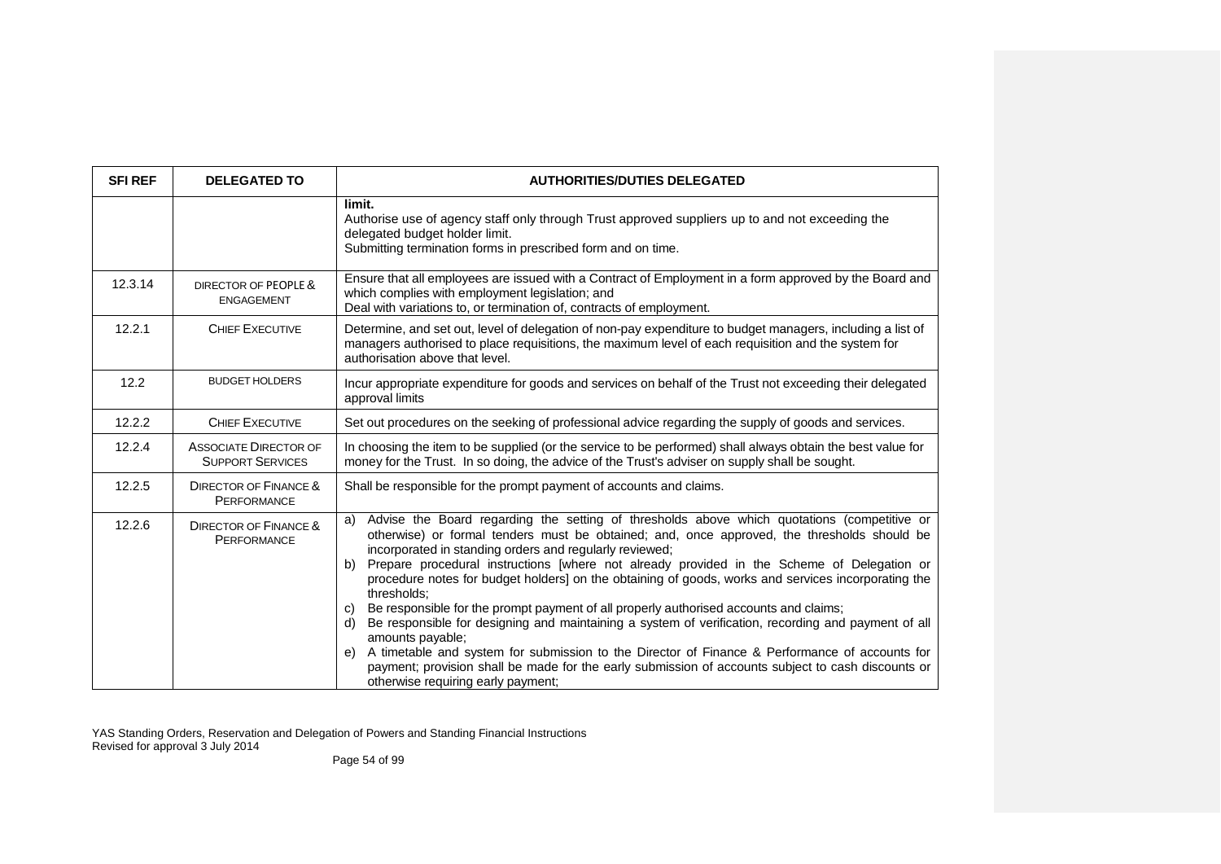| SFI REF | DELEGATED TO | AUTHORITIES/DUTIES DELEGATED |
|---|---|---|
| | | **limit.**<br>Authorise use of agency staff only through Trust approved suppliers up to and not exceeding the delegated budget holder limit.<br>Submitting termination forms in prescribed form and on time. |
| 12.3.14 | DIRECTOR OF PEOPLE & ENGAGEMENT | Ensure that all employees are issued with a Contract of Employment in a form approved by the Board and which complies with employment legislation; and<br>Deal with variations to, or termination of, contracts of employment. |
| 12.2.1 | CHIEF EXECUTIVE | Determine, and set out, level of delegation of non-pay expenditure to budget managers, including a list of managers authorised to place requisitions, the maximum level of each requisition and the system for authorisation above that level. |
| 12.2 | BUDGET HOLDERS | Incur appropriate expenditure for goods and services on behalf of the Trust not exceeding their delegated approval limits |
| 12.2.2 | CHIEF EXECUTIVE | Set out procedures on the seeking of professional advice regarding the supply of goods and services. |
| 12.2.4 | ASSOCIATE DIRECTOR OF SUPPORT SERVICES | In choosing the item to be supplied (or the service to be performed) shall always obtain the best value for money for the Trust. In so doing, the advice of the Trust's adviser on supply shall be sought. |
| 12.2.5 | DIRECTOR OF FINANCE & PERFORMANCE | Shall be responsible for the prompt payment of accounts and claims. |
| 12.2.6 | DIRECTOR OF FINANCE & PERFORMANCE | a) Advise the Board regarding the setting of thresholds above which quotations (competitive or otherwise) or formal tenders must be obtained; and, once approved, the thresholds should be incorporated in standing orders and regularly reviewed;<br>b) Prepare procedural instructions [where not already provided in the Scheme of Delegation or procedure notes for budget holders] on the obtaining of goods, works and services incorporating the thresholds;<br>c) Be responsible for the prompt payment of all properly authorised accounts and claims;<br>d) Be responsible for designing and maintaining a system of verification, recording and payment of all amounts payable;<br>e) A timetable and system for submission to the Director of Finance & Performance of accounts for payment; provision shall be made for the early submission of accounts subject to cash discounts or otherwise requiring early payment; |

YAS Standing Orders, Reservation and Delegation of Powers and Standing Financial Instructions
Revised for approval 3 July 2014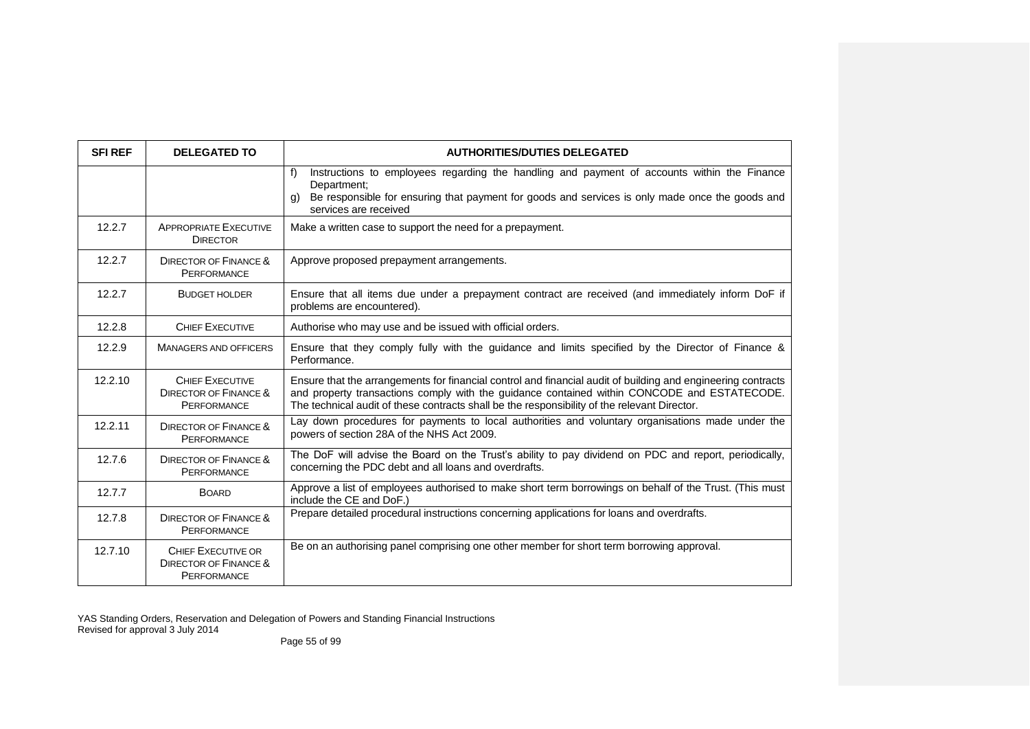| SFI REF | DELEGATED TO | AUTHORITIES/DUTIES DELEGATED |
|---|---|---|
| | | f) Instructions to employees regarding the handling and payment of accounts within the Finance Department;<br>g) Be responsible for ensuring that payment for goods and services is only made once the goods and services are received |
| 12.2.7 | APPROPRIATE EXECUTIVE DIRECTOR | Make a written case to support the need for a prepayment. |
| 12.2.7 | DIRECTOR OF FINANCE & PERFORMANCE | Approve proposed prepayment arrangements. |
| 12.2.7 | BUDGET HOLDER | Ensure that all items due under a prepayment contract are received (and immediately inform DoF if problems are encountered). |
| 12.2.8 | CHIEF EXECUTIVE | Authorise who may use and be issued with official orders. |
| 12.2.9 | MANAGERS AND OFFICERS | Ensure that they comply fully with the guidance and limits specified by the Director of Finance & Performance. |
| 12.2.10 | CHIEF EXECUTIVE<br>DIRECTOR OF FINANCE & PERFORMANCE | Ensure that the arrangements for financial control and financial audit of building and engineering contracts and property transactions comply with the guidance contained within CONCODE and ESTATECODE. The technical audit of these contracts shall be the responsibility of the relevant Director. |
| 12.2.11 | DIRECTOR OF FINANCE & PERFORMANCE | Lay down procedures for payments to local authorities and voluntary organisations made under the powers of section 28A of the NHS Act 2009. |
| 12.7.6 | DIRECTOR OF FINANCE & PERFORMANCE | The DoF will advise the Board on the Trust's ability to pay dividend on PDC and report, periodically, concerning the PDC debt and all loans and overdrafts. |
| 12.7.7 | BOARD | Approve a list of employees authorised to make short term borrowings on behalf of the Trust. (This must include the CE and DoF.) |
| 12.7.8 | DIRECTOR OF FINANCE & PERFORMANCE | Prepare detailed procedural instructions concerning applications for loans and overdrafts. |
| 12.7.10 | CHIEF EXECUTIVE OR DIRECTOR OF FINANCE & PERFORMANCE | Be on an authorising panel comprising one other member for short term borrowing approval. |

YAS Standing Orders, Reservation and Delegation of Powers and Standing Financial Instructions
Revised for approval 3 July 2014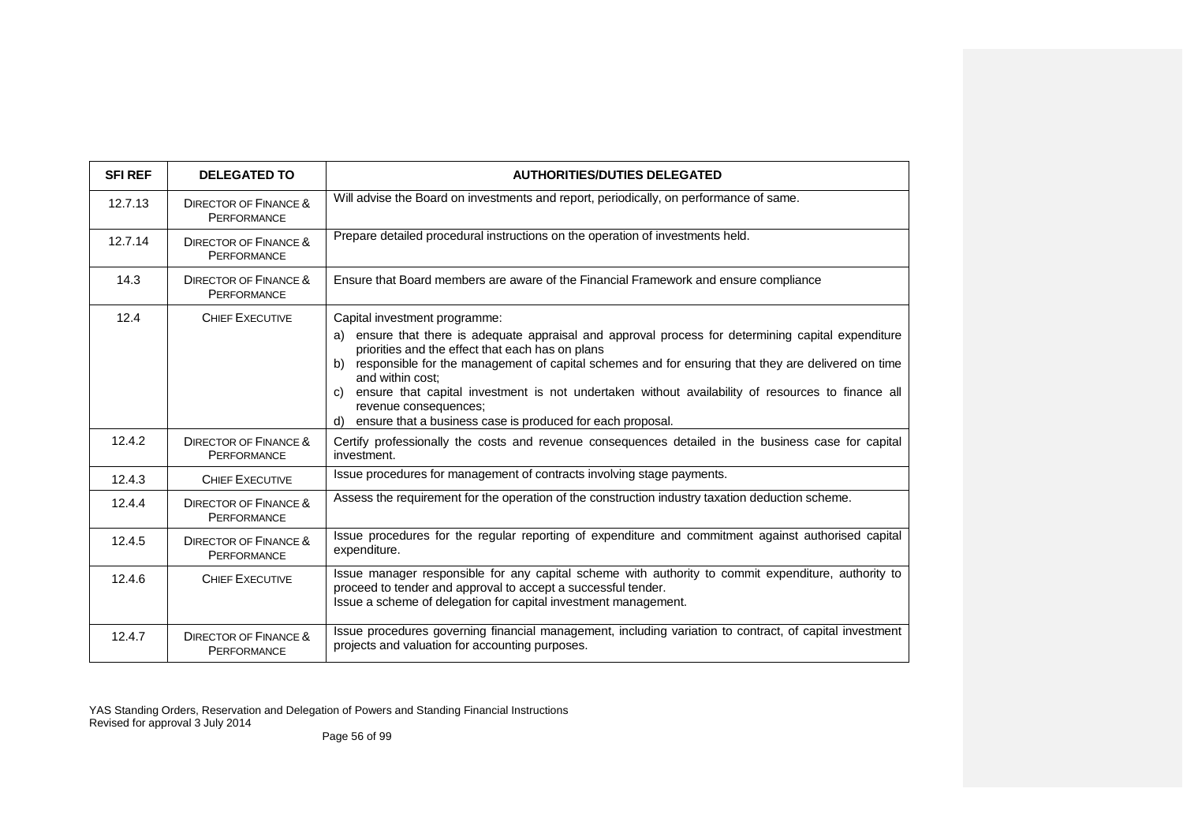| SFI REF | DELEGATED TO | AUTHORITIES/DUTIES DELEGATED |
|---|---|---|
| 12.7.13 | DIRECTOR OF FINANCE & PERFORMANCE | Will advise the Board on investments and report, periodically, on performance of same. |
| 12.7.14 | DIRECTOR OF FINANCE & PERFORMANCE | Prepare detailed procedural instructions on the operation of investments held. |
| 14.3 | DIRECTOR OF FINANCE & PERFORMANCE | Ensure that Board members are aware of the Financial Framework and ensure compliance |
| 12.4 | CHIEF EXECUTIVE | Capital investment programme:<br>a) ensure that there is adequate appraisal and approval process for determining capital expenditure priorities and the effect that each has on plans<br>b) responsible for the management of capital schemes and for ensuring that they are delivered on time and within cost;<br>c) ensure that capital investment is not undertaken without availability of resources to finance all revenue consequences;<br>d) ensure that a business case is produced for each proposal. |
| 12.4.2 | DIRECTOR OF FINANCE & PERFORMANCE | Certify professionally the costs and revenue consequences detailed in the business case for capital investment. |
| 12.4.3 | CHIEF EXECUTIVE | Issue procedures for management of contracts involving stage payments. |
| 12.4.4 | DIRECTOR OF FINANCE & PERFORMANCE | Assess the requirement for the operation of the construction industry taxation deduction scheme. |
| 12.4.5 | DIRECTOR OF FINANCE & PERFORMANCE | Issue procedures for the regular reporting of expenditure and commitment against authorised capital expenditure. |
| 12.4.6 | CHIEF EXECUTIVE | Issue manager responsible for any capital scheme with authority to commit expenditure, authority to proceed to tender and approval to accept a successful tender.<br>Issue a scheme of delegation for capital investment management. |
| 12.4.7 | DIRECTOR OF FINANCE & PERFORMANCE | Issue procedures governing financial management, including variation to contract, of capital investment projects and valuation for accounting purposes. |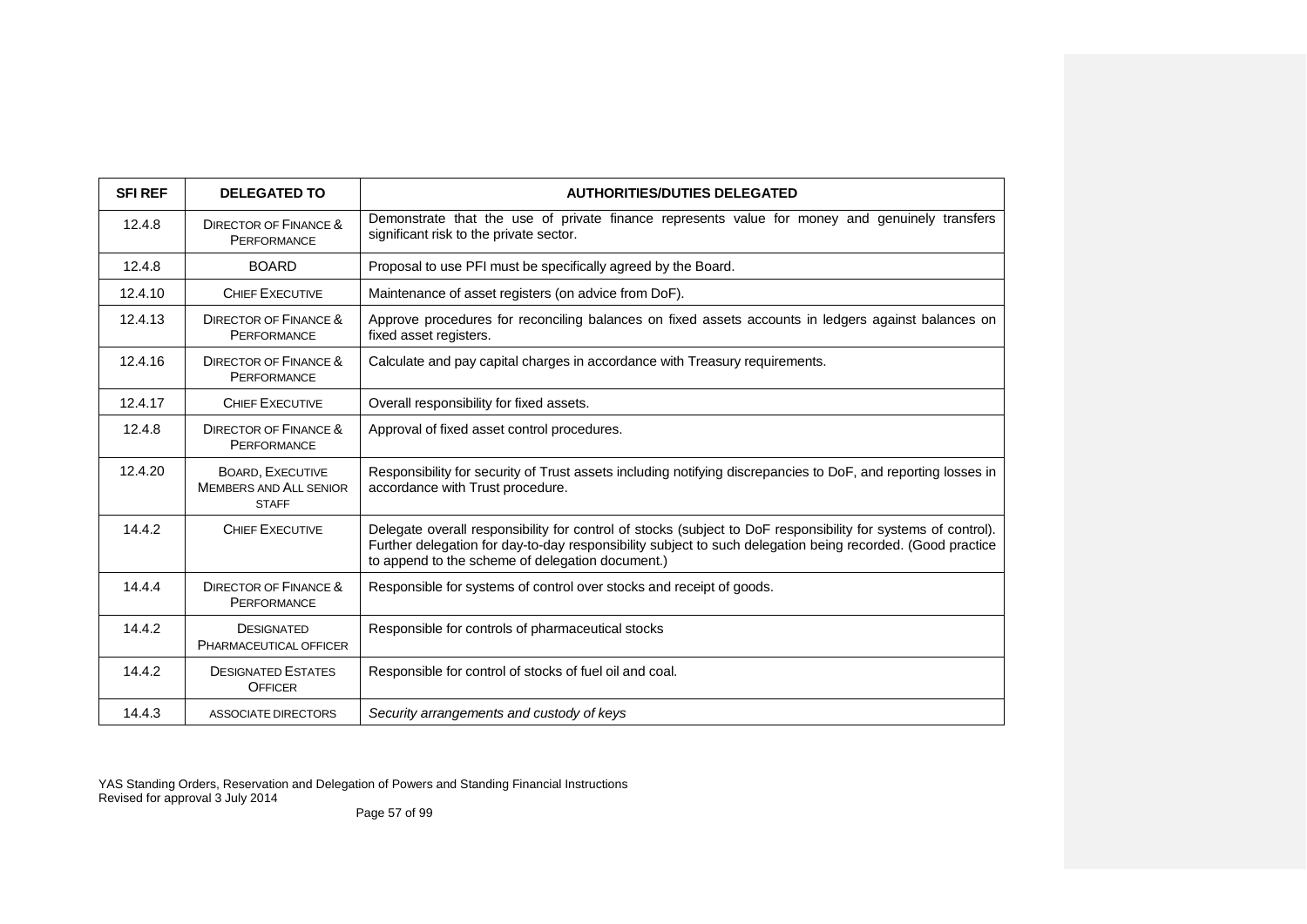| SFI REF | DELEGATED TO | AUTHORITIES/DUTIES DELEGATED |
|---|---|---|
| 12.4.8 | DIRECTOR OF FINANCE & PERFORMANCE | Demonstrate that the use of private finance represents value for money and genuinely transfers significant risk to the private sector. |
| 12.4.8 | BOARD | Proposal to use PFI must be specifically agreed by the Board. |
| 12.4.10 | CHIEF EXECUTIVE | Maintenance of asset registers (on advice from DoF). |
| 12.4.13 | DIRECTOR OF FINANCE & PERFORMANCE | Approve procedures for reconciling balances on fixed assets accounts in ledgers against balances on fixed asset registers. |
| 12.4.16 | DIRECTOR OF FINANCE & PERFORMANCE | Calculate and pay capital charges in accordance with Treasury requirements. |
| 12.4.17 | CHIEF EXECUTIVE | Overall responsibility for fixed assets. |
| 12.4.8 | DIRECTOR OF FINANCE & PERFORMANCE | Approval of fixed asset control procedures. |
| 12.4.20 | BOARD, EXECUTIVE MEMBERS AND ALL SENIOR STAFF | Responsibility for security of Trust assets including notifying discrepancies to DoF, and reporting losses in accordance with Trust procedure. |
| 14.4.2 | CHIEF EXECUTIVE | Delegate overall responsibility for control of stocks (subject to DoF responsibility for systems of control). Further delegation for day-to-day responsibility subject to such delegation being recorded. (Good practice to append to the scheme of delegation document.) |
| 14.4.4 | DIRECTOR OF FINANCE & PERFORMANCE | Responsible for systems of control over stocks and receipt of goods. |
| 14.4.2 | DESIGNATED PHARMACEUTICAL OFFICER | Responsible for controls of pharmaceutical stocks |
| 14.4.2 | DESIGNATED ESTATES OFFICER | Responsible for control of stocks of fuel oil and coal. |
| 14.4.3 | ASSOCIATE DIRECTORS | *Security arrangements and custody of keys* |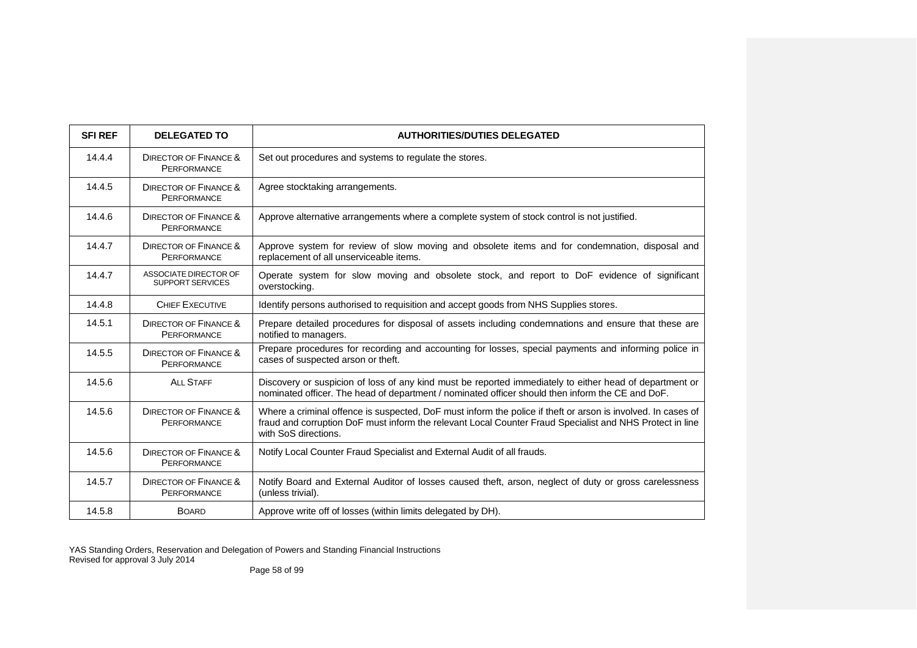| SFI REF | DELEGATED TO | AUTHORITIES/DUTIES DELEGATED |
|---|---|---|
| 14.4.4 | DIRECTOR OF FINANCE & PERFORMANCE | Set out procedures and systems to regulate the stores. |
| 14.4.5 | DIRECTOR OF FINANCE & PERFORMANCE | Agree stocktaking arrangements. |
| 14.4.6 | DIRECTOR OF FINANCE & PERFORMANCE | Approve alternative arrangements where a complete system of stock control is not justified. |
| 14.4.7 | DIRECTOR OF FINANCE & PERFORMANCE | Approve system for review of slow moving and obsolete items and for condemnation, disposal and replacement of all unserviceable items. |
| 14.4.7 | ASSOCIATE DIRECTOR OF SUPPORT SERVICES | Operate system for slow moving and obsolete stock, and report to DoF evidence of significant overstocking. |
| 14.4.8 | CHIEF EXECUTIVE | Identify persons authorised to requisition and accept goods from NHS Supplies stores. |
| 14.5.1 | DIRECTOR OF FINANCE & PERFORMANCE | Prepare detailed procedures for disposal of assets including condemnations and ensure that these are notified to managers. |
| 14.5.5 | DIRECTOR OF FINANCE & PERFORMANCE | Prepare procedures for recording and accounting for losses, special payments and informing police in cases of suspected arson or theft. |
| 14.5.6 | ALL STAFF | Discovery or suspicion of loss of any kind must be reported immediately to either head of department or nominated officer. The head of department / nominated officer should then inform the CE and DoF. |
| 14.5.6 | DIRECTOR OF FINANCE & PERFORMANCE | Where a criminal offence is suspected, DoF must inform the police if theft or arson is involved. In cases of fraud and corruption DoF must inform the relevant Local Counter Fraud Specialist and NHS Protect in line with SoS directions. |
| 14.5.6 | DIRECTOR OF FINANCE & PERFORMANCE | Notify Local Counter Fraud Specialist and External Audit of all frauds. |
| 14.5.7 | DIRECTOR OF FINANCE & PERFORMANCE | Notify Board and External Auditor of losses caused theft, arson, neglect of duty or gross carelessness (unless trivial). |
| 14.5.8 | BOARD | Approve write off of losses (within limits delegated by DH). |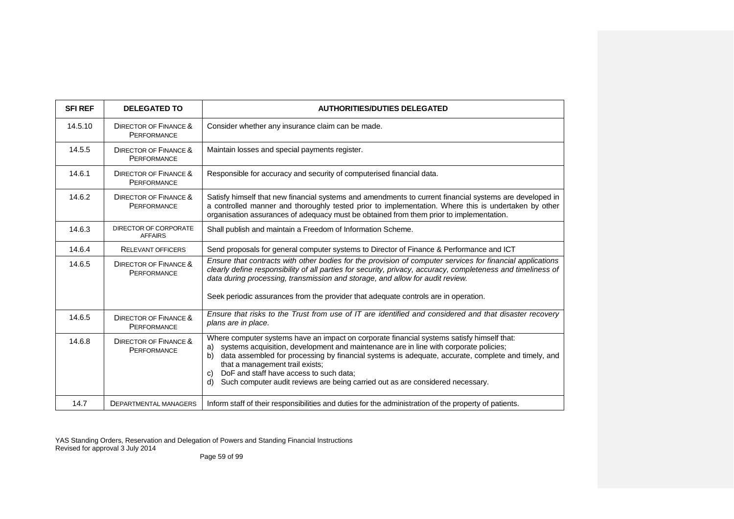| SFI REF | DELEGATED TO | AUTHORITIES/DUTIES DELEGATED |
|---|---|---|
| 14.5.10 | DIRECTOR OF FINANCE & PERFORMANCE | Consider whether any insurance claim can be made. |
| 14.5.5 | DIRECTOR OF FINANCE & PERFORMANCE | Maintain losses and special payments register. |
| 14.6.1 | DIRECTOR OF FINANCE & PERFORMANCE | Responsible for accuracy and security of computerised financial data. |
| 14.6.2 | DIRECTOR OF FINANCE & PERFORMANCE | Satisfy himself that new financial systems and amendments to current financial systems are developed in a controlled manner and thoroughly tested prior to implementation. Where this is undertaken by other organisation assurances of adequacy must be obtained from them prior to implementation. |
| 14.6.3 | DIRECTOR OF CORPORATE AFFAIRS | Shall publish and maintain a Freedom of Information Scheme. |
| 14.6.4 | RELEVANT OFFICERS | Send proposals for general computer systems to Director of Finance & Performance and ICT |
| 14.6.5 | DIRECTOR OF FINANCE & PERFORMANCE | *Ensure that contracts with other bodies for the provision of computer services for financial applications clearly define responsibility of all parties for security, privacy, accuracy, completeness and timeliness of data during processing, transmission and storage, and allow for audit review.*<br><br>Seek periodic assurances from the provider that adequate controls are in operation. |
| 14.6.5 | DIRECTOR OF FINANCE & PERFORMANCE | *Ensure that risks to the Trust from use of IT are identified and considered and that disaster recovery plans are in place.* |
| 14.6.8 | DIRECTOR OF FINANCE & PERFORMANCE | Where computer systems have an impact on corporate financial systems satisfy himself that:<br>a) systems acquisition, development and maintenance are in line with corporate policies;<br>b) data assembled for processing by financial systems is adequate, accurate, complete and timely, and that a management trail exists;<br>c) DoF and staff have access to such data;<br>d) Such computer audit reviews are being carried out as are considered necessary. |
| 14.7 | DEPARTMENTAL MANAGERS | Inform staff of their responsibilities and duties for the administration of the property of patients. |

YAS Standing Orders, Reservation and Delegation of Powers and Standing Financial Instructions
Revised for approval 3 July 2014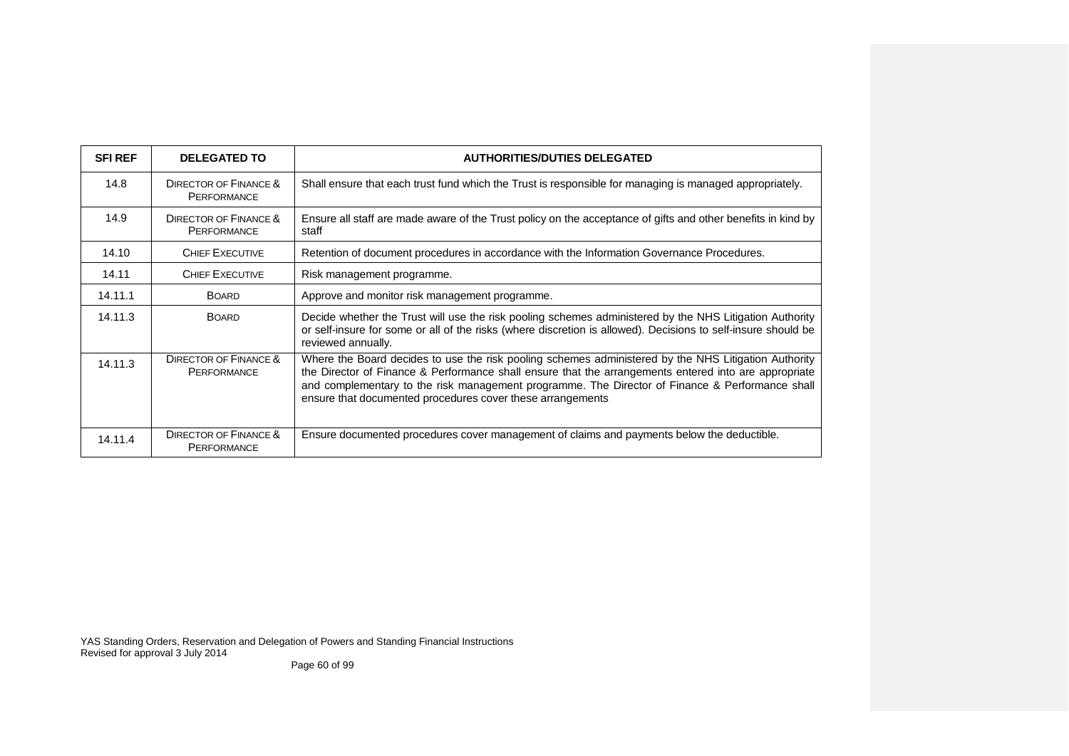| SFI REF | DELEGATED TO | AUTHORITIES/DUTIES DELEGATED |
|---|---|---|
| 14.8 | DIRECTOR OF FINANCE & PERFORMANCE | Shall ensure that each trust fund which the Trust is responsible for managing is managed appropriately. |
| 14.9 | DIRECTOR OF FINANCE & PERFORMANCE | Ensure all staff are made aware of the Trust policy on the acceptance of gifts and other benefits in kind by staff |
| 14.10 | CHIEF EXECUTIVE | Retention of document procedures in accordance with the Information Governance Procedures. |
| 14.11 | CHIEF EXECUTIVE | Risk management programme. |
| 14.11.1 | BOARD | Approve and monitor risk management programme. |
| 14.11.3 | BOARD | Decide whether the Trust will use the risk pooling schemes administered by the NHS Litigation Authority or self-insure for some or all of the risks (where discretion is allowed). Decisions to self-insure should be reviewed annually. |
| 14.11.3 | DIRECTOR OF FINANCE & PERFORMANCE | Where the Board decides to use the risk pooling schemes administered by the NHS Litigation Authority the Director of Finance & Performance shall ensure that the arrangements entered into are appropriate and complementary to the risk management programme. The Director of Finance & Performance shall ensure that documented procedures cover these arrangements |
| 14.11.4 | DIRECTOR OF FINANCE & PERFORMANCE | Ensure documented procedures cover management of claims and payments below the deductible. |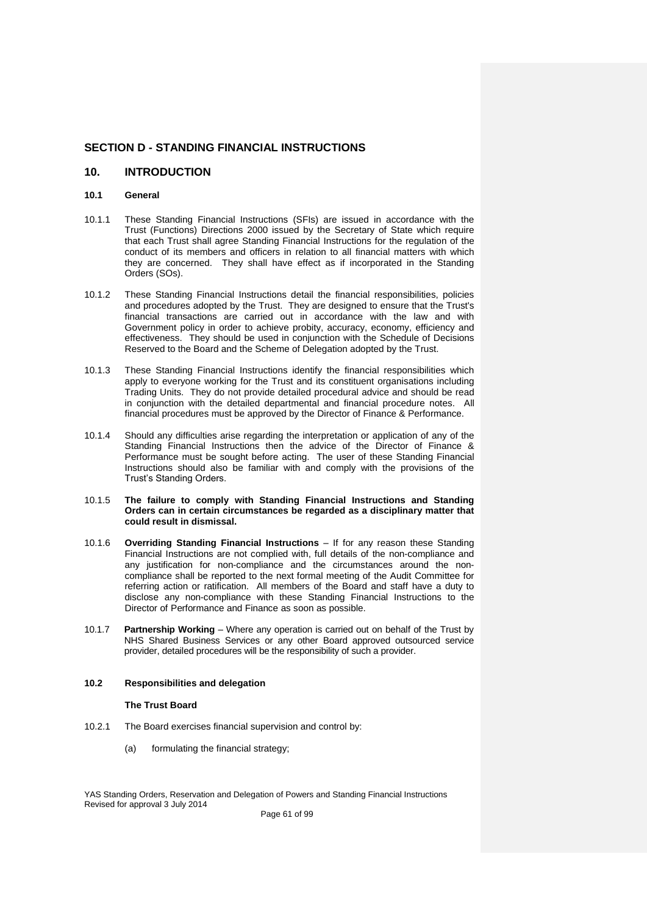## SECTION D - STANDING FINANCIAL INSTRUCTIONS

## 10. INTRODUCTION

### 10.1 General

10.1.1 These Standing Financial Instructions (SFIs) are issued in accordance with the Trust (Functions) Directions 2000 issued by the Secretary of State which require that each Trust shall agree Standing Financial Instructions for the regulation of the conduct of its members and officers in relation to all financial matters with which they are concerned. They shall have effect as if incorporated in the Standing Orders (SOs).

10.1.2 These Standing Financial Instructions detail the financial responsibilities, policies and procedures adopted by the Trust. They are designed to ensure that the Trust's financial transactions are carried out in accordance with the law and with Government policy in order to achieve probity, accuracy, economy, efficiency and effectiveness. They should be used in conjunction with the Schedule of Decisions Reserved to the Board and the Scheme of Delegation adopted by the Trust.

10.1.3 These Standing Financial Instructions identify the financial responsibilities which apply to everyone working for the Trust and its constituent organisations including Trading Units. They do not provide detailed procedural advice and should be read in conjunction with the detailed departmental and financial procedure notes. All financial procedures must be approved by the Director of Finance & Performance.

10.1.4 Should any difficulties arise regarding the interpretation or application of any of the Standing Financial Instructions then the advice of the Director of Finance & Performance must be sought before acting. The user of these Standing Financial Instructions should also be familiar with and comply with the provisions of the Trust's Standing Orders.

10.1.5 **The failure to comply with Standing Financial Instructions and Standing Orders can in certain circumstances be regarded as a disciplinary matter that could result in dismissal.**

10.1.6 **Overriding Standing Financial Instructions** – If for any reason these Standing Financial Instructions are not complied with, full details of the non-compliance and any justification for non-compliance and the circumstances around the non-compliance shall be reported to the next formal meeting of the Audit Committee for referring action or ratification. All members of the Board and staff have a duty to disclose any non-compliance with these Standing Financial Instructions to the Director of Performance and Finance as soon as possible.

10.1.7 **Partnership Working** – Where any operation is carried out on behalf of the Trust by NHS Shared Business Services or any other Board approved outsourced service provider, detailed procedures will be the responsibility of such a provider.

### 10.2 Responsibilities and delegation

**The Trust Board**

10.2.1 The Board exercises financial supervision and control by:

(a) formulating the financial strategy;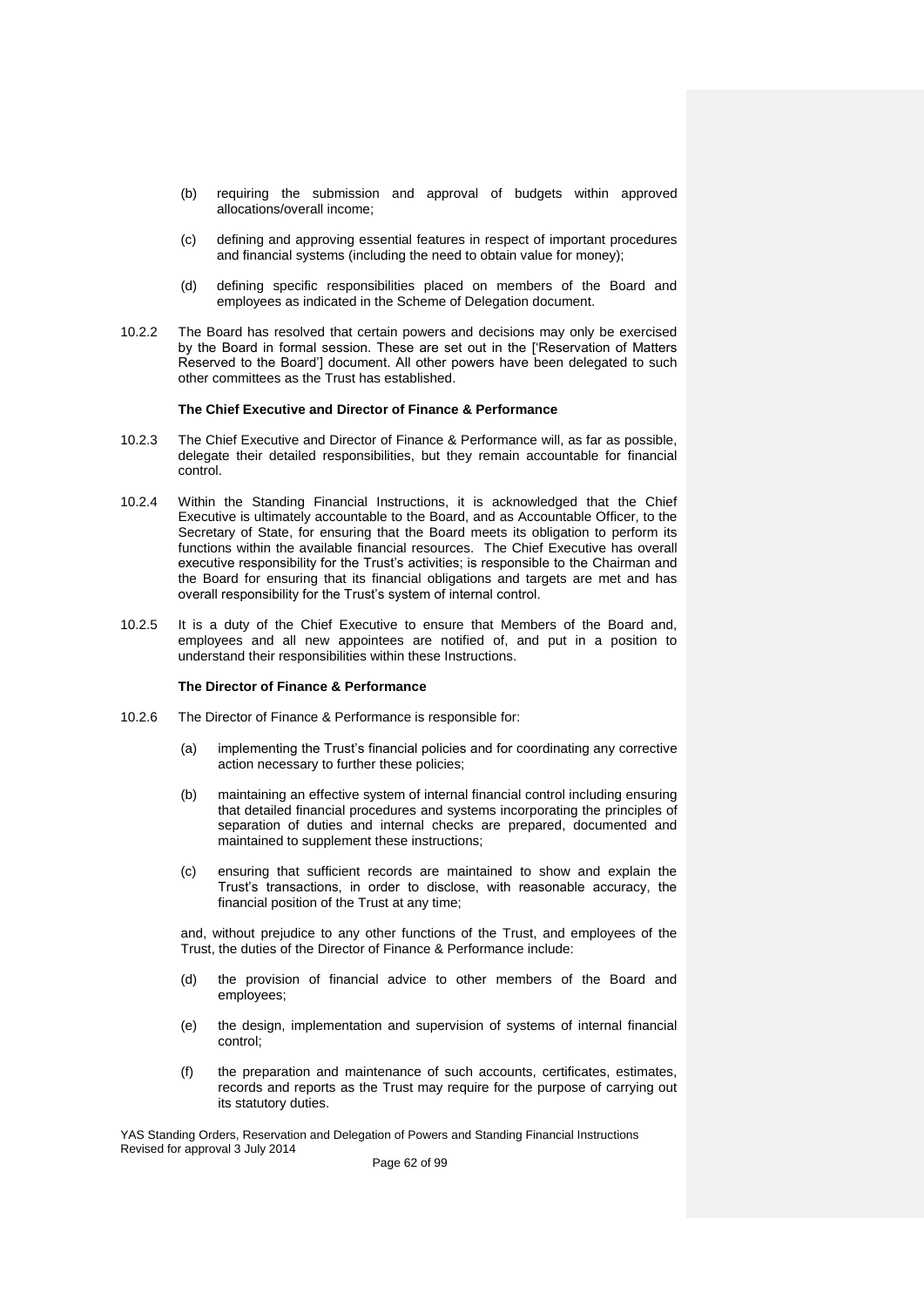(b) requiring the submission and approval of budgets within approved allocations/overall income;

(c) defining and approving essential features in respect of important procedures and financial systems (including the need to obtain value for money);

(d) defining specific responsibilities placed on members of the Board and employees as indicated in the Scheme of Delegation document.

10.2.2 The Board has resolved that certain powers and decisions may only be exercised by the Board in formal session. These are set out in the ['Reservation of Matters Reserved to the Board'] document. All other powers have been delegated to such other committees as the Trust has established.

**The Chief Executive and Director of Finance & Performance**

10.2.3 The Chief Executive and Director of Finance & Performance will, as far as possible, delegate their detailed responsibilities, but they remain accountable for financial control.

10.2.4 Within the Standing Financial Instructions, it is acknowledged that the Chief Executive is ultimately accountable to the Board, and as Accountable Officer, to the Secretary of State, for ensuring that the Board meets its obligation to perform its functions within the available financial resources. The Chief Executive has overall executive responsibility for the Trust's activities; is responsible to the Chairman and the Board for ensuring that its financial obligations and targets are met and has overall responsibility for the Trust's system of internal control.

10.2.5 It is a duty of the Chief Executive to ensure that Members of the Board and, employees and all new appointees are notified of, and put in a position to understand their responsibilities within these Instructions.

**The Director of Finance & Performance**

10.2.6 The Director of Finance & Performance is responsible for:

(a) implementing the Trust's financial policies and for coordinating any corrective action necessary to further these policies;

(b) maintaining an effective system of internal financial control including ensuring that detailed financial procedures and systems incorporating the principles of separation of duties and internal checks are prepared, documented and maintained to supplement these instructions;

(c) ensuring that sufficient records are maintained to show and explain the Trust's transactions, in order to disclose, with reasonable accuracy, the financial position of the Trust at any time;

and, without prejudice to any other functions of the Trust, and employees of the Trust, the duties of the Director of Finance & Performance include:

(d) the provision of financial advice to other members of the Board and employees;

(e) the design, implementation and supervision of systems of internal financial control;

(f) the preparation and maintenance of such accounts, certificates, estimates, records and reports as the Trust may require for the purpose of carrying out its statutory duties.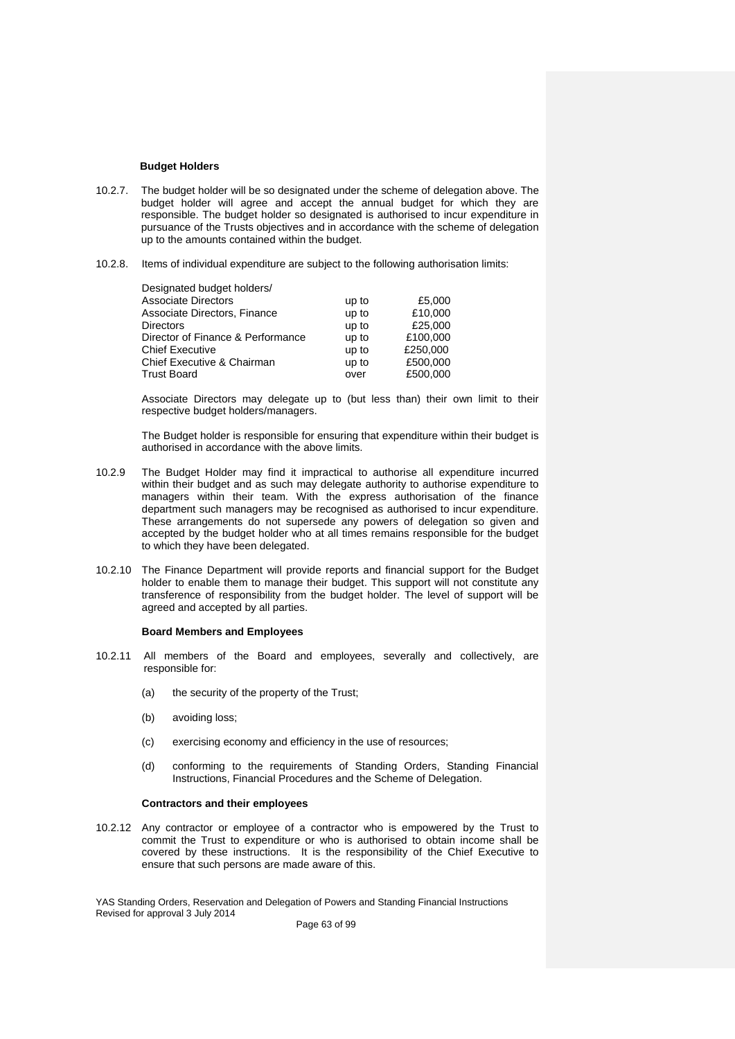**Budget Holders**

10.2.7. The budget holder will be so designated under the scheme of delegation above. The budget holder will agree and accept the annual budget for which they are responsible. The budget holder so designated is authorised to incur expenditure in pursuance of the Trusts objectives and in accordance with the scheme of delegation up to the amounts contained within the budget.

10.2.8. Items of individual expenditure are subject to the following authorisation limits:

| Designated budget holders/ | | |
|---|---|---|
| Associate Directors | up to | £5,000 |
| Associate Directors, Finance | up to | £10,000 |
| Directors | up to | £25,000 |
| Director of Finance & Performance | up to | £100,000 |
| Chief Executive | up to | £250,000 |
| Chief Executive & Chairman | up to | £500,000 |
| Trust Board | over | £500,000 |

Associate Directors may delegate up to (but less than) their own limit to their respective budget holders/managers.

The Budget holder is responsible for ensuring that expenditure within their budget is authorised in accordance with the above limits.

10.2.9 The Budget Holder may find it impractical to authorise all expenditure incurred within their budget and as such may delegate authority to authorise expenditure to managers within their team. With the express authorisation of the finance department such managers may be recognised as authorised to incur expenditure. These arrangements do not supersede any powers of delegation so given and accepted by the budget holder who at all times remains responsible for the budget to which they have been delegated.

10.2.10 The Finance Department will provide reports and financial support for the Budget holder to enable them to manage their budget. This support will not constitute any transference of responsibility from the budget holder. The level of support will be agreed and accepted by all parties.

**Board Members and Employees**

10.2.11 All members of the Board and employees, severally and collectively, are responsible for:

(a) the security of the property of the Trust;

(b) avoiding loss;

(c) exercising economy and efficiency in the use of resources;

(d) conforming to the requirements of Standing Orders, Standing Financial Instructions, Financial Procedures and the Scheme of Delegation.

**Contractors and their employees**

10.2.12 Any contractor or employee of a contractor who is empowered by the Trust to commit the Trust to expenditure or who is authorised to obtain income shall be covered by these instructions. It is the responsibility of the Chief Executive to ensure that such persons are made aware of this.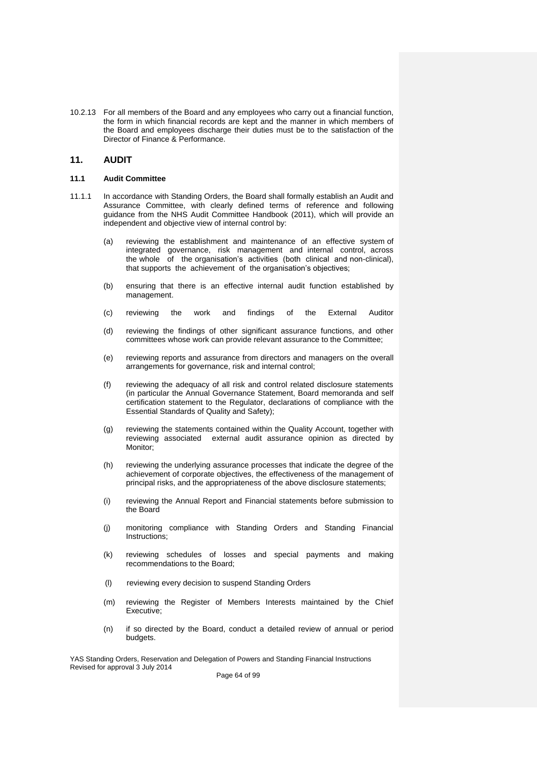10.2.13 For all members of the Board and any employees who carry out a financial function, the form in which financial records are kept and the manner in which members of the Board and employees discharge their duties must be to the satisfaction of the Director of Finance & Performance.

## 11. AUDIT

### 11.1 Audit Committee

11.1.1 In accordance with Standing Orders, the Board shall formally establish an Audit and Assurance Committee, with clearly defined terms of reference and following guidance from the NHS Audit Committee Handbook (2011), which will provide an independent and objective view of internal control by:

(a) reviewing the establishment and maintenance of an effective system of integrated governance, risk management and internal control, across the whole of the organisation's activities (both clinical and non-clinical), that supports the achievement of the organisation's objectives;

(b) ensuring that there is an effective internal audit function established by management.

(c) reviewing the work and findings of the External Auditor

(d) reviewing the findings of other significant assurance functions, and other committees whose work can provide relevant assurance to the Committee;

(e) reviewing reports and assurance from directors and managers on the overall arrangements for governance, risk and internal control;

(f) reviewing the adequacy of all risk and control related disclosure statements (in particular the Annual Governance Statement, Board memoranda and self certification statement to the Regulator, declarations of compliance with the Essential Standards of Quality and Safety);

(g) reviewing the statements contained within the Quality Account, together with reviewing associated external audit assurance opinion as directed by Monitor;

(h) reviewing the underlying assurance processes that indicate the degree of the achievement of corporate objectives, the effectiveness of the management of principal risks, and the appropriateness of the above disclosure statements;

(i) reviewing the Annual Report and Financial statements before submission to the Board

(j) monitoring compliance with Standing Orders and Standing Financial Instructions;

(k) reviewing schedules of losses and special payments and making recommendations to the Board;

(l) reviewing every decision to suspend Standing Orders

(m) reviewing the Register of Members Interests maintained by the Chief Executive;

(n) if so directed by the Board, conduct a detailed review of annual or period budgets.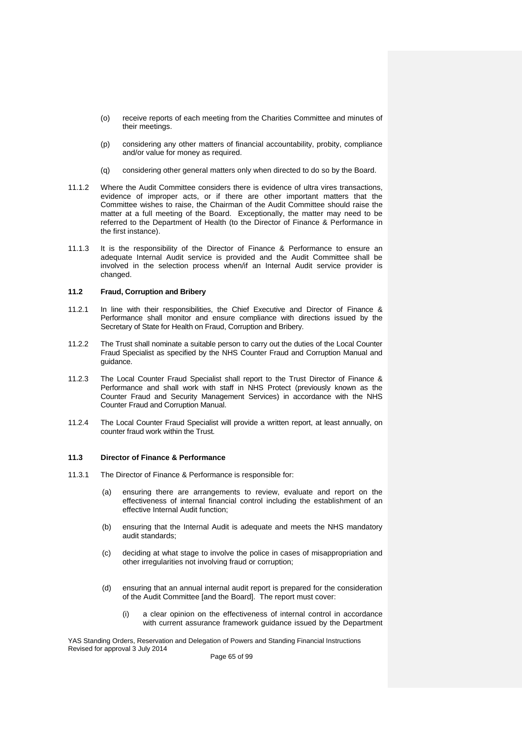(o) receive reports of each meeting from the Charities Committee and minutes of their meetings.

(p) considering any other matters of financial accountability, probity, compliance and/or value for money as required.

(q) considering other general matters only when directed to do so by the Board.

11.1.2 Where the Audit Committee considers there is evidence of ultra vires transactions, evidence of improper acts, or if there are other important matters that the Committee wishes to raise, the Chairman of the Audit Committee should raise the matter at a full meeting of the Board. Exceptionally, the matter may need to be referred to the Department of Health (to the Director of Finance & Performance in the first instance).

11.1.3 It is the responsibility of the Director of Finance & Performance to ensure an adequate Internal Audit service is provided and the Audit Committee shall be involved in the selection process when/if an Internal Audit service provider is changed.

**11.2 Fraud, Corruption and Bribery**

11.2.1 In line with their responsibilities, the Chief Executive and Director of Finance & Performance shall monitor and ensure compliance with directions issued by the Secretary of State for Health on Fraud, Corruption and Bribery.

11.2.2 The Trust shall nominate a suitable person to carry out the duties of the Local Counter Fraud Specialist as specified by the NHS Counter Fraud and Corruption Manual and guidance.

11.2.3 The Local Counter Fraud Specialist shall report to the Trust Director of Finance & Performance and shall work with staff in NHS Protect (previously known as the Counter Fraud and Security Management Services) in accordance with the NHS Counter Fraud and Corruption Manual.

11.2.4 The Local Counter Fraud Specialist will provide a written report, at least annually, on counter fraud work within the Trust.

**11.3 Director of Finance & Performance**

11.3.1 The Director of Finance & Performance is responsible for:

(a) ensuring there are arrangements to review, evaluate and report on the effectiveness of internal financial control including the establishment of an effective Internal Audit function;

(b) ensuring that the Internal Audit is adequate and meets the NHS mandatory audit standards;

(c) deciding at what stage to involve the police in cases of misappropriation and other irregularities not involving fraud or corruption;

(d) ensuring that an annual internal audit report is prepared for the consideration of the Audit Committee [and the Board]. The report must cover:

(i) a clear opinion on the effectiveness of internal control in accordance with current assurance framework guidance issued by the Department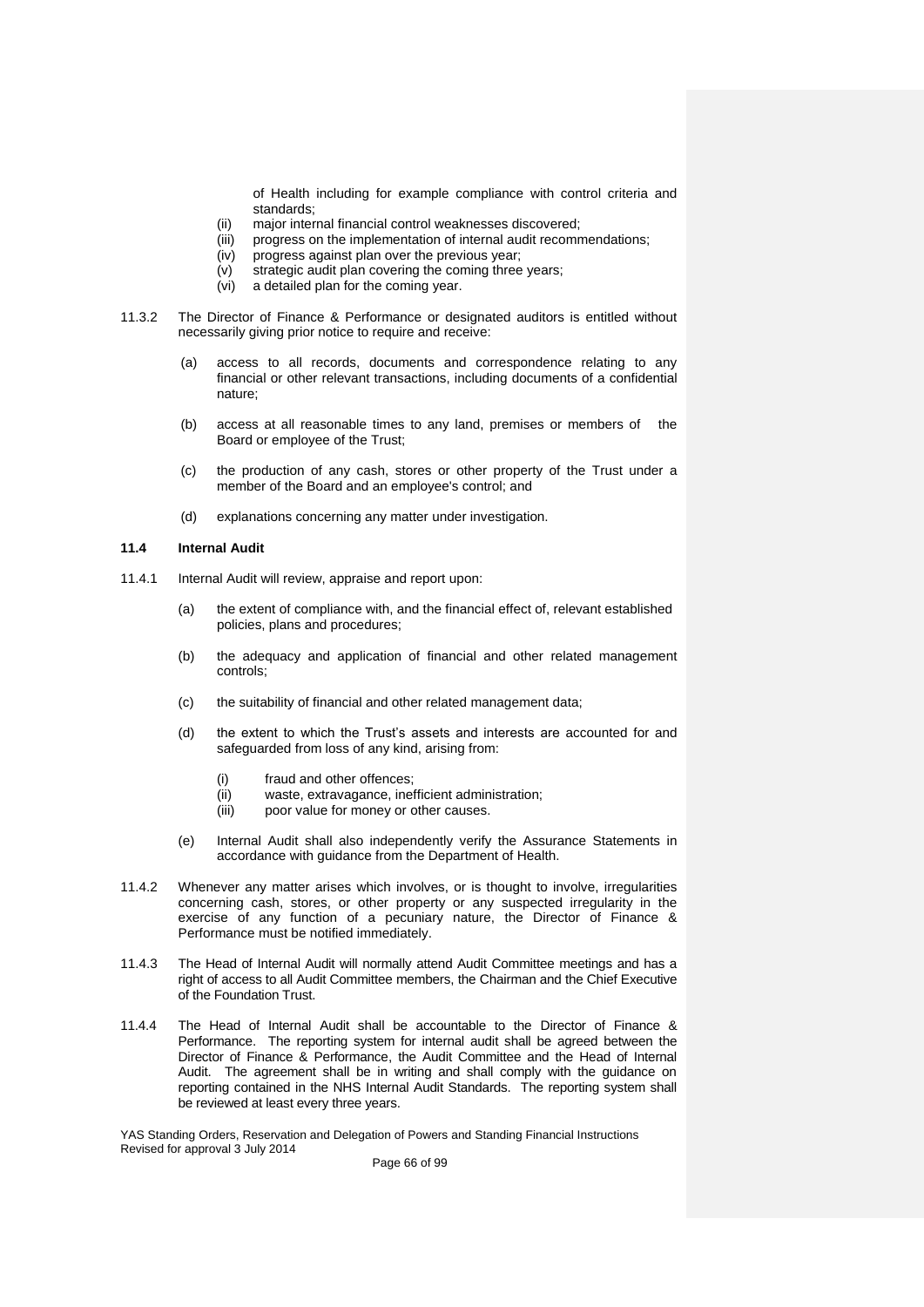of Health including for example compliance with control criteria and standards;

(ii) major internal financial control weaknesses discovered;
(iii) progress on the implementation of internal audit recommendations;
(iv) progress against plan over the previous year;
(v) strategic audit plan covering the coming three years;
(vi) a detailed plan for the coming year.

11.3.2 The Director of Finance & Performance or designated auditors is entitled without necessarily giving prior notice to require and receive:

(a) access to all records, documents and correspondence relating to any financial or other relevant transactions, including documents of a confidential nature;

(b) access at all reasonable times to any land, premises or members of the Board or employee of the Trust;

(c) the production of any cash, stores or other property of the Trust under a member of the Board and an employee's control; and

(d) explanations concerning any matter under investigation.

**11.4 Internal Audit**

11.4.1 Internal Audit will review, appraise and report upon:

(a) the extent of compliance with, and the financial effect of, relevant established policies, plans and procedures;

(b) the adequacy and application of financial and other related management controls;

(c) the suitability of financial and other related management data;

(d) the extent to which the Trust's assets and interests are accounted for and safeguarded from loss of any kind, arising from:

(i) fraud and other offences;
(ii) waste, extravagance, inefficient administration;
(iii) poor value for money or other causes.

(e) Internal Audit shall also independently verify the Assurance Statements in accordance with guidance from the Department of Health.

11.4.2 Whenever any matter arises which involves, or is thought to involve, irregularities concerning cash, stores, or other property or any suspected irregularity in the exercise of any function of a pecuniary nature, the Director of Finance & Performance must be notified immediately.

11.4.3 The Head of Internal Audit will normally attend Audit Committee meetings and has a right of access to all Audit Committee members, the Chairman and the Chief Executive of the Foundation Trust.

11.4.4 The Head of Internal Audit shall be accountable to the Director of Finance & Performance. The reporting system for internal audit shall be agreed between the Director of Finance & Performance, the Audit Committee and the Head of Internal Audit. The agreement shall be in writing and shall comply with the guidance on reporting contained in the NHS Internal Audit Standards. The reporting system shall be reviewed at least every three years.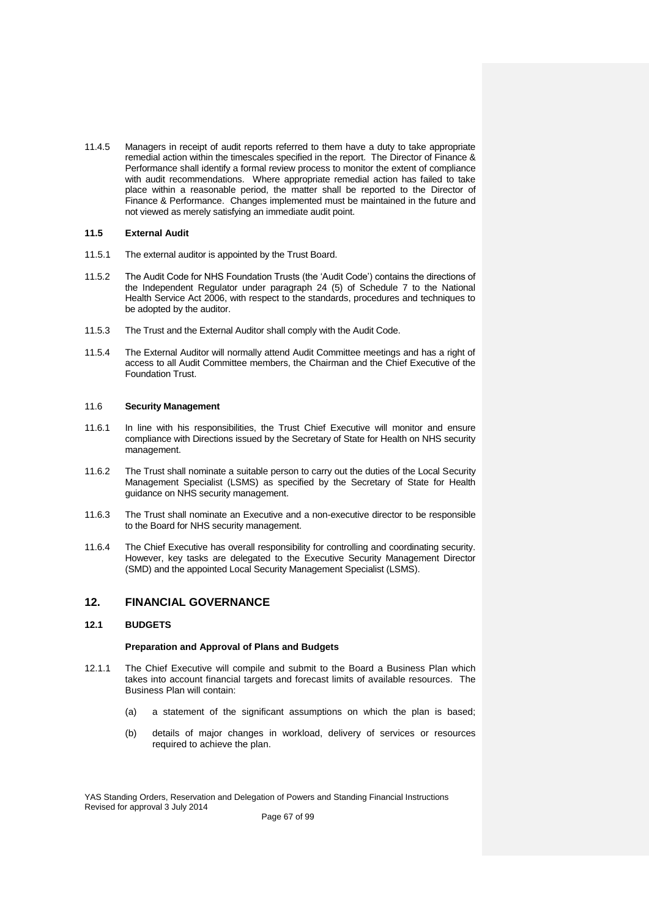11.4.5 Managers in receipt of audit reports referred to them have a duty to take appropriate remedial action within the timescales specified in the report. The Director of Finance & Performance shall identify a formal review process to monitor the extent of compliance with audit recommendations. Where appropriate remedial action has failed to take place within a reasonable period, the matter shall be reported to the Director of Finance & Performance. Changes implemented must be maintained in the future and not viewed as merely satisfying an immediate audit point.

### 11.5 External Audit

11.5.1 The external auditor is appointed by the Trust Board.

11.5.2 The Audit Code for NHS Foundation Trusts (the 'Audit Code') contains the directions of the Independent Regulator under paragraph 24 (5) of Schedule 7 to the National Health Service Act 2006, with respect to the standards, procedures and techniques to be adopted by the auditor.

11.5.3 The Trust and the External Auditor shall comply with the Audit Code.

11.5.4 The External Auditor will normally attend Audit Committee meetings and has a right of access to all Audit Committee members, the Chairman and the Chief Executive of the Foundation Trust.

### 11.6 Security Management

11.6.1 In line with his responsibilities, the Trust Chief Executive will monitor and ensure compliance with Directions issued by the Secretary of State for Health on NHS security management.

11.6.2 The Trust shall nominate a suitable person to carry out the duties of the Local Security Management Specialist (LSMS) as specified by the Secretary of State for Health guidance on NHS security management.

11.6.3 The Trust shall nominate an Executive and a non-executive director to be responsible to the Board for NHS security management.

11.6.4 The Chief Executive has overall responsibility for controlling and coordinating security. However, key tasks are delegated to the Executive Security Management Director (SMD) and the appointed Local Security Management Specialist (LSMS).

## 12. FINANCIAL GOVERNANCE

### 12.1 BUDGETS

**Preparation and Approval of Plans and Budgets**

12.1.1 The Chief Executive will compile and submit to the Board a Business Plan which takes into account financial targets and forecast limits of available resources. The Business Plan will contain:

(a) a statement of the significant assumptions on which the plan is based;

(b) details of major changes in workload, delivery of services or resources required to achieve the plan.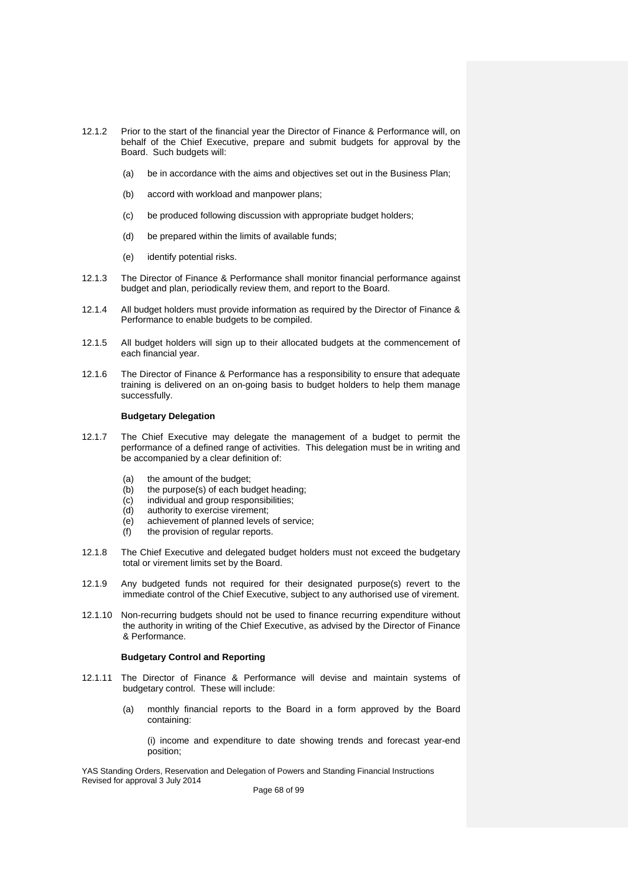12.1.2 Prior to the start of the financial year the Director of Finance & Performance will, on behalf of the Chief Executive, prepare and submit budgets for approval by the Board. Such budgets will:

(a) be in accordance with the aims and objectives set out in the Business Plan;

(b) accord with workload and manpower plans;

(c) be produced following discussion with appropriate budget holders;

(d) be prepared within the limits of available funds;

(e) identify potential risks.

12.1.3 The Director of Finance & Performance shall monitor financial performance against budget and plan, periodically review them, and report to the Board.

12.1.4 All budget holders must provide information as required by the Director of Finance & Performance to enable budgets to be compiled.

12.1.5 All budget holders will sign up to their allocated budgets at the commencement of each financial year.

12.1.6 The Director of Finance & Performance has a responsibility to ensure that adequate training is delivered on an on-going basis to budget holders to help them manage successfully.

**Budgetary Delegation**

12.1.7 The Chief Executive may delegate the management of a budget to permit the performance of a defined range of activities. This delegation must be in writing and be accompanied by a clear definition of:

(a) the amount of the budget;
(b) the purpose(s) of each budget heading;
(c) individual and group responsibilities;
(d) authority to exercise virement;
(e) achievement of planned levels of service;
(f) the provision of regular reports.

12.1.8 The Chief Executive and delegated budget holders must not exceed the budgetary total or virement limits set by the Board.

12.1.9 Any budgeted funds not required for their designated purpose(s) revert to the immediate control of the Chief Executive, subject to any authorised use of virement.

12.1.10 Non-recurring budgets should not be used to finance recurring expenditure without the authority in writing of the Chief Executive, as advised by the Director of Finance & Performance.

**Budgetary Control and Reporting**

12.1.11 The Director of Finance & Performance will devise and maintain systems of budgetary control. These will include:

(a) monthly financial reports to the Board in a form approved by the Board containing:

(i) income and expenditure to date showing trends and forecast year-end position;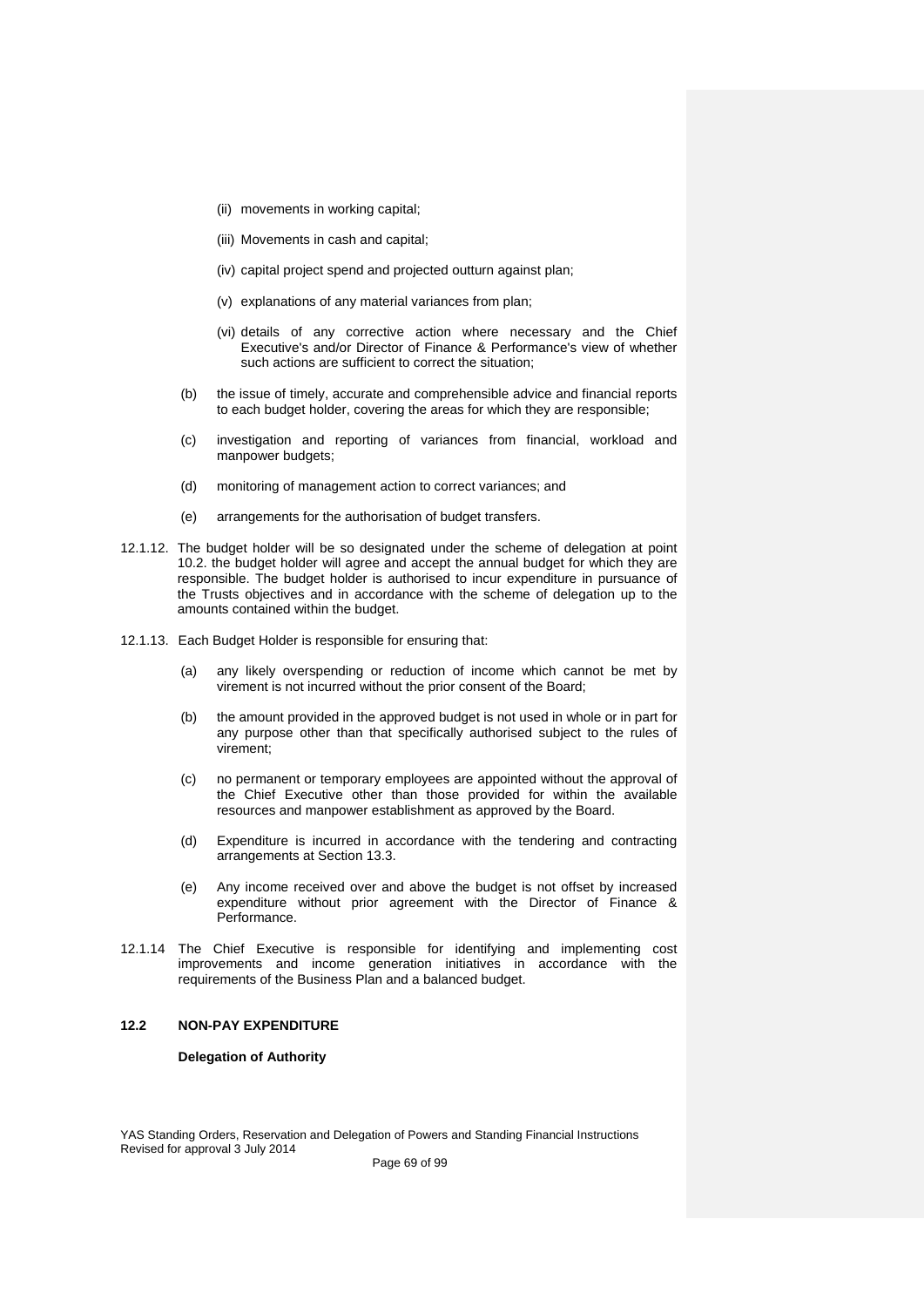(ii) movements in working capital;

(iii) Movements in cash and capital;

(iv) capital project spend and projected outturn against plan;

(v) explanations of any material variances from plan;

(vi) details of any corrective action where necessary and the Chief Executive's and/or Director of Finance & Performance's view of whether such actions are sufficient to correct the situation;

(b) the issue of timely, accurate and comprehensible advice and financial reports to each budget holder, covering the areas for which they are responsible;

(c) investigation and reporting of variances from financial, workload and manpower budgets;

(d) monitoring of management action to correct variances; and

(e) arrangements for the authorisation of budget transfers.

12.1.12. The budget holder will be so designated under the scheme of delegation at point 10.2. the budget holder will agree and accept the annual budget for which they are responsible. The budget holder is authorised to incur expenditure in pursuance of the Trusts objectives and in accordance with the scheme of delegation up to the amounts contained within the budget.

12.1.13. Each Budget Holder is responsible for ensuring that:

(a) any likely overspending or reduction of income which cannot be met by virement is not incurred without the prior consent of the Board;

(b) the amount provided in the approved budget is not used in whole or in part for any purpose other than that specifically authorised subject to the rules of virement;

(c) no permanent or temporary employees are appointed without the approval of the Chief Executive other than those provided for within the available resources and manpower establishment as approved by the Board.

(d) Expenditure is incurred in accordance with the tendering and contracting arrangements at Section 13.3.

(e) Any income received over and above the budget is not offset by increased expenditure without prior agreement with the Director of Finance & Performance.

12.1.14 The Chief Executive is responsible for identifying and implementing cost improvements and income generation initiatives in accordance with the requirements of the Business Plan and a balanced budget.

## 12.2 NON-PAY EXPENDITURE

**Delegation of Authority**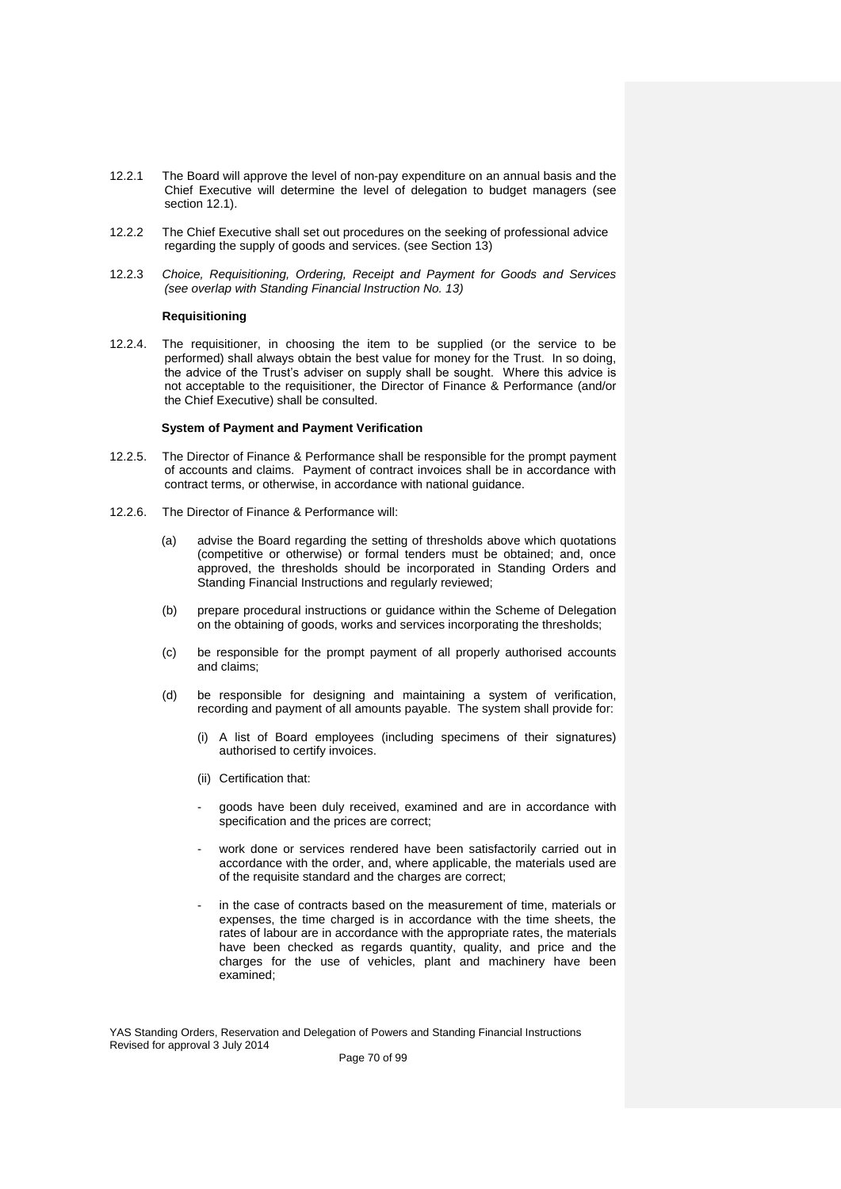12.2.1 The Board will approve the level of non-pay expenditure on an annual basis and the Chief Executive will determine the level of delegation to budget managers (see section 12.1).

12.2.2 The Chief Executive shall set out procedures on the seeking of professional advice regarding the supply of goods and services. (see Section 13)

12.2.3 *Choice, Requisitioning, Ordering, Receipt and Payment for Goods and Services (see overlap with Standing Financial Instruction No. 13)*

**Requisitioning**

12.2.4. The requisitioner, in choosing the item to be supplied (or the service to be performed) shall always obtain the best value for money for the Trust. In so doing, the advice of the Trust's adviser on supply shall be sought. Where this advice is not acceptable to the requisitioner, the Director of Finance & Performance (and/or the Chief Executive) shall be consulted.

**System of Payment and Payment Verification**

12.2.5. The Director of Finance & Performance shall be responsible for the prompt payment of accounts and claims. Payment of contract invoices shall be in accordance with contract terms, or otherwise, in accordance with national guidance.

12.2.6. The Director of Finance & Performance will:

(a) advise the Board regarding the setting of thresholds above which quotations (competitive or otherwise) or formal tenders must be obtained; and, once approved, the thresholds should be incorporated in Standing Orders and Standing Financial Instructions and regularly reviewed;

(b) prepare procedural instructions or guidance within the Scheme of Delegation on the obtaining of goods, works and services incorporating the thresholds;

(c) be responsible for the prompt payment of all properly authorised accounts and claims;

(d) be responsible for designing and maintaining a system of verification, recording and payment of all amounts payable. The system shall provide for:

(i) A list of Board employees (including specimens of their signatures) authorised to certify invoices.

(ii) Certification that:

- goods have been duly received, examined and are in accordance with specification and the prices are correct;

- work done or services rendered have been satisfactorily carried out in accordance with the order, and, where applicable, the materials used are of the requisite standard and the charges are correct;

- in the case of contracts based on the measurement of time, materials or expenses, the time charged is in accordance with the time sheets, the rates of labour are in accordance with the appropriate rates, the materials have been checked as regards quantity, quality, and price and the charges for the use of vehicles, plant and machinery have been examined;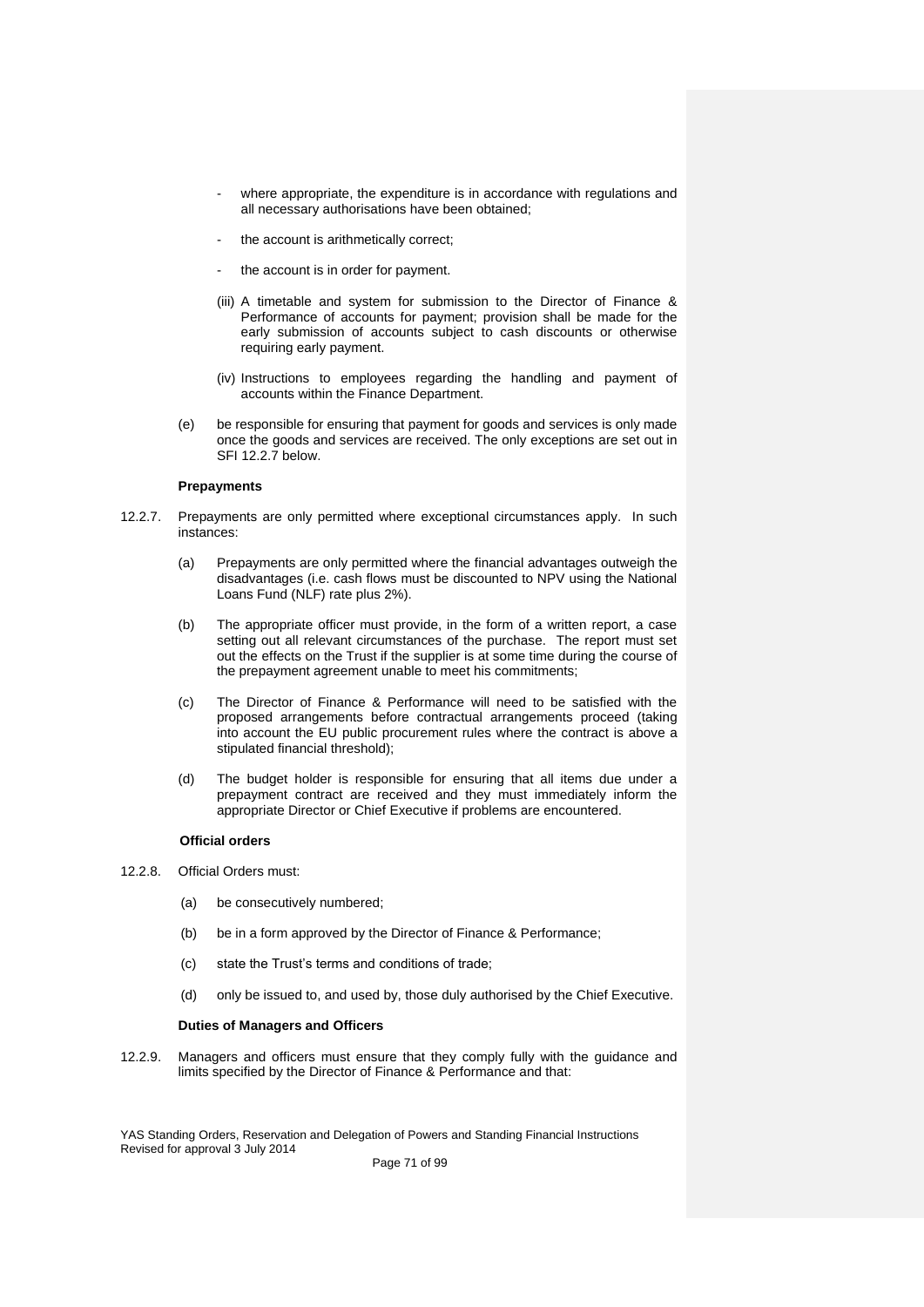- where appropriate, the expenditure is in accordance with regulations and all necessary authorisations have been obtained;
- the account is arithmetically correct;
- the account is in order for payment.

(iii) A timetable and system for submission to the Director of Finance & Performance of accounts for payment; provision shall be made for the early submission of accounts subject to cash discounts or otherwise requiring early payment.

(iv) Instructions to employees regarding the handling and payment of accounts within the Finance Department.

(e) be responsible for ensuring that payment for goods and services is only made once the goods and services are received. The only exceptions are set out in SFI 12.2.7 below.

**Prepayments**

12.2.7. Prepayments are only permitted where exceptional circumstances apply. In such instances:

(a) Prepayments are only permitted where the financial advantages outweigh the disadvantages (i.e. cash flows must be discounted to NPV using the National Loans Fund (NLF) rate plus 2%).

(b) The appropriate officer must provide, in the form of a written report, a case setting out all relevant circumstances of the purchase. The report must set out the effects on the Trust if the supplier is at some time during the course of the prepayment agreement unable to meet his commitments;

(c) The Director of Finance & Performance will need to be satisfied with the proposed arrangements before contractual arrangements proceed (taking into account the EU public procurement rules where the contract is above a stipulated financial threshold);

(d) The budget holder is responsible for ensuring that all items due under a prepayment contract are received and they must immediately inform the appropriate Director or Chief Executive if problems are encountered.

**Official orders**

12.2.8. Official Orders must:

(a) be consecutively numbered;

(b) be in a form approved by the Director of Finance & Performance;

(c) state the Trust's terms and conditions of trade;

(d) only be issued to, and used by, those duly authorised by the Chief Executive.

**Duties of Managers and Officers**

12.2.9. Managers and officers must ensure that they comply fully with the guidance and limits specified by the Director of Finance & Performance and that: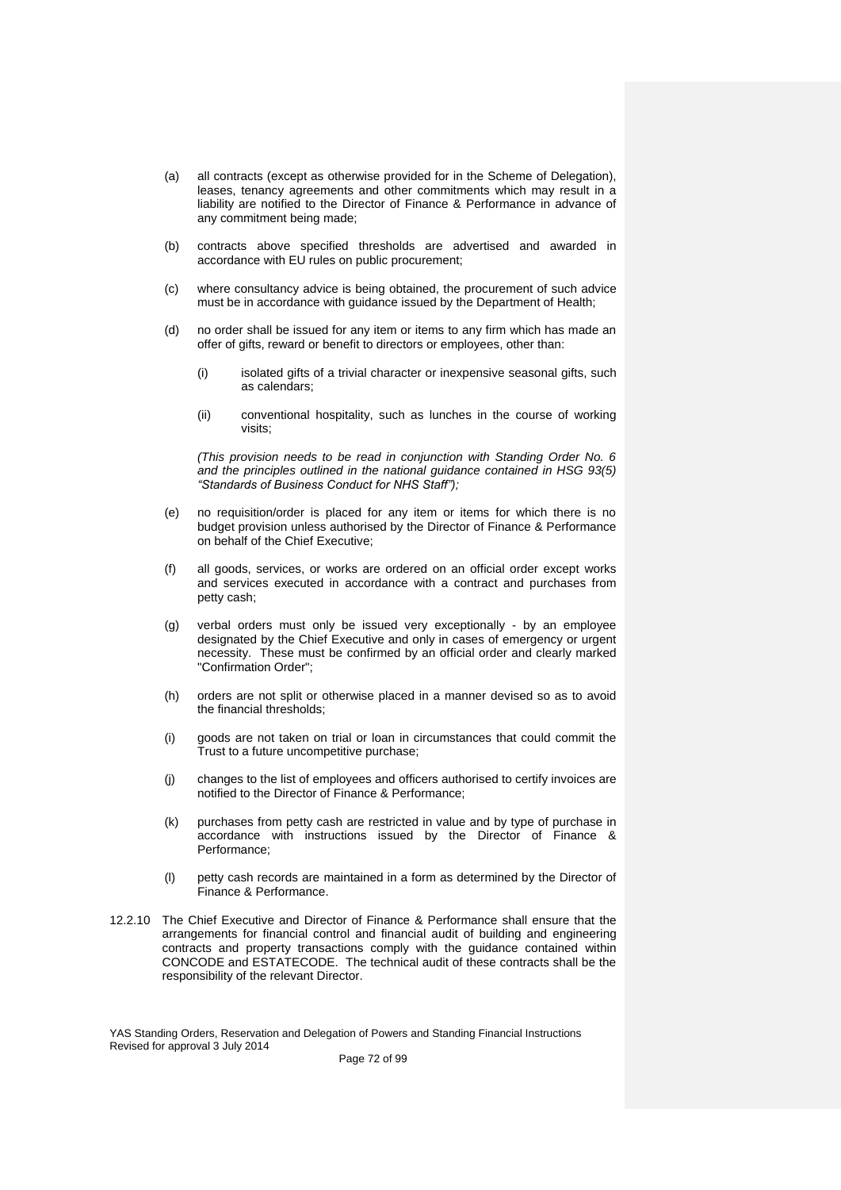(a) all contracts (except as otherwise provided for in the Scheme of Delegation), leases, tenancy agreements and other commitments which may result in a liability are notified to the Director of Finance & Performance in advance of any commitment being made;

(b) contracts above specified thresholds are advertised and awarded in accordance with EU rules on public procurement;

(c) where consultancy advice is being obtained, the procurement of such advice must be in accordance with guidance issued by the Department of Health;

(d) no order shall be issued for any item or items to any firm which has made an offer of gifts, reward or benefit to directors or employees, other than:

 (i) isolated gifts of a trivial character or inexpensive seasonal gifts, such as calendars;

 (ii) conventional hospitality, such as lunches in the course of working visits;

 *(This provision needs to be read in conjunction with Standing Order No. 6 and the principles outlined in the national guidance contained in HSG 93(5) "Standards of Business Conduct for NHS Staff");*

(e) no requisition/order is placed for any item or items for which there is no budget provision unless authorised by the Director of Finance & Performance on behalf of the Chief Executive;

(f) all goods, services, or works are ordered on an official order except works and services executed in accordance with a contract and purchases from petty cash;

(g) verbal orders must only be issued very exceptionally - by an employee designated by the Chief Executive and only in cases of emergency or urgent necessity. These must be confirmed by an official order and clearly marked "Confirmation Order";

(h) orders are not split or otherwise placed in a manner devised so as to avoid the financial thresholds;

(i) goods are not taken on trial or loan in circumstances that could commit the Trust to a future uncompetitive purchase;

(j) changes to the list of employees and officers authorised to certify invoices are notified to the Director of Finance & Performance;

(k) purchases from petty cash are restricted in value and by type of purchase in accordance with instructions issued by the Director of Finance & Performance;

(l) petty cash records are maintained in a form as determined by the Director of Finance & Performance.

12.2.10 The Chief Executive and Director of Finance & Performance shall ensure that the arrangements for financial control and financial audit of building and engineering contracts and property transactions comply with the guidance contained within CONCODE and ESTATECODE. The technical audit of these contracts shall be the responsibility of the relevant Director.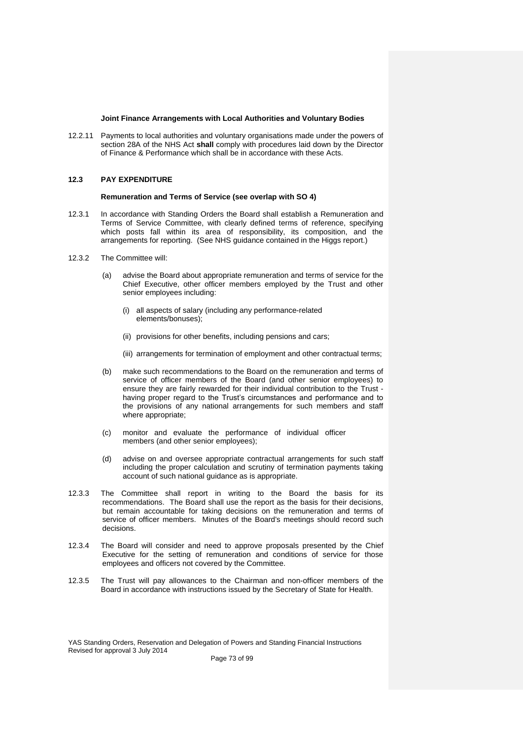**Joint Finance Arrangements with Local Authorities and Voluntary Bodies**

12.2.11 Payments to local authorities and voluntary organisations made under the powers of section 28A of the NHS Act **shall** comply with procedures laid down by the Director of Finance & Performance which shall be in accordance with these Acts.

## 12.3 PAY EXPENDITURE

**Remuneration and Terms of Service (see overlap with SO 4)**

12.3.1 In accordance with Standing Orders the Board shall establish a Remuneration and Terms of Service Committee, with clearly defined terms of reference, specifying which posts fall within its area of responsibility, its composition, and the arrangements for reporting. (See NHS guidance contained in the Higgs report.)

12.3.2 The Committee will:

(a) advise the Board about appropriate remuneration and terms of service for the Chief Executive, other officer members employed by the Trust and other senior employees including:

(i) all aspects of salary (including any performance-related elements/bonuses);

(ii) provisions for other benefits, including pensions and cars;

(iii) arrangements for termination of employment and other contractual terms;

(b) make such recommendations to the Board on the remuneration and terms of service of officer members of the Board (and other senior employees) to ensure they are fairly rewarded for their individual contribution to the Trust - having proper regard to the Trust's circumstances and performance and to the provisions of any national arrangements for such members and staff where appropriate;

(c) monitor and evaluate the performance of individual officer members (and other senior employees);

(d) advise on and oversee appropriate contractual arrangements for such staff including the proper calculation and scrutiny of termination payments taking account of such national guidance as is appropriate.

12.3.3 The Committee shall report in writing to the Board the basis for its recommendations. The Board shall use the report as the basis for their decisions, but remain accountable for taking decisions on the remuneration and terms of service of officer members. Minutes of the Board's meetings should record such decisions.

12.3.4 The Board will consider and need to approve proposals presented by the Chief Executive for the setting of remuneration and conditions of service for those employees and officers not covered by the Committee.

12.3.5 The Trust will pay allowances to the Chairman and non-officer members of the Board in accordance with instructions issued by the Secretary of State for Health.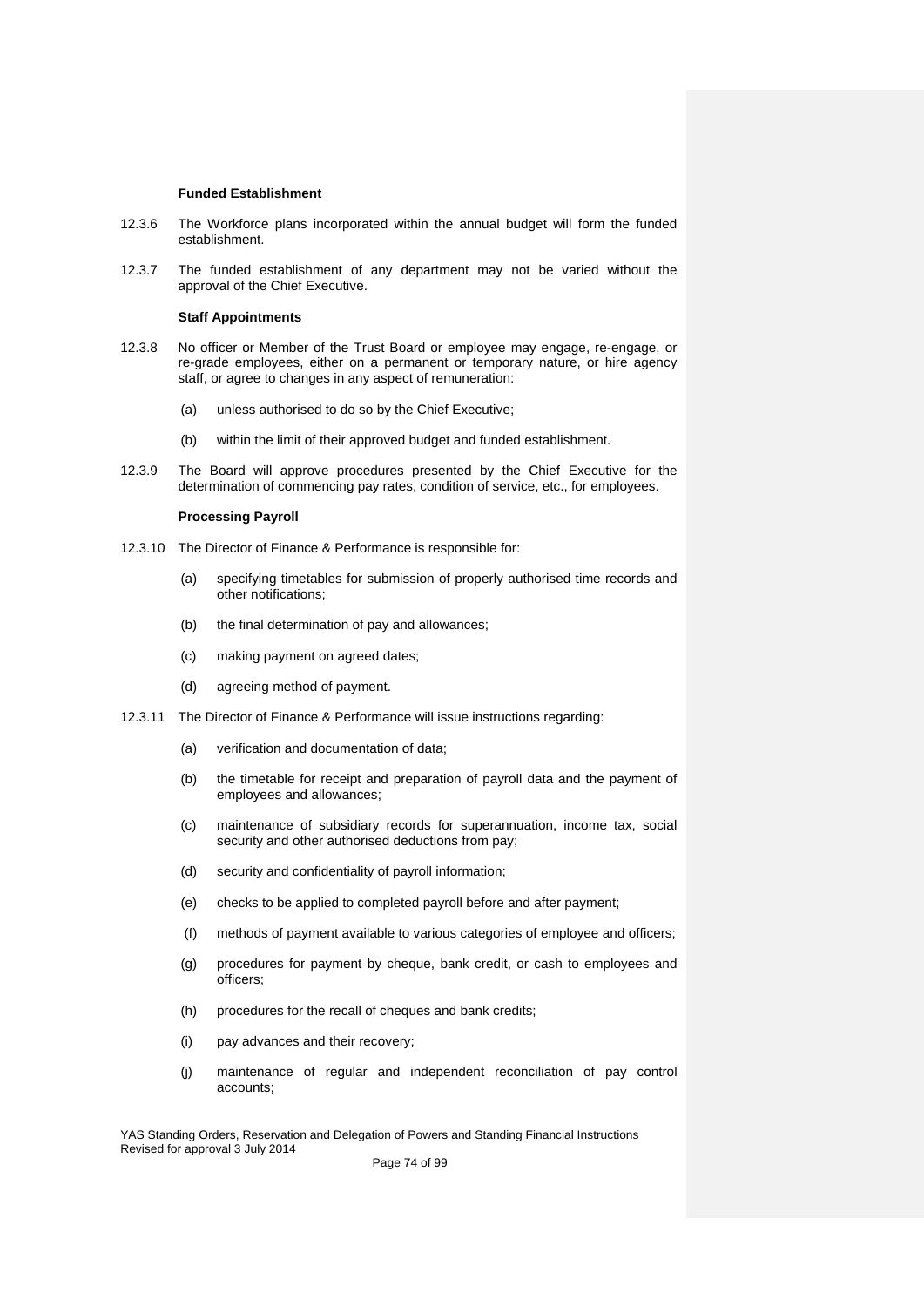**Funded Establishment**

12.3.6 The Workforce plans incorporated within the annual budget will form the funded establishment.

12.3.7 The funded establishment of any department may not be varied without the approval of the Chief Executive.

**Staff Appointments**

12.3.8 No officer or Member of the Trust Board or employee may engage, re-engage, or re-grade employees, either on a permanent or temporary nature, or hire agency staff, or agree to changes in any aspect of remuneration:

(a) unless authorised to do so by the Chief Executive;

(b) within the limit of their approved budget and funded establishment.

12.3.9 The Board will approve procedures presented by the Chief Executive for the determination of commencing pay rates, condition of service, etc., for employees.

**Processing Payroll**

12.3.10 The Director of Finance & Performance is responsible for:

(a) specifying timetables for submission of properly authorised time records and other notifications;

(b) the final determination of pay and allowances;

(c) making payment on agreed dates;

(d) agreeing method of payment.

12.3.11 The Director of Finance & Performance will issue instructions regarding:

(a) verification and documentation of data;

(b) the timetable for receipt and preparation of payroll data and the payment of employees and allowances;

(c) maintenance of subsidiary records for superannuation, income tax, social security and other authorised deductions from pay;

(d) security and confidentiality of payroll information;

(e) checks to be applied to completed payroll before and after payment;

(f) methods of payment available to various categories of employee and officers;

(g) procedures for payment by cheque, bank credit, or cash to employees and officers;

(h) procedures for the recall of cheques and bank credits;

(i) pay advances and their recovery;

(j) maintenance of regular and independent reconciliation of pay control accounts;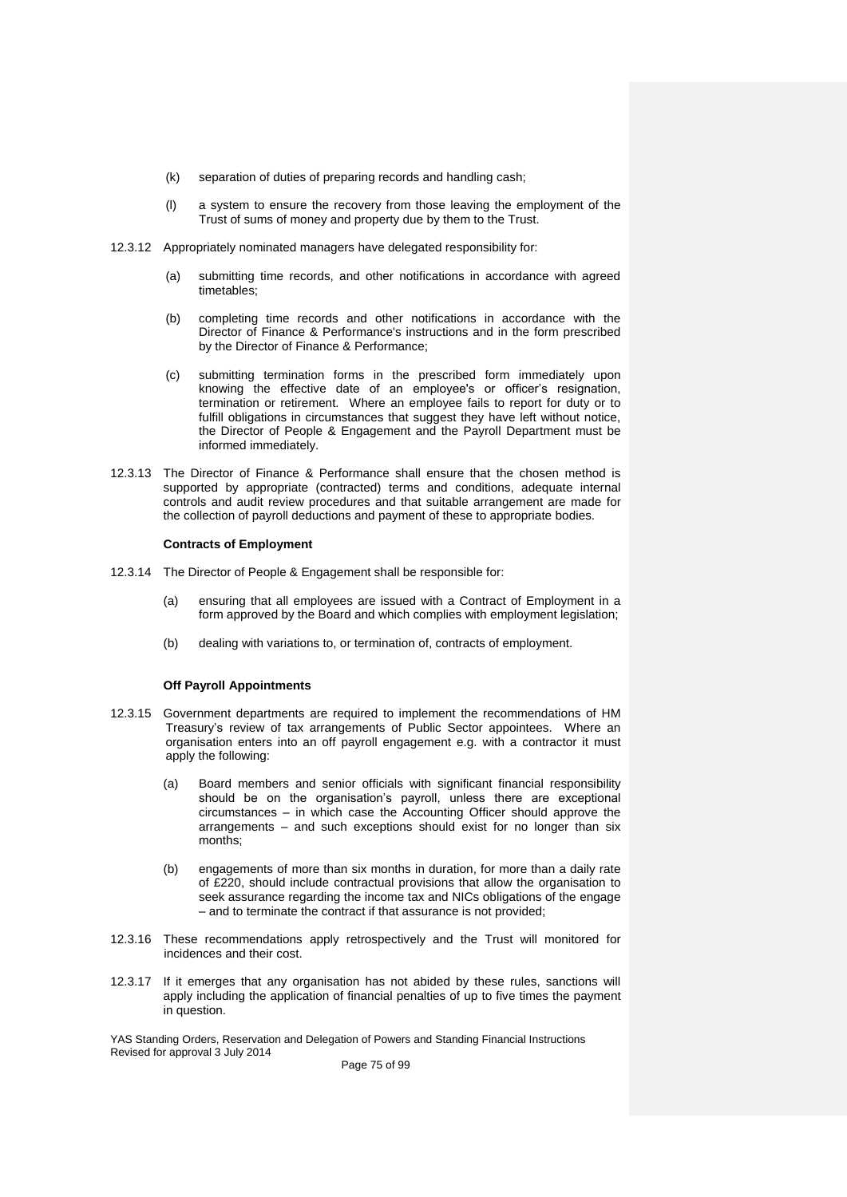(k) separation of duties of preparing records and handling cash;

(l) a system to ensure the recovery from those leaving the employment of the Trust of sums of money and property due by them to the Trust.

12.3.12 Appropriately nominated managers have delegated responsibility for:

(a) submitting time records, and other notifications in accordance with agreed timetables;

(b) completing time records and other notifications in accordance with the Director of Finance & Performance's instructions and in the form prescribed by the Director of Finance & Performance;

(c) submitting termination forms in the prescribed form immediately upon knowing the effective date of an employee's or officer's resignation, termination or retirement. Where an employee fails to report for duty or to fulfill obligations in circumstances that suggest they have left without notice, the Director of People & Engagement and the Payroll Department must be informed immediately.

12.3.13 The Director of Finance & Performance shall ensure that the chosen method is supported by appropriate (contracted) terms and conditions, adequate internal controls and audit review procedures and that suitable arrangement are made for the collection of payroll deductions and payment of these to appropriate bodies.

**Contracts of Employment**

12.3.14 The Director of People & Engagement shall be responsible for:

(a) ensuring that all employees are issued with a Contract of Employment in a form approved by the Board and which complies with employment legislation;

(b) dealing with variations to, or termination of, contracts of employment.

**Off Payroll Appointments**

12.3.15 Government departments are required to implement the recommendations of HM Treasury's review of tax arrangements of Public Sector appointees. Where an organisation enters into an off payroll engagement e.g. with a contractor it must apply the following:

(a) Board members and senior officials with significant financial responsibility should be on the organisation's payroll, unless there are exceptional circumstances – in which case the Accounting Officer should approve the arrangements – and such exceptions should exist for no longer than six months;

(b) engagements of more than six months in duration, for more than a daily rate of £220, should include contractual provisions that allow the organisation to seek assurance regarding the income tax and NICs obligations of the engage – and to terminate the contract if that assurance is not provided;

12.3.16 These recommendations apply retrospectively and the Trust will monitored for incidences and their cost.

12.3.17 If it emerges that any organisation has not abided by these rules, sanctions will apply including the application of financial penalties of up to five times the payment in question.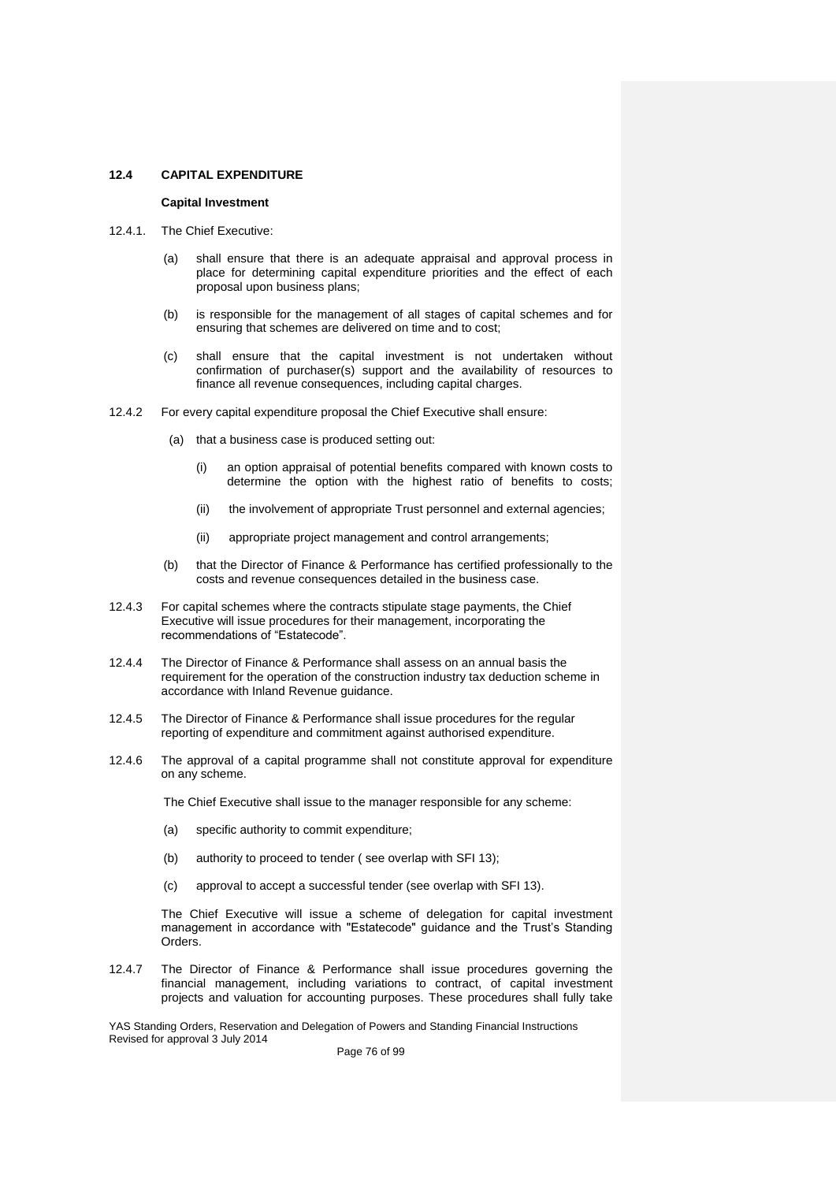## 12.4 CAPITAL EXPENDITURE

### Capital Investment

12.4.1. The Chief Executive:

(a) shall ensure that there is an adequate appraisal and approval process in place for determining capital expenditure priorities and the effect of each proposal upon business plans;

(b) is responsible for the management of all stages of capital schemes and for ensuring that schemes are delivered on time and to cost;

(c) shall ensure that the capital investment is not undertaken without confirmation of purchaser(s) support and the availability of resources to finance all revenue consequences, including capital charges.

12.4.2 For every capital expenditure proposal the Chief Executive shall ensure:

(a) that a business case is produced setting out:

(i) an option appraisal of potential benefits compared with known costs to determine the option with the highest ratio of benefits to costs;

(ii) the involvement of appropriate Trust personnel and external agencies;

(ii) appropriate project management and control arrangements;

(b) that the Director of Finance & Performance has certified professionally to the costs and revenue consequences detailed in the business case.

12.4.3 For capital schemes where the contracts stipulate stage payments, the Chief Executive will issue procedures for their management, incorporating the recommendations of "Estatecode".

12.4.4 The Director of Finance & Performance shall assess on an annual basis the requirement for the operation of the construction industry tax deduction scheme in accordance with Inland Revenue guidance.

12.4.5 The Director of Finance & Performance shall issue procedures for the regular reporting of expenditure and commitment against authorised expenditure.

12.4.6 The approval of a capital programme shall not constitute approval for expenditure on any scheme.

The Chief Executive shall issue to the manager responsible for any scheme:

(a) specific authority to commit expenditure;

(b) authority to proceed to tender ( see overlap with SFI 13);

(c) approval to accept a successful tender (see overlap with SFI 13).

The Chief Executive will issue a scheme of delegation for capital investment management in accordance with "Estatecode" guidance and the Trust's Standing Orders.

12.4.7 The Director of Finance & Performance shall issue procedures governing the financial management, including variations to contract, of capital investment projects and valuation for accounting purposes. These procedures shall fully take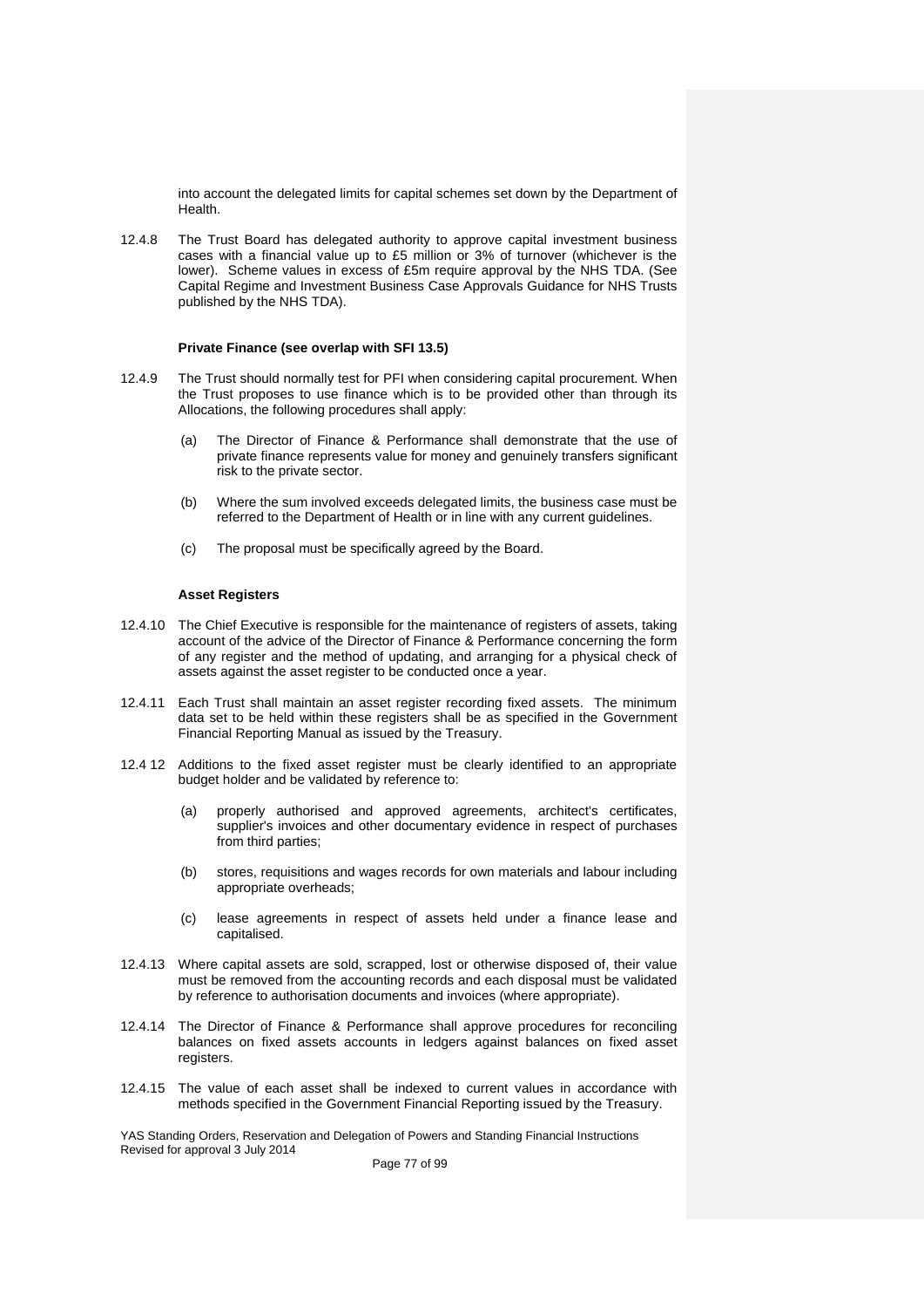into account the delegated limits for capital schemes set down by the Department of Health.

12.4.8 The Trust Board has delegated authority to approve capital investment business cases with a financial value up to £5 million or 3% of turnover (whichever is the lower). Scheme values in excess of £5m require approval by the NHS TDA. (See Capital Regime and Investment Business Case Approvals Guidance for NHS Trusts published by the NHS TDA).

**Private Finance (see overlap with SFI 13.5)**

12.4.9 The Trust should normally test for PFI when considering capital procurement. When the Trust proposes to use finance which is to be provided other than through its Allocations, the following procedures shall apply:

(a) The Director of Finance & Performance shall demonstrate that the use of private finance represents value for money and genuinely transfers significant risk to the private sector.

(b) Where the sum involved exceeds delegated limits, the business case must be referred to the Department of Health or in line with any current guidelines.

(c) The proposal must be specifically agreed by the Board.

**Asset Registers**

12.4.10 The Chief Executive is responsible for the maintenance of registers of assets, taking account of the advice of the Director of Finance & Performance concerning the form of any register and the method of updating, and arranging for a physical check of assets against the asset register to be conducted once a year.

12.4.11 Each Trust shall maintain an asset register recording fixed assets. The minimum data set to be held within these registers shall be as specified in the Government Financial Reporting Manual as issued by the Treasury.

12.4 12 Additions to the fixed asset register must be clearly identified to an appropriate budget holder and be validated by reference to:

(a) properly authorised and approved agreements, architect's certificates, supplier's invoices and other documentary evidence in respect of purchases from third parties;

(b) stores, requisitions and wages records for own materials and labour including appropriate overheads;

(c) lease agreements in respect of assets held under a finance lease and capitalised.

12.4.13 Where capital assets are sold, scrapped, lost or otherwise disposed of, their value must be removed from the accounting records and each disposal must be validated by reference to authorisation documents and invoices (where appropriate).

12.4.14 The Director of Finance & Performance shall approve procedures for reconciling balances on fixed assets accounts in ledgers against balances on fixed asset registers.

12.4.15 The value of each asset shall be indexed to current values in accordance with methods specified in the Government Financial Reporting issued by the Treasury.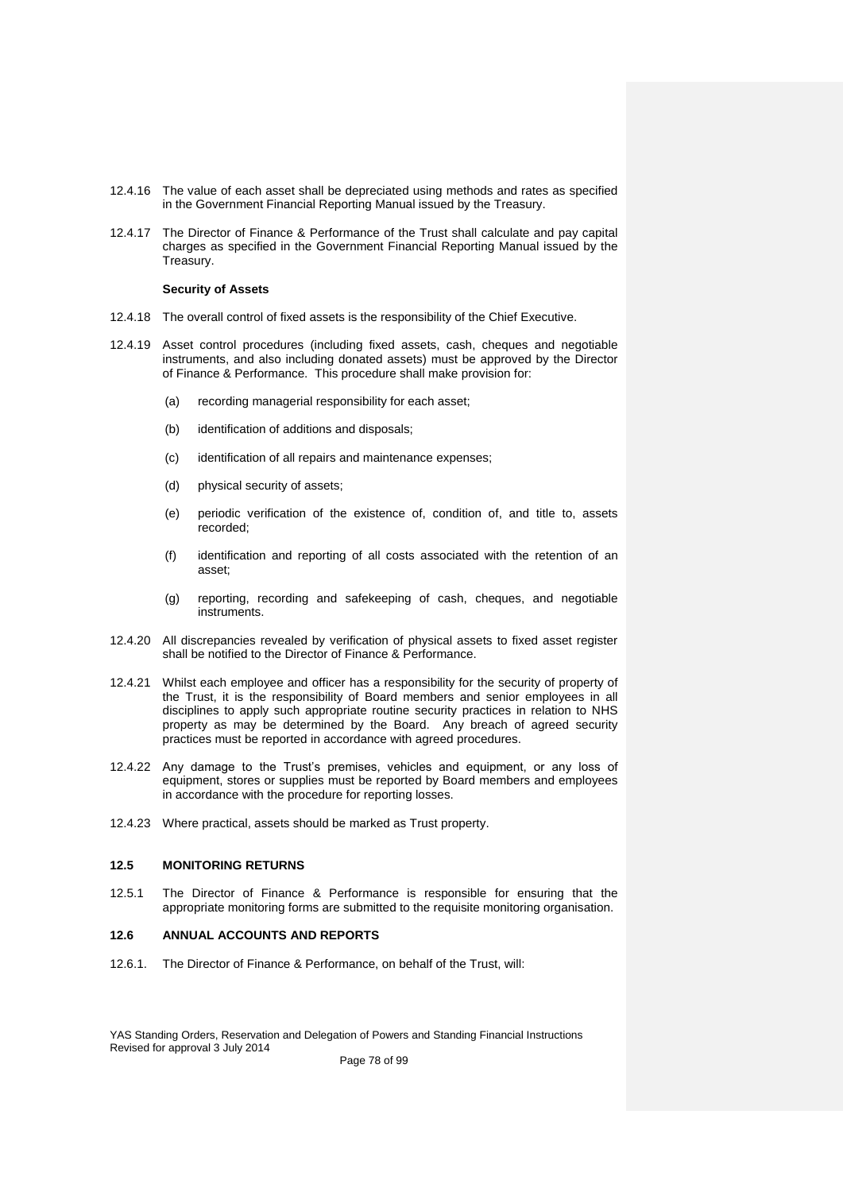12.4.16 The value of each asset shall be depreciated using methods and rates as specified in the Government Financial Reporting Manual issued by the Treasury.

12.4.17 The Director of Finance & Performance of the Trust shall calculate and pay capital charges as specified in the Government Financial Reporting Manual issued by the Treasury.

**Security of Assets**

12.4.18 The overall control of fixed assets is the responsibility of the Chief Executive.

12.4.19 Asset control procedures (including fixed assets, cash, cheques and negotiable instruments, and also including donated assets) must be approved by the Director of Finance & Performance. This procedure shall make provision for:

(a) recording managerial responsibility for each asset;

(b) identification of additions and disposals;

(c) identification of all repairs and maintenance expenses;

(d) physical security of assets;

(e) periodic verification of the existence of, condition of, and title to, assets recorded;

(f) identification and reporting of all costs associated with the retention of an asset;

(g) reporting, recording and safekeeping of cash, cheques, and negotiable instruments.

12.4.20 All discrepancies revealed by verification of physical assets to fixed asset register shall be notified to the Director of Finance & Performance.

12.4.21 Whilst each employee and officer has a responsibility for the security of property of the Trust, it is the responsibility of Board members and senior employees in all disciplines to apply such appropriate routine security practices in relation to NHS property as may be determined by the Board. Any breach of agreed security practices must be reported in accordance with agreed procedures.

12.4.22 Any damage to the Trust's premises, vehicles and equipment, or any loss of equipment, stores or supplies must be reported by Board members and employees in accordance with the procedure for reporting losses.

12.4.23 Where practical, assets should be marked as Trust property.

## 12.5 MONITORING RETURNS

12.5.1 The Director of Finance & Performance is responsible for ensuring that the appropriate monitoring forms are submitted to the requisite monitoring organisation.

## 12.6 ANNUAL ACCOUNTS AND REPORTS

12.6.1. The Director of Finance & Performance, on behalf of the Trust, will: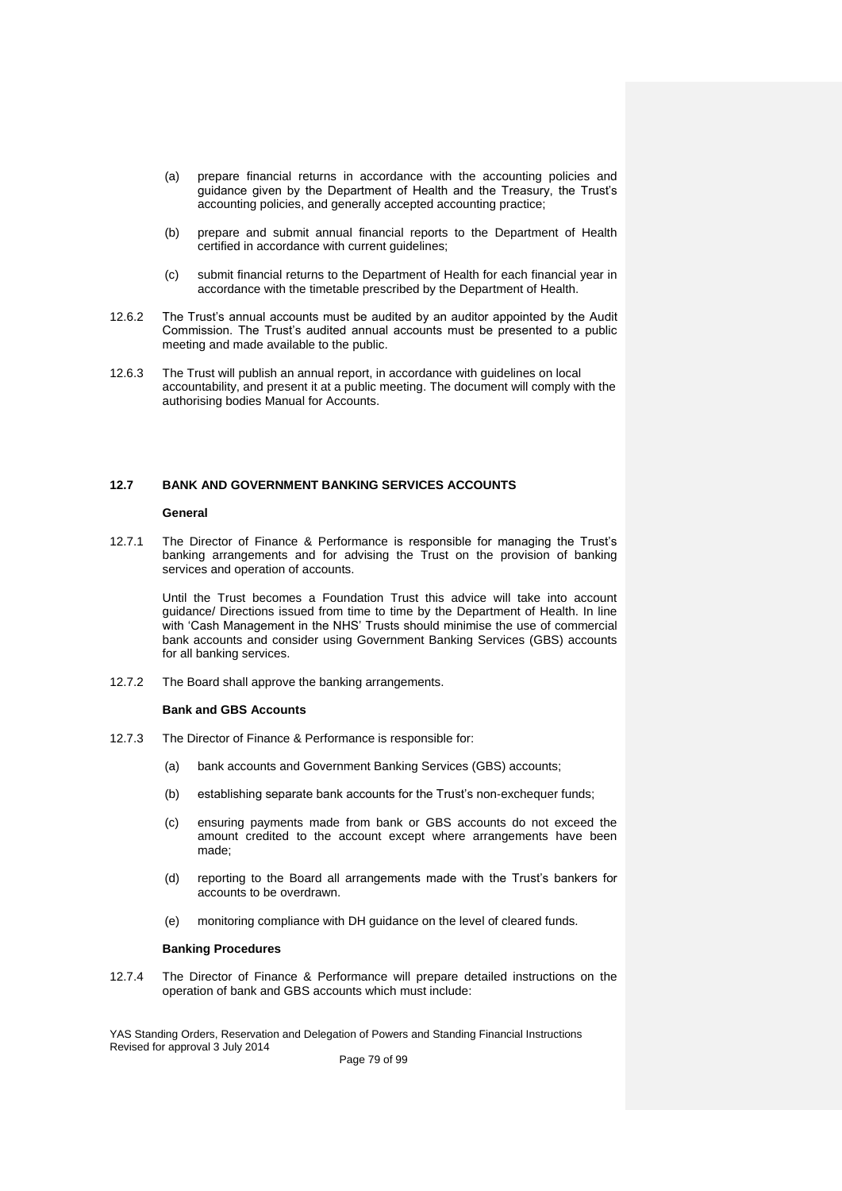(a) prepare financial returns in accordance with the accounting policies and guidance given by the Department of Health and the Treasury, the Trust's accounting policies, and generally accepted accounting practice;

(b) prepare and submit annual financial reports to the Department of Health certified in accordance with current guidelines;

(c) submit financial returns to the Department of Health for each financial year in accordance with the timetable prescribed by the Department of Health.

12.6.2 The Trust's annual accounts must be audited by an auditor appointed by the Audit Commission. The Trust's audited annual accounts must be presented to a public meeting and made available to the public.

12.6.3 The Trust will publish an annual report, in accordance with guidelines on local accountability, and present it at a public meeting. The document will comply with the authorising bodies Manual for Accounts.

## 12.7 BANK AND GOVERNMENT BANKING SERVICES ACCOUNTS

**General**

12.7.1 The Director of Finance & Performance is responsible for managing the Trust's banking arrangements and for advising the Trust on the provision of banking services and operation of accounts.

Until the Trust becomes a Foundation Trust this advice will take into account guidance/ Directions issued from time to time by the Department of Health. In line with 'Cash Management in the NHS' Trusts should minimise the use of commercial bank accounts and consider using Government Banking Services (GBS) accounts for all banking services.

12.7.2 The Board shall approve the banking arrangements.

**Bank and GBS Accounts**

12.7.3 The Director of Finance & Performance is responsible for:

(a) bank accounts and Government Banking Services (GBS) accounts;

(b) establishing separate bank accounts for the Trust's non-exchequer funds;

(c) ensuring payments made from bank or GBS accounts do not exceed the amount credited to the account except where arrangements have been made;

(d) reporting to the Board all arrangements made with the Trust's bankers for accounts to be overdrawn.

(e) monitoring compliance with DH guidance on the level of cleared funds.

**Banking Procedures**

12.7.4 The Director of Finance & Performance will prepare detailed instructions on the operation of bank and GBS accounts which must include: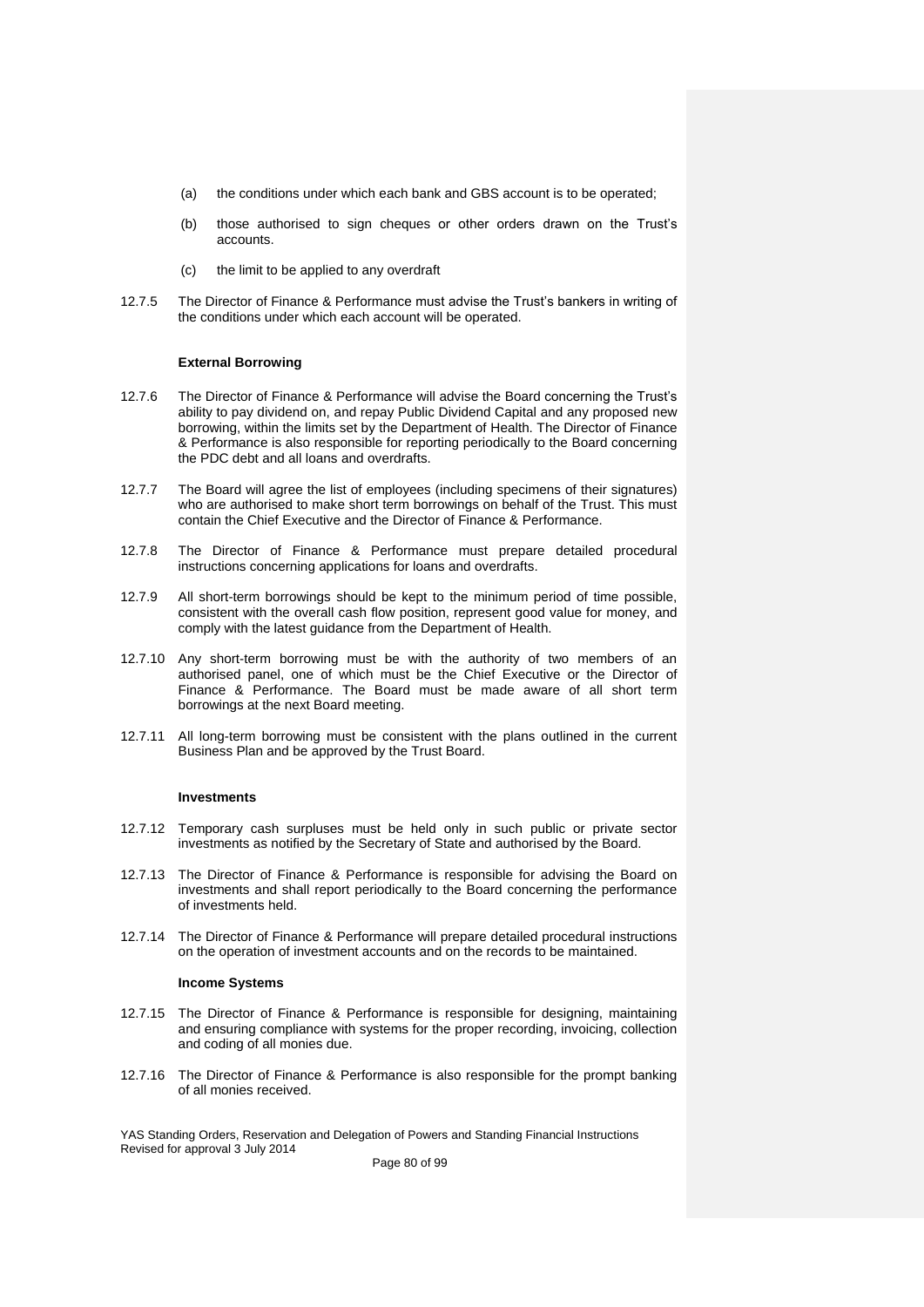(a) the conditions under which each bank and GBS account is to be operated;

(b) those authorised to sign cheques or other orders drawn on the Trust's accounts.

(c) the limit to be applied to any overdraft

12.7.5 The Director of Finance & Performance must advise the Trust's bankers in writing of the conditions under which each account will be operated.

**External Borrowing**

12.7.6 The Director of Finance & Performance will advise the Board concerning the Trust's ability to pay dividend on, and repay Public Dividend Capital and any proposed new borrowing, within the limits set by the Department of Health. The Director of Finance & Performance is also responsible for reporting periodically to the Board concerning the PDC debt and all loans and overdrafts.

12.7.7 The Board will agree the list of employees (including specimens of their signatures) who are authorised to make short term borrowings on behalf of the Trust. This must contain the Chief Executive and the Director of Finance & Performance.

12.7.8 The Director of Finance & Performance must prepare detailed procedural instructions concerning applications for loans and overdrafts.

12.7.9 All short-term borrowings should be kept to the minimum period of time possible, consistent with the overall cash flow position, represent good value for money, and comply with the latest guidance from the Department of Health.

12.7.10 Any short-term borrowing must be with the authority of two members of an authorised panel, one of which must be the Chief Executive or the Director of Finance & Performance. The Board must be made aware of all short term borrowings at the next Board meeting.

12.7.11 All long-term borrowing must be consistent with the plans outlined in the current Business Plan and be approved by the Trust Board.

**Investments**

12.7.12 Temporary cash surpluses must be held only in such public or private sector investments as notified by the Secretary of State and authorised by the Board.

12.7.13 The Director of Finance & Performance is responsible for advising the Board on investments and shall report periodically to the Board concerning the performance of investments held.

12.7.14 The Director of Finance & Performance will prepare detailed procedural instructions on the operation of investment accounts and on the records to be maintained.

**Income Systems**

12.7.15 The Director of Finance & Performance is responsible for designing, maintaining and ensuring compliance with systems for the proper recording, invoicing, collection and coding of all monies due.

12.7.16 The Director of Finance & Performance is also responsible for the prompt banking of all monies received.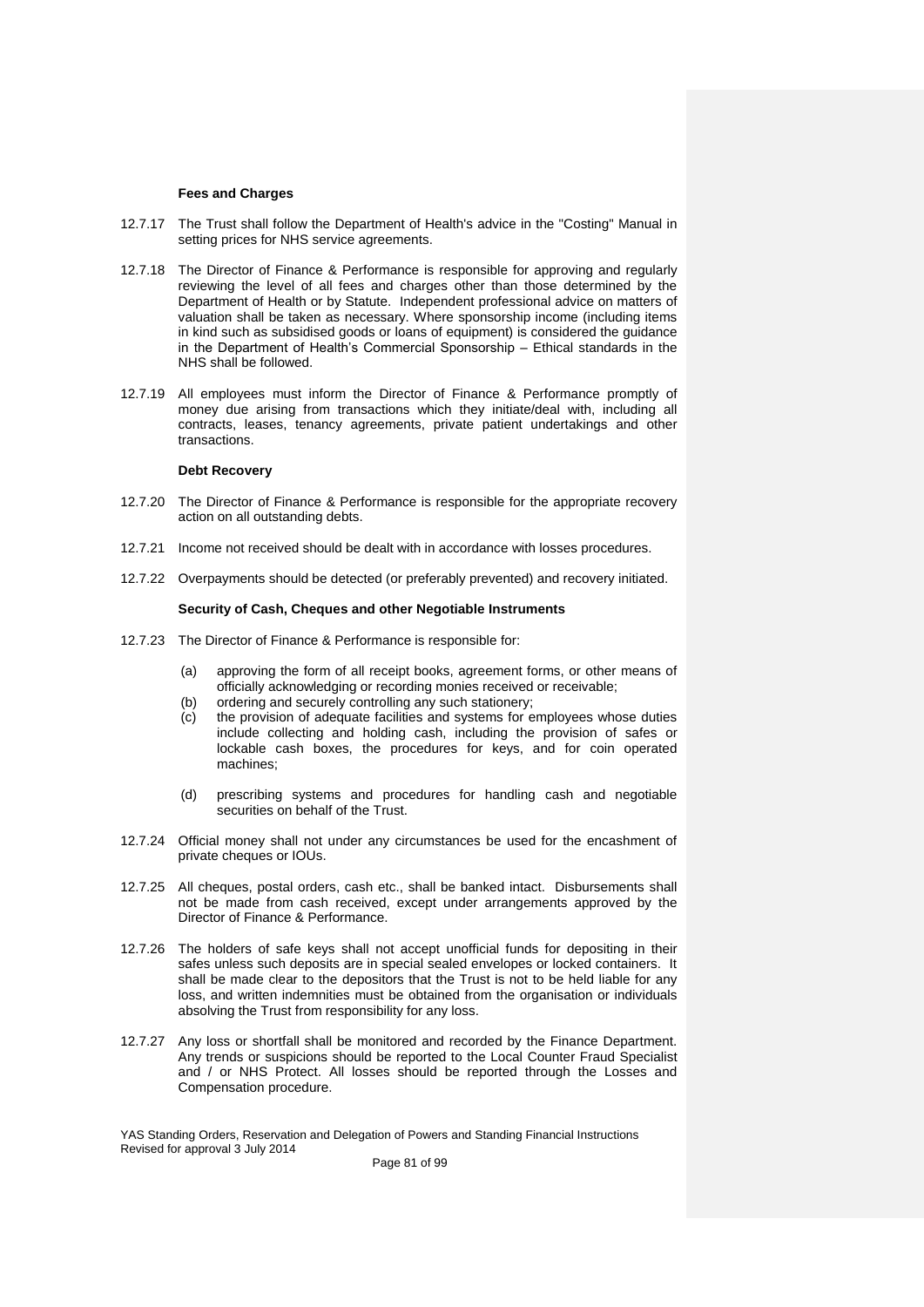**Fees and Charges**

12.7.17 The Trust shall follow the Department of Health's advice in the "Costing" Manual in setting prices for NHS service agreements.

12.7.18 The Director of Finance & Performance is responsible for approving and regularly reviewing the level of all fees and charges other than those determined by the Department of Health or by Statute. Independent professional advice on matters of valuation shall be taken as necessary. Where sponsorship income (including items in kind such as subsidised goods or loans of equipment) is considered the guidance in the Department of Health's Commercial Sponsorship – Ethical standards in the NHS shall be followed.

12.7.19 All employees must inform the Director of Finance & Performance promptly of money due arising from transactions which they initiate/deal with, including all contracts, leases, tenancy agreements, private patient undertakings and other transactions.

**Debt Recovery**

12.7.20 The Director of Finance & Performance is responsible for the appropriate recovery action on all outstanding debts.

12.7.21 Income not received should be dealt with in accordance with losses procedures.

12.7.22 Overpayments should be detected (or preferably prevented) and recovery initiated.

**Security of Cash, Cheques and other Negotiable Instruments**

12.7.23 The Director of Finance & Performance is responsible for:

(a) approving the form of all receipt books, agreement forms, or other means of officially acknowledging or recording monies received or receivable;
(b) ordering and securely controlling any such stationery;
(c) the provision of adequate facilities and systems for employees whose duties include collecting and holding cash, including the provision of safes or lockable cash boxes, the procedures for keys, and for coin operated machines;
(d) prescribing systems and procedures for handling cash and negotiable securities on behalf of the Trust.

12.7.24 Official money shall not under any circumstances be used for the encashment of private cheques or IOUs.

12.7.25 All cheques, postal orders, cash etc., shall be banked intact. Disbursements shall not be made from cash received, except under arrangements approved by the Director of Finance & Performance.

12.7.26 The holders of safe keys shall not accept unofficial funds for depositing in their safes unless such deposits are in special sealed envelopes or locked containers. It shall be made clear to the depositors that the Trust is not to be held liable for any loss, and written indemnities must be obtained from the organisation or individuals absolving the Trust from responsibility for any loss.

12.7.27 Any loss or shortfall shall be monitored and recorded by the Finance Department. Any trends or suspicions should be reported to the Local Counter Fraud Specialist and / or NHS Protect. All losses should be reported through the Losses and Compensation procedure.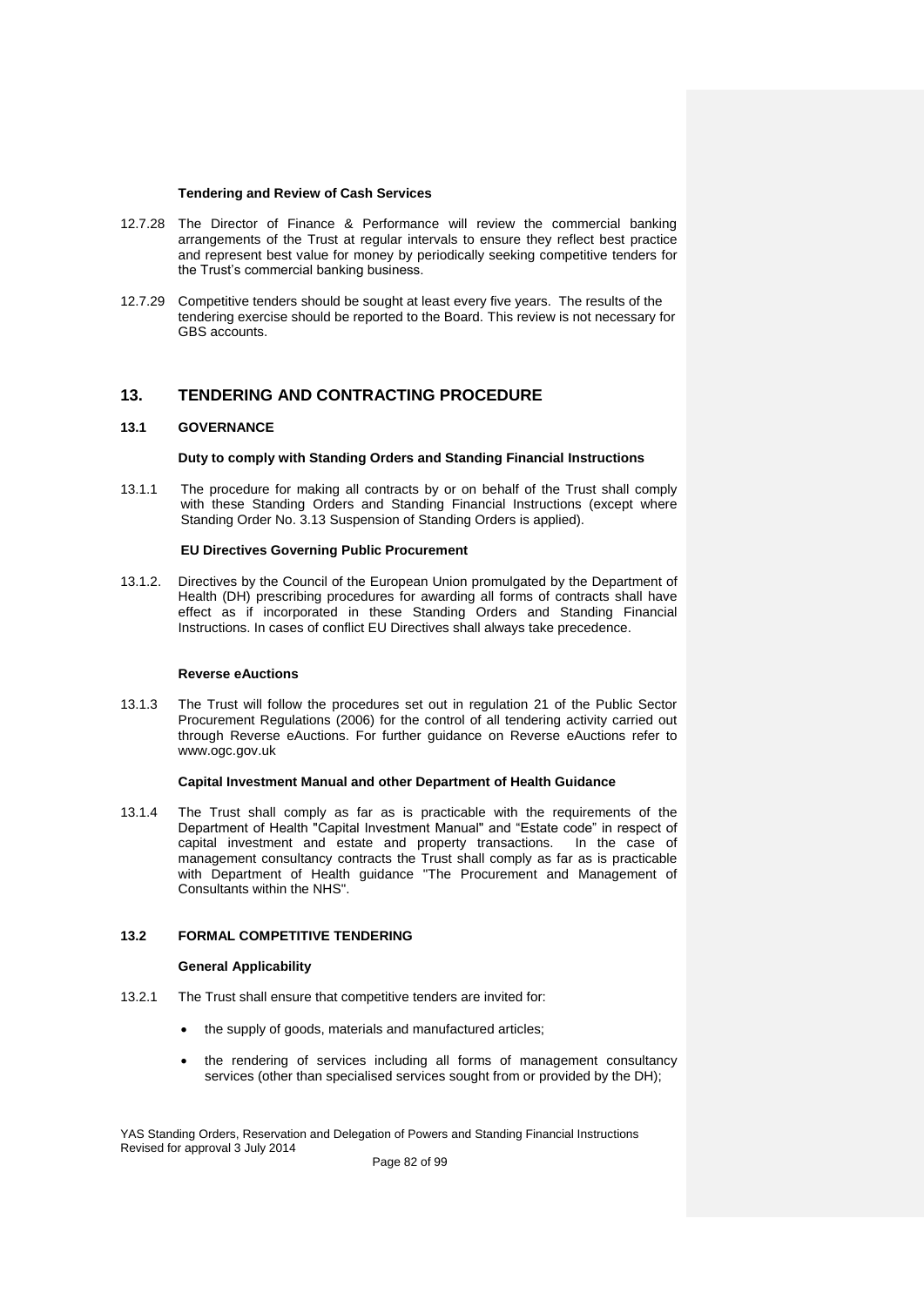**Tendering and Review of Cash Services**

12.7.28 The Director of Finance & Performance will review the commercial banking arrangements of the Trust at regular intervals to ensure they reflect best practice and represent best value for money by periodically seeking competitive tenders for the Trust's commercial banking business.

12.7.29 Competitive tenders should be sought at least every five years. The results of the tendering exercise should be reported to the Board. This review is not necessary for GBS accounts.

## 13. TENDERING AND CONTRACTING PROCEDURE

### 13.1 GOVERNANCE

**Duty to comply with Standing Orders and Standing Financial Instructions**

13.1.1 The procedure for making all contracts by or on behalf of the Trust shall comply with these Standing Orders and Standing Financial Instructions (except where Standing Order No. 3.13 Suspension of Standing Orders is applied).

**EU Directives Governing Public Procurement**

13.1.2. Directives by the Council of the European Union promulgated by the Department of Health (DH) prescribing procedures for awarding all forms of contracts shall have effect as if incorporated in these Standing Orders and Standing Financial Instructions. In cases of conflict EU Directives shall always take precedence.

**Reverse eAuctions**

13.1.3 The Trust will follow the procedures set out in regulation 21 of the Public Sector Procurement Regulations (2006) for the control of all tendering activity carried out through Reverse eAuctions. For further guidance on Reverse eAuctions refer to www.ogc.gov.uk

**Capital Investment Manual and other Department of Health Guidance**

13.1.4 The Trust shall comply as far as is practicable with the requirements of the Department of Health "Capital Investment Manual" and "Estate code" in respect of capital investment and estate and property transactions. In the case of management consultancy contracts the Trust shall comply as far as is practicable with Department of Health guidance "The Procurement and Management of Consultants within the NHS".

### 13.2 FORMAL COMPETITIVE TENDERING

**General Applicability**

13.2.1 The Trust shall ensure that competitive tenders are invited for:

- the supply of goods, materials and manufactured articles;
- the rendering of services including all forms of management consultancy services (other than specialised services sought from or provided by the DH);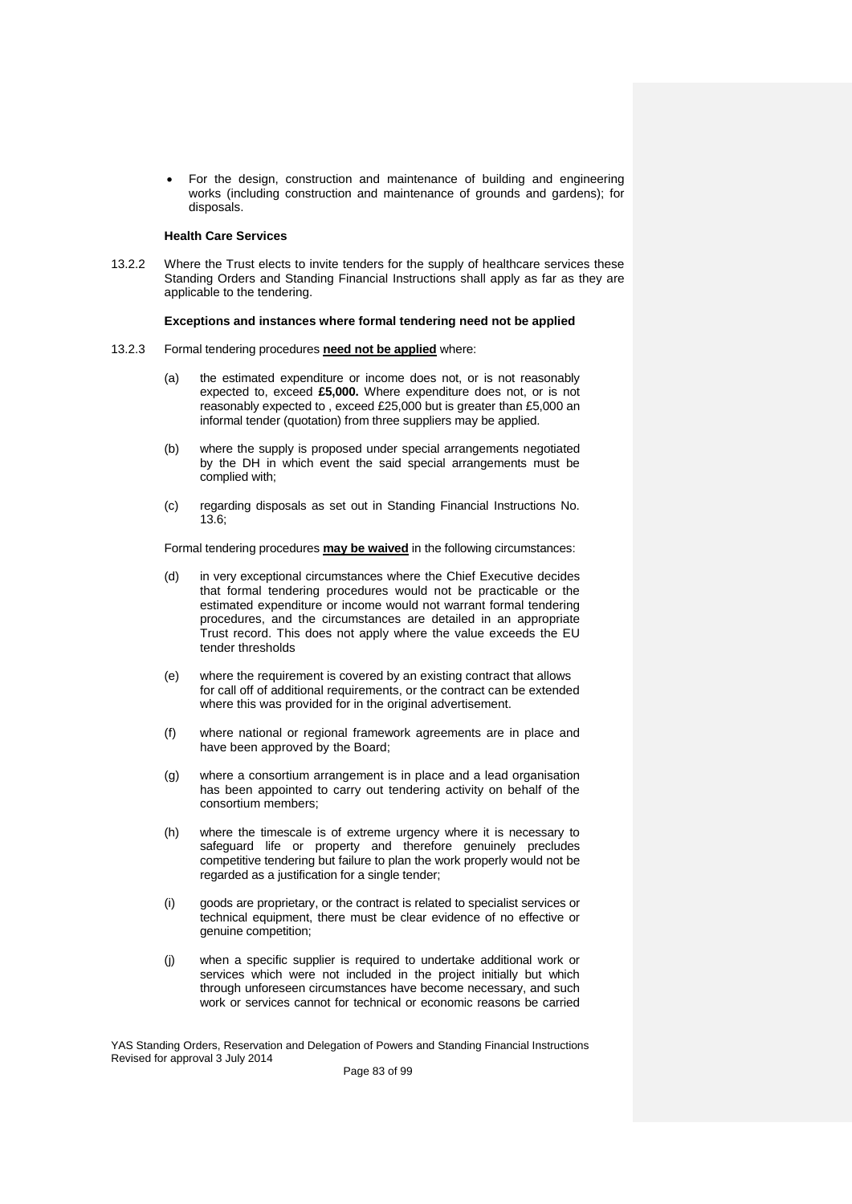- For the design, construction and maintenance of building and engineering works (including construction and maintenance of grounds and gardens); for disposals.

**Health Care Services**

13.2.2 Where the Trust elects to invite tenders for the supply of healthcare services these Standing Orders and Standing Financial Instructions shall apply as far as they are applicable to the tendering.

**Exceptions and instances where formal tendering need not be applied**

13.2.3 Formal tendering procedures **need not be applied** where:

(a) the estimated expenditure or income does not, or is not reasonably expected to, exceed **£5,000.** Where expenditure does not, or is not reasonably expected to , exceed £25,000 but is greater than £5,000 an informal tender (quotation) from three suppliers may be applied.

(b) where the supply is proposed under special arrangements negotiated by the DH in which event the said special arrangements must be complied with;

(c) regarding disposals as set out in Standing Financial Instructions No. 13.6;

Formal tendering procedures **may be waived** in the following circumstances:

(d) in very exceptional circumstances where the Chief Executive decides that formal tendering procedures would not be practicable or the estimated expenditure or income would not warrant formal tendering procedures, and the circumstances are detailed in an appropriate Trust record. This does not apply where the value exceeds the EU tender thresholds

(e) where the requirement is covered by an existing contract that allows for call off of additional requirements, or the contract can be extended where this was provided for in the original advertisement.

(f) where national or regional framework agreements are in place and have been approved by the Board;

(g) where a consortium arrangement is in place and a lead organisation has been appointed to carry out tendering activity on behalf of the consortium members;

(h) where the timescale is of extreme urgency where it is necessary to safeguard life or property and therefore genuinely precludes competitive tendering but failure to plan the work properly would not be regarded as a justification for a single tender;

(i) goods are proprietary, or the contract is related to specialist services or technical equipment, there must be clear evidence of no effective or genuine competition;

(j) when a specific supplier is required to undertake additional work or services which were not included in the project initially but which through unforeseen circumstances have become necessary, and such work or services cannot for technical or economic reasons be carried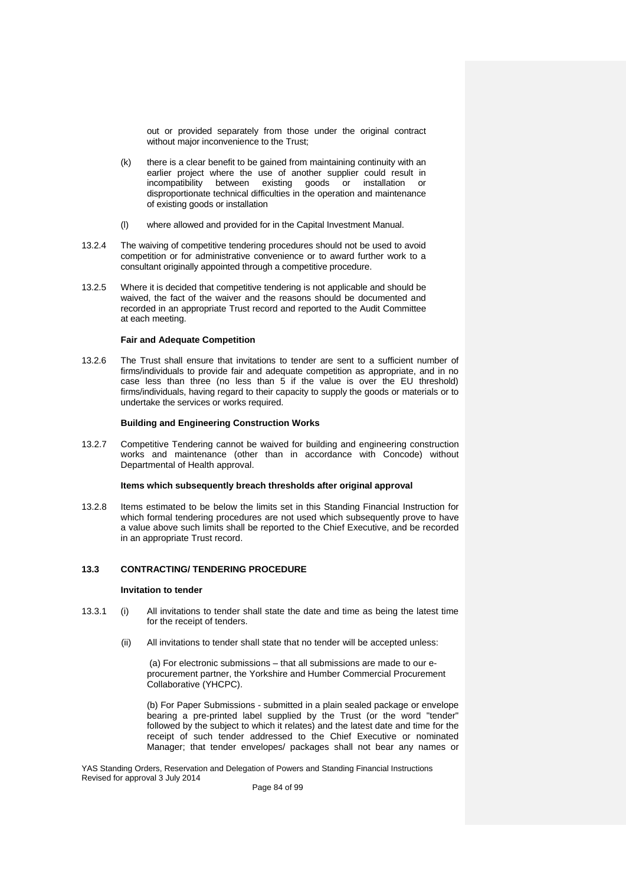out or provided separately from those under the original contract without major inconvenience to the Trust;

(k) there is a clear benefit to be gained from maintaining continuity with an earlier project where the use of another supplier could result in incompatibility between existing goods or installation or disproportionate technical difficulties in the operation and maintenance of existing goods or installation

(l) where allowed and provided for in the Capital Investment Manual.

13.2.4 The waiving of competitive tendering procedures should not be used to avoid competition or for administrative convenience or to award further work to a consultant originally appointed through a competitive procedure.

13.2.5 Where it is decided that competitive tendering is not applicable and should be waived, the fact of the waiver and the reasons should be documented and recorded in an appropriate Trust record and reported to the Audit Committee at each meeting.

**Fair and Adequate Competition**

13.2.6 The Trust shall ensure that invitations to tender are sent to a sufficient number of firms/individuals to provide fair and adequate competition as appropriate, and in no case less than three (no less than 5 if the value is over the EU threshold) firms/individuals, having regard to their capacity to supply the goods or materials or to undertake the services or works required.

**Building and Engineering Construction Works**

13.2.7 Competitive Tendering cannot be waived for building and engineering construction works and maintenance (other than in accordance with Concode) without Departmental of Health approval.

**Items which subsequently breach thresholds after original approval**

13.2.8 Items estimated to be below the limits set in this Standing Financial Instruction for which formal tendering procedures are not used which subsequently prove to have a value above such limits shall be reported to the Chief Executive, and be recorded in an appropriate Trust record.

## 13.3 CONTRACTING/ TENDERING PROCEDURE

**Invitation to tender**

13.3.1 (i) All invitations to tender shall state the date and time as being the latest time for the receipt of tenders.

(ii) All invitations to tender shall state that no tender will be accepted unless:

(a) For electronic submissions – that all submissions are made to our e-procurement partner, the Yorkshire and Humber Commercial Procurement Collaborative (YHCPC).

(b) For Paper Submissions - submitted in a plain sealed package or envelope bearing a pre-printed label supplied by the Trust (or the word "tender" followed by the subject to which it relates) and the latest date and time for the receipt of such tender addressed to the Chief Executive or nominated Manager; that tender envelopes/ packages shall not bear any names or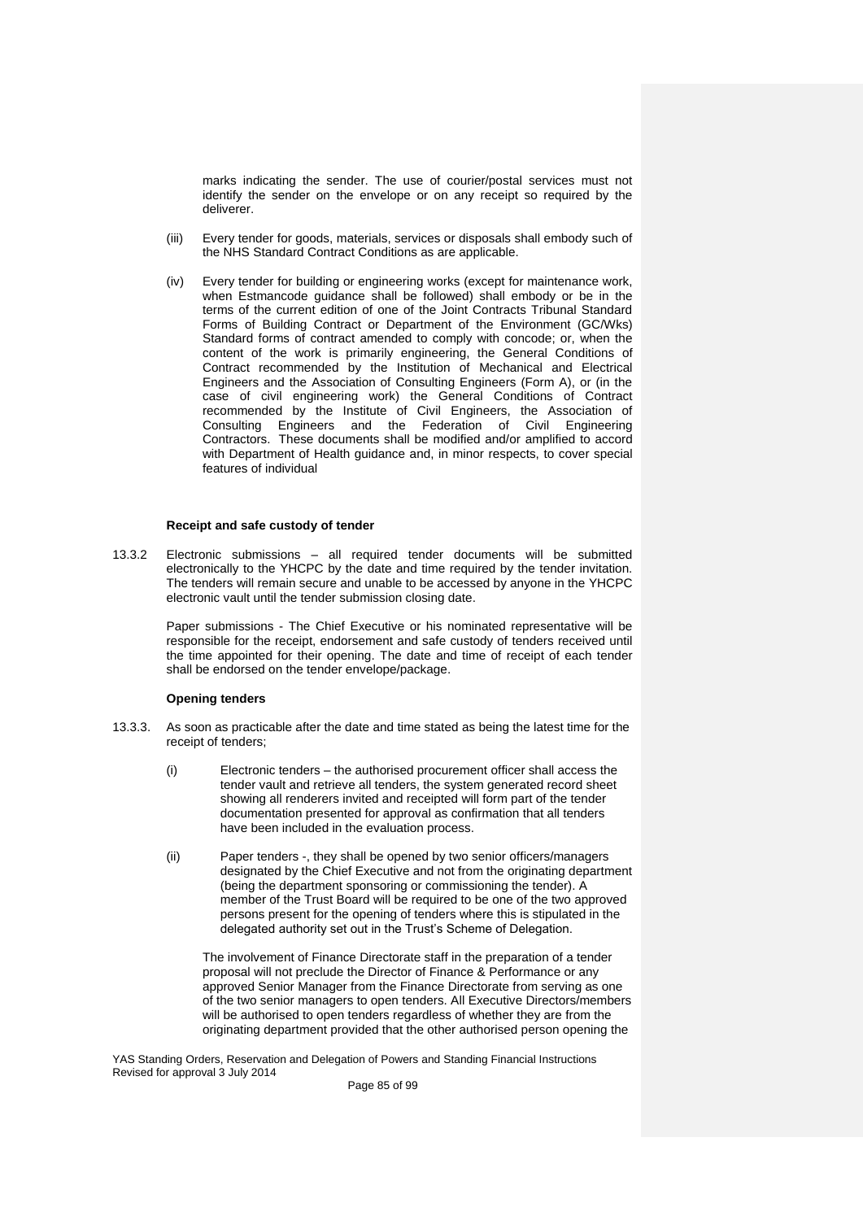marks indicating the sender. The use of courier/postal services must not identify the sender on the envelope or on any receipt so required by the deliverer.

(iii) Every tender for goods, materials, services or disposals shall embody such of the NHS Standard Contract Conditions as are applicable.

(iv) Every tender for building or engineering works (except for maintenance work, when Estmancode guidance shall be followed) shall embody or be in the terms of the current edition of one of the Joint Contracts Tribunal Standard Forms of Building Contract or Department of the Environment (GC/Wks) Standard forms of contract amended to comply with concode; or, when the content of the work is primarily engineering, the General Conditions of Contract recommended by the Institution of Mechanical and Electrical Engineers and the Association of Consulting Engineers (Form A), or (in the case of civil engineering work) the General Conditions of Contract recommended by the Institute of Civil Engineers, the Association of Consulting Engineers and the Federation of Civil Engineering Contractors. These documents shall be modified and/or amplified to accord with Department of Health guidance and, in minor respects, to cover special features of individual

**Receipt and safe custody of tender**

13.3.2 Electronic submissions – all required tender documents will be submitted electronically to the YHCPC by the date and time required by the tender invitation. The tenders will remain secure and unable to be accessed by anyone in the YHCPC electronic vault until the tender submission closing date.

Paper submissions - The Chief Executive or his nominated representative will be responsible for the receipt, endorsement and safe custody of tenders received until the time appointed for their opening. The date and time of receipt of each tender shall be endorsed on the tender envelope/package.

**Opening tenders**

13.3.3. As soon as practicable after the date and time stated as being the latest time for the receipt of tenders;

(i) Electronic tenders – the authorised procurement officer shall access the tender vault and retrieve all tenders, the system generated record sheet showing all renderers invited and receipted will form part of the tender documentation presented for approval as confirmation that all tenders have been included in the evaluation process.

(ii) Paper tenders -, they shall be opened by two senior officers/managers designated by the Chief Executive and not from the originating department (being the department sponsoring or commissioning the tender). A member of the Trust Board will be required to be one of the two approved persons present for the opening of tenders where this is stipulated in the delegated authority set out in the Trust's Scheme of Delegation.

The involvement of Finance Directorate staff in the preparation of a tender proposal will not preclude the Director of Finance & Performance or any approved Senior Manager from the Finance Directorate from serving as one of the two senior managers to open tenders. All Executive Directors/members will be authorised to open tenders regardless of whether they are from the originating department provided that the other authorised person opening the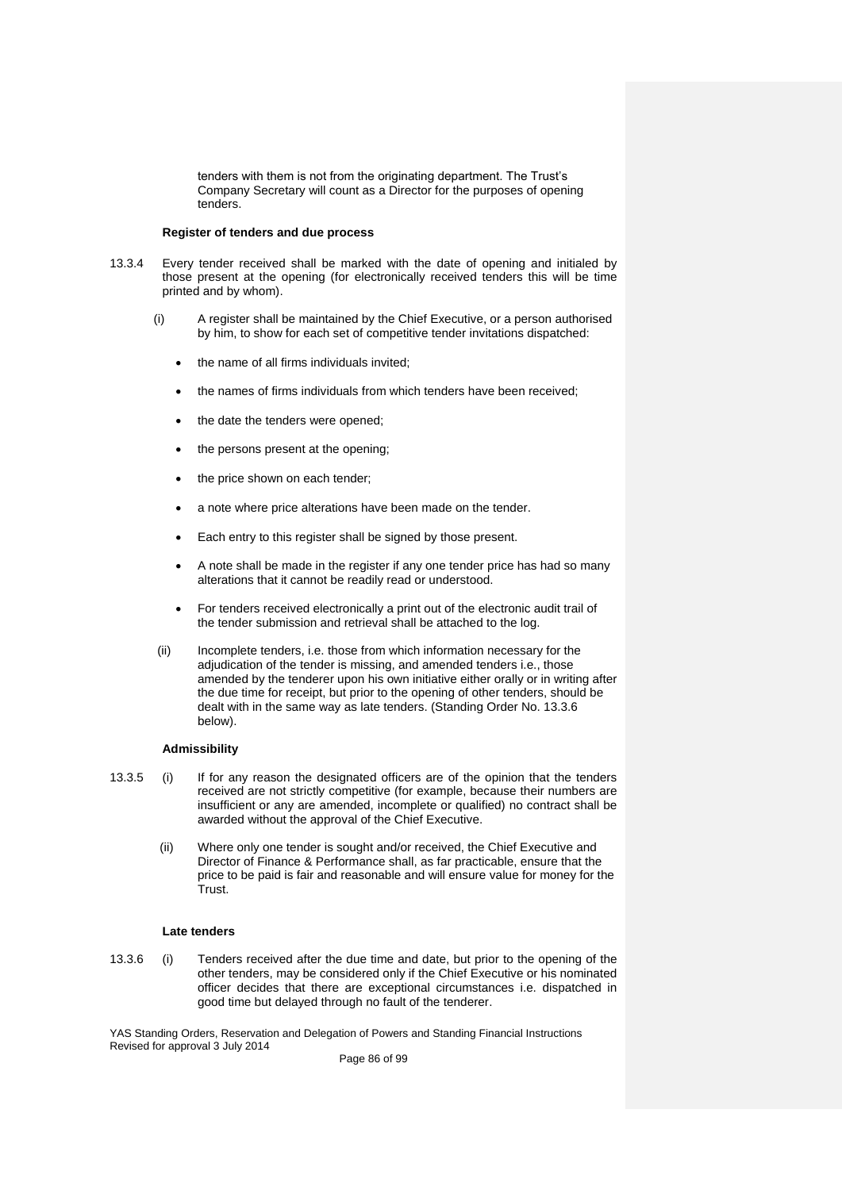tenders with them is not from the originating department. The Trust's Company Secretary will count as a Director for the purposes of opening tenders.

**Register of tenders and due process**

13.3.4 Every tender received shall be marked with the date of opening and initialed by those present at the opening (for electronically received tenders this will be time printed and by whom).

(i) A register shall be maintained by the Chief Executive, or a person authorised by him, to show for each set of competitive tender invitations dispatched:

- the name of all firms individuals invited;
- the names of firms individuals from which tenders have been received;
- the date the tenders were opened;
- the persons present at the opening;
- the price shown on each tender;
- a note where price alterations have been made on the tender.
- Each entry to this register shall be signed by those present.
- A note shall be made in the register if any one tender price has had so many alterations that it cannot be readily read or understood.
- For tenders received electronically a print out of the electronic audit trail of the tender submission and retrieval shall be attached to the log.

(ii) Incomplete tenders, i.e. those from which information necessary for the adjudication of the tender is missing, and amended tenders i.e., those amended by the tenderer upon his own initiative either orally or in writing after the due time for receipt, but prior to the opening of other tenders, should be dealt with in the same way as late tenders. (Standing Order No. 13.3.6 below).

**Admissibility**

13.3.5 (i) If for any reason the designated officers are of the opinion that the tenders received are not strictly competitive (for example, because their numbers are insufficient or any are amended, incomplete or qualified) no contract shall be awarded without the approval of the Chief Executive.

(ii) Where only one tender is sought and/or received, the Chief Executive and Director of Finance & Performance shall, as far practicable, ensure that the price to be paid is fair and reasonable and will ensure value for money for the Trust.

**Late tenders**

13.3.6 (i) Tenders received after the due time and date, but prior to the opening of the other tenders, may be considered only if the Chief Executive or his nominated officer decides that there are exceptional circumstances i.e. dispatched in good time but delayed through no fault of the tenderer.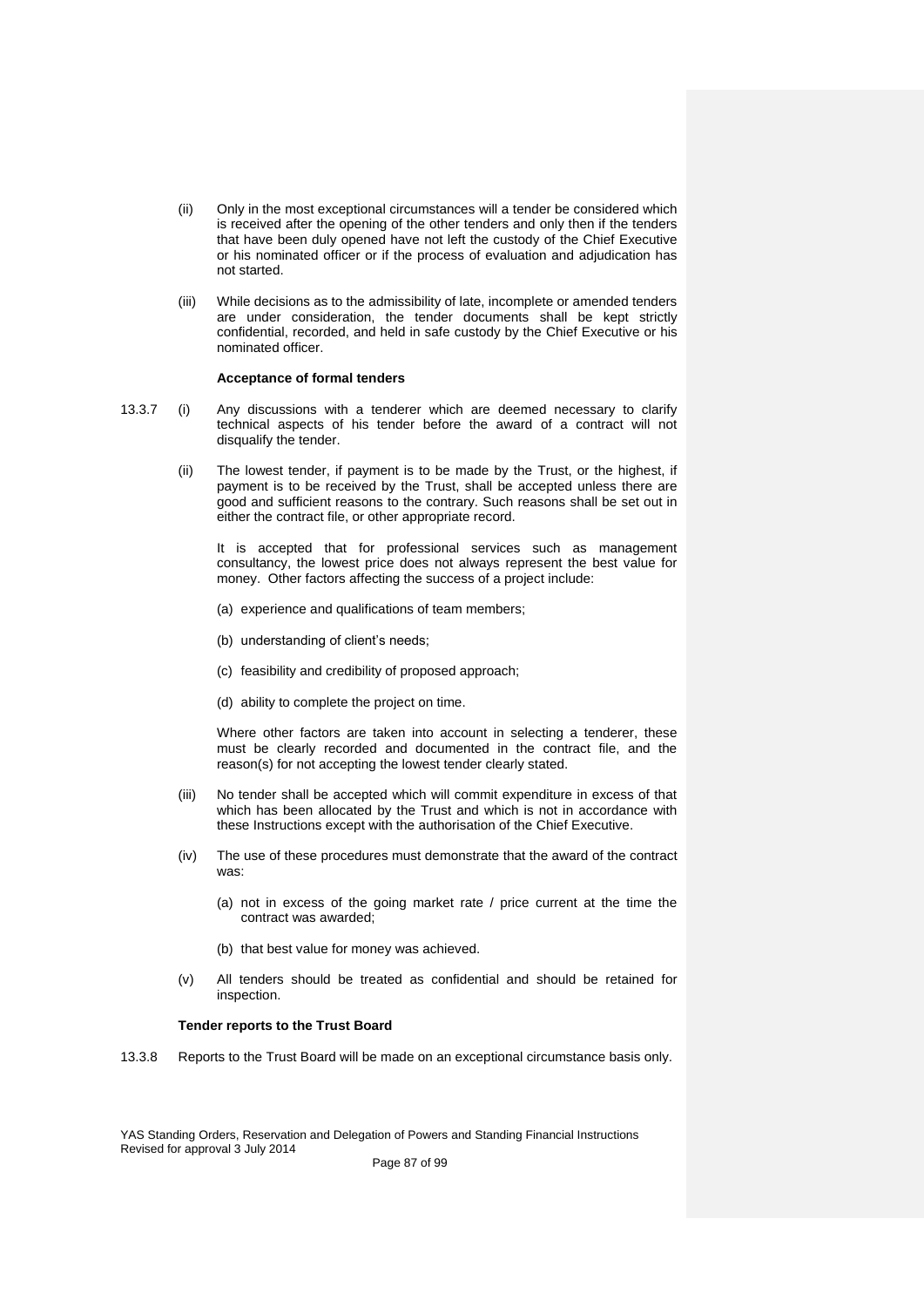(ii) Only in the most exceptional circumstances will a tender be considered which is received after the opening of the other tenders and only then if the tenders that have been duly opened have not left the custody of the Chief Executive or his nominated officer or if the process of evaluation and adjudication has not started.

(iii) While decisions as to the admissibility of late, incomplete or amended tenders are under consideration, the tender documents shall be kept strictly confidential, recorded, and held in safe custody by the Chief Executive or his nominated officer.

**Acceptance of formal tenders**

13.3.7 (i) Any discussions with a tenderer which are deemed necessary to clarify technical aspects of his tender before the award of a contract will not disqualify the tender.

(ii) The lowest tender, if payment is to be made by the Trust, or the highest, if payment is to be received by the Trust, shall be accepted unless there are good and sufficient reasons to the contrary. Such reasons shall be set out in either the contract file, or other appropriate record.

It is accepted that for professional services such as management consultancy, the lowest price does not always represent the best value for money. Other factors affecting the success of a project include:

(a) experience and qualifications of team members;

(b) understanding of client's needs;

(c) feasibility and credibility of proposed approach;

(d) ability to complete the project on time.

Where other factors are taken into account in selecting a tenderer, these must be clearly recorded and documented in the contract file, and the reason(s) for not accepting the lowest tender clearly stated.

(iii) No tender shall be accepted which will commit expenditure in excess of that which has been allocated by the Trust and which is not in accordance with these Instructions except with the authorisation of the Chief Executive.

(iv) The use of these procedures must demonstrate that the award of the contract was:

(a) not in excess of the going market rate / price current at the time the contract was awarded;

(b) that best value for money was achieved.

(v) All tenders should be treated as confidential and should be retained for inspection.

**Tender reports to the Trust Board**

13.3.8 Reports to the Trust Board will be made on an exceptional circumstance basis only.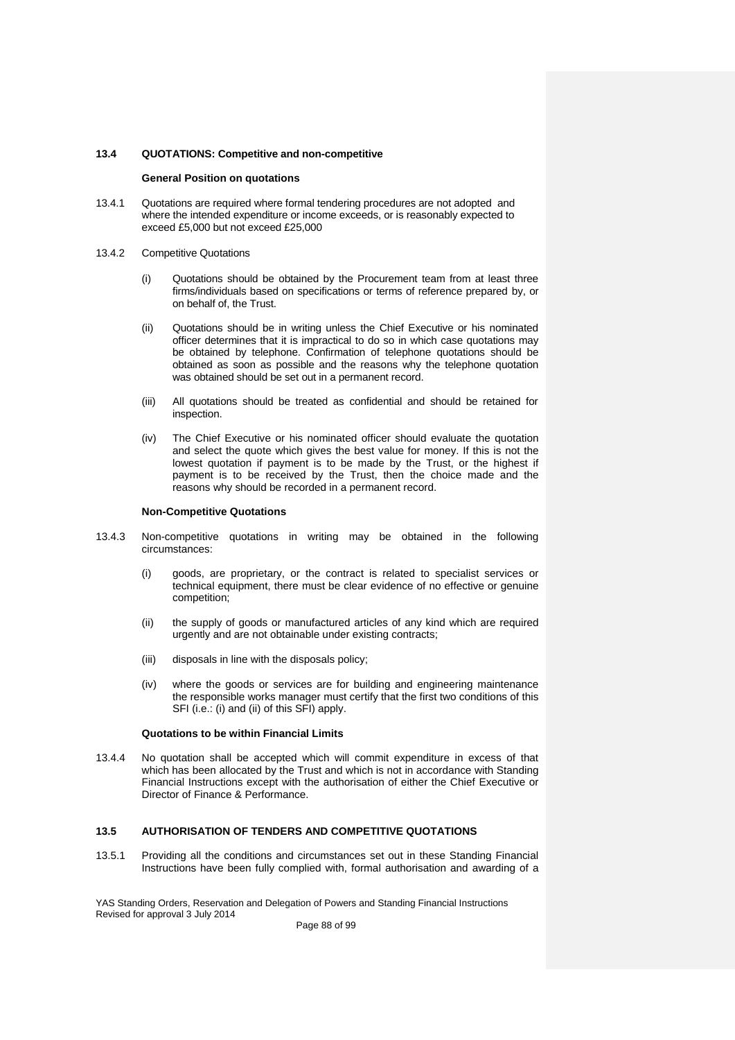### 13.4 QUOTATIONS: Competitive and non-competitive

**General Position on quotations**

13.4.1 Quotations are required where formal tendering procedures are not adopted and where the intended expenditure or income exceeds, or is reasonably expected to exceed £5,000 but not exceed £25,000

13.4.2 Competitive Quotations

(i) Quotations should be obtained by the Procurement team from at least three firms/individuals based on specifications or terms of reference prepared by, or on behalf of, the Trust.

(ii) Quotations should be in writing unless the Chief Executive or his nominated officer determines that it is impractical to do so in which case quotations may be obtained by telephone. Confirmation of telephone quotations should be obtained as soon as possible and the reasons why the telephone quotation was obtained should be set out in a permanent record.

(iii) All quotations should be treated as confidential and should be retained for inspection.

(iv) The Chief Executive or his nominated officer should evaluate the quotation and select the quote which gives the best value for money. If this is not the lowest quotation if payment is to be made by the Trust, or the highest if payment is to be received by the Trust, then the choice made and the reasons why should be recorded in a permanent record.

**Non-Competitive Quotations**

13.4.3 Non-competitive quotations in writing may be obtained in the following circumstances:

(i) goods, are proprietary, or the contract is related to specialist services or technical equipment, there must be clear evidence of no effective or genuine competition;

(ii) the supply of goods or manufactured articles of any kind which are required urgently and are not obtainable under existing contracts;

(iii) disposals in line with the disposals policy;

(iv) where the goods or services are for building and engineering maintenance the responsible works manager must certify that the first two conditions of this SFI (i.e.: (i) and (ii) of this SFI) apply.

**Quotations to be within Financial Limits**

13.4.4 No quotation shall be accepted which will commit expenditure in excess of that which has been allocated by the Trust and which is not in accordance with Standing Financial Instructions except with the authorisation of either the Chief Executive or Director of Finance & Performance.

### 13.5 AUTHORISATION OF TENDERS AND COMPETITIVE QUOTATIONS

13.5.1 Providing all the conditions and circumstances set out in these Standing Financial Instructions have been fully complied with, formal authorisation and awarding of a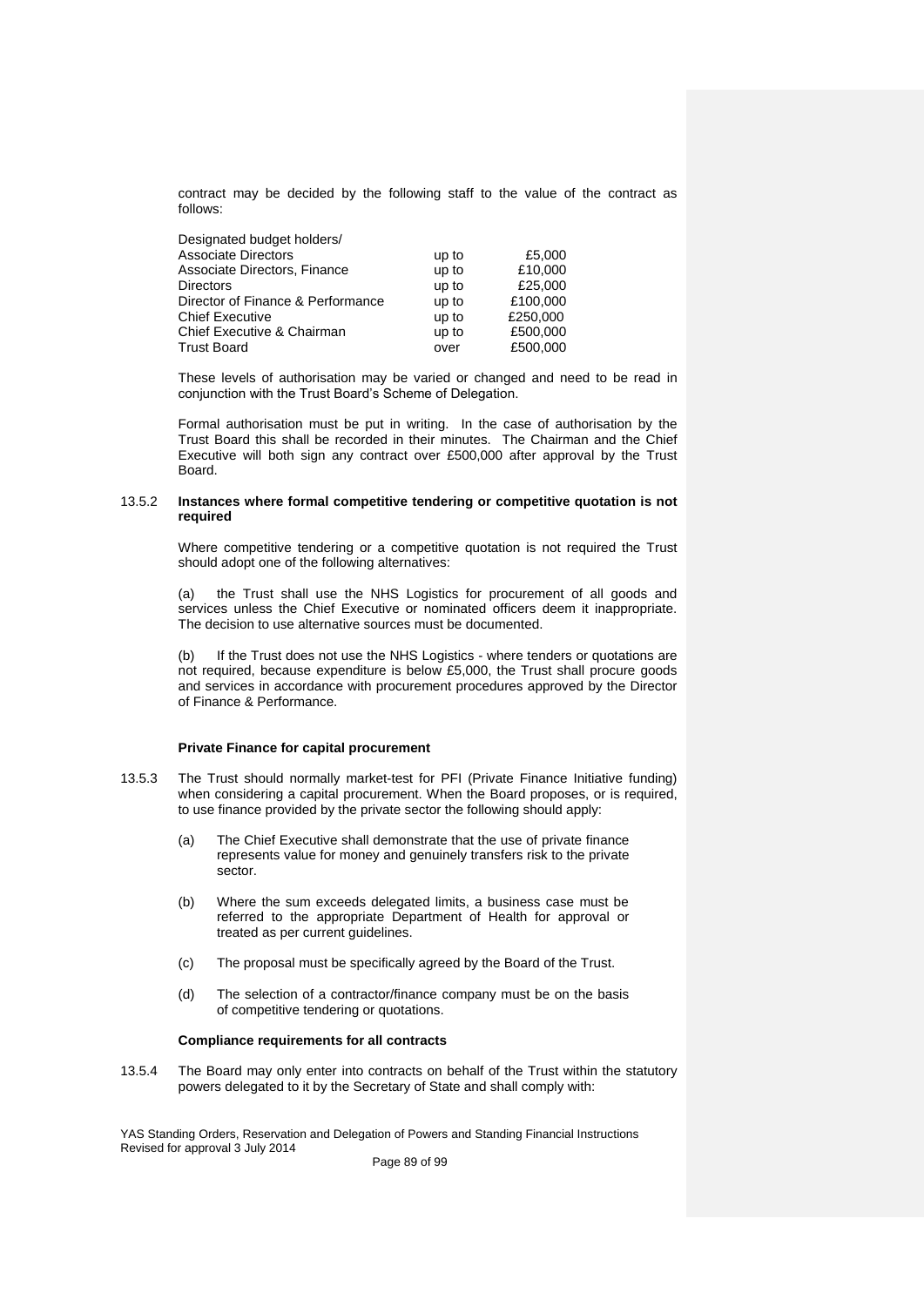contract may be decided by the following staff to the value of the contract as follows:

| Designated budget holders/ | | |
|---|---|---|
| Associate Directors | up to | £5,000 |
| Associate Directors, Finance | up to | £10,000 |
| Directors | up to | £25,000 |
| Director of Finance & Performance | up to | £100,000 |
| Chief Executive | up to | £250,000 |
| Chief Executive & Chairman | up to | £500,000 |
| Trust Board | over | £500,000 |

These levels of authorisation may be varied or changed and need to be read in conjunction with the Trust Board's Scheme of Delegation.

Formal authorisation must be put in writing. In the case of authorisation by the Trust Board this shall be recorded in their minutes. The Chairman and the Chief Executive will both sign any contract over £500,000 after approval by the Trust Board.

13.5.2 **Instances where formal competitive tendering or competitive quotation is not required**

Where competitive tendering or a competitive quotation is not required the Trust should adopt one of the following alternatives:

(a) the Trust shall use the NHS Logistics for procurement of all goods and services unless the Chief Executive or nominated officers deem it inappropriate. The decision to use alternative sources must be documented.

(b) If the Trust does not use the NHS Logistics - where tenders or quotations are not required, because expenditure is below £5,000, the Trust shall procure goods and services in accordance with procurement procedures approved by the Director of Finance & Performance.

**Private Finance for capital procurement**

13.5.3 The Trust should normally market-test for PFI (Private Finance Initiative funding) when considering a capital procurement. When the Board proposes, or is required, to use finance provided by the private sector the following should apply:

(a) The Chief Executive shall demonstrate that the use of private finance represents value for money and genuinely transfers risk to the private sector.

(b) Where the sum exceeds delegated limits, a business case must be referred to the appropriate Department of Health for approval or treated as per current guidelines.

(c) The proposal must be specifically agreed by the Board of the Trust.

(d) The selection of a contractor/finance company must be on the basis of competitive tendering or quotations.

**Compliance requirements for all contracts**

13.5.4 The Board may only enter into contracts on behalf of the Trust within the statutory powers delegated to it by the Secretary of State and shall comply with: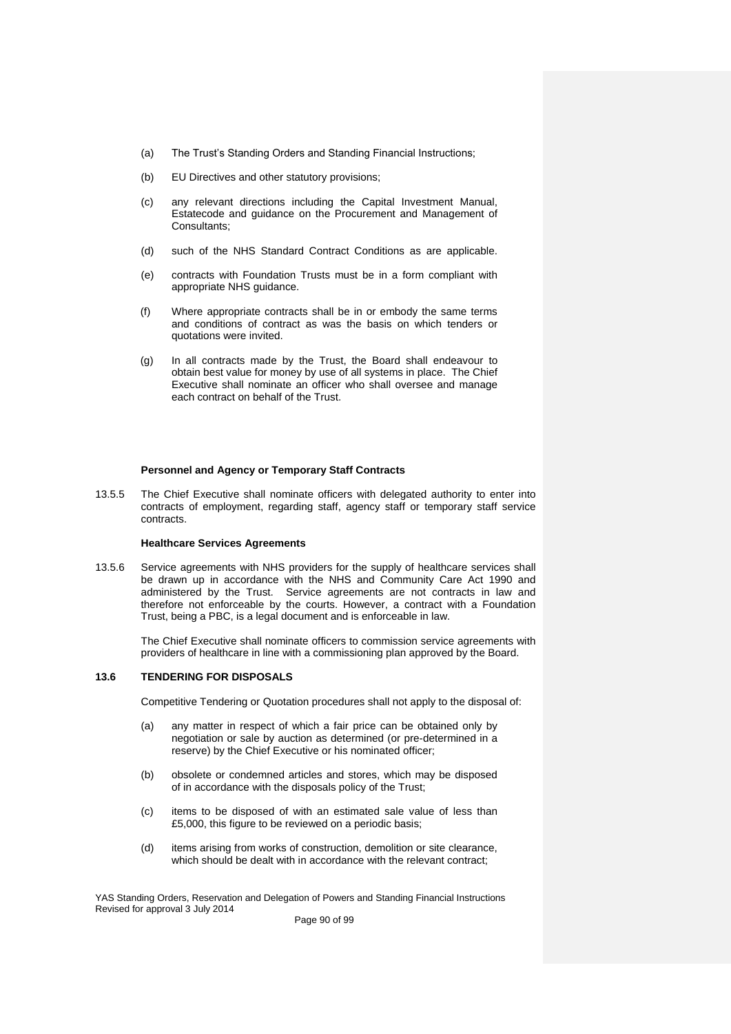(a) The Trust's Standing Orders and Standing Financial Instructions;

(b) EU Directives and other statutory provisions;

(c) any relevant directions including the Capital Investment Manual, Estatecode and guidance on the Procurement and Management of Consultants;

(d) such of the NHS Standard Contract Conditions as are applicable.

(e) contracts with Foundation Trusts must be in a form compliant with appropriate NHS guidance.

(f) Where appropriate contracts shall be in or embody the same terms and conditions of contract as was the basis on which tenders or quotations were invited.

(g) In all contracts made by the Trust, the Board shall endeavour to obtain best value for money by use of all systems in place. The Chief Executive shall nominate an officer who shall oversee and manage each contract on behalf of the Trust.

**Personnel and Agency or Temporary Staff Contracts**

13.5.5 The Chief Executive shall nominate officers with delegated authority to enter into contracts of employment, regarding staff, agency staff or temporary staff service contracts.

**Healthcare Services Agreements**

13.5.6 Service agreements with NHS providers for the supply of healthcare services shall be drawn up in accordance with the NHS and Community Care Act 1990 and administered by the Trust. Service agreements are not contracts in law and therefore not enforceable by the courts. However, a contract with a Foundation Trust, being a PBC, is a legal document and is enforceable in law.

The Chief Executive shall nominate officers to commission service agreements with providers of healthcare in line with a commissioning plan approved by the Board.

### 13.6 TENDERING FOR DISPOSALS

Competitive Tendering or Quotation procedures shall not apply to the disposal of:

(a) any matter in respect of which a fair price can be obtained only by negotiation or sale by auction as determined (or pre-determined in a reserve) by the Chief Executive or his nominated officer;

(b) obsolete or condemned articles and stores, which may be disposed of in accordance with the disposals policy of the Trust;

(c) items to be disposed of with an estimated sale value of less than £5,000, this figure to be reviewed on a periodic basis;

(d) items arising from works of construction, demolition or site clearance, which should be dealt with in accordance with the relevant contract;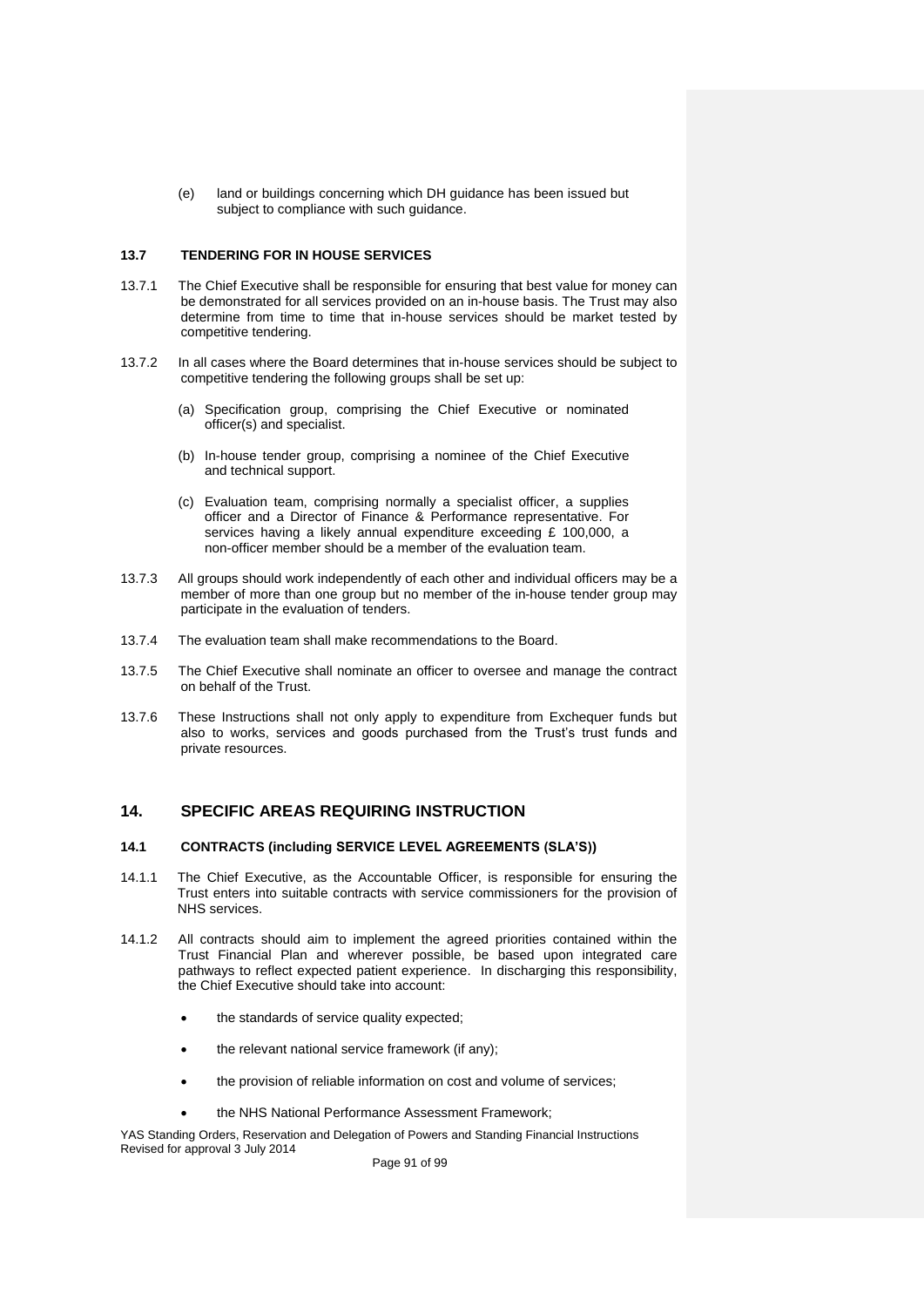(e) land or buildings concerning which DH guidance has been issued but subject to compliance with such guidance.

#### 13.7 TENDERING FOR IN HOUSE SERVICES

13.7.1 The Chief Executive shall be responsible for ensuring that best value for money can be demonstrated for all services provided on an in-house basis. The Trust may also determine from time to time that in-house services should be market tested by competitive tendering.

13.7.2 In all cases where the Board determines that in-house services should be subject to competitive tendering the following groups shall be set up:

(a) Specification group, comprising the Chief Executive or nominated officer(s) and specialist.

(b) In-house tender group, comprising a nominee of the Chief Executive and technical support.

(c) Evaluation team, comprising normally a specialist officer, a supplies officer and a Director of Finance & Performance representative. For services having a likely annual expenditure exceeding £ 100,000, a non-officer member should be a member of the evaluation team.

13.7.3 All groups should work independently of each other and individual officers may be a member of more than one group but no member of the in-house tender group may participate in the evaluation of tenders.

13.7.4 The evaluation team shall make recommendations to the Board.

13.7.5 The Chief Executive shall nominate an officer to oversee and manage the contract on behalf of the Trust.

13.7.6 These Instructions shall not only apply to expenditure from Exchequer funds but also to works, services and goods purchased from the Trust's trust funds and private resources.

## 14. SPECIFIC AREAS REQUIRING INSTRUCTION

#### 14.1 CONTRACTS (including SERVICE LEVEL AGREEMENTS (SLA'S))

14.1.1 The Chief Executive, as the Accountable Officer, is responsible for ensuring the Trust enters into suitable contracts with service commissioners for the provision of NHS services.

14.1.2 All contracts should aim to implement the agreed priorities contained within the Trust Financial Plan and wherever possible, be based upon integrated care pathways to reflect expected patient experience. In discharging this responsibility, the Chief Executive should take into account:

- the standards of service quality expected;
- the relevant national service framework (if any);
- the provision of reliable information on cost and volume of services;
- the NHS National Performance Assessment Framework;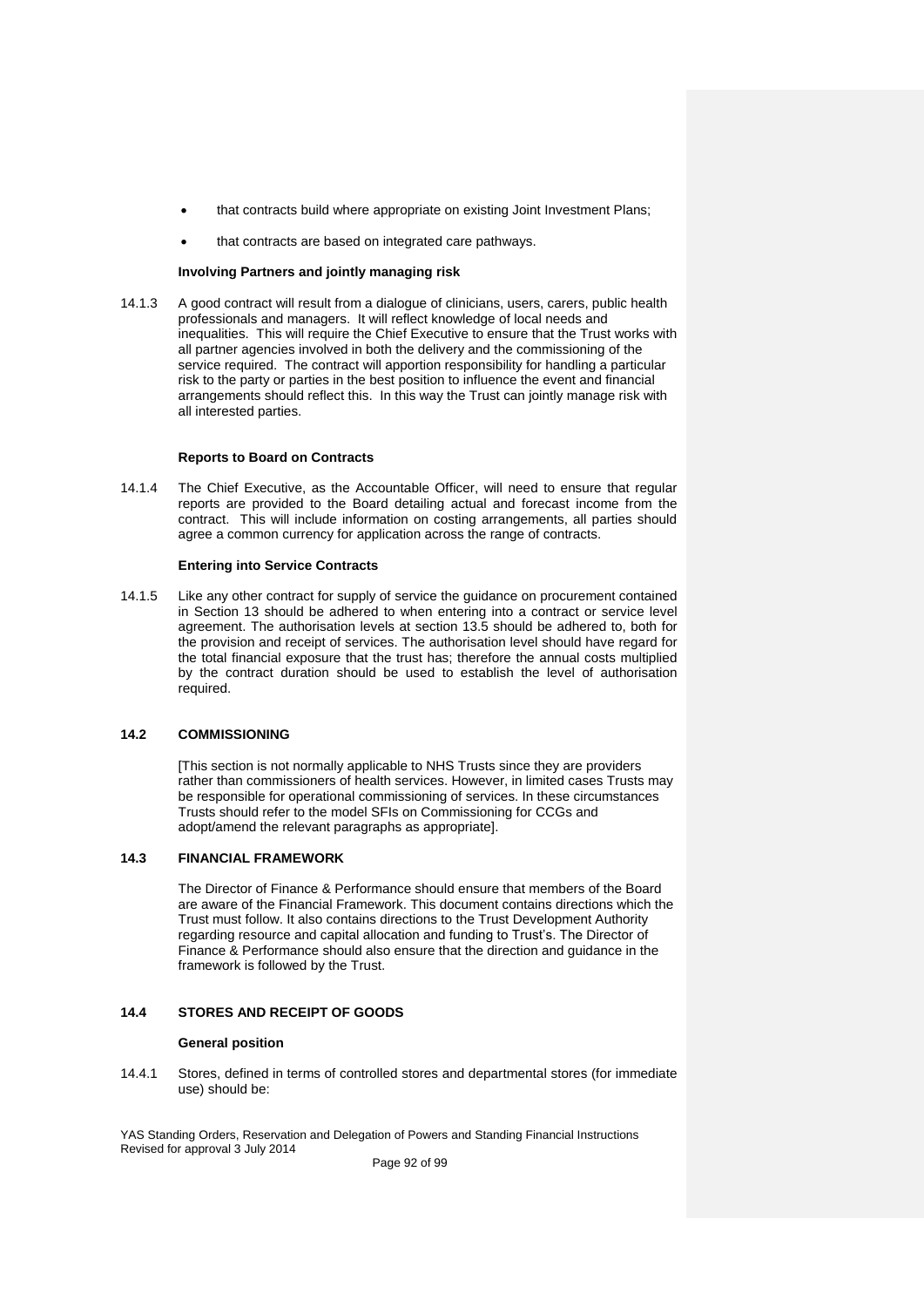- that contracts build where appropriate on existing Joint Investment Plans;
- that contracts are based on integrated care pathways.

**Involving Partners and jointly managing risk**

14.1.3 A good contract will result from a dialogue of clinicians, users, carers, public health professionals and managers. It will reflect knowledge of local needs and inequalities. This will require the Chief Executive to ensure that the Trust works with all partner agencies involved in both the delivery and the commissioning of the service required. The contract will apportion responsibility for handling a particular risk to the party or parties in the best position to influence the event and financial arrangements should reflect this. In this way the Trust can jointly manage risk with all interested parties.

**Reports to Board on Contracts**

14.1.4 The Chief Executive, as the Accountable Officer, will need to ensure that regular reports are provided to the Board detailing actual and forecast income from the contract. This will include information on costing arrangements, all parties should agree a common currency for application across the range of contracts.

**Entering into Service Contracts**

14.1.5 Like any other contract for supply of service the guidance on procurement contained in Section 13 should be adhered to when entering into a contract or service level agreement. The authorisation levels at section 13.5 should be adhered to, both for the provision and receipt of services. The authorisation level should have regard for the total financial exposure that the trust has; therefore the annual costs multiplied by the contract duration should be used to establish the level of authorisation required.

## 14.2 COMMISSIONING

[This section is not normally applicable to NHS Trusts since they are providers rather than commissioners of health services. However, in limited cases Trusts may be responsible for operational commissioning of services. In these circumstances Trusts should refer to the model SFIs on Commissioning for CCGs and adopt/amend the relevant paragraphs as appropriate].

## 14.3 FINANCIAL FRAMEWORK

The Director of Finance & Performance should ensure that members of the Board are aware of the Financial Framework. This document contains directions which the Trust must follow. It also contains directions to the Trust Development Authority regarding resource and capital allocation and funding to Trust's. The Director of Finance & Performance should also ensure that the direction and guidance in the framework is followed by the Trust.

## 14.4 STORES AND RECEIPT OF GOODS

**General position**

14.4.1 Stores, defined in terms of controlled stores and departmental stores (for immediate use) should be: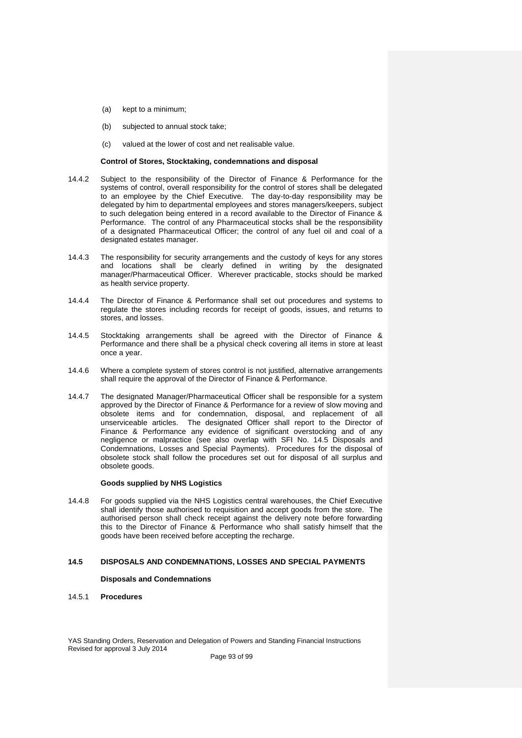(a) kept to a minimum;

(b) subjected to annual stock take;

(c) valued at the lower of cost and net realisable value.

**Control of Stores, Stocktaking, condemnations and disposal**

14.4.2 Subject to the responsibility of the Director of Finance & Performance for the systems of control, overall responsibility for the control of stores shall be delegated to an employee by the Chief Executive. The day-to-day responsibility may be delegated by him to departmental employees and stores managers/keepers, subject to such delegation being entered in a record available to the Director of Finance & Performance. The control of any Pharmaceutical stocks shall be the responsibility of a designated Pharmaceutical Officer; the control of any fuel oil and coal of a designated estates manager.

14.4.3 The responsibility for security arrangements and the custody of keys for any stores and locations shall be clearly defined in writing by the designated manager/Pharmaceutical Officer. Wherever practicable, stocks should be marked as health service property.

14.4.4 The Director of Finance & Performance shall set out procedures and systems to regulate the stores including records for receipt of goods, issues, and returns to stores, and losses.

14.4.5 Stocktaking arrangements shall be agreed with the Director of Finance & Performance and there shall be a physical check covering all items in store at least once a year.

14.4.6 Where a complete system of stores control is not justified, alternative arrangements shall require the approval of the Director of Finance & Performance.

14.4.7 The designated Manager/Pharmaceutical Officer shall be responsible for a system approved by the Director of Finance & Performance for a review of slow moving and obsolete items and for condemnation, disposal, and replacement of all unserviceable articles. The designated Officer shall report to the Director of Finance & Performance any evidence of significant overstocking and of any negligence or malpractice (see also overlap with SFI No. 14.5 Disposals and Condemnations, Losses and Special Payments). Procedures for the disposal of obsolete stock shall follow the procedures set out for disposal of all surplus and obsolete goods.

**Goods supplied by NHS Logistics**

14.4.8 For goods supplied via the NHS Logistics central warehouses, the Chief Executive shall identify those authorised to requisition and accept goods from the store. The authorised person shall check receipt against the delivery note before forwarding this to the Director of Finance & Performance who shall satisfy himself that the goods have been received before accepting the recharge.

## 14.5 DISPOSALS AND CONDEMNATIONS, LOSSES AND SPECIAL PAYMENTS

**Disposals and Condemnations**

14.5.1 **Procedures**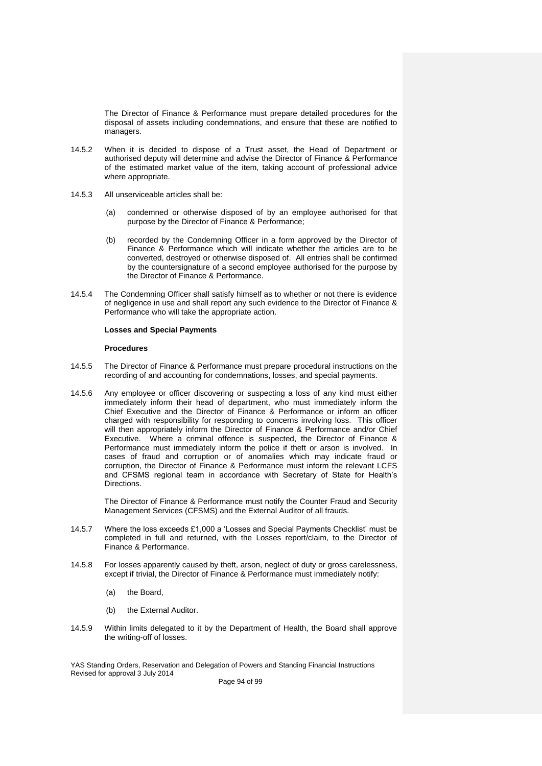The Director of Finance & Performance must prepare detailed procedures for the disposal of assets including condemnations, and ensure that these are notified to managers.

14.5.2 When it is decided to dispose of a Trust asset, the Head of Department or authorised deputy will determine and advise the Director of Finance & Performance of the estimated market value of the item, taking account of professional advice where appropriate.

14.5.3 All unserviceable articles shall be:

(a) condemned or otherwise disposed of by an employee authorised for that purpose by the Director of Finance & Performance;

(b) recorded by the Condemning Officer in a form approved by the Director of Finance & Performance which will indicate whether the articles are to be converted, destroyed or otherwise disposed of. All entries shall be confirmed by the countersignature of a second employee authorised for the purpose by the Director of Finance & Performance.

14.5.4 The Condemning Officer shall satisfy himself as to whether or not there is evidence of negligence in use and shall report any such evidence to the Director of Finance & Performance who will take the appropriate action.

**Losses and Special Payments**

**Procedures**

14.5.5 The Director of Finance & Performance must prepare procedural instructions on the recording of and accounting for condemnations, losses, and special payments.

14.5.6 Any employee or officer discovering or suspecting a loss of any kind must either immediately inform their head of department, who must immediately inform the Chief Executive and the Director of Finance & Performance or inform an officer charged with responsibility for responding to concerns involving loss. This officer will then appropriately inform the Director of Finance & Performance and/or Chief Executive. Where a criminal offence is suspected, the Director of Finance & Performance must immediately inform the police if theft or arson is involved. In cases of fraud and corruption or of anomalies which may indicate fraud or corruption, the Director of Finance & Performance must inform the relevant LCFS and CFSMS regional team in accordance with Secretary of State for Health's Directions.

The Director of Finance & Performance must notify the Counter Fraud and Security Management Services (CFSMS) and the External Auditor of all frauds.

14.5.7 Where the loss exceeds £1,000 a 'Losses and Special Payments Checklist' must be completed in full and returned, with the Losses report/claim, to the Director of Finance & Performance.

14.5.8 For losses apparently caused by theft, arson, neglect of duty or gross carelessness, except if trivial, the Director of Finance & Performance must immediately notify:

(a) the Board,

(b) the External Auditor.

14.5.9 Within limits delegated to it by the Department of Health, the Board shall approve the writing-off of losses.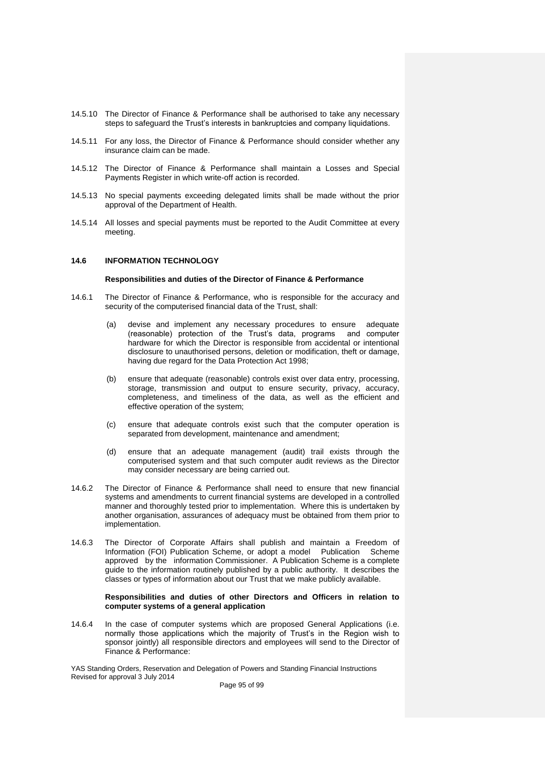14.5.10 The Director of Finance & Performance shall be authorised to take any necessary steps to safeguard the Trust's interests in bankruptcies and company liquidations.

14.5.11 For any loss, the Director of Finance & Performance should consider whether any insurance claim can be made.

14.5.12 The Director of Finance & Performance shall maintain a Losses and Special Payments Register in which write-off action is recorded.

14.5.13 No special payments exceeding delegated limits shall be made without the prior approval of the Department of Health.

14.5.14 All losses and special payments must be reported to the Audit Committee at every meeting.

### 14.6 INFORMATION TECHNOLOGY

**Responsibilities and duties of the Director of Finance & Performance**

14.6.1 The Director of Finance & Performance, who is responsible for the accuracy and security of the computerised financial data of the Trust, shall:

(a) devise and implement any necessary procedures to ensure adequate (reasonable) protection of the Trust's data, programs and computer hardware for which the Director is responsible from accidental or intentional disclosure to unauthorised persons, deletion or modification, theft or damage, having due regard for the Data Protection Act 1998;

(b) ensure that adequate (reasonable) controls exist over data entry, processing, storage, transmission and output to ensure security, privacy, accuracy, completeness, and timeliness of the data, as well as the efficient and effective operation of the system;

(c) ensure that adequate controls exist such that the computer operation is separated from development, maintenance and amendment;

(d) ensure that an adequate management (audit) trail exists through the computerised system and that such computer audit reviews as the Director may consider necessary are being carried out.

14.6.2 The Director of Finance & Performance shall need to ensure that new financial systems and amendments to current financial systems are developed in a controlled manner and thoroughly tested prior to implementation. Where this is undertaken by another organisation, assurances of adequacy must be obtained from them prior to implementation.

14.6.3 The Director of Corporate Affairs shall publish and maintain a Freedom of Information (FOI) Publication Scheme, or adopt a model Publication Scheme approved by the information Commissioner. A Publication Scheme is a complete guide to the information routinely published by a public authority. It describes the classes or types of information about our Trust that we make publicly available.

**Responsibilities and duties of other Directors and Officers in relation to computer systems of a general application**

14.6.4 In the case of computer systems which are proposed General Applications (i.e. normally those applications which the majority of Trust's in the Region wish to sponsor jointly) all responsible directors and employees will send to the Director of Finance & Performance: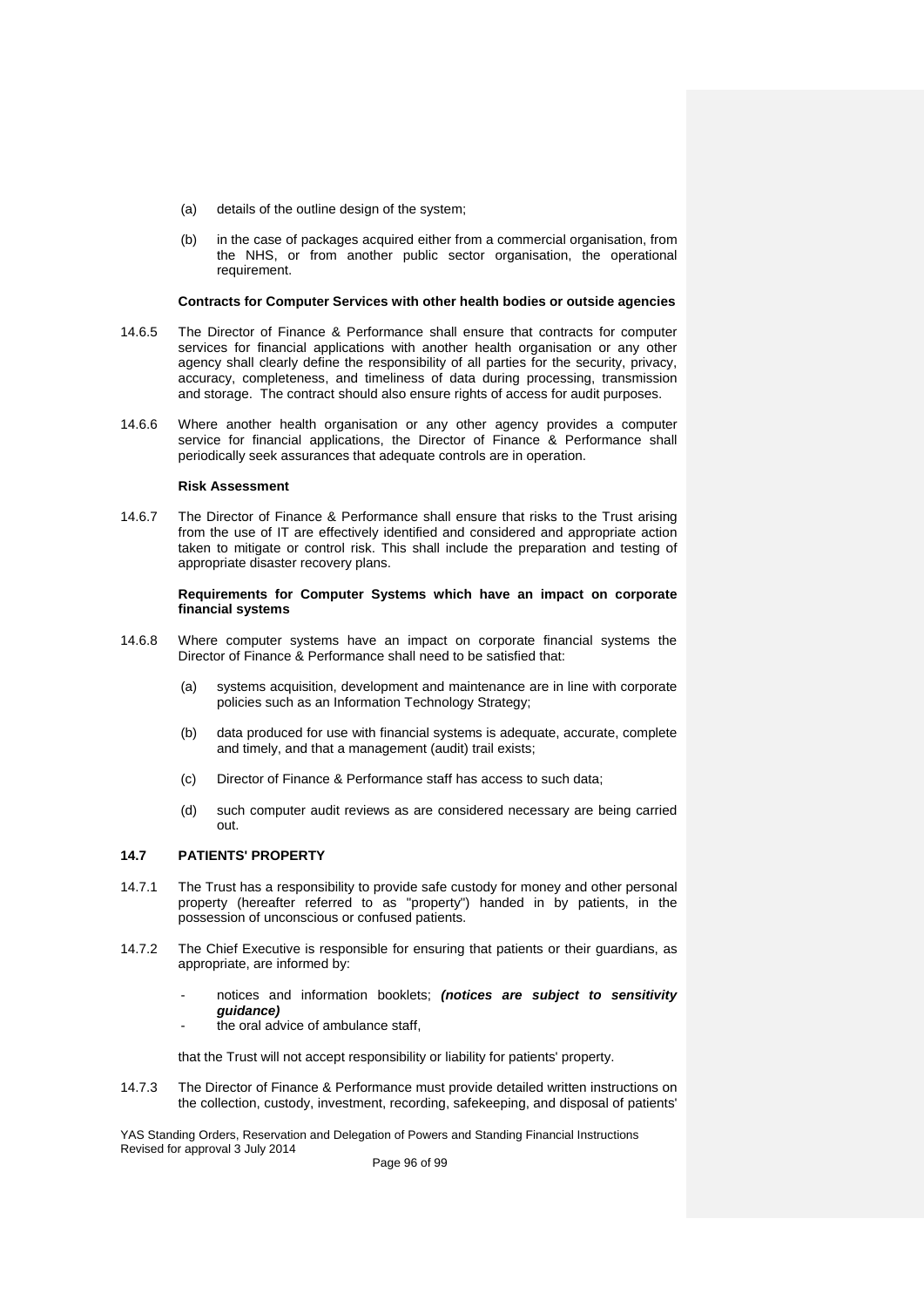(a) details of the outline design of the system;

(b) in the case of packages acquired either from a commercial organisation, from the NHS, or from another public sector organisation, the operational requirement.

**Contracts for Computer Services with other health bodies or outside agencies**

14.6.5 The Director of Finance & Performance shall ensure that contracts for computer services for financial applications with another health organisation or any other agency shall clearly define the responsibility of all parties for the security, privacy, accuracy, completeness, and timeliness of data during processing, transmission and storage. The contract should also ensure rights of access for audit purposes.

14.6.6 Where another health organisation or any other agency provides a computer service for financial applications, the Director of Finance & Performance shall periodically seek assurances that adequate controls are in operation.

**Risk Assessment**

14.6.7 The Director of Finance & Performance shall ensure that risks to the Trust arising from the use of IT are effectively identified and considered and appropriate action taken to mitigate or control risk. This shall include the preparation and testing of appropriate disaster recovery plans.

**Requirements for Computer Systems which have an impact on corporate financial systems**

14.6.8 Where computer systems have an impact on corporate financial systems the Director of Finance & Performance shall need to be satisfied that:

(a) systems acquisition, development and maintenance are in line with corporate policies such as an Information Technology Strategy;

(b) data produced for use with financial systems is adequate, accurate, complete and timely, and that a management (audit) trail exists;

(c) Director of Finance & Performance staff has access to such data;

(d) such computer audit reviews as are considered necessary are being carried out.

### 14.7 PATIENTS' PROPERTY

14.7.1 The Trust has a responsibility to provide safe custody for money and other personal property (hereafter referred to as "property") handed in by patients, in the possession of unconscious or confused patients.

14.7.2 The Chief Executive is responsible for ensuring that patients or their guardians, as appropriate, are informed by:

- notices and information booklets; ***(notices are subject to sensitivity guidance)***
- the oral advice of ambulance staff,

that the Trust will not accept responsibility or liability for patients' property.

14.7.3 The Director of Finance & Performance must provide detailed written instructions on the collection, custody, investment, recording, safekeeping, and disposal of patients'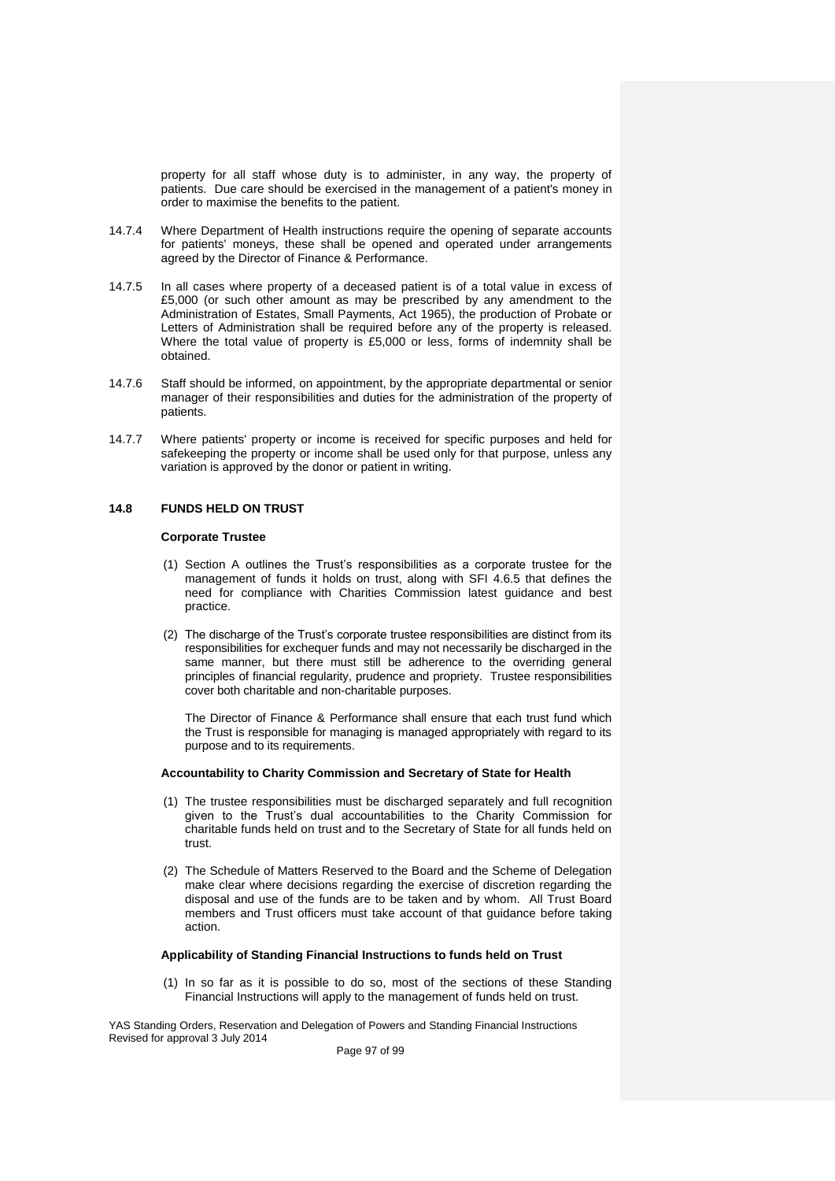property for all staff whose duty is to administer, in any way, the property of patients. Due care should be exercised in the management of a patient's money in order to maximise the benefits to the patient.

14.7.4 Where Department of Health instructions require the opening of separate accounts for patients' moneys, these shall be opened and operated under arrangements agreed by the Director of Finance & Performance.

14.7.5 In all cases where property of a deceased patient is of a total value in excess of £5,000 (or such other amount as may be prescribed by any amendment to the Administration of Estates, Small Payments, Act 1965), the production of Probate or Letters of Administration shall be required before any of the property is released. Where the total value of property is £5,000 or less, forms of indemnity shall be obtained.

14.7.6 Staff should be informed, on appointment, by the appropriate departmental or senior manager of their responsibilities and duties for the administration of the property of patients.

14.7.7 Where patients' property or income is received for specific purposes and held for safekeeping the property or income shall be used only for that purpose, unless any variation is approved by the donor or patient in writing.

## 14.8 FUNDS HELD ON TRUST

**Corporate Trustee**

(1) Section A outlines the Trust's responsibilities as a corporate trustee for the management of funds it holds on trust, along with SFI 4.6.5 that defines the need for compliance with Charities Commission latest guidance and best practice.

(2) The discharge of the Trust's corporate trustee responsibilities are distinct from its responsibilities for exchequer funds and may not necessarily be discharged in the same manner, but there must still be adherence to the overriding general principles of financial regularity, prudence and propriety. Trustee responsibilities cover both charitable and non-charitable purposes.

The Director of Finance & Performance shall ensure that each trust fund which the Trust is responsible for managing is managed appropriately with regard to its purpose and to its requirements.

**Accountability to Charity Commission and Secretary of State for Health**

(1) The trustee responsibilities must be discharged separately and full recognition given to the Trust's dual accountabilities to the Charity Commission for charitable funds held on trust and to the Secretary of State for all funds held on trust.

(2) The Schedule of Matters Reserved to the Board and the Scheme of Delegation make clear where decisions regarding the exercise of discretion regarding the disposal and use of the funds are to be taken and by whom. All Trust Board members and Trust officers must take account of that guidance before taking action.

**Applicability of Standing Financial Instructions to funds held on Trust**

(1) In so far as it is possible to do so, most of the sections of these Standing Financial Instructions will apply to the management of funds held on trust.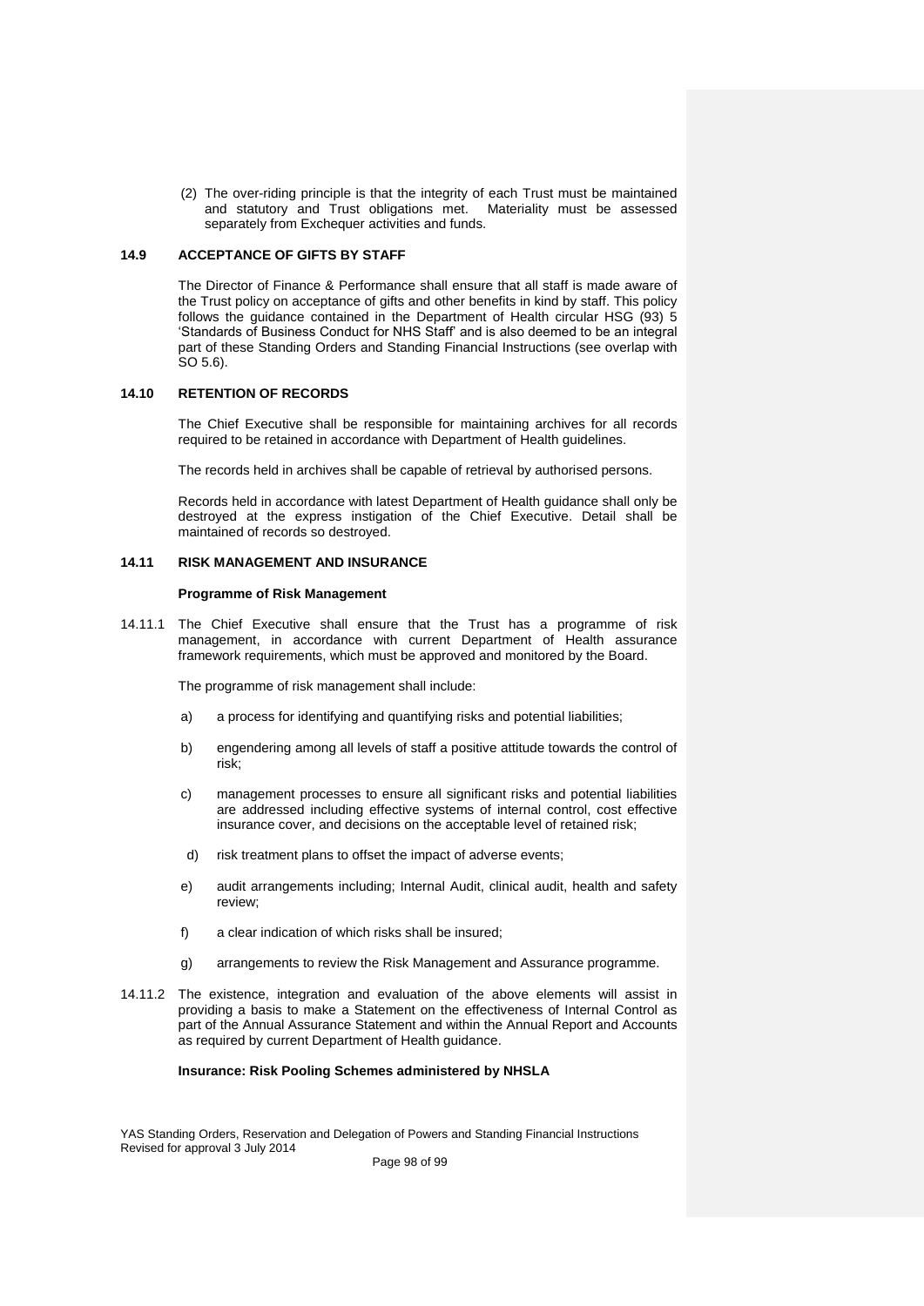(2) The over-riding principle is that the integrity of each Trust must be maintained and statutory and Trust obligations met. Materiality must be assessed separately from Exchequer activities and funds.

### 14.9 ACCEPTANCE OF GIFTS BY STAFF

The Director of Finance & Performance shall ensure that all staff is made aware of the Trust policy on acceptance of gifts and other benefits in kind by staff. This policy follows the guidance contained in the Department of Health circular HSG (93) 5 'Standards of Business Conduct for NHS Staff' and is also deemed to be an integral part of these Standing Orders and Standing Financial Instructions (see overlap with SO 5.6).

### 14.10 RETENTION OF RECORDS

The Chief Executive shall be responsible for maintaining archives for all records required to be retained in accordance with Department of Health guidelines.

The records held in archives shall be capable of retrieval by authorised persons.

Records held in accordance with latest Department of Health guidance shall only be destroyed at the express instigation of the Chief Executive. Detail shall be maintained of records so destroyed.

### 14.11 RISK MANAGEMENT AND INSURANCE

**Programme of Risk Management**

14.11.1 The Chief Executive shall ensure that the Trust has a programme of risk management, in accordance with current Department of Health assurance framework requirements, which must be approved and monitored by the Board.

The programme of risk management shall include:

a) a process for identifying and quantifying risks and potential liabilities;

b) engendering among all levels of staff a positive attitude towards the control of risk;

c) management processes to ensure all significant risks and potential liabilities are addressed including effective systems of internal control, cost effective insurance cover, and decisions on the acceptable level of retained risk;

d) risk treatment plans to offset the impact of adverse events;

e) audit arrangements including; Internal Audit, clinical audit, health and safety review;

f) a clear indication of which risks shall be insured;

g) arrangements to review the Risk Management and Assurance programme.

14.11.2 The existence, integration and evaluation of the above elements will assist in providing a basis to make a Statement on the effectiveness of Internal Control as part of the Annual Assurance Statement and within the Annual Report and Accounts as required by current Department of Health guidance.

**Insurance: Risk Pooling Schemes administered by NHSLA**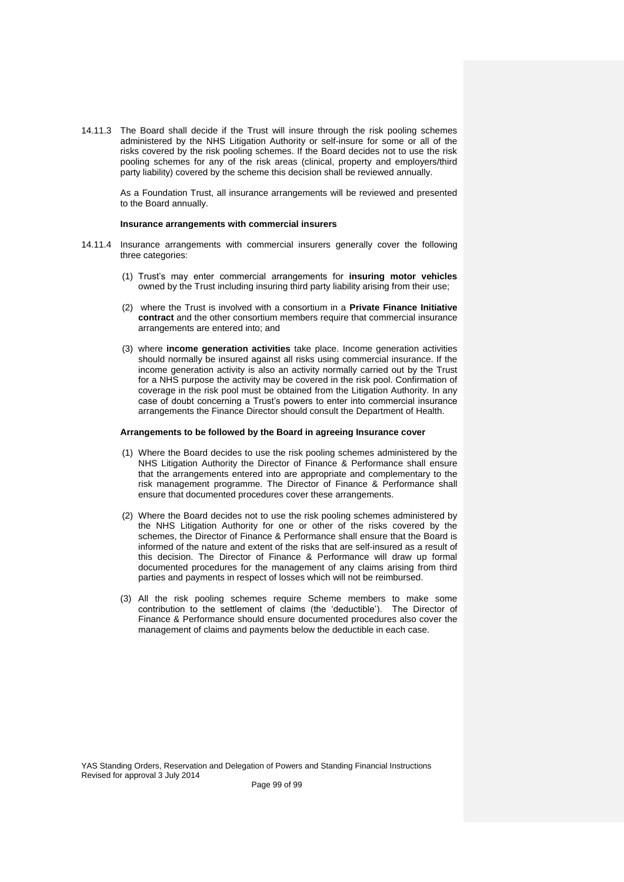14.11.3 The Board shall decide if the Trust will insure through the risk pooling schemes administered by the NHS Litigation Authority or self-insure for some or all of the risks covered by the risk pooling schemes. If the Board decides not to use the risk pooling schemes for any of the risk areas (clinical, property and employers/third party liability) covered by the scheme this decision shall be reviewed annually.

As a Foundation Trust, all insurance arrangements will be reviewed and presented to the Board annually.

**Insurance arrangements with commercial insurers**

14.11.4 Insurance arrangements with commercial insurers generally cover the following three categories:

(1) Trust's may enter commercial arrangements for **insuring motor vehicles** owned by the Trust including insuring third party liability arising from their use;

(2) where the Trust is involved with a consortium in a **Private Finance Initiative contract** and the other consortium members require that commercial insurance arrangements are entered into; and

(3) where **income generation activities** take place. Income generation activities should normally be insured against all risks using commercial insurance. If the income generation activity is also an activity normally carried out by the Trust for a NHS purpose the activity may be covered in the risk pool. Confirmation of coverage in the risk pool must be obtained from the Litigation Authority. In any case of doubt concerning a Trust's powers to enter into commercial insurance arrangements the Finance Director should consult the Department of Health.

**Arrangements to be followed by the Board in agreeing Insurance cover**

(1) Where the Board decides to use the risk pooling schemes administered by the NHS Litigation Authority the Director of Finance & Performance shall ensure that the arrangements entered into are appropriate and complementary to the risk management programme. The Director of Finance & Performance shall ensure that documented procedures cover these arrangements.

(2) Where the Board decides not to use the risk pooling schemes administered by the NHS Litigation Authority for one or other of the risks covered by the schemes, the Director of Finance & Performance shall ensure that the Board is informed of the nature and extent of the risks that are self-insured as a result of this decision. The Director of Finance & Performance will draw up formal documented procedures for the management of any claims arising from third parties and payments in respect of losses which will not be reimbursed.

(3) All the risk pooling schemes require Scheme members to make some contribution to the settlement of claims (the 'deductible'). The Director of Finance & Performance should ensure documented procedures also cover the management of claims and payments below the deductible in each case.